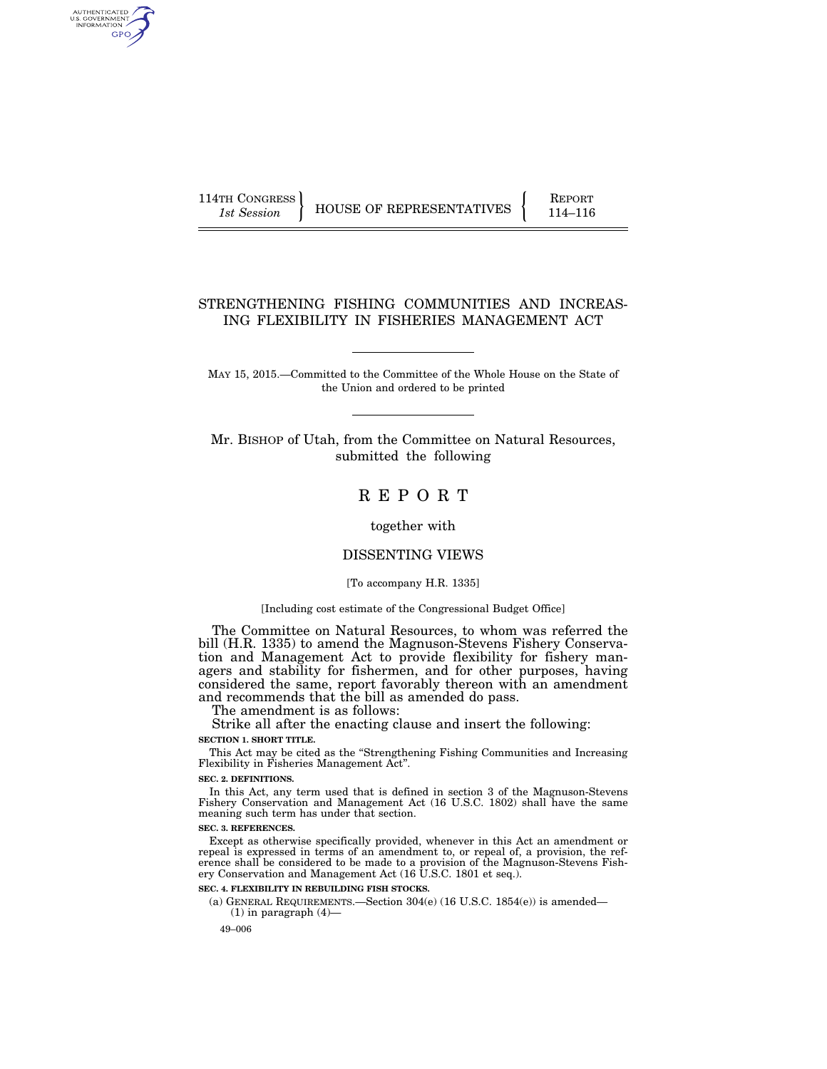114TH CONGRESS
*1st Session*

HOUSE OF REPRESENTATIVES

REPORT
114–116

# STRENGTHENING FISHING COMMUNITIES AND INCREASING FLEXIBILITY IN FISHERIES MANAGEMENT ACT

MAY 15, 2015.—Committed to the Committee of the Whole House on the State of the Union and ordered to be printed

Mr. BISHOP of Utah, from the Committee on Natural Resources, submitted the following

# R E P O R T

together with

## DISSENTING VIEWS

[To accompany H.R. 1335]

[Including cost estimate of the Congressional Budget Office]

The Committee on Natural Resources, to whom was referred the bill (H.R. 1335) to amend the Magnuson-Stevens Fishery Conservation and Management Act to provide flexibility for fishery managers and stability for fishermen, and for other purposes, having considered the same, report favorably thereon with an amendment and recommends that the bill as amended do pass.

The amendment is as follows:

Strike all after the enacting clause and insert the following:

**SECTION 1. SHORT TITLE.**

This Act may be cited as the "Strengthening Fishing Communities and Increasing Flexibility in Fisheries Management Act".

**SEC. 2. DEFINITIONS.**

In this Act, any term used that is defined in section 3 of the Magnuson-Stevens Fishery Conservation and Management Act (16 U.S.C. 1802) shall have the same meaning such term has under that section.

**SEC. 3. REFERENCES.**

Except as otherwise specifically provided, whenever in this Act an amendment or repeal is expressed in terms of an amendment to, or repeal of, a provision, the reference shall be considered to be made to a provision of the Magnuson-Stevens Fishery Conservation and Management Act (16 U.S.C. 1801 et seq.).

**SEC. 4. FLEXIBILITY IN REBUILDING FISH STOCKS.**

(a) GENERAL REQUIREMENTS.—Section 304(e) (16 U.S.C. 1854(e)) is amended—
(1) in paragraph (4)—

49–006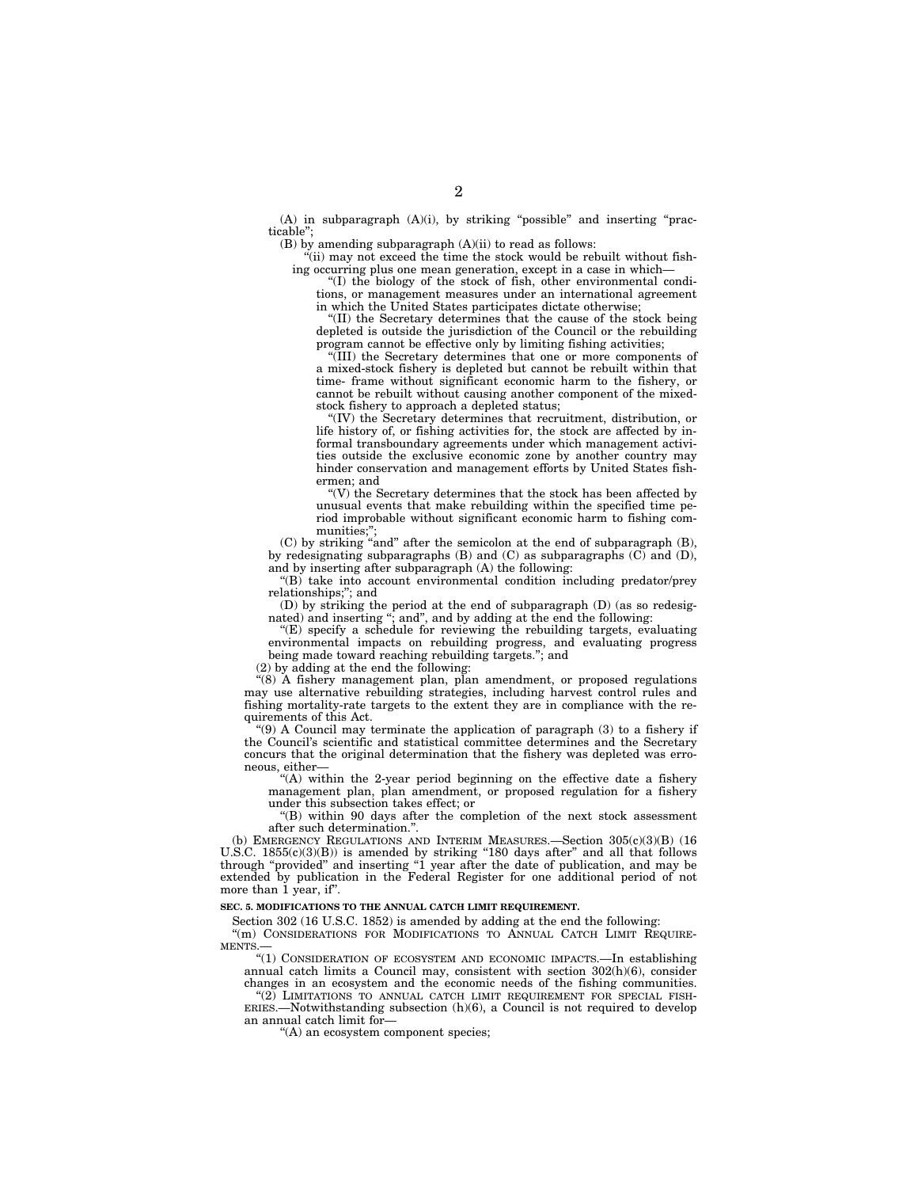(A) in subparagraph (A)(i), by striking "possible" and inserting "practicable";

(B) by amending subparagraph (A)(ii) to read as follows:

"(ii) may not exceed the time the stock would be rebuilt without fishing occurring plus one mean generation, except in a case in which—

"(I) the biology of the stock of fish, other environmental conditions, or management measures under an international agreement in which the United States participates dictate otherwise;

"(II) the Secretary determines that the cause of the stock being depleted is outside the jurisdiction of the Council or the rebuilding program cannot be effective only by limiting fishing activities;

"(III) the Secretary determines that one or more components of a mixed-stock fishery is depleted but cannot be rebuilt within that time- frame without significant economic harm to the fishery, or cannot be rebuilt without causing another component of the mixed-stock fishery to approach a depleted status;

"(IV) the Secretary determines that recruitment, distribution, or life history of, or fishing activities for, the stock are affected by informal transboundary agreements under which management activities outside the exclusive economic zone by another country may hinder conservation and management efforts by United States fishermen; and

"(V) the Secretary determines that the stock has been affected by unusual events that make rebuilding within the specified time period improbable without significant economic harm to fishing communities;";

(C) by striking "and" after the semicolon at the end of subparagraph (B), by redesignating subparagraphs (B) and (C) as subparagraphs (C) and (D), and by inserting after subparagraph (A) the following:

"(B) take into account environmental condition including predator/prey relationships;"; and

(D) by striking the period at the end of subparagraph (D) (as so redesignated) and inserting "; and", and by adding at the end the following:

"(E) specify a schedule for reviewing the rebuilding targets, evaluating environmental impacts on rebuilding progress, and evaluating progress being made toward reaching rebuilding targets."; and

(2) by adding at the end the following:

"(8) A fishery management plan, plan amendment, or proposed regulations may use alternative rebuilding strategies, including harvest control rules and fishing mortality-rate targets to the extent they are in compliance with the requirements of this Act.

"(9) A Council may terminate the application of paragraph (3) to a fishery if the Council's scientific and statistical committee determines and the Secretary concurs that the original determination that the fishery was depleted was erroneous, either—

"(A) within the 2-year period beginning on the effective date a fishery management plan, plan amendment, or proposed regulation for a fishery under this subsection takes effect; or

"(B) within 90 days after the completion of the next stock assessment after such determination.".

(b) EMERGENCY REGULATIONS AND INTERIM MEASURES.—Section 305(c)(3)(B) (16 U.S.C. 1855(c)(3)(B)) is amended by striking "180 days after" and all that follows through "provided" and inserting "1 year after the date of publication, and may be extended by publication in the Federal Register for one additional period of not more than 1 year, if".

**SEC. 5. MODIFICATIONS TO THE ANNUAL CATCH LIMIT REQUIREMENT.**

Section 302 (16 U.S.C. 1852) is amended by adding at the end the following:

"(m) CONSIDERATIONS FOR MODIFICATIONS TO ANNUAL CATCH LIMIT REQUIREMENTS.—

"(1) CONSIDERATION OF ECOSYSTEM AND ECONOMIC IMPACTS.—In establishing annual catch limits a Council may, consistent with section 302(h)(6), consider changes in an ecosystem and the economic needs of the fishing communities.

"(2) LIMITATIONS TO ANNUAL CATCH LIMIT REQUIREMENT FOR SPECIAL FISHERIES.—Notwithstanding subsection (h)(6), a Council is not required to develop an annual catch limit for—

"(A) an ecosystem component species;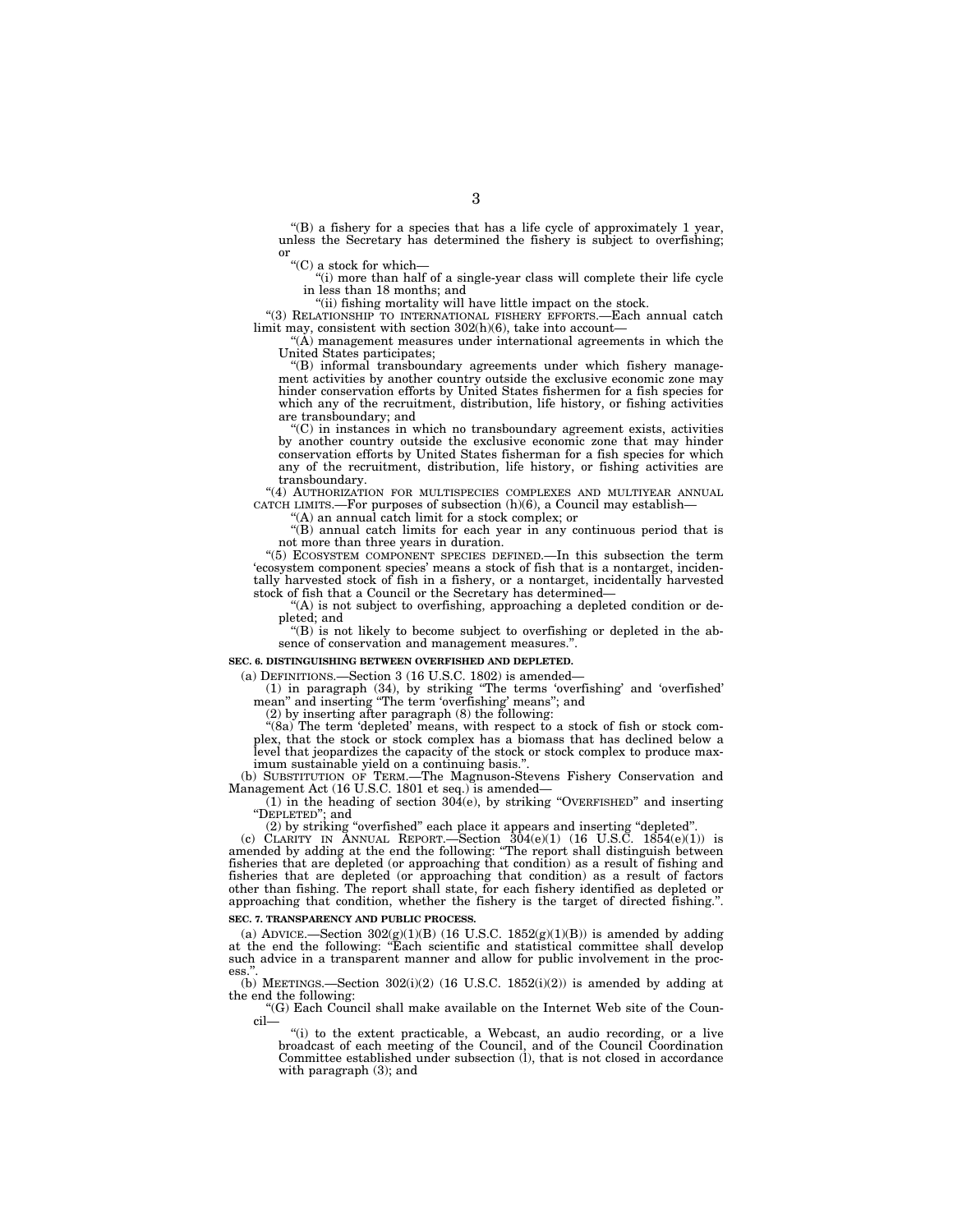"(B) a fishery for a species that has a life cycle of approximately 1 year, unless the Secretary has determined the fishery is subject to overfishing; or

"(C) a stock for which—

"(i) more than half of a single-year class will complete their life cycle in less than 18 months; and

"(ii) fishing mortality will have little impact on the stock.

"(3) RELATIONSHIP TO INTERNATIONAL FISHERY EFFORTS.—Each annual catch limit may, consistent with section 302(h)(6), take into account—

"(A) management measures under international agreements in which the United States participates;

"(B) informal transboundary agreements under which fishery management activities by another country outside the exclusive economic zone may hinder conservation efforts by United States fishermen for a fish species for which any of the recruitment, distribution, life history, or fishing activities are transboundary; and

"(C) in instances in which no transboundary agreement exists, activities by another country outside the exclusive economic zone that may hinder conservation efforts by United States fisherman for a fish species for which any of the recruitment, distribution, life history, or fishing activities are transboundary.

"(4) AUTHORIZATION FOR MULTISPECIES COMPLEXES AND MULTIYEAR ANNUAL CATCH LIMITS.—For purposes of subsection (h)(6), a Council may establish—

"(A) an annual catch limit for a stock complex; or

"(B) annual catch limits for each year in any continuous period that is not more than three years in duration.

"(5) ECOSYSTEM COMPONENT SPECIES DEFINED.—In this subsection the term 'ecosystem component species' means a stock of fish that is a nontarget, incidentally harvested stock of fish in a fishery, or a nontarget, incidentally harvested stock of fish that a Council or the Secretary has determined—

"(A) is not subject to overfishing, approaching a depleted condition or depleted; and

"(B) is not likely to become subject to overfishing or depleted in the absence of conservation and management measures.".

**SEC. 6. DISTINGUISHING BETWEEN OVERFISHED AND DEPLETED.**

(a) DEFINITIONS.—Section 3 (16 U.S.C. 1802) is amended—

(1) in paragraph (34), by striking "The terms 'overfishing' and 'overfished' mean" and inserting "The term 'overfishing' means"; and

(2) by inserting after paragraph (8) the following:

"(8a) The term 'depleted' means, with respect to a stock of fish or stock complex, that the stock or stock complex has a biomass that has declined below a level that jeopardizes the capacity of the stock or stock complex to produce maximum sustainable yield on a continuing basis.".

(b) SUBSTITUTION OF TERM.—The Magnuson-Stevens Fishery Conservation and Management Act (16 U.S.C. 1801 et seq.) is amended—

(1) in the heading of section 304(e), by striking "OVERFISHED" and inserting "DEPLETED"; and

(2) by striking "overfished" each place it appears and inserting "depleted".

(c) CLARITY IN ANNUAL REPORT.—Section 304(e)(1) (16 U.S.C. 1854(e)(1)) is amended by adding at the end the following: "The report shall distinguish between fisheries that are depleted (or approaching that condition) as a result of fishing and fisheries that are depleted (or approaching that condition) as a result of factors other than fishing. The report shall state, for each fishery identified as depleted or approaching that condition, whether the fishery is the target of directed fishing.".

**SEC. 7. TRANSPARENCY AND PUBLIC PROCESS.**

(a) ADVICE.—Section 302(g)(1)(B) (16 U.S.C. 1852(g)(1)(B)) is amended by adding at the end the following: "Each scientific and statistical committee shall develop such advice in a transparent manner and allow for public involvement in the process.".

(b) MEETINGS.—Section 302(i)(2) (16 U.S.C. 1852(i)(2)) is amended by adding at the end the following:

"(G) Each Council shall make available on the Internet Web site of the Council—

"(i) to the extent practicable, a Webcast, an audio recording, or a live broadcast of each meeting of the Council, and of the Council Coordination Committee established under subsection (l), that is not closed in accordance with paragraph (3); and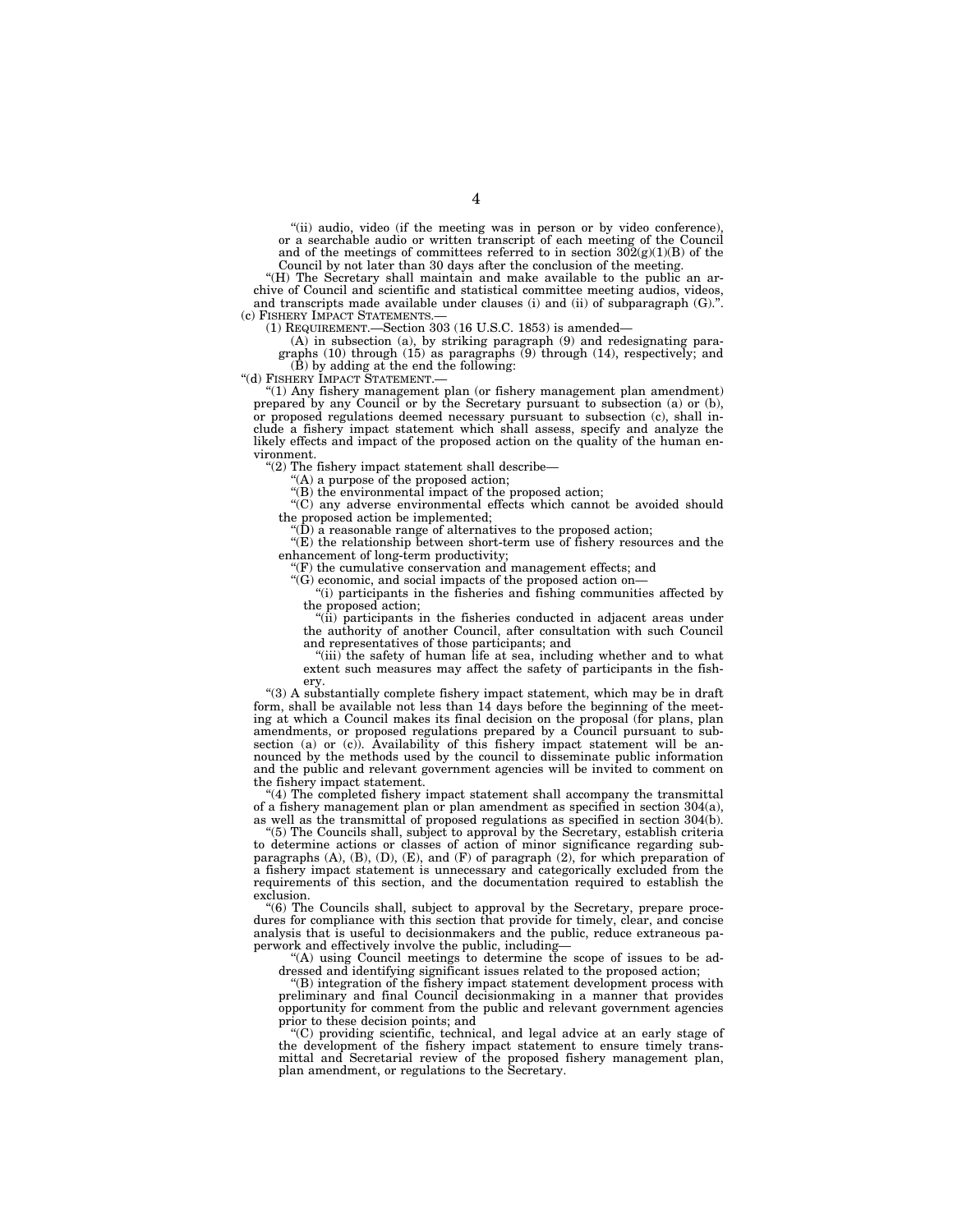"(ii) audio, video (if the meeting was in person or by video conference), or a searchable audio or written transcript of each meeting of the Council and of the meetings of committees referred to in section 302(g)(1)(B) of the Council by not later than 30 days after the conclusion of the meeting.

"(H) The Secretary shall maintain and make available to the public an archive of Council and scientific and statistical committee meeting audios, videos, and transcripts made available under clauses (i) and (ii) of subparagraph (G).".

(c) FISHERY IMPACT STATEMENTS.—

(1) REQUIREMENT.—Section 303 (16 U.S.C. 1853) is amended—

(A) in subsection (a), by striking paragraph (9) and redesignating paragraphs (10) through (15) as paragraphs (9) through (14), respectively; and

(B) by adding at the end the following:

"(d) FISHERY IMPACT STATEMENT.—

"(1) Any fishery management plan (or fishery management plan amendment) prepared by any Council or by the Secretary pursuant to subsection (a) or (b), or proposed regulations deemed necessary pursuant to subsection (c), shall include a fishery impact statement which shall assess, specify and analyze the likely effects and impact of the proposed action on the quality of the human environment.

"(2) The fishery impact statement shall describe—

"(A) a purpose of the proposed action;

"(B) the environmental impact of the proposed action;

"(C) any adverse environmental effects which cannot be avoided should the proposed action be implemented;

"(D) a reasonable range of alternatives to the proposed action;

"(E) the relationship between short-term use of fishery resources and the enhancement of long-term productivity;

"(F) the cumulative conservation and management effects; and

"(G) economic, and social impacts of the proposed action on—

"(i) participants in the fisheries and fishing communities affected by the proposed action;

"(ii) participants in the fisheries conducted in adjacent areas under the authority of another Council, after consultation with such Council and representatives of those participants; and

"(iii) the safety of human life at sea, including whether and to what extent such measures may affect the safety of participants in the fishery.

"(3) A substantially complete fishery impact statement, which may be in draft form, shall be available not less than 14 days before the beginning of the meeting at which a Council makes its final decision on the proposal (for plans, plan amendments, or proposed regulations prepared by a Council pursuant to subsection (a) or (c)). Availability of this fishery impact statement will be announced by the methods used by the council to disseminate public information and the public and relevant government agencies will be invited to comment on the fishery impact statement.

"(4) The completed fishery impact statement shall accompany the transmittal of a fishery management plan or plan amendment as specified in section 304(a), as well as the transmittal of proposed regulations as specified in section 304(b).

"(5) The Councils shall, subject to approval by the Secretary, establish criteria to determine actions or classes of action of minor significance regarding subparagraphs (A), (B), (D), (E), and (F) of paragraph (2), for which preparation of a fishery impact statement is unnecessary and categorically excluded from the requirements of this section, and the documentation required to establish the exclusion.

"(6) The Councils shall, subject to approval by the Secretary, prepare procedures for compliance with this section that provide for timely, clear, and concise analysis that is useful to decisionmakers and the public, reduce extraneous paperwork and effectively involve the public, including—

"(A) using Council meetings to determine the scope of issues to be addressed and identifying significant issues related to the proposed action;

"(B) integration of the fishery impact statement development process with preliminary and final Council decisionmaking in a manner that provides opportunity for comment from the public and relevant government agencies prior to these decision points; and

"(C) providing scientific, technical, and legal advice at an early stage of the development of the fishery impact statement to ensure timely transmittal and Secretarial review of the proposed fishery management plan, plan amendment, or regulations to the Secretary.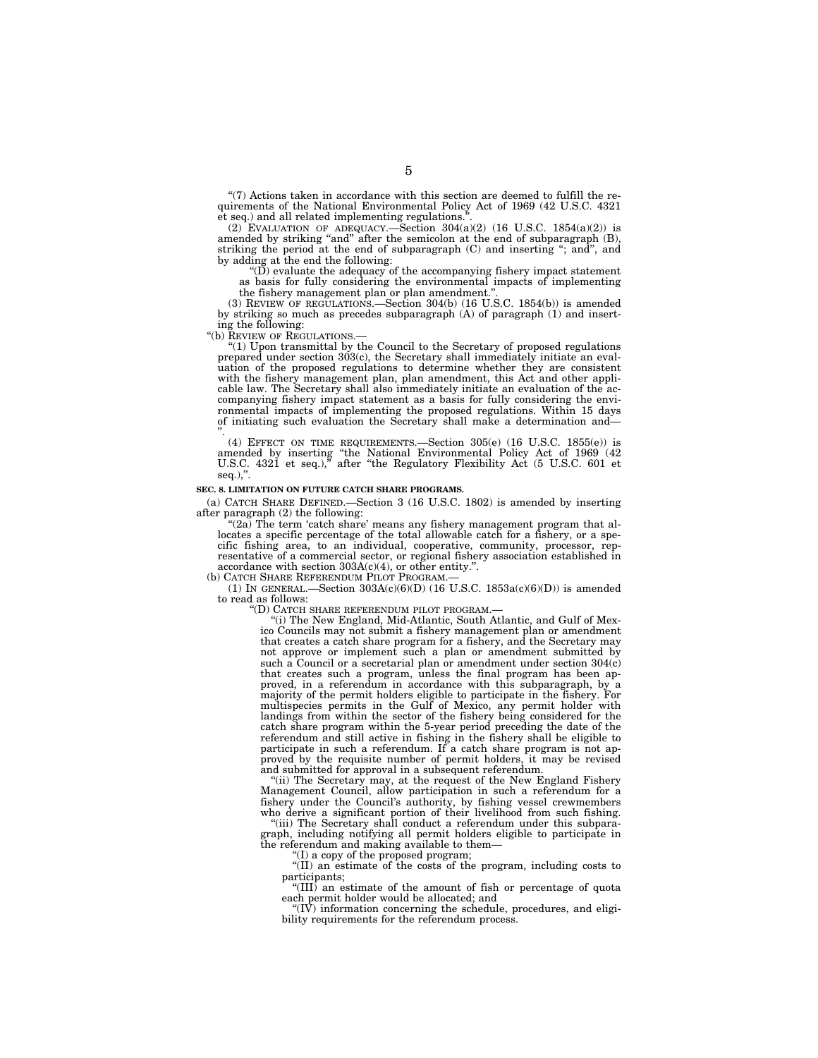"(7) Actions taken in accordance with this section are deemed to fulfill the requirements of the National Environmental Policy Act of 1969 (42 U.S.C. 4321 et seq.) and all related implementing regulations.".

(2) EVALUATION OF ADEQUACY.—Section 304(a)(2) (16 U.S.C. 1854(a)(2)) is amended by striking "and" after the semicolon at the end of subparagraph (B), striking the period at the end of subparagraph (C) and inserting "; and", and by adding at the end the following:

"(D) evaluate the adequacy of the accompanying fishery impact statement as basis for fully considering the environmental impacts of implementing the fishery management plan or plan amendment.".

(3) REVIEW OF REGULATIONS.—Section 304(b) (16 U.S.C. 1854(b)) is amended by striking so much as precedes subparagraph (A) of paragraph (1) and inserting the following:

"(b) REVIEW OF REGULATIONS.—

"(1) Upon transmittal by the Council to the Secretary of proposed regulations prepared under section 303(c), the Secretary shall immediately initiate an evaluation of the proposed regulations to determine whether they are consistent with the fishery management plan, plan amendment, this Act and other applicable law. The Secretary shall also immediately initiate an evaluation of the accompanying fishery impact statement as a basis for fully considering the environmental impacts of implementing the proposed regulations. Within 15 days of initiating such evaluation the Secretary shall make a determination and—".

(4) EFFECT ON TIME REQUIREMENTS.—Section 305(e) (16 U.S.C. 1855(e)) is amended by inserting "the National Environmental Policy Act of 1969 (42 U.S.C. 4321 et seq.)," after "the Regulatory Flexibility Act (5 U.S.C. 601 et seq.),".

**SEC. 8. LIMITATION ON FUTURE CATCH SHARE PROGRAMS.**

(a) CATCH SHARE DEFINED.—Section 3 (16 U.S.C. 1802) is amended by inserting after paragraph (2) the following:

"(2a) The term 'catch share' means any fishery management program that allocates a specific percentage of the total allowable catch for a fishery, or a specific fishing area, to an individual, cooperative, community, processor, representative of a commercial sector, or regional fishery association established in accordance with section 303A(c)(4), or other entity.".

(b) CATCH SHARE REFERENDUM PILOT PROGRAM.—

(1) IN GENERAL.—Section 303A(c)(6)(D) (16 U.S.C. 1853a(c)(6)(D)) is amended to read as follows:

"(D) CATCH SHARE REFERENDUM PILOT PROGRAM.—

"(i) The New England, Mid-Atlantic, South Atlantic, and Gulf of Mexico Councils may not submit a fishery management plan or amendment that creates a catch share program for a fishery, and the Secretary may not approve or implement such a plan or amendment submitted by such a Council or a secretarial plan or amendment under section 304(c) that creates such a program, unless the final program has been approved, in a referendum in accordance with this subparagraph, by a majority of the permit holders eligible to participate in the fishery. For multispecies permits in the Gulf of Mexico, any permit holder with landings from within the sector of the fishery being considered for the catch share program within the 5-year period preceding the date of the referendum and still active in fishing in the fishery shall be eligible to participate in such a referendum. If a catch share program is not approved by the requisite number of permit holders, it may be revised and submitted for approval in a subsequent referendum.

"(ii) The Secretary may, at the request of the New England Fishery Management Council, allow participation in such a referendum for a fishery under the Council's authority, by fishing vessel crewmembers who derive a significant portion of their livelihood from such fishing.

"(iii) The Secretary shall conduct a referendum under this subparagraph, including notifying all permit holders eligible to participate in the referendum and making available to them—

"(I) a copy of the proposed program;

"(II) an estimate of the costs of the program, including costs to participants;

"(III) an estimate of the amount of fish or percentage of quota each permit holder would be allocated; and

"(IV) information concerning the schedule, procedures, and eligibility requirements for the referendum process.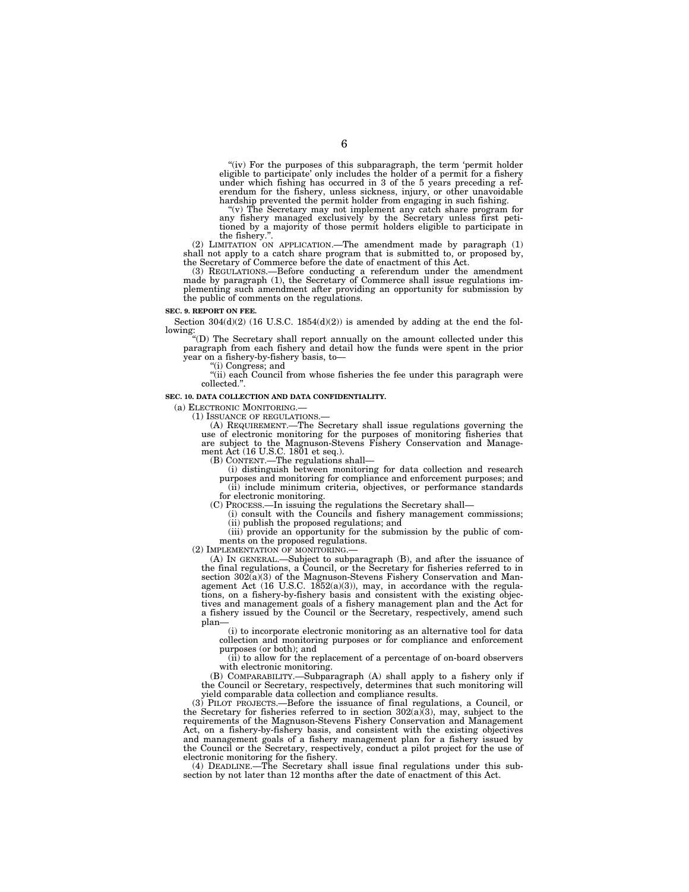"(iv) For the purposes of this subparagraph, the term 'permit holder eligible to participate' only includes the holder of a permit for a fishery under which fishing has occurred in 3 of the 5 years preceding a referendum for the fishery, unless sickness, injury, or other unavoidable hardship prevented the permit holder from engaging in such fishing.

"(v) The Secretary may not implement any catch share program for any fishery managed exclusively by the Secretary unless first petitioned by a majority of those permit holders eligible to participate in the fishery.".

(2) LIMITATION ON APPLICATION.—The amendment made by paragraph (1) shall not apply to a catch share program that is submitted to, or proposed by, the Secretary of Commerce before the date of enactment of this Act.

(3) REGULATIONS.—Before conducting a referendum under the amendment made by paragraph (1), the Secretary of Commerce shall issue regulations implementing such amendment after providing an opportunity for submission by the public of comments on the regulations.

**SEC. 9. REPORT ON FEE.**

Section 304(d)(2) (16 U.S.C. 1854(d)(2)) is amended by adding at the end the following:

"(D) The Secretary shall report annually on the amount collected under this paragraph from each fishery and detail how the funds were spent in the prior year on a fishery-by-fishery basis, to—

"(i) Congress; and

"(ii) each Council from whose fisheries the fee under this paragraph were collected.".

**SEC. 10. DATA COLLECTION AND DATA CONFIDENTIALITY.**

(a) ELECTRONIC MONITORING.—

(1) ISSUANCE OF REGULATIONS.—

(A) REQUIREMENT.—The Secretary shall issue regulations governing the use of electronic monitoring for the purposes of monitoring fisheries that are subject to the Magnuson-Stevens Fishery Conservation and Management Act (16 U.S.C. 1801 et seq.).

(B) CONTENT.—The regulations shall—

(i) distinguish between monitoring for data collection and research purposes and monitoring for compliance and enforcement purposes; and

(ii) include minimum criteria, objectives, or performance standards for electronic monitoring.

(C) PROCESS.—In issuing the regulations the Secretary shall—

(i) consult with the Councils and fishery management commissions;

(ii) publish the proposed regulations; and

(iii) provide an opportunity for the submission by the public of comments on the proposed regulations.

(2) IMPLEMENTATION OF MONITORING.—

(A) IN GENERAL.—Subject to subparagraph (B), and after the issuance of the final regulations, a Council, or the Secretary for fisheries referred to in section 302(a)(3) of the Magnuson-Stevens Fishery Conservation and Management Act (16 U.S.C. 1852(a)(3)), may, in accordance with the regulations, on a fishery-by-fishery basis and consistent with the existing objectives and management goals of a fishery management plan and the Act for a fishery issued by the Council or the Secretary, respectively, amend such plan—

(i) to incorporate electronic monitoring as an alternative tool for data collection and monitoring purposes or for compliance and enforcement purposes (or both); and

(ii) to allow for the replacement of a percentage of on-board observers with electronic monitoring.

(B) COMPARABILITY.—Subparagraph (A) shall apply to a fishery only if the Council or Secretary, respectively, determines that such monitoring will yield comparable data collection and compliance results.

(3) PILOT PROJECTS.—Before the issuance of final regulations, a Council, or the Secretary for fisheries referred to in section 302(a)(3), may, subject to the requirements of the Magnuson-Stevens Fishery Conservation and Management Act, on a fishery-by-fishery basis, and consistent with the existing objectives and management goals of a fishery management plan for a fishery issued by the Council or the Secretary, respectively, conduct a pilot project for the use of electronic monitoring for the fishery.

(4) DEADLINE.—The Secretary shall issue final regulations under this subsection by not later than 12 months after the date of enactment of this Act.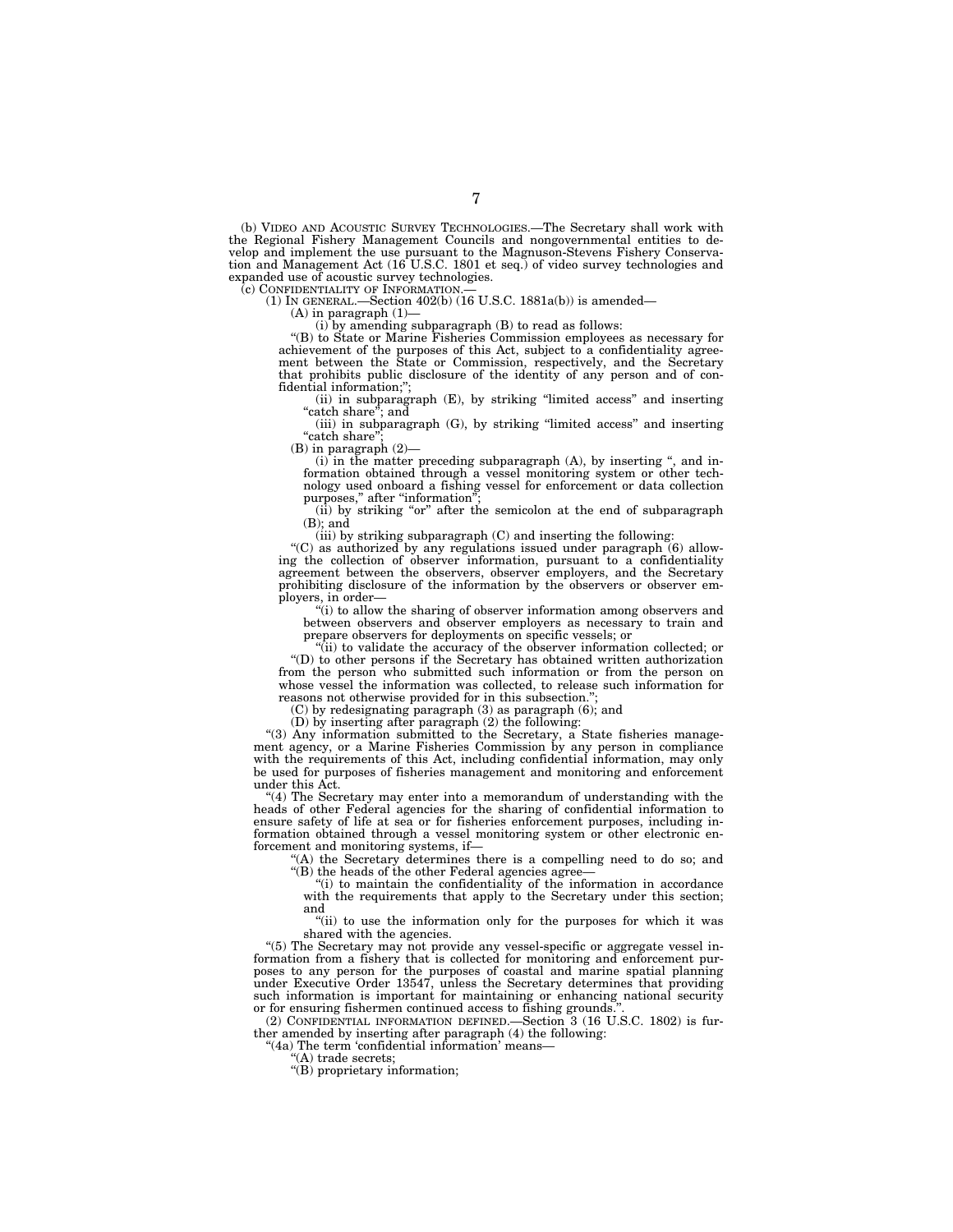(b) VIDEO AND ACOUSTIC SURVEY TECHNOLOGIES.—The Secretary shall work with the Regional Fishery Management Councils and nongovernmental entities to develop and implement the use pursuant to the Magnuson-Stevens Fishery Conservation and Management Act (16 U.S.C. 1801 et seq.) of video survey technologies and expanded use of acoustic survey technologies.

(c) CONFIDENTIALITY OF INFORMATION.—

(1) IN GENERAL.—Section 402(b) (16 U.S.C. 1881a(b)) is amended—

(A) in paragraph (1)—

(i) by amending subparagraph (B) to read as follows:

"(B) to State or Marine Fisheries Commission employees as necessary for achievement of the purposes of this Act, subject to a confidentiality agreement between the State or Commission, respectively, and the Secretary that prohibits public disclosure of the identity of any person and of confidential information;";

(ii) in subparagraph (E), by striking "limited access" and inserting "catch share"; and

(iii) in subparagraph (G), by striking "limited access" and inserting "catch share";

(B) in paragraph (2)—

(i) in the matter preceding subparagraph (A), by inserting ", and information obtained through a vessel monitoring system or other technology used onboard a fishing vessel for enforcement or data collection purposes," after "information";

(ii) by striking "or" after the semicolon at the end of subparagraph (B); and

(iii) by striking subparagraph (C) and inserting the following:

"(C) as authorized by any regulations issued under paragraph (6) allowing the collection of observer information, pursuant to a confidentiality agreement between the observers, observer employers, and the Secretary prohibiting disclosure of the information by the observers or observer employers, in order—

"(i) to allow the sharing of observer information among observers and between observers and observer employers as necessary to train and prepare observers for deployments on specific vessels; or

"(ii) to validate the accuracy of the observer information collected; or

"(D) to other persons if the Secretary has obtained written authorization from the person who submitted such information or from the person on whose vessel the information was collected, to release such information for reasons not otherwise provided for in this subsection.";

(C) by redesignating paragraph (3) as paragraph (6); and

(D) by inserting after paragraph (2) the following:

"(3) Any information submitted to the Secretary, a State fisheries management agency, or a Marine Fisheries Commission by any person in compliance with the requirements of this Act, including confidential information, may only be used for purposes of fisheries management and monitoring and enforcement under this Act.

"(4) The Secretary may enter into a memorandum of understanding with the heads of other Federal agencies for the sharing of confidential information to ensure safety of life at sea or for fisheries enforcement purposes, including information obtained through a vessel monitoring system or other electronic enforcement and monitoring systems, if—

"(A) the Secretary determines there is a compelling need to do so; and

"(B) the heads of the other Federal agencies agree—

"(i) to maintain the confidentiality of the information in accordance with the requirements that apply to the Secretary under this section; and

"(ii) to use the information only for the purposes for which it was shared with the agencies.

"(5) The Secretary may not provide any vessel-specific or aggregate vessel information from a fishery that is collected for monitoring and enforcement purposes to any person for the purposes of coastal and marine spatial planning under Executive Order 13547, unless the Secretary determines that providing such information is important for maintaining or enhancing national security or for ensuring fishermen continued access to fishing grounds.".

(2) CONFIDENTIAL INFORMATION DEFINED.—Section 3 (16 U.S.C. 1802) is further amended by inserting after paragraph (4) the following:

"(4a) The term 'confidential information' means—

"(A) trade secrets;

"(B) proprietary information;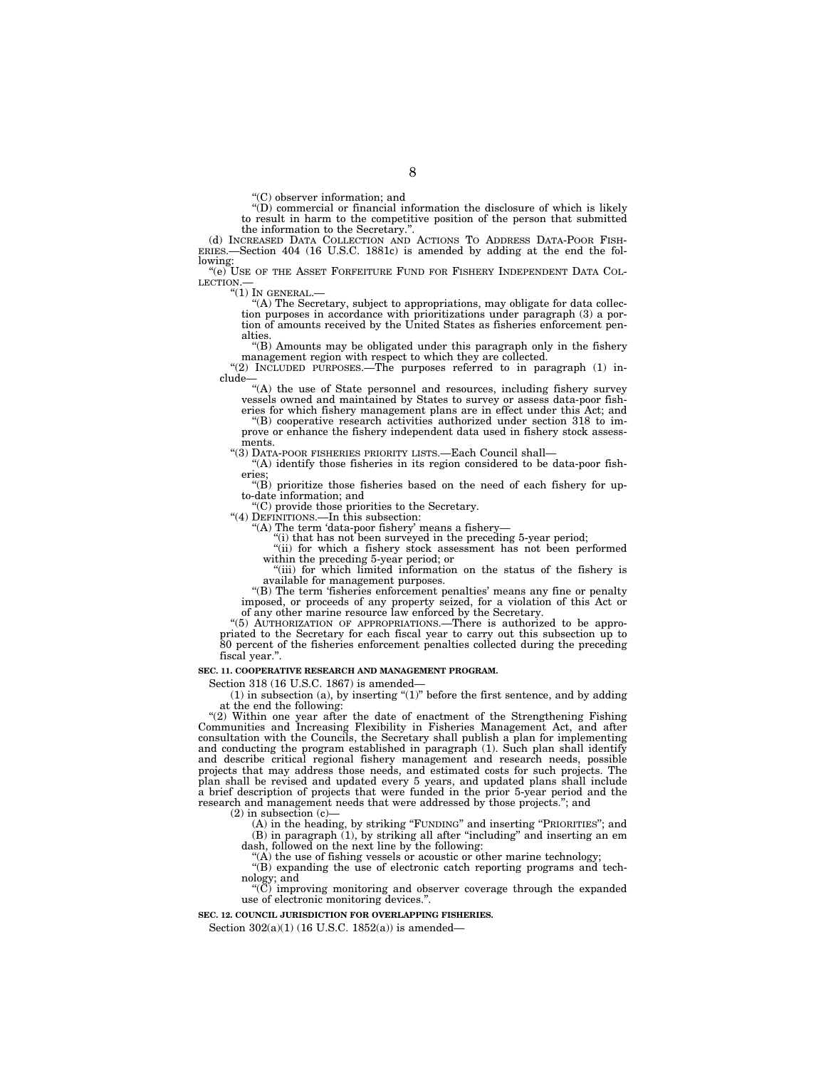"(C) observer information; and

"(D) commercial or financial information the disclosure of which is likely to result in harm to the competitive position of the person that submitted the information to the Secretary.".

(d) INCREASED DATA COLLECTION AND ACTIONS TO ADDRESS DATA-POOR FISHERIES.—Section 404 (16 U.S.C. 1881c) is amended by adding at the end the following:

"(e) USE OF THE ASSET FORFEITURE FUND FOR FISHERY INDEPENDENT DATA COLLECTION.—

"(1) IN GENERAL.—

"(A) The Secretary, subject to appropriations, may obligate for data collection purposes in accordance with prioritizations under paragraph (3) a portion of amounts received by the United States as fisheries enforcement penalties.

"(B) Amounts may be obligated under this paragraph only in the fishery management region with respect to which they are collected.

"(2) INCLUDED PURPOSES.—The purposes referred to in paragraph (1) include—

"(A) the use of State personnel and resources, including fishery survey vessels owned and maintained by States to survey or assess data-poor fisheries for which fishery management plans are in effect under this Act; and

"(B) cooperative research activities authorized under section 318 to improve or enhance the fishery independent data used in fishery stock assessments.

"(3) DATA-POOR FISHERIES PRIORITY LISTS.—Each Council shall—

"(A) identify those fisheries in its region considered to be data-poor fisheries;

"(B) prioritize those fisheries based on the need of each fishery for up-to-date information; and

"(C) provide those priorities to the Secretary.

"(4) DEFINITIONS.—In this subsection:

"(A) The term 'data-poor fishery' means a fishery—

"(i) that has not been surveyed in the preceding 5-year period;

"(ii) for which a fishery stock assessment has not been performed within the preceding 5-year period; or

"(iii) for which limited information on the status of the fishery is available for management purposes.

"(B) The term 'fisheries enforcement penalties' means any fine or penalty imposed, or proceeds of any property seized, for a violation of this Act or of any other marine resource law enforced by the Secretary.

"(5) AUTHORIZATION OF APPROPRIATIONS.—There is authorized to be appropriated to the Secretary for each fiscal year to carry out this subsection up to 80 percent of the fisheries enforcement penalties collected during the preceding fiscal year.".

**SEC. 11. COOPERATIVE RESEARCH AND MANAGEMENT PROGRAM.**

Section 318 (16 U.S.C. 1867) is amended—

(1) in subsection (a), by inserting "(1)" before the first sentence, and by adding at the end the following:

"(2) Within one year after the date of enactment of the Strengthening Fishing Communities and Increasing Flexibility in Fisheries Management Act, and after consultation with the Councils, the Secretary shall publish a plan for implementing and conducting the program established in paragraph (1). Such plan shall identify and describe critical regional fishery management and research needs, possible projects that may address those needs, and estimated costs for such projects. The plan shall be revised and updated every 5 years, and updated plans shall include a brief description of projects that were funded in the prior 5-year period and the research and management needs that were addressed by those projects."; and

(2) in subsection (c)—

(A) in the heading, by striking "FUNDING" and inserting "PRIORITIES"; and

(B) in paragraph (1), by striking all after "including" and inserting an em dash, followed on the next line by the following:

"(A) the use of fishing vessels or acoustic or other marine technology;

"(B) expanding the use of electronic catch reporting programs and technology; and

"(C) improving monitoring and observer coverage through the expanded use of electronic monitoring devices.".

**SEC. 12. COUNCIL JURISDICTION FOR OVERLAPPING FISHERIES.**

Section 302(a)(1) (16 U.S.C. 1852(a)) is amended—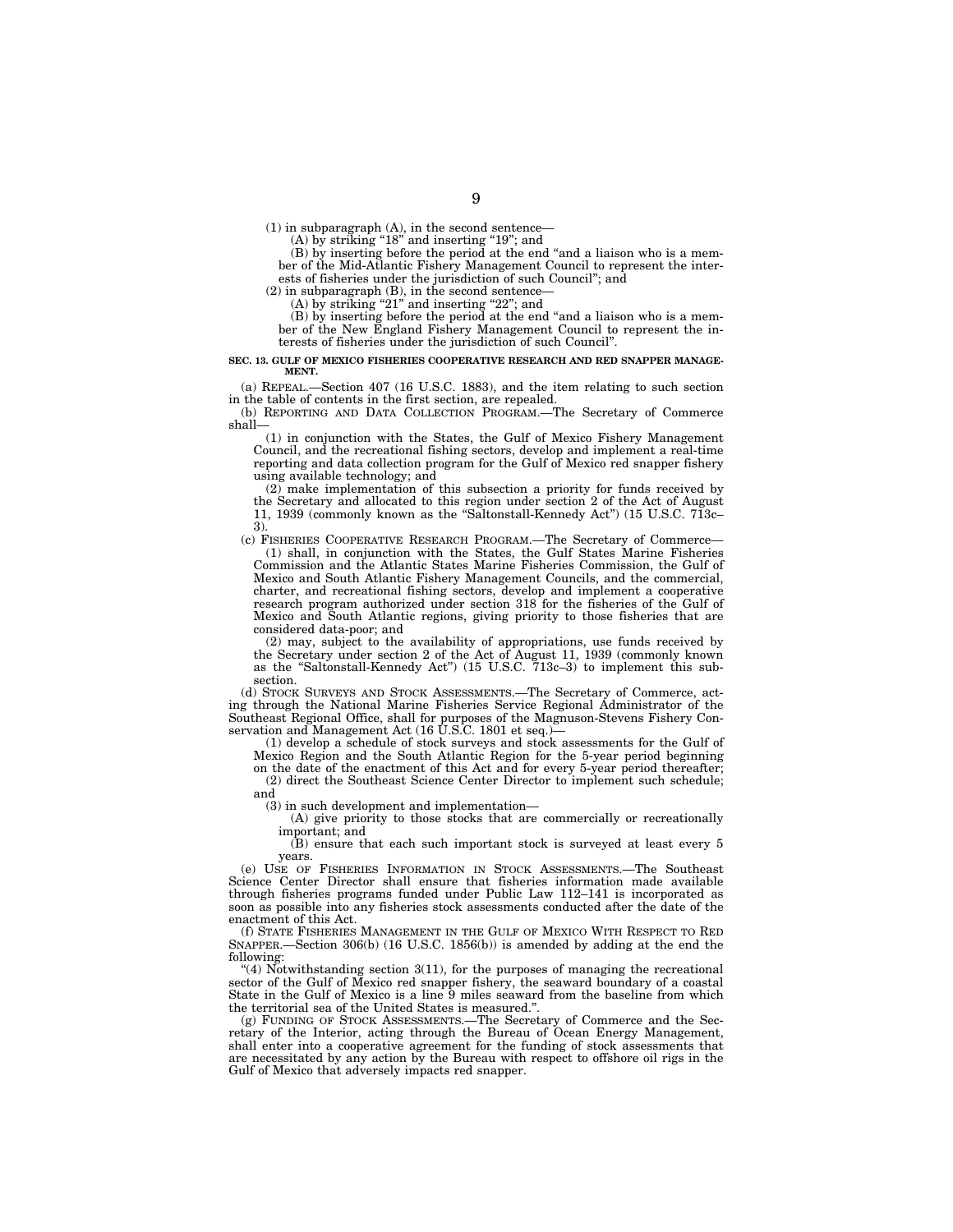(1) in subparagraph (A), in the second sentence—

(A) by striking "18" and inserting "19"; and

(B) by inserting before the period at the end "and a liaison who is a member of the Mid-Atlantic Fishery Management Council to represent the interests of fisheries under the jurisdiction of such Council"; and

(2) in subparagraph (B), in the second sentence—

(A) by striking "21" and inserting "22"; and

(B) by inserting before the period at the end "and a liaison who is a member of the New England Fishery Management Council to represent the interests of fisheries under the jurisdiction of such Council".

**SEC. 13. GULF OF MEXICO FISHERIES COOPERATIVE RESEARCH AND RED SNAPPER MANAGEMENT.**

(a) REPEAL.—Section 407 (16 U.S.C. 1883), and the item relating to such section in the table of contents in the first section, are repealed.

(b) REPORTING AND DATA COLLECTION PROGRAM.—The Secretary of Commerce shall—

(1) in conjunction with the States, the Gulf of Mexico Fishery Management Council, and the recreational fishing sectors, develop and implement a real-time reporting and data collection program for the Gulf of Mexico red snapper fishery using available technology; and

(2) make implementation of this subsection a priority for funds received by the Secretary and allocated to this region under section 2 of the Act of August 11, 1939 (commonly known as the "Saltonstall-Kennedy Act") (15 U.S.C. 713c–3).

(c) FISHERIES COOPERATIVE RESEARCH PROGRAM.—The Secretary of Commerce—

(1) shall, in conjunction with the States, the Gulf States Marine Fisheries Commission and the Atlantic States Marine Fisheries Commission, the Gulf of Mexico and South Atlantic Fishery Management Councils, and the commercial, charter, and recreational fishing sectors, develop and implement a cooperative research program authorized under section 318 for the fisheries of the Gulf of Mexico and South Atlantic regions, giving priority to those fisheries that are considered data-poor; and

(2) may, subject to the availability of appropriations, use funds received by the Secretary under section 2 of the Act of August 11, 1939 (commonly known as the "Saltonstall-Kennedy Act") (15 U.S.C. 713c–3) to implement this subsection.

(d) STOCK SURVEYS AND STOCK ASSESSMENTS.—The Secretary of Commerce, acting through the National Marine Fisheries Service Regional Administrator of the Southeast Regional Office, shall for purposes of the Magnuson-Stevens Fishery Conservation and Management Act (16 U.S.C. 1801 et seq.)—

(1) develop a schedule of stock surveys and stock assessments for the Gulf of Mexico Region and the South Atlantic Region for the 5-year period beginning on the date of the enactment of this Act and for every 5-year period thereafter;

(2) direct the Southeast Science Center Director to implement such schedule; and

(3) in such development and implementation—

(A) give priority to those stocks that are commercially or recreationally important; and

(B) ensure that each such important stock is surveyed at least every 5 years.

(e) USE OF FISHERIES INFORMATION IN STOCK ASSESSMENTS.—The Southeast Science Center Director shall ensure that fisheries information made available through fisheries programs funded under Public Law 112–141 is incorporated as soon as possible into any fisheries stock assessments conducted after the date of the enactment of this Act.

(f) STATE FISHERIES MANAGEMENT IN THE GULF OF MEXICO WITH RESPECT TO RED SNAPPER.—Section 306(b) (16 U.S.C. 1856(b)) is amended by adding at the end the following:

"(4) Notwithstanding section 3(11), for the purposes of managing the recreational sector of the Gulf of Mexico red snapper fishery, the seaward boundary of a coastal State in the Gulf of Mexico is a line 9 miles seaward from the baseline from which the territorial sea of the United States is measured.".

(g) FUNDING OF STOCK ASSESSMENTS.—The Secretary of Commerce and the Secretary of the Interior, acting through the Bureau of Ocean Energy Management, shall enter into a cooperative agreement for the funding of stock assessments that are necessitated by any action by the Bureau with respect to offshore oil rigs in the Gulf of Mexico that adversely impacts red snapper.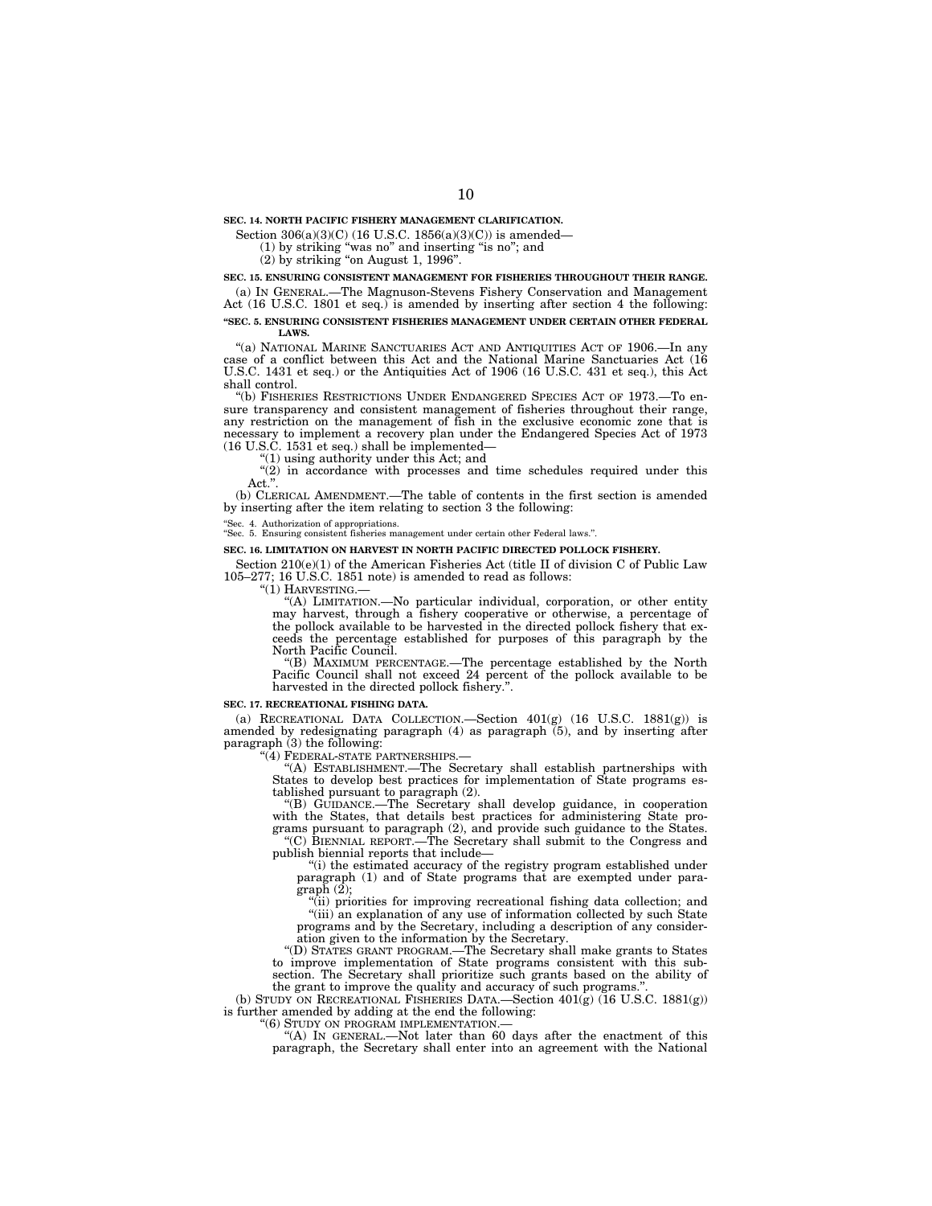**SEC. 14. NORTH PACIFIC FISHERY MANAGEMENT CLARIFICATION.**

Section 306(a)(3)(C) (16 U.S.C. 1856(a)(3)(C)) is amended—

(1) by striking "was no" and inserting "is no"; and

(2) by striking "on August 1, 1996".

**SEC. 15. ENSURING CONSISTENT MANAGEMENT FOR FISHERIES THROUGHOUT THEIR RANGE.**

(a) IN GENERAL.—The Magnuson-Stevens Fishery Conservation and Management Act (16 U.S.C. 1801 et seq.) is amended by inserting after section 4 the following:

**"SEC. 5. ENSURING CONSISTENT FISHERIES MANAGEMENT UNDER CERTAIN OTHER FEDERAL LAWS.**

"(a) NATIONAL MARINE SANCTUARIES ACT AND ANTIQUITIES ACT OF 1906.—In any case of a conflict between this Act and the National Marine Sanctuaries Act (16 U.S.C. 1431 et seq.) or the Antiquities Act of 1906 (16 U.S.C. 431 et seq.), this Act shall control.

"(b) FISHERIES RESTRICTIONS UNDER ENDANGERED SPECIES ACT OF 1973.—To ensure transparency and consistent management of fisheries throughout their range, any restriction on the management of fish in the exclusive economic zone that is necessary to implement a recovery plan under the Endangered Species Act of 1973 (16 U.S.C. 1531 et seq.) shall be implemented—

"(1) using authority under this Act; and

"(2) in accordance with processes and time schedules required under this Act.".

(b) CLERICAL AMENDMENT.—The table of contents in the first section is amended by inserting after the item relating to section 3 the following:

"Sec. 4. Authorization of appropriations.
"Sec. 5. Ensuring consistent fisheries management under certain other Federal laws.".

**SEC. 16. LIMITATION ON HARVEST IN NORTH PACIFIC DIRECTED POLLOCK FISHERY.**

Section 210(e)(1) of the American Fisheries Act (title II of division C of Public Law 105–277; 16 U.S.C. 1851 note) is amended to read as follows:

"(1) HARVESTING.—

"(A) LIMITATION.—No particular individual, corporation, or other entity may harvest, through a fishery cooperative or otherwise, a percentage of the pollock available to be harvested in the directed pollock fishery that exceeds the percentage established for purposes of this paragraph by the North Pacific Council.

"(B) MAXIMUM PERCENTAGE.—The percentage established by the North Pacific Council shall not exceed 24 percent of the pollock available to be harvested in the directed pollock fishery.".

**SEC. 17. RECREATIONAL FISHING DATA.**

(a) RECREATIONAL DATA COLLECTION.—Section 401(g) (16 U.S.C. 1881(g)) is amended by redesignating paragraph (4) as paragraph (5), and by inserting after paragraph (3) the following:

"(4) FEDERAL-STATE PARTNERSHIPS.—

"(A) ESTABLISHMENT.—The Secretary shall establish partnerships with States to develop best practices for implementation of State programs established pursuant to paragraph (2).

"(B) GUIDANCE.—The Secretary shall develop guidance, in cooperation with the States, that details best practices for administering State programs pursuant to paragraph (2), and provide such guidance to the States.

"(C) BIENNIAL REPORT.—The Secretary shall submit to the Congress and publish biennial reports that include—

"(i) the estimated accuracy of the registry program established under paragraph (1) and of State programs that are exempted under paragraph (2);

"(ii) priorities for improving recreational fishing data collection; and

"(iii) an explanation of any use of information collected by such State programs and by the Secretary, including a description of any consideration given to the information by the Secretary.

"(D) STATES GRANT PROGRAM.—The Secretary shall make grants to States to improve implementation of State programs consistent with this subsection. The Secretary shall prioritize such grants based on the ability of the grant to improve the quality and accuracy of such programs.".

(b) STUDY ON RECREATIONAL FISHERIES DATA.—Section 401(g) (16 U.S.C. 1881(g)) is further amended by adding at the end the following:

"(6) STUDY ON PROGRAM IMPLEMENTATION.—

"(A) IN GENERAL.—Not later than 60 days after the enactment of this paragraph, the Secretary shall enter into an agreement with the National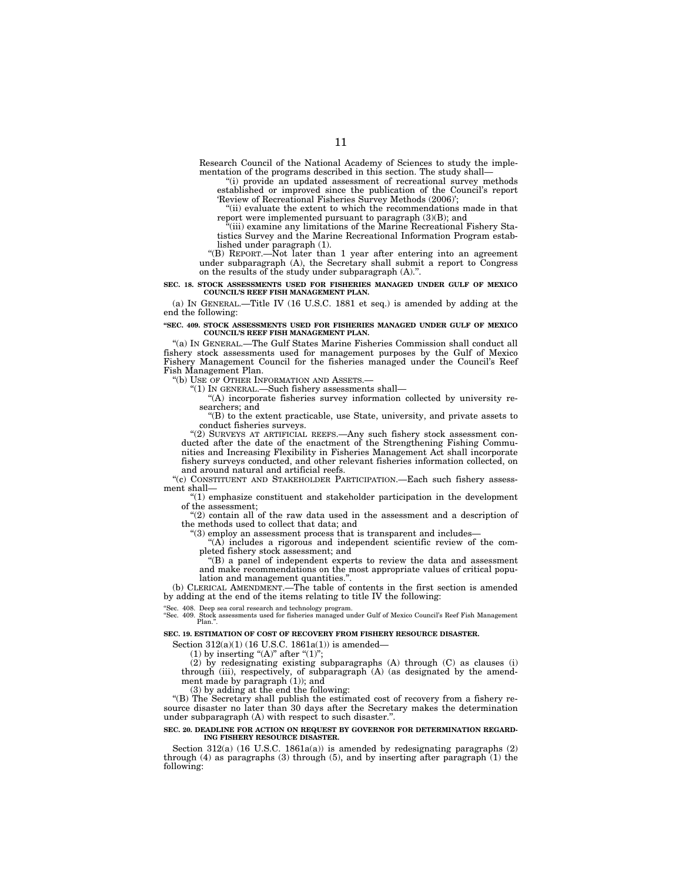Research Council of the National Academy of Sciences to study the implementation of the programs described in this section. The study shall—

"(i) provide an updated assessment of recreational survey methods established or improved since the publication of the Council's report 'Review of Recreational Fisheries Survey Methods (2006)';

"(ii) evaluate the extent to which the recommendations made in that report were implemented pursuant to paragraph (3)(B); and

"(iii) examine any limitations of the Marine Recreational Fishery Statistics Survey and the Marine Recreational Information Program established under paragraph (1).

"(B) REPORT.—Not later than 1 year after entering into an agreement under subparagraph (A), the Secretary shall submit a report to Congress on the results of the study under subparagraph (A).".

**SEC. 18. STOCK ASSESSMENTS USED FOR FISHERIES MANAGED UNDER GULF OF MEXICO COUNCIL'S REEF FISH MANAGEMENT PLAN.**

(a) IN GENERAL.—Title IV (16 U.S.C. 1881 et seq.) is amended by adding at the end the following:

**"SEC. 409. STOCK ASSESSMENTS USED FOR FISHERIES MANAGED UNDER GULF OF MEXICO COUNCIL'S REEF FISH MANAGEMENT PLAN.**

"(a) IN GENERAL.—The Gulf States Marine Fisheries Commission shall conduct all fishery stock assessments used for management purposes by the Gulf of Mexico Fishery Management Council for the fisheries managed under the Council's Reef Fish Management Plan.

"(b) USE OF OTHER INFORMATION AND ASSETS.—

"(1) IN GENERAL.—Such fishery assessments shall—

"(A) incorporate fisheries survey information collected by university researchers; and

"(B) to the extent practicable, use State, university, and private assets to conduct fisheries surveys.

"(2) SURVEYS AT ARTIFICIAL REEFS.—Any such fishery stock assessment conducted after the date of the enactment of the Strengthening Fishing Communities and Increasing Flexibility in Fisheries Management Act shall incorporate fishery surveys conducted, and other relevant fisheries information collected, on and around natural and artificial reefs.

"(c) CONSTITUENT AND STAKEHOLDER PARTICIPATION.—Each such fishery assessment shall—

"(1) emphasize constituent and stakeholder participation in the development of the assessment;

"(2) contain all of the raw data used in the assessment and a description of the methods used to collect that data; and

"(3) employ an assessment process that is transparent and includes—

"(A) includes a rigorous and independent scientific review of the completed fishery stock assessment; and

"(B) a panel of independent experts to review the data and assessment and make recommendations on the most appropriate values of critical population and management quantities.".

(b) CLERICAL AMENDMENT.—The table of contents in the first section is amended by adding at the end of the items relating to title IV the following:

"Sec. 408. Deep sea coral research and technology program.
"Sec. 409. Stock assessments used for fisheries managed under Gulf of Mexico Council's Reef Fish Management Plan.".

**SEC. 19. ESTIMATION OF COST OF RECOVERY FROM FISHERY RESOURCE DISASTER.**

Section 312(a)(1) (16 U.S.C. 1861a(1)) is amended—

(1) by inserting "(A)" after "(1)";

(2) by redesignating existing subparagraphs (A) through (C) as clauses (i) through (iii), respectively, of subparagraph (A) (as designated by the amendment made by paragraph (1)); and

(3) by adding at the end the following:

"(B) The Secretary shall publish the estimated cost of recovery from a fishery resource disaster no later than 30 days after the Secretary makes the determination under subparagraph (A) with respect to such disaster.".

**SEC. 20. DEADLINE FOR ACTION ON REQUEST BY GOVERNOR FOR DETERMINATION REGARDING FISHERY RESOURCE DISASTER.**

Section 312(a) (16 U.S.C. 1861a(a)) is amended by redesignating paragraphs (2) through (4) as paragraphs (3) through (5), and by inserting after paragraph (1) the following: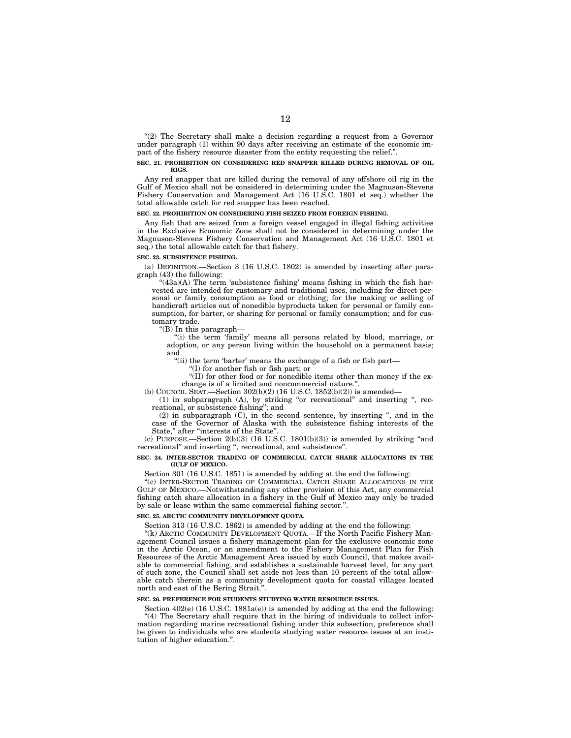"(2) The Secretary shall make a decision regarding a request from a Governor under paragraph (1) within 90 days after receiving an estimate of the economic impact of the fishery resource disaster from the entity requesting the relief.".

**SEC. 21. PROHIBITION ON CONSIDERING RED SNAPPER KILLED DURING REMOVAL OF OIL RIGS.**

Any red snapper that are killed during the removal of any offshore oil rig in the Gulf of Mexico shall not be considered in determining under the Magnuson-Stevens Fishery Conservation and Management Act (16 U.S.C. 1801 et seq.) whether the total allowable catch for red snapper has been reached.

**SEC. 22. PROHIBITION ON CONSIDERING FISH SEIZED FROM FOREIGN FISHING.**

Any fish that are seized from a foreign vessel engaged in illegal fishing activities in the Exclusive Economic Zone shall not be considered in determining under the Magnuson-Stevens Fishery Conservation and Management Act (16 U.S.C. 1801 et seq.) the total allowable catch for that fishery.

**SEC. 23. SUBSISTENCE FISHING.**

(a) DEFINITION.—Section 3 (16 U.S.C. 1802) is amended by inserting after paragraph (43) the following:

"(43a)(A) The term 'subsistence fishing' means fishing in which the fish harvested are intended for customary and traditional uses, including for direct personal or family consumption as food or clothing; for the making or selling of handicraft articles out of nonedible byproducts taken for personal or family consumption, for barter, or sharing for personal or family consumption; and for customary trade.

"(B) In this paragraph—

"(i) the term 'family' means all persons related by blood, marriage, or adoption, or any person living within the household on a permanent basis; and

"(ii) the term 'barter' means the exchange of a fish or fish part—

"(I) for another fish or fish part; or

"(II) for other food or for nonedible items other than money if the exchange is of a limited and noncommercial nature.".

(b) COUNCIL SEAT.—Section 302(b)(2) (16 U.S.C. 1852(b)(2)) is amended—

(1) in subparagraph (A), by striking "or recreational" and inserting ", recreational, or subsistence fishing"; and

(2) in subparagraph (C), in the second sentence, by inserting ", and in the case of the Governor of Alaska with the subsistence fishing interests of the State," after "interests of the State".

(c) PURPOSE.—Section 2(b)(3) (16 U.S.C. 1801(b)(3)) is amended by striking "and recreational" and inserting ", recreational, and subsistence".

**SEC. 24. INTER-SECTOR TRADING OF COMMERCIAL CATCH SHARE ALLOCATIONS IN THE GULF OF MEXICO.**

Section 301 (16 U.S.C. 1851) is amended by adding at the end the following:

"(c) INTER-SECTOR TRADING OF COMMERCIAL CATCH SHARE ALLOCATIONS IN THE GULF OF MEXICO.—Notwithstanding any other provision of this Act, any commercial fishing catch share allocation in a fishery in the Gulf of Mexico may only be traded by sale or lease within the same commercial fishing sector.".

**SEC. 25. ARCTIC COMMUNITY DEVELOPMENT QUOTA.**

Section 313 (16 U.S.C. 1862) is amended by adding at the end the following:

"(k) ARCTIC COMMUNITY DEVELOPMENT QUOTA.—If the North Pacific Fishery Management Council issues a fishery management plan for the exclusive economic zone in the Arctic Ocean, or an amendment to the Fishery Management Plan for Fish Resources of the Arctic Management Area issued by such Council, that makes available to commercial fishing, and establishes a sustainable harvest level, for any part of such zone, the Council shall set aside not less than 10 percent of the total allowable catch therein as a community development quota for coastal villages located north and east of the Bering Strait.".

**SEC. 26. PREFERENCE FOR STUDENTS STUDYING WATER RESOURCE ISSUES.**

Section 402(e) (16 U.S.C. 1881a(e)) is amended by adding at the end the following:

"(4) The Secretary shall require that in the hiring of individuals to collect information regarding marine recreational fishing under this subsection, preference shall be given to individuals who are students studying water resource issues at an institution of higher education.".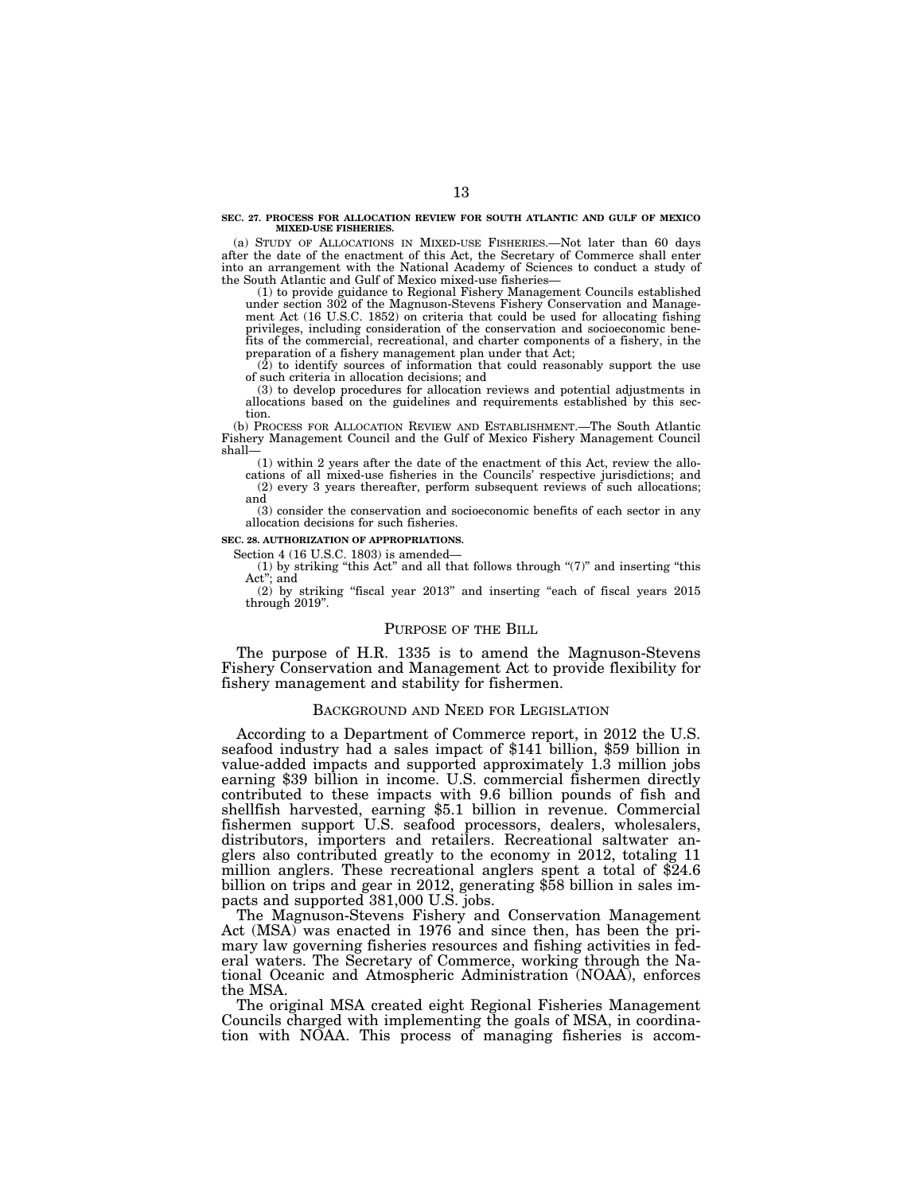**SEC. 27. PROCESS FOR ALLOCATION REVIEW FOR SOUTH ATLANTIC AND GULF OF MEXICO MIXED-USE FISHERIES.**

(a) STUDY OF ALLOCATIONS IN MIXED-USE FISHERIES.—Not later than 60 days after the date of the enactment of this Act, the Secretary of Commerce shall enter into an arrangement with the National Academy of Sciences to conduct a study of the South Atlantic and Gulf of Mexico mixed-use fisheries—

(1) to provide guidance to Regional Fishery Management Councils established under section 302 of the Magnuson-Stevens Fishery Conservation and Management Act (16 U.S.C. 1852) on criteria that could be used for allocating fishing privileges, including consideration of the conservation and socioeconomic benefits of the commercial, recreational, and charter components of a fishery, in the preparation of a fishery management plan under that Act;

(2) to identify sources of information that could reasonably support the use of such criteria in allocation decisions; and

(3) to develop procedures for allocation reviews and potential adjustments in allocations based on the guidelines and requirements established by this section.

(b) PROCESS FOR ALLOCATION REVIEW AND ESTABLISHMENT.—The South Atlantic Fishery Management Council and the Gulf of Mexico Fishery Management Council shall—

(1) within 2 years after the date of the enactment of this Act, review the allocations of all mixed-use fisheries in the Councils' respective jurisdictions; and

(2) every 3 years thereafter, perform subsequent reviews of such allocations; and

(3) consider the conservation and socioeconomic benefits of each sector in any allocation decisions for such fisheries.

**SEC. 28. AUTHORIZATION OF APPROPRIATIONS.**

Section 4 (16 U.S.C. 1803) is amended—

(1) by striking "this Act" and all that follows through "(7)" and inserting "this Act"; and

(2) by striking "fiscal year 2013" and inserting "each of fiscal years 2015 through 2019".

## PURPOSE OF THE BILL

The purpose of H.R. 1335 is to amend the Magnuson-Stevens Fishery Conservation and Management Act to provide flexibility for fishery management and stability for fishermen.

## BACKGROUND AND NEED FOR LEGISLATION

According to a Department of Commerce report, in 2012 the U.S. seafood industry had a sales impact of $141 billion, $59 billion in value-added impacts and supported approximately 1.3 million jobs earning $39 billion in income. U.S. commercial fishermen directly contributed to these impacts with 9.6 billion pounds of fish and shellfish harvested, earning $5.1 billion in revenue. Commercial fishermen support U.S. seafood processors, dealers, wholesalers, distributors, importers and retailers. Recreational saltwater anglers also contributed greatly to the economy in 2012, totaling 11 million anglers. These recreational anglers spent a total of $24.6 billion on trips and gear in 2012, generating $58 billion in sales impacts and supported 381,000 U.S. jobs.

The Magnuson-Stevens Fishery and Conservation Management Act (MSA) was enacted in 1976 and since then, has been the primary law governing fisheries resources and fishing activities in federal waters. The Secretary of Commerce, working through the National Oceanic and Atmospheric Administration (NOAA), enforces the MSA.

The original MSA created eight Regional Fisheries Management Councils charged with implementing the goals of MSA, in coordination with NOAA. This process of managing fisheries is accom-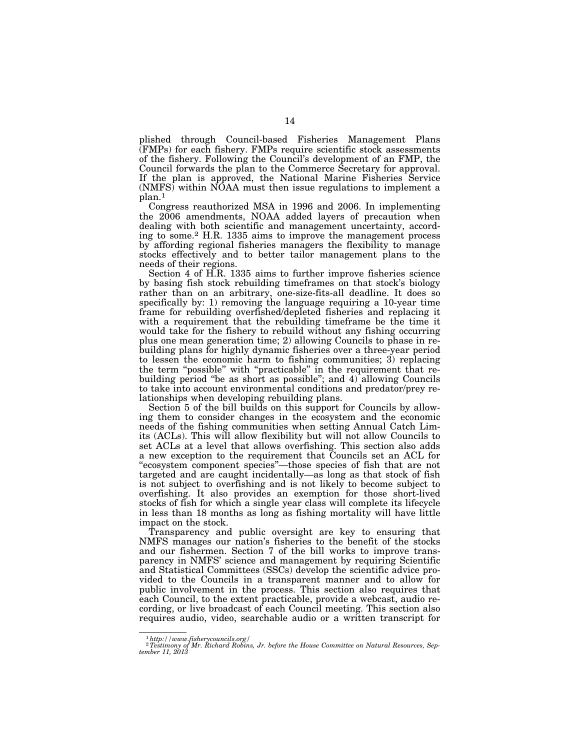plished through Council-based Fisheries Management Plans (FMPs) for each fishery. FMPs require scientific stock assessments of the fishery. Following the Council's development of an FMP, the Council forwards the plan to the Commerce Secretary for approval. If the plan is approved, the National Marine Fisheries Service (NMFS) within NOAA must then issue regulations to implement a plan.[1]

Congress reauthorized MSA in 1996 and 2006. In implementing the 2006 amendments, NOAA added layers of precaution when dealing with both scientific and management uncertainty, according to some.[2] H.R. 1335 aims to improve the management process by affording regional fisheries managers the flexibility to manage stocks effectively and to better tailor management plans to the needs of their regions.

Section 4 of H.R. 1335 aims to further improve fisheries science by basing fish stock rebuilding timeframes on that stock's biology rather than on an arbitrary, one-size-fits-all deadline. It does so specifically by: 1) removing the language requiring a 10-year time frame for rebuilding overfished/depleted fisheries and replacing it with a requirement that the rebuilding timeframe be the time it would take for the fishery to rebuild without any fishing occurring plus one mean generation time; 2) allowing Councils to phase in rebuilding plans for highly dynamic fisheries over a three-year period to lessen the economic harm to fishing communities; 3) replacing the term "possible" with "practicable" in the requirement that rebuilding period "be as short as possible"; and 4) allowing Councils to take into account environmental conditions and predator/prey relationships when developing rebuilding plans.

Section 5 of the bill builds on this support for Councils by allowing them to consider changes in the ecosystem and the economic needs of the fishing communities when setting Annual Catch Limits (ACLs). This will allow flexibility but will not allow Councils to set ACLs at a level that allows overfishing. This section also adds a new exception to the requirement that Councils set an ACL for "ecosystem component species"—those species of fish that are not targeted and are caught incidentally—as long as that stock of fish is not subject to overfishing and is not likely to become subject to overfishing. It also provides an exemption for those short-lived stocks of fish for which a single year class will complete its lifecycle in less than 18 months as long as fishing mortality will have little impact on the stock.

Transparency and public oversight are key to ensuring that NMFS manages our nation's fisheries to the benefit of the stocks and our fishermen. Section 7 of the bill works to improve transparency in NMFS' science and management by requiring Scientific and Statistical Committees (SSCs) develop the scientific advice provided to the Councils in a transparent manner and to allow for public involvement in the process. This section also requires that each Council, to the extent practicable, provide a webcast, audio recording, or live broadcast of each Council meeting. This section also requires audio, video, searchable audio or a written transcript for

---

[1] *http://www.fisherycouncils.org/*

[2] *Testimony of Mr. Richard Robins, Jr. before the House Committee on Natural Resources, September 11, 2013*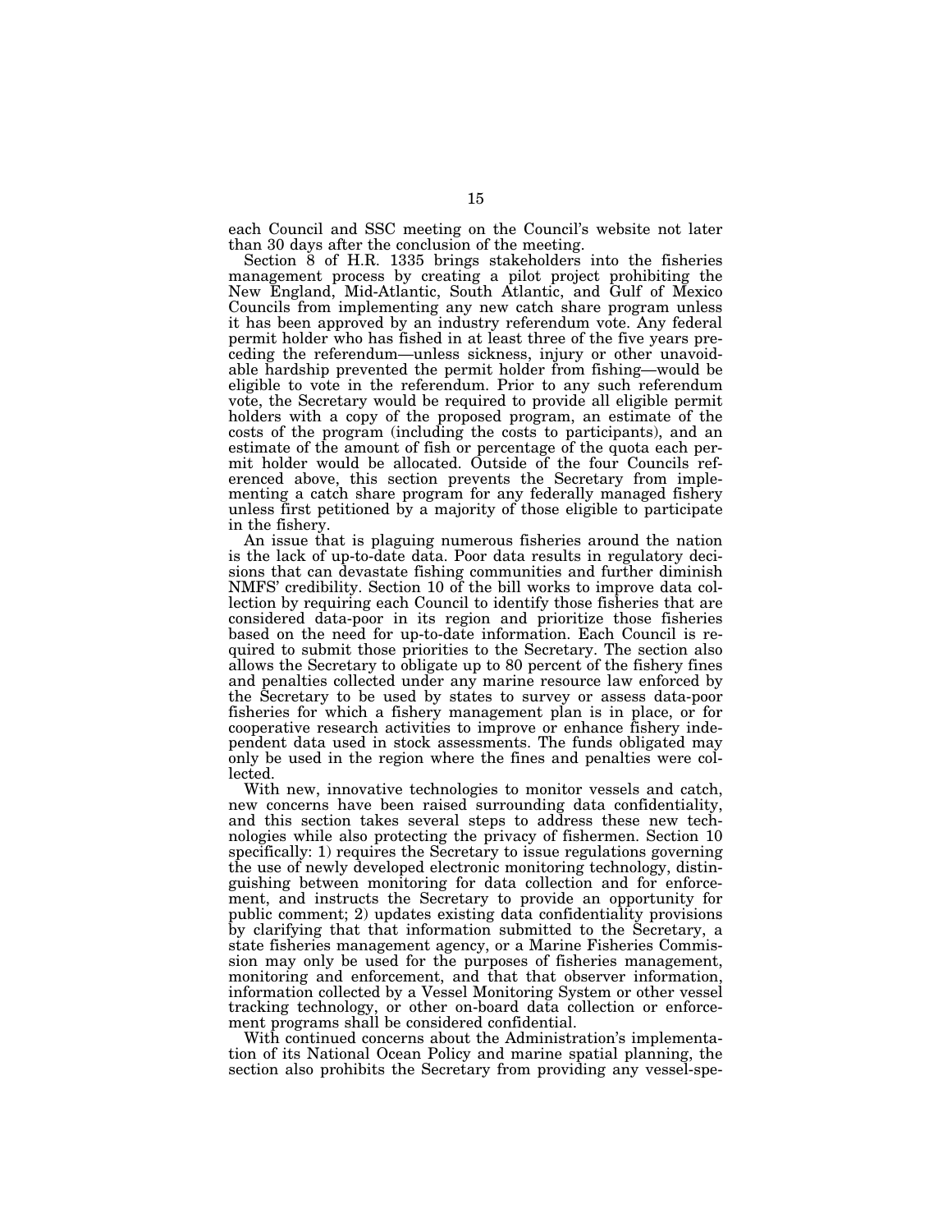each Council and SSC meeting on the Council's website not later than 30 days after the conclusion of the meeting.

Section 8 of H.R. 1335 brings stakeholders into the fisheries management process by creating a pilot project prohibiting the New England, Mid-Atlantic, South Atlantic, and Gulf of Mexico Councils from implementing any new catch share program unless it has been approved by an industry referendum vote. Any federal permit holder who has fished in at least three of the five years preceding the referendum—unless sickness, injury or other unavoidable hardship prevented the permit holder from fishing—would be eligible to vote in the referendum. Prior to any such referendum vote, the Secretary would be required to provide all eligible permit holders with a copy of the proposed program, an estimate of the costs of the program (including the costs to participants), and an estimate of the amount of fish or percentage of the quota each permit holder would be allocated. Outside of the four Councils referenced above, this section prevents the Secretary from implementing a catch share program for any federally managed fishery unless first petitioned by a majority of those eligible to participate in the fishery.

An issue that is plaguing numerous fisheries around the nation is the lack of up-to-date data. Poor data results in regulatory decisions that can devastate fishing communities and further diminish NMFS' credibility. Section 10 of the bill works to improve data collection by requiring each Council to identify those fisheries that are considered data-poor in its region and prioritize those fisheries based on the need for up-to-date information. Each Council is required to submit those priorities to the Secretary. The section also allows the Secretary to obligate up to 80 percent of the fishery fines and penalties collected under any marine resource law enforced by the Secretary to be used by states to survey or assess data-poor fisheries for which a fishery management plan is in place, or for cooperative research activities to improve or enhance fishery independent data used in stock assessments. The funds obligated may only be used in the region where the fines and penalties were collected.

With new, innovative technologies to monitor vessels and catch, new concerns have been raised surrounding data confidentiality, and this section takes several steps to address these new technologies while also protecting the privacy of fishermen. Section 10 specifically: 1) requires the Secretary to issue regulations governing the use of newly developed electronic monitoring technology, distinguishing between monitoring for data collection and for enforcement, and instructs the Secretary to provide an opportunity for public comment; 2) updates existing data confidentiality provisions by clarifying that that information submitted to the Secretary, a state fisheries management agency, or a Marine Fisheries Commission may only be used for the purposes of fisheries management, monitoring and enforcement, and that that observer information, information collected by a Vessel Monitoring System or other vessel tracking technology, or other on-board data collection or enforcement programs shall be considered confidential.

With continued concerns about the Administration's implementation of its National Ocean Policy and marine spatial planning, the section also prohibits the Secretary from providing any vessel-spe-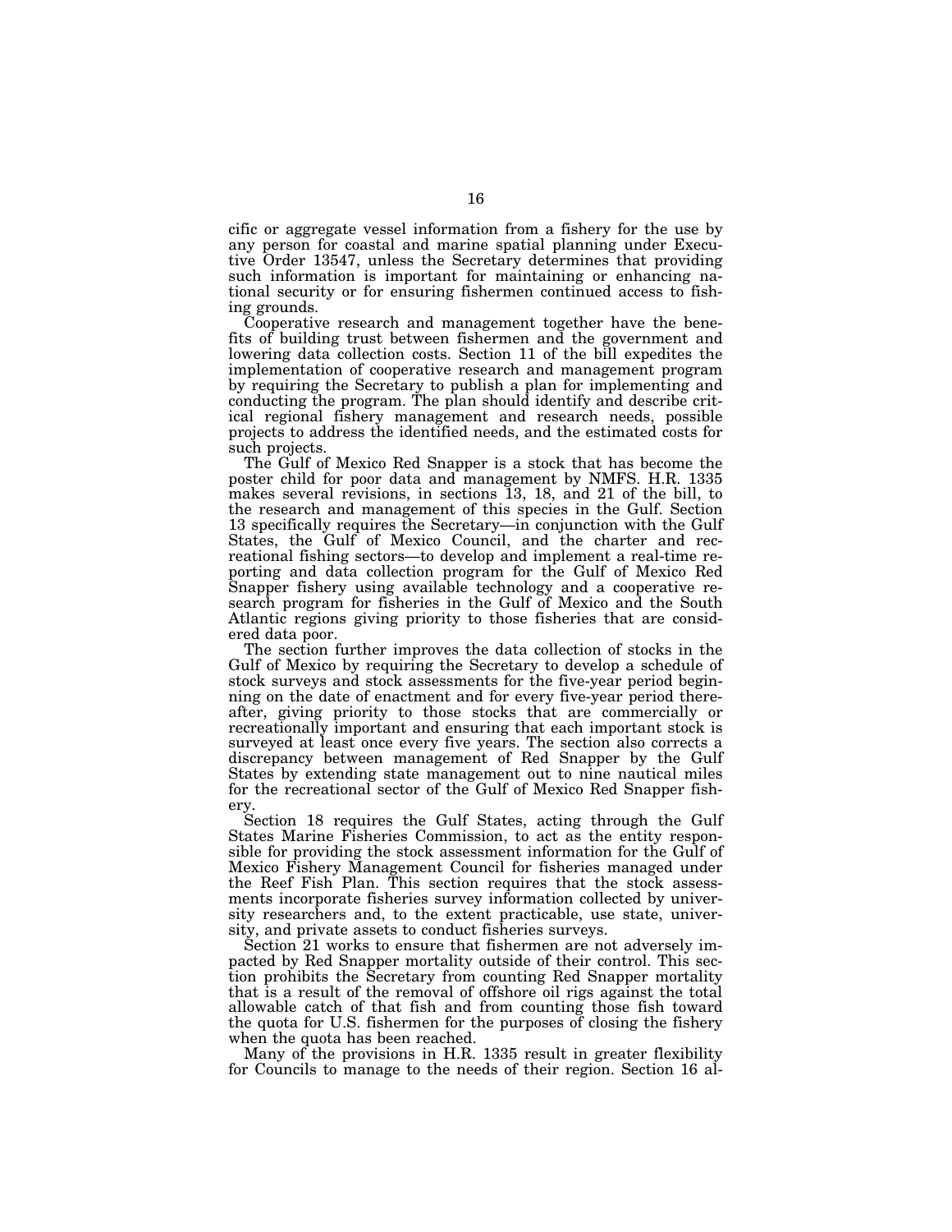cific or aggregate vessel information from a fishery for the use by any person for coastal and marine spatial planning under Executive Order 13547, unless the Secretary determines that providing such information is important for maintaining or enhancing national security or for ensuring fishermen continued access to fishing grounds.

Cooperative research and management together have the benefits of building trust between fishermen and the government and lowering data collection costs. Section 11 of the bill expedites the implementation of cooperative research and management program by requiring the Secretary to publish a plan for implementing and conducting the program. The plan should identify and describe critical regional fishery management and research needs, possible projects to address the identified needs, and the estimated costs for such projects.

The Gulf of Mexico Red Snapper is a stock that has become the poster child for poor data and management by NMFS. H.R. 1335 makes several revisions, in sections 13, 18, and 21 of the bill, to the research and management of this species in the Gulf. Section 13 specifically requires the Secretary—in conjunction with the Gulf States, the Gulf of Mexico Council, and the charter and recreational fishing sectors—to develop and implement a real-time reporting and data collection program for the Gulf of Mexico Red Snapper fishery using available technology and a cooperative research program for fisheries in the Gulf of Mexico and the South Atlantic regions giving priority to those fisheries that are considered data poor.

The section further improves the data collection of stocks in the Gulf of Mexico by requiring the Secretary to develop a schedule of stock surveys and stock assessments for the five-year period beginning on the date of enactment and for every five-year period thereafter, giving priority to those stocks that are commercially or recreationally important and ensuring that each important stock is surveyed at least once every five years. The section also corrects a discrepancy between management of Red Snapper by the Gulf States by extending state management out to nine nautical miles for the recreational sector of the Gulf of Mexico Red Snapper fishery.

Section 18 requires the Gulf States, acting through the Gulf States Marine Fisheries Commission, to act as the entity responsible for providing the stock assessment information for the Gulf of Mexico Fishery Management Council for fisheries managed under the Reef Fish Plan. This section requires that the stock assessments incorporate fisheries survey information collected by university researchers and, to the extent practicable, use state, university, and private assets to conduct fisheries surveys.

Section 21 works to ensure that fishermen are not adversely impacted by Red Snapper mortality outside of their control. This section prohibits the Secretary from counting Red Snapper mortality that is a result of the removal of offshore oil rigs against the total allowable catch of that fish and from counting those fish toward the quota for U.S. fishermen for the purposes of closing the fishery when the quota has been reached.

Many of the provisions in H.R. 1335 result in greater flexibility for Councils to manage to the needs of their region. Section 16 al-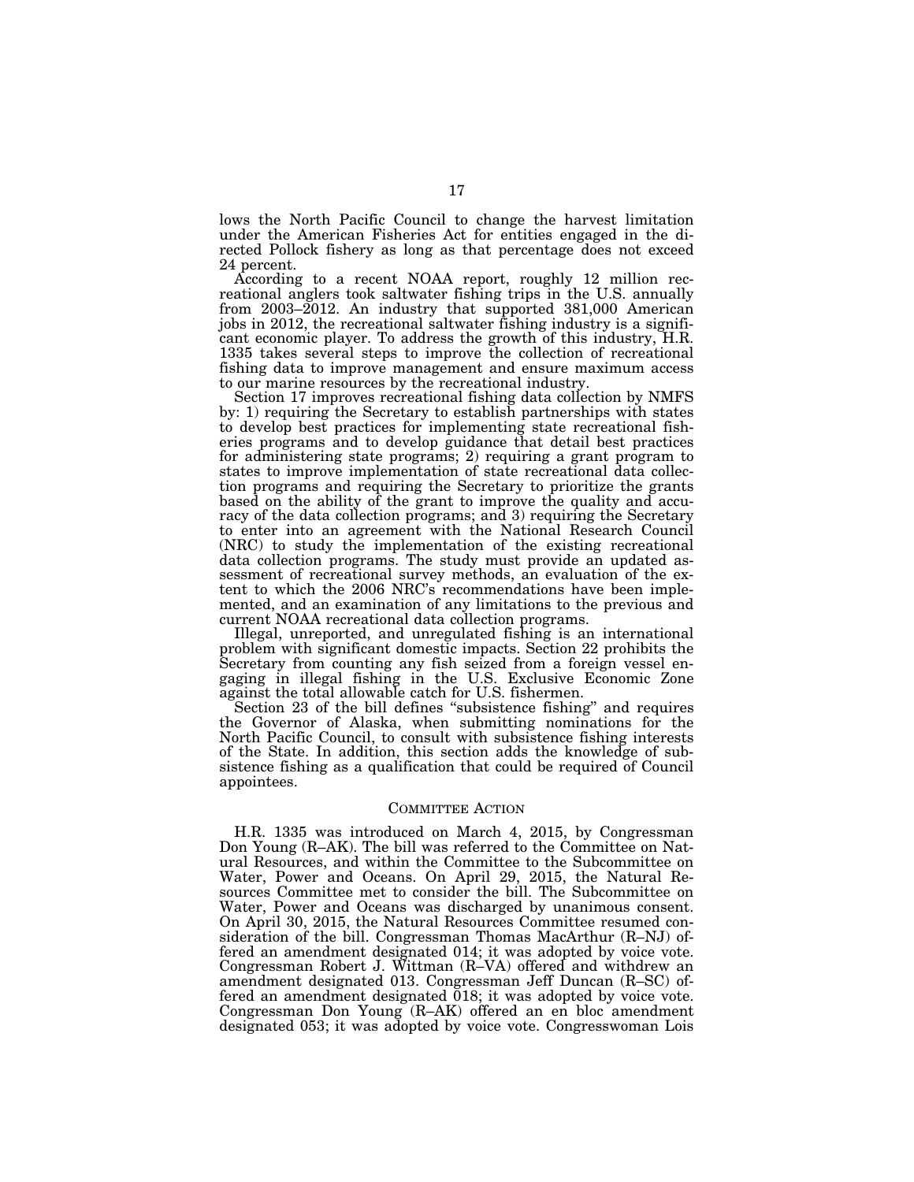lows the North Pacific Council to change the harvest limitation under the American Fisheries Act for entities engaged in the directed Pollock fishery as long as that percentage does not exceed 24 percent.

According to a recent NOAA report, roughly 12 million recreational anglers took saltwater fishing trips in the U.S. annually from 2003–2012. An industry that supported 381,000 American jobs in 2012, the recreational saltwater fishing industry is a significant economic player. To address the growth of this industry, H.R. 1335 takes several steps to improve the collection of recreational fishing data to improve management and ensure maximum access to our marine resources by the recreational industry.

Section 17 improves recreational fishing data collection by NMFS by: 1) requiring the Secretary to establish partnerships with states to develop best practices for implementing state recreational fisheries programs and to develop guidance that detail best practices for administering state programs; 2) requiring a grant program to states to improve implementation of state recreational data collection programs and requiring the Secretary to prioritize the grants based on the ability of the grant to improve the quality and accuracy of the data collection programs; and 3) requiring the Secretary to enter into an agreement with the National Research Council (NRC) to study the implementation of the existing recreational data collection programs. The study must provide an updated assessment of recreational survey methods, an evaluation of the extent to which the 2006 NRC's recommendations have been implemented, and an examination of any limitations to the previous and current NOAA recreational data collection programs.

Illegal, unreported, and unregulated fishing is an international problem with significant domestic impacts. Section 22 prohibits the Secretary from counting any fish seized from a foreign vessel engaging in illegal fishing in the U.S. Exclusive Economic Zone against the total allowable catch for U.S. fishermen.

Section 23 of the bill defines "subsistence fishing" and requires the Governor of Alaska, when submitting nominations for the North Pacific Council, to consult with subsistence fishing interests of the State. In addition, this section adds the knowledge of subsistence fishing as a qualification that could be required of Council appointees.

## COMMITTEE ACTION

H.R. 1335 was introduced on March 4, 2015, by Congressman Don Young (R–AK). The bill was referred to the Committee on Natural Resources, and within the Committee to the Subcommittee on Water, Power and Oceans. On April 29, 2015, the Natural Resources Committee met to consider the bill. The Subcommittee on Water, Power and Oceans was discharged by unanimous consent. On April 30, 2015, the Natural Resources Committee resumed consideration of the bill. Congressman Thomas MacArthur (R–NJ) offered an amendment designated 014; it was adopted by voice vote. Congressman Robert J. Wittman (R–VA) offered and withdrew an amendment designated 013. Congressman Jeff Duncan (R–SC) offered an amendment designated 018; it was adopted by voice vote. Congressman Don Young (R–AK) offered an en bloc amendment designated 053; it was adopted by voice vote. Congresswoman Lois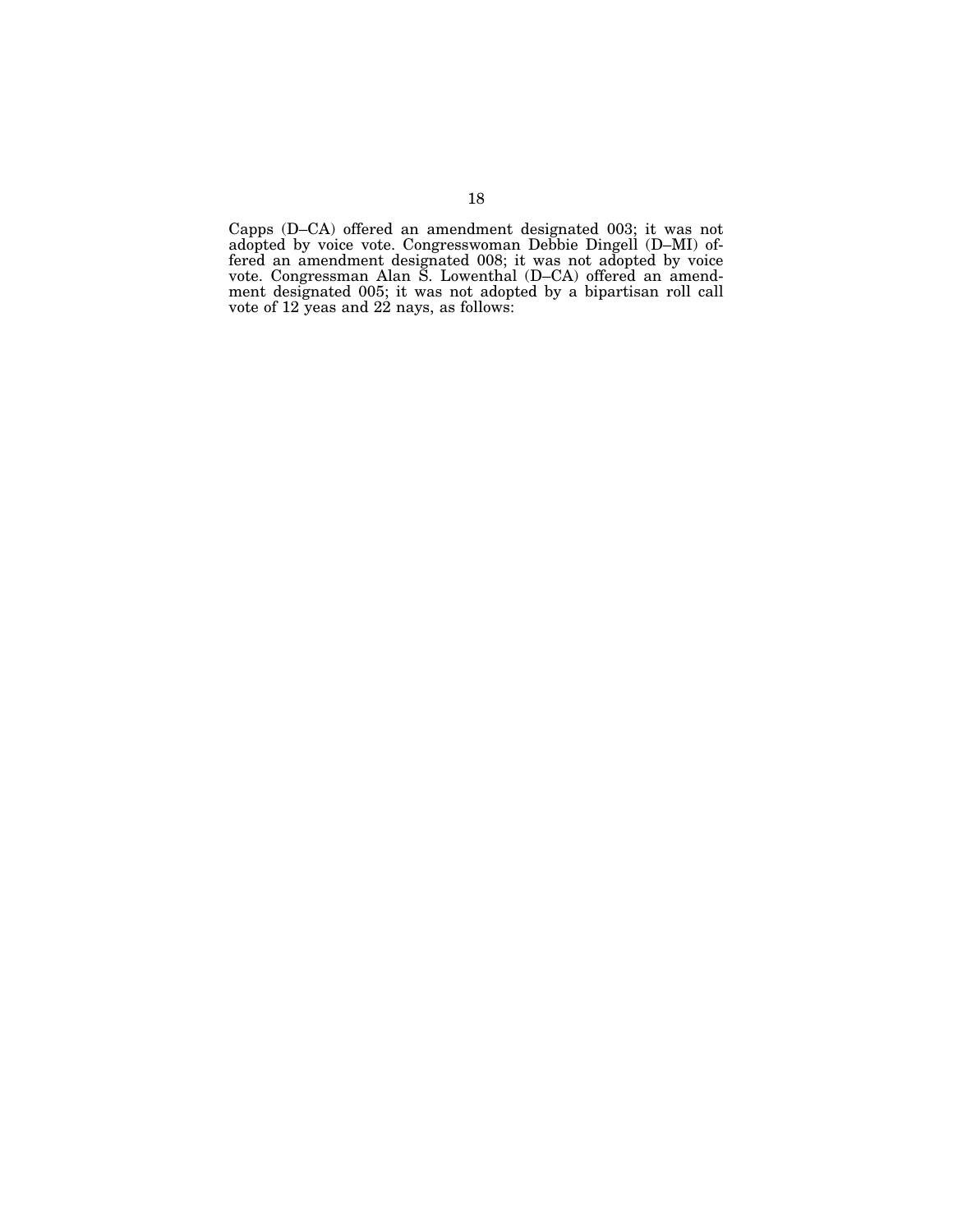Capps (D–CA) offered an amendment designated 003; it was not adopted by voice vote. Congresswoman Debbie Dingell (D–MI) offered an amendment designated 008; it was not adopted by voice vote. Congressman Alan S. Lowenthal (D–CA) offered an amendment designated 005; it was not adopted by a bipartisan roll call vote of 12 yeas and 22 nays, as follows: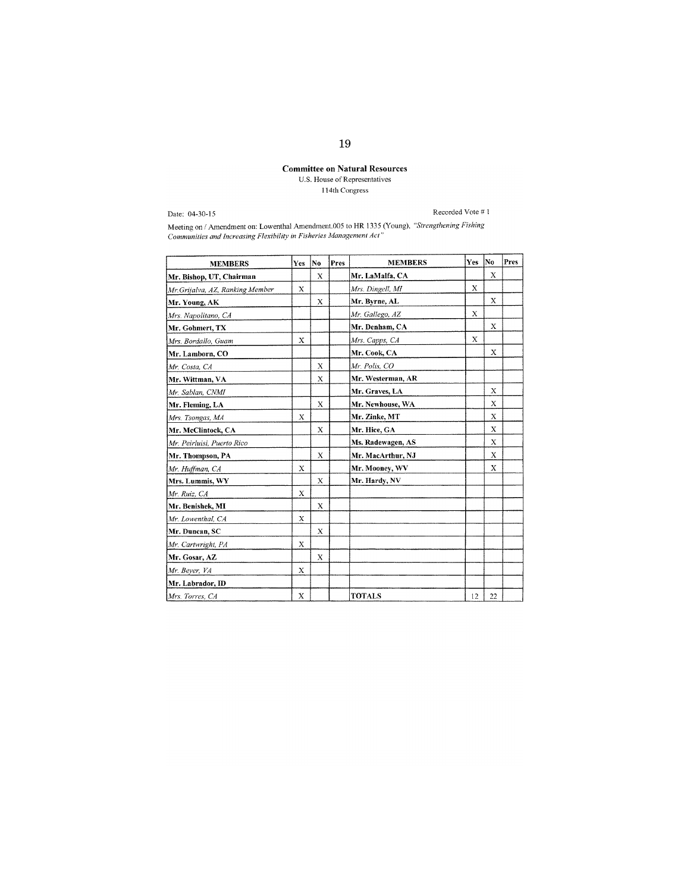**Committee on Natural Resources**
U.S. House of Representatives
114th Congress

Date: 04-30-15

Recorded Vote # 1

Meeting on / Amendment on: Lowenthal Amendment.005 to HR 1335 (Young), *"Strengthening Fishing Communities and Increasing Flexibility in Fisheries Management Act"*

| MEMBERS | Yes | No | Pres | MEMBERS | Yes | No | Pres |
|---|---|---|---|---|---|---|---|
| **Mr. Bishop, UT, Chairman** | | X | | **Mr. LaMalfa, CA** | | X | |
| *Mr.Grijalva, AZ, Ranking Member* | X | | | *Mrs. Dingell, MI* | X | | |
| **Mr. Young, AK** | | X | | **Mr. Byrne, AL** | | X | |
| *Mrs. Napolitano, CA* | | | | *Mr. Gallego, AZ* | X | | |
| **Mr. Gohmert, TX** | | | | **Mr. Denham, CA** | | X | |
| *Mrs. Bordallo, Guam* | X | | | *Mrs. Capps, CA* | X | | |
| **Mr. Lamborn, CO** | | | | **Mr. Cook, CA** | | X | |
| *Mr. Costa, CA* | | X | | *Mr. Polis, CO* | | | |
| **Mr. Wittman, VA** | | X | | **Mr. Westerman, AR** | | | |
| *Mr. Sablan, CNMI* | | | | **Mr. Graves, LA** | | X | |
| **Mr. Fleming, LA** | | X | | **Mr. Newhouse, WA** | | X | |
| *Mrs. Tsongas, MA* | X | | | **Mr. Zinke, MT** | | X | |
| **Mr. McClintock, CA** | | X | | **Mr. Hice, GA** | | X | |
| *Mr. Peirluisi, Puerto Rico* | | | | **Ms. Radewagen, AS** | | X | |
| **Mr. Thompson, PA** | | X | | **Mr. MacArthur, NJ** | | X | |
| *Mr. Huffman, CA* | X | | | **Mr. Mooney, WV** | | X | |
| **Mrs. Lummis, WY** | | X | | **Mr. Hardy, NV** | | | |
| *Mr. Ruiz, CA* | X | | | | | | |
| **Mr. Benishek, MI** | | X | | | | | |
| *Mr. Lowenthal, CA* | X | | | | | | |
| **Mr. Duncan, SC** | | X | | | | | |
| *Mr. Cartwright, PA* | X | | | | | | |
| **Mr. Gosar, AZ** | | X | | | | | |
| *Mr. Beyer, VA* | X | | | | | | |
| **Mr. Labrador, ID** | | | | | | | |
| *Mrs. Torres, CA* | X | | | **TOTALS** | 12 | 22 | |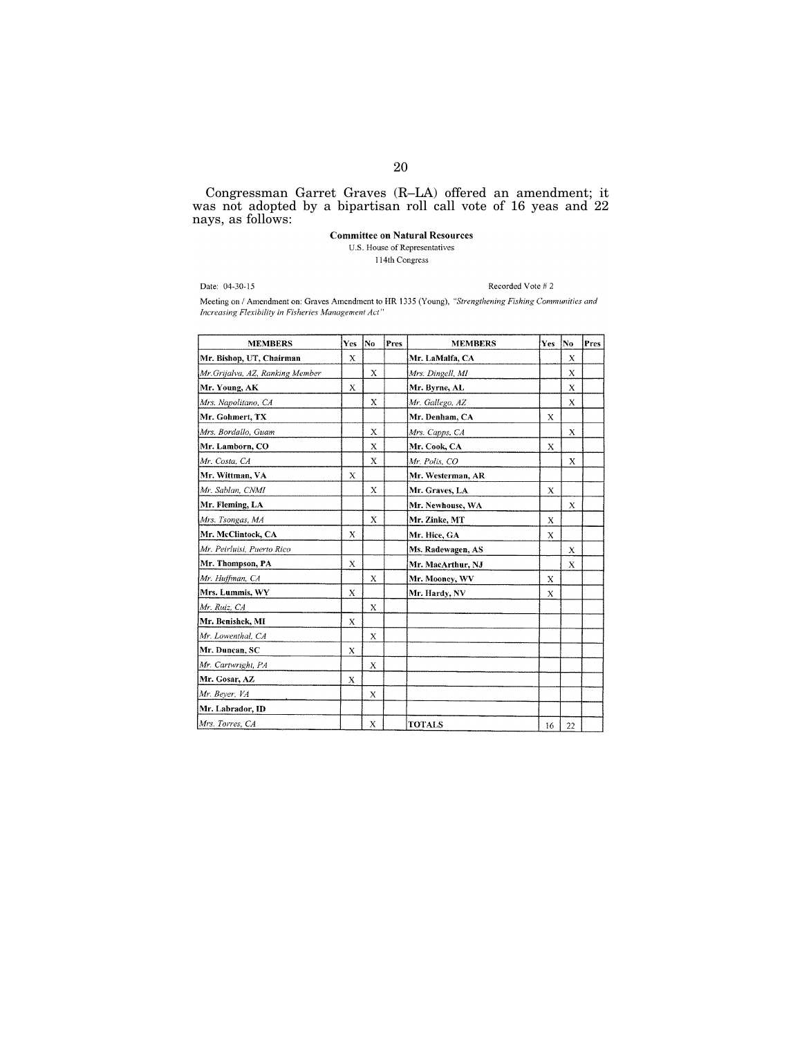Congressman Garret Graves (R–LA) offered an amendment; it was not adopted by a bipartisan roll call vote of 16 yeas and 22 nays, as follows:

**Committee on Natural Resources**

U.S. House of Representatives

114th Congress

Date: 04-30-15

Recorded Vote # 2

Meeting on / Amendment on: Graves Amendment to HR 1335 (Young), *"Strengthening Fishing Communities and Increasing Flexibility in Fisheries Management Act"*

| MEMBERS | Yes | No | Pres | MEMBERS | Yes | No | Pres |
|---|---|---|---|---|---|---|---|
| **Mr. Bishop, UT, Chairman** | X | | | **Mr. LaMalfa, CA** | | X | |
| *Mr. Grijalva, AZ, Ranking Member* | | X | | *Mrs. Dingell, MI* | | X | |
| **Mr. Young, AK** | X | | | **Mr. Byrne, AL** | | X | |
| *Mrs. Napolitano, CA* | | X | | *Mr. Gallego, AZ* | | X | |
| **Mr. Gohmert, TX** | | | | **Mr. Denham, CA** | X | | |
| *Mrs. Bordallo, Guam* | | X | | *Mrs. Capps, CA* | | X | |
| **Mr. Lamborn, CO** | | X | | **Mr. Cook, CA** | X | | |
| *Mr. Costa, CA* | | X | | *Mr. Polis, CO* | | X | |
| **Mr. Wittman, VA** | X | | | **Mr. Westerman, AR** | | | |
| *Mr. Sablan, CNMI* | | X | | **Mr. Graves, LA** | X | | |
| **Mr. Fleming, LA** | | | | **Mr. Newhouse, WA** | | X | |
| *Mrs. Tsongas, MA* | | X | | **Mr. Zinke, MT** | X | | |
| **Mr. McClintock, CA** | X | | | **Mr. Hice, GA** | X | | |
| *Mr. Peirluisi, Puerto Rico* | | | | **Ms. Radewagen, AS** | | X | |
| **Mr. Thompson, PA** | X | | | **Mr. MacArthur, NJ** | | X | |
| *Mr. Huffman, CA* | | X | | **Mr. Mooney, WV** | X | | |
| **Mrs. Lummis, WY** | X | | | **Mr. Hardy, NV** | X | | |
| *Mr. Ruiz, CA* | | X | | | | | |
| **Mr. Benishek, MI** | X | | | | | | |
| *Mr. Lowenthal, CA* | | X | | | | | |
| **Mr. Duncan, SC** | X | | | | | | |
| *Mr. Cartwright, PA* | | X | | | | | |
| **Mr. Gosar, AZ** | X | | | | | | |
| *Mr. Beyer, VA* | | X | | | | | |
| **Mr. Labrador, ID** | | | | | | | |
| *Mrs. Torres, CA* | | X | | **TOTALS** | 16 | 22 | |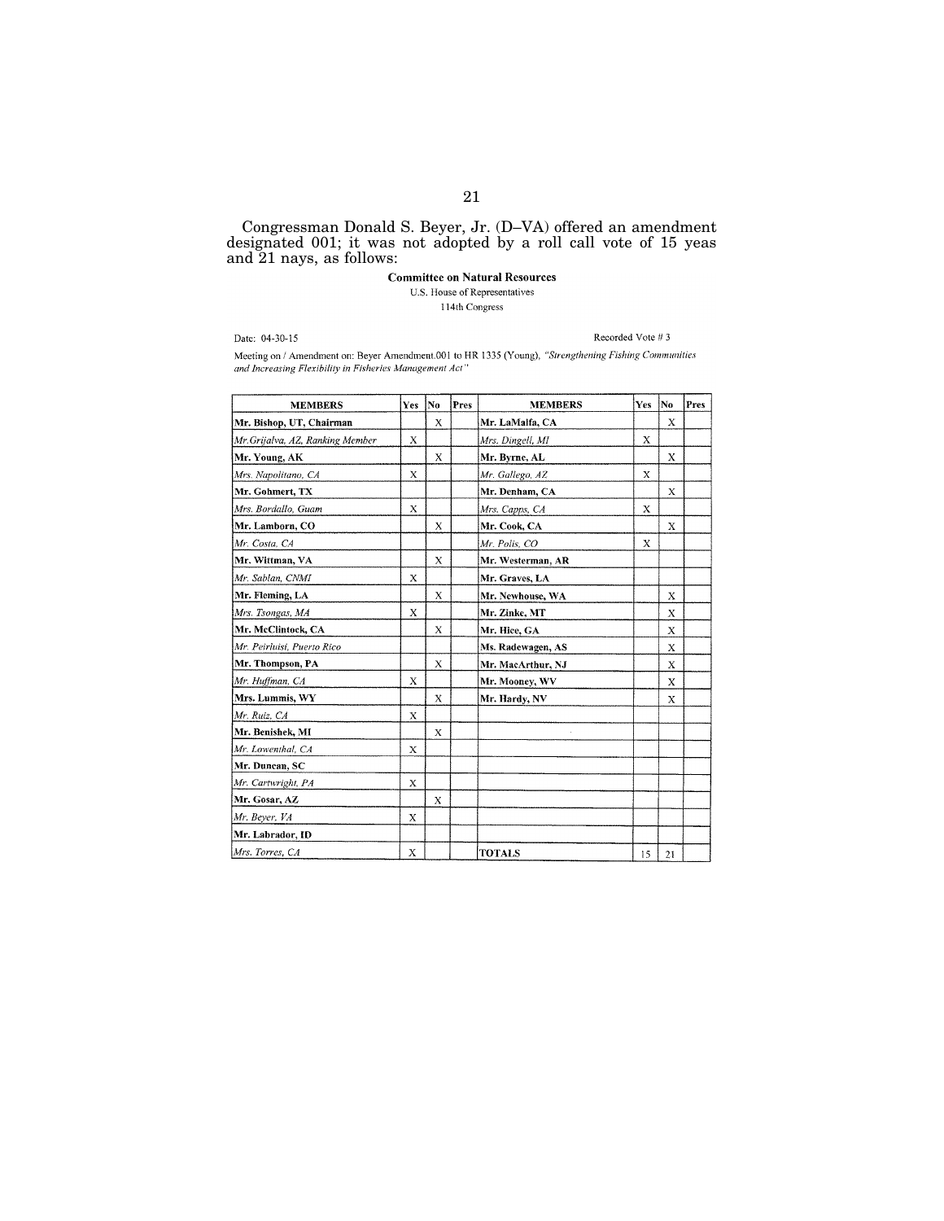Congressman Donald S. Beyer, Jr. (D–VA) offered an amendment designated 001; it was not adopted by a roll call vote of 15 yeas and 21 nays, as follows:

**Committee on Natural Resources**

U.S. House of Representatives

114th Congress

Date: 04-30-15

Recorded Vote # 3

Meeting on / Amendment on: Beyer Amendment.001 to HR 1335 (Young), *"Strengthening Fishing Communities and Increasing Flexibility in Fisheries Management Act"*

| MEMBERS | Yes | No | Pres | MEMBERS | Yes | No | Pres |
|---|---|---|---|---|---|---|---|
| **Mr. Bishop, UT, Chairman** | | X | | **Mr. LaMalfa, CA** | | X | |
| *Mr.Grijalva, AZ, Ranking Member* | X | | | *Mrs. Dingell, MI* | X | | |
| **Mr. Young, AK** | | X | | **Mr. Byrne, AL** | | X | |
| *Mrs. Napolitano, CA* | X | | | *Mr. Gallego, AZ* | X | | |
| **Mr. Gohmert, TX** | | | | **Mr. Denham, CA** | | X | |
| *Mrs. Bordallo, Guam* | X | | | *Mrs. Capps, CA* | X | | |
| **Mr. Lamborn, CO** | | X | | **Mr. Cook, CA** | | X | |
| *Mr. Costa, CA* | | | | *Mr. Polis, CO* | X | | |
| **Mr. Wittman, VA** | | X | | **Mr. Westerman, AR** | | | |
| *Mr. Sablan, CNMI* | X | | | **Mr. Graves, LA** | | | |
| **Mr. Fleming, LA** | | X | | **Mr. Newhouse, WA** | | X | |
| *Mrs. Tsongas, MA* | X | | | **Mr. Zinke, MT** | | X | |
| **Mr. McClintock, CA** | | X | | **Mr. Hice, GA** | | X | |
| *Mr. Peirluisi, Puerto Rico* | | | | **Ms. Radewagen, AS** | | X | |
| **Mr. Thompson, PA** | | X | | **Mr. MacArthur, NJ** | | X | |
| *Mr. Huffman, CA* | X | | | **Mr. Mooney, WV** | | X | |
| **Mrs. Lummis, WY** | | X | | **Mr. Hardy, NV** | | X | |
| *Mr. Ruiz, CA* | X | | | | | | |
| **Mr. Benishek, MI** | | X | | | | | |
| *Mr. Lowenthal, CA* | X | | | | | | |
| **Mr. Duncan, SC** | | | | | | | |
| *Mr. Cartwright, PA* | X | | | | | | |
| **Mr. Gosar, AZ** | | X | | | | | |
| *Mr. Beyer, VA* | X | | | | | | |
| **Mr. Labrador, ID** | | | | | | | |
| *Mrs. Torres, CA* | X | | | **TOTALS** | 15 | 21 | |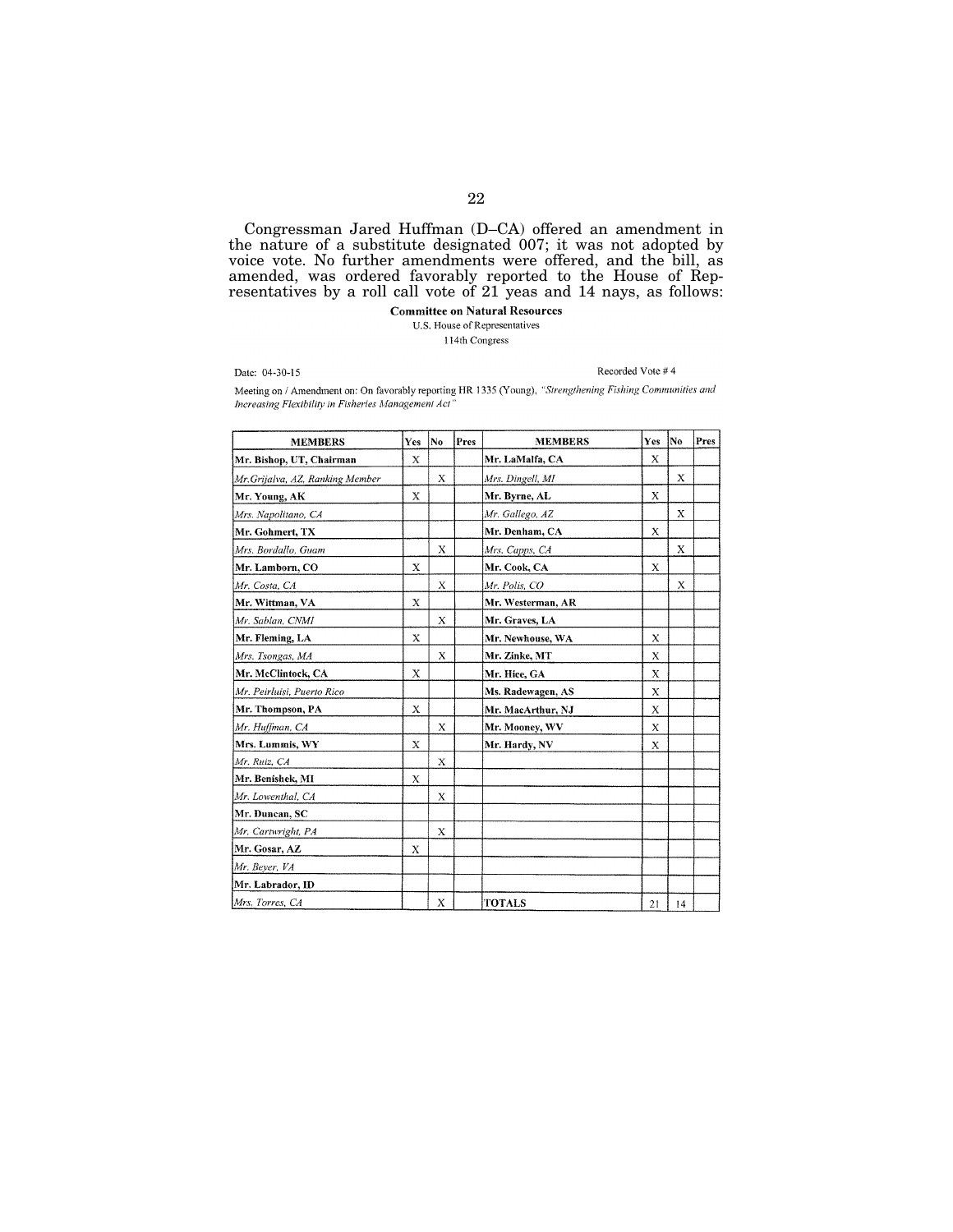Congressman Jared Huffman (D–CA) offered an amendment in the nature of a substitute designated 007; it was not adopted by voice vote. No further amendments were offered, and the bill, as amended, was ordered favorably reported to the House of Representatives by a roll call vote of 21 yeas and 14 nays, as follows:

**Committee on Natural Resources**

U.S. House of Representatives

114th Congress

Date: 04-30-15

Recorded Vote # 4

Meeting on / Amendment on: On favorably reporting HR 1335 (Young), *"Strengthening Fishing Communities and Increasing Flexibility in Fisheries Management Act"*

| MEMBERS | Yes | No | Pres | MEMBERS | Yes | No | Pres |
|---|---|---|---|---|---|---|---|
| **Mr. Bishop, UT, Chairman** | X | | | **Mr. LaMalfa, CA** | X | | |
| *Mr. Grijalva, AZ, Ranking Member* | | X | | *Mrs. Dingell, MI* | | X | |
| **Mr. Young, AK** | X | | | **Mr. Byrne, AL** | X | | |
| *Mrs. Napolitano, CA* | | | | *Mr. Gallego, AZ* | | X | |
| **Mr. Gohmert, TX** | | | | **Mr. Denham, CA** | X | | |
| *Mrs. Bordallo, Guam* | | X | | *Mrs. Capps, CA* | | X | |
| **Mr. Lamborn, CO** | X | | | **Mr. Cook, CA** | X | | |
| *Mr. Costa, CA* | | X | | *Mr. Polis, CO* | | X | |
| **Mr. Wittman, VA** | X | | | **Mr. Westerman, AR** | | | |
| *Mr. Sablan, CNMI* | | X | | **Mr. Graves, LA** | | | |
| **Mr. Fleming, LA** | X | | | **Mr. Newhouse, WA** | X | | |
| *Mrs. Tsongas, MA* | | X | | **Mr. Zinke, MT** | X | | |
| **Mr. McClintock, CA** | X | | | **Mr. Hice, GA** | X | | |
| *Mr. Peirluisi, Puerto Rico* | | | | **Ms. Radewagen, AS** | X | | |
| **Mr. Thompson, PA** | X | | | **Mr. MacArthur, NJ** | X | | |
| *Mr. Huffman, CA* | | X | | **Mr. Mooney, WV** | X | | |
| **Mrs. Lummis, WY** | X | | | **Mr. Hardy, NV** | X | | |
| *Mr. Ruiz, CA* | | X | | | | | |
| **Mr. Benishek, MI** | X | | | | | | |
| *Mr. Lowenthal, CA* | | X | | | | | |
| **Mr. Duncan, SC** | | | | | | | |
| *Mr. Cartwright, PA* | | X | | | | | |
| **Mr. Gosar, AZ** | X | | | | | | |
| *Mr. Beyer, VA* | | | | | | | |
| **Mr. Labrador, ID** | | | | | | | |
| *Mrs. Torres, CA* | | X | | **TOTALS** | 21 | 14 | |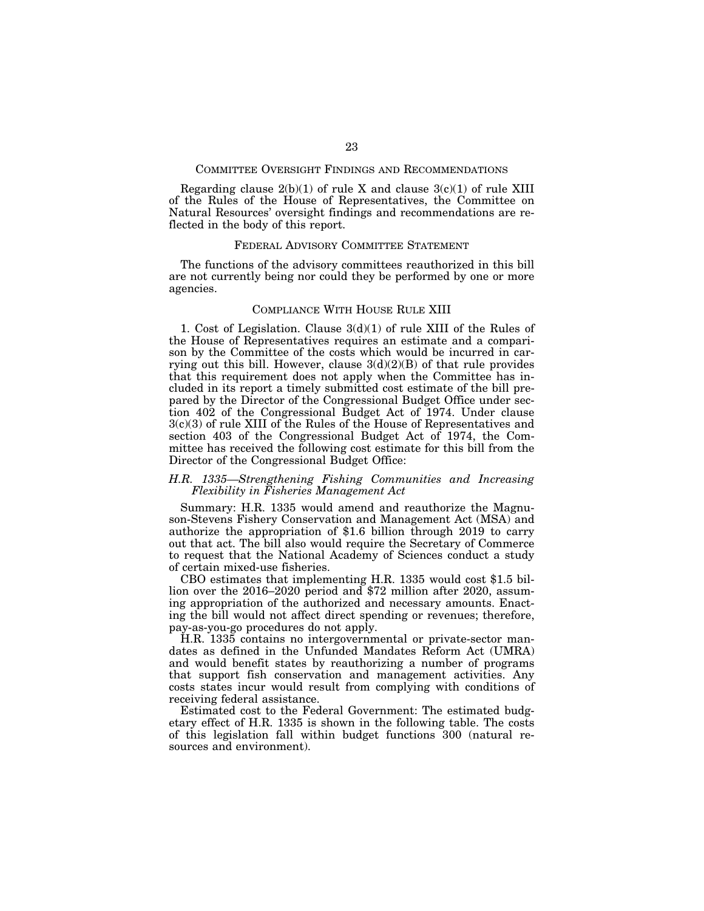## COMMITTEE OVERSIGHT FINDINGS AND RECOMMENDATIONS

Regarding clause 2(b)(1) of rule X and clause 3(c)(1) of rule XIII of the Rules of the House of Representatives, the Committee on Natural Resources' oversight findings and recommendations are reflected in the body of this report.

## FEDERAL ADVISORY COMMITTEE STATEMENT

The functions of the advisory committees reauthorized in this bill are not currently being nor could they be performed by one or more agencies.

## COMPLIANCE WITH HOUSE RULE XIII

1. Cost of Legislation. Clause 3(d)(1) of rule XIII of the Rules of the House of Representatives requires an estimate and a comparison by the Committee of the costs which would be incurred in carrying out this bill. However, clause 3(d)(2)(B) of that rule provides that this requirement does not apply when the Committee has included in its report a timely submitted cost estimate of the bill prepared by the Director of the Congressional Budget Office under section 402 of the Congressional Budget Act of 1974. Under clause 3(c)(3) of rule XIII of the Rules of the House of Representatives and section 403 of the Congressional Budget Act of 1974, the Committee has received the following cost estimate for this bill from the Director of the Congressional Budget Office:

### *H.R. 1335—Strengthening Fishing Communities and Increasing Flexibility in Fisheries Management Act*

Summary: H.R. 1335 would amend and reauthorize the Magnuson-Stevens Fishery Conservation and Management Act (MSA) and authorize the appropriation of $1.6 billion through 2019 to carry out that act. The bill also would require the Secretary of Commerce to request that the National Academy of Sciences conduct a study of certain mixed-use fisheries.

CBO estimates that implementing H.R. 1335 would cost $1.5 billion over the 2016–2020 period and $72 million after 2020, assuming appropriation of the authorized and necessary amounts. Enacting the bill would not affect direct spending or revenues; therefore, pay-as-you-go procedures do not apply.

H.R. 1335 contains no intergovernmental or private-sector mandates as defined in the Unfunded Mandates Reform Act (UMRA) and would benefit states by reauthorizing a number of programs that support fish conservation and management activities. Any costs states incur would result from complying with conditions of receiving federal assistance.

Estimated cost to the Federal Government: The estimated budgetary effect of H.R. 1335 is shown in the following table. The costs of this legislation fall within budget functions 300 (natural resources and environment).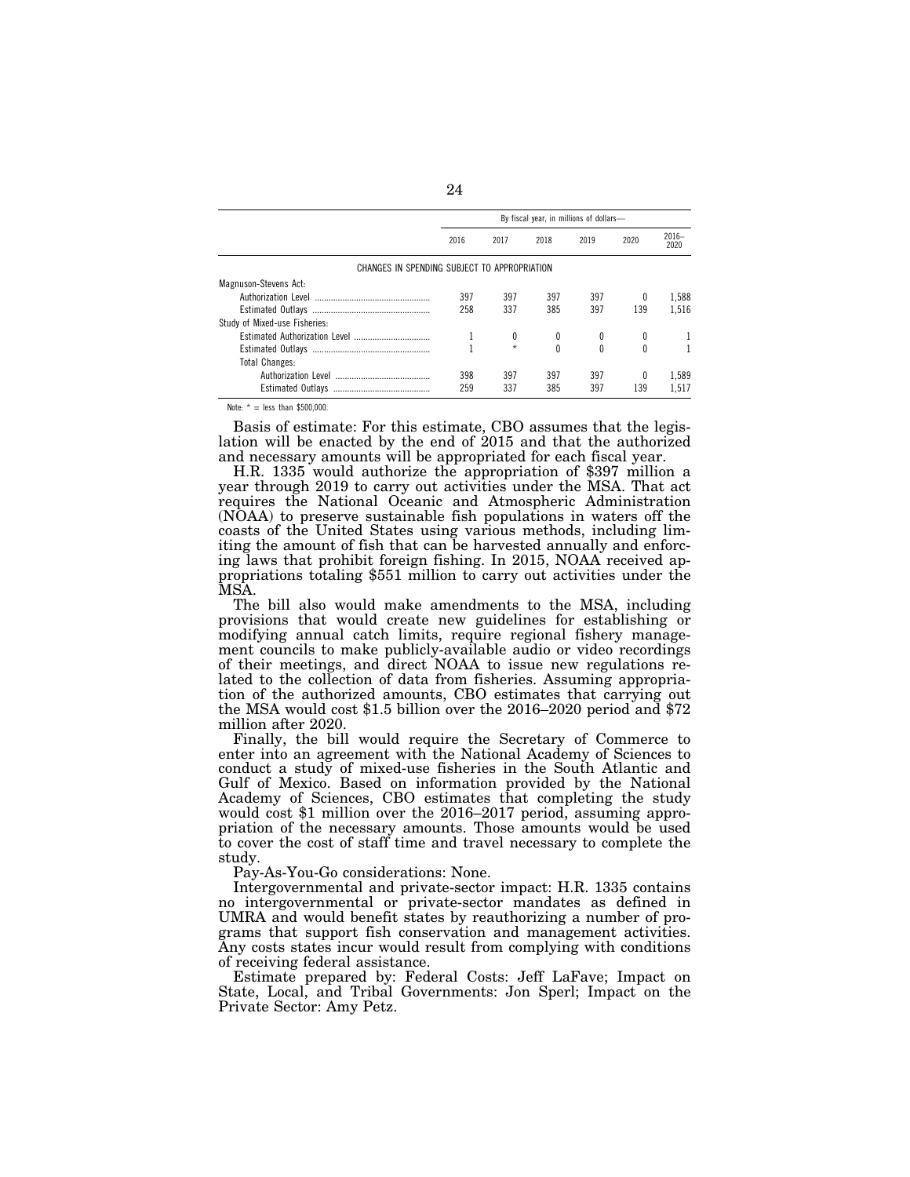| | By fiscal year, in millions of dollars— | | | | | |
|---|---|---|---|---|---|---|
| | 2016 | 2017 | 2018 | 2019 | 2020 | 2016–2020 |
| CHANGES IN SPENDING SUBJECT TO APPROPRIATION | | | | | | |
| Magnuson-Stevens Act: | | | | | | |
| Authorization Level | 397 | 397 | 397 | 397 | 0 | 1,588 |
| Estimated Outlays | 258 | 337 | 385 | 397 | 139 | 1,516 |
| Study of Mixed-use Fisheries: | | | | | | |
| Estimated Authorization Level | 1 | 0 | 0 | 0 | 0 | 1 |
| Estimated Outlays | 1 | * | 0 | 0 | 0 | 1 |
| Total Changes: | | | | | | |
| Authorization Level | 398 | 397 | 397 | 397 | 0 | 1,589 |
| Estimated Outlays | 259 | 337 | 385 | 397 | 139 | 1,517 |

Note: * = less than $500,000.

Basis of estimate: For this estimate, CBO assumes that the legislation will be enacted by the end of 2015 and that the authorized and necessary amounts will be appropriated for each fiscal year.

H.R. 1335 would authorize the appropriation of $397 million a year through 2019 to carry out activities under the MSA. That act requires the National Oceanic and Atmospheric Administration (NOAA) to preserve sustainable fish populations in waters off the coasts of the United States using various methods, including limiting the amount of fish that can be harvested annually and enforcing laws that prohibit foreign fishing. In 2015, NOAA received appropriations totaling $551 million to carry out activities under the MSA.

The bill also would make amendments to the MSA, including provisions that would create new guidelines for establishing or modifying annual catch limits, require regional fishery management councils to make publicly-available audio or video recordings of their meetings, and direct NOAA to issue new regulations related to the collection of data from fisheries. Assuming appropriation of the authorized amounts, CBO estimates that carrying out the MSA would cost $1.5 billion over the 2016–2020 period and $72 million after 2020.

Finally, the bill would require the Secretary of Commerce to enter into an agreement with the National Academy of Sciences to conduct a study of mixed-use fisheries in the South Atlantic and Gulf of Mexico. Based on information provided by the National Academy of Sciences, CBO estimates that completing the study would cost $1 million over the 2016–2017 period, assuming appropriation of the necessary amounts. Those amounts would be used to cover the cost of staff time and travel necessary to complete the study.

Pay-As-You-Go considerations: None.

Intergovernmental and private-sector impact: H.R. 1335 contains no intergovernmental or private-sector mandates as defined in UMRA and would benefit states by reauthorizing a number of programs that support fish conservation and management activities. Any costs states incur would result from complying with conditions of receiving federal assistance.

Estimate prepared by: Federal Costs: Jeff LaFave; Impact on State, Local, and Tribal Governments: Jon Sperl; Impact on the Private Sector: Amy Petz.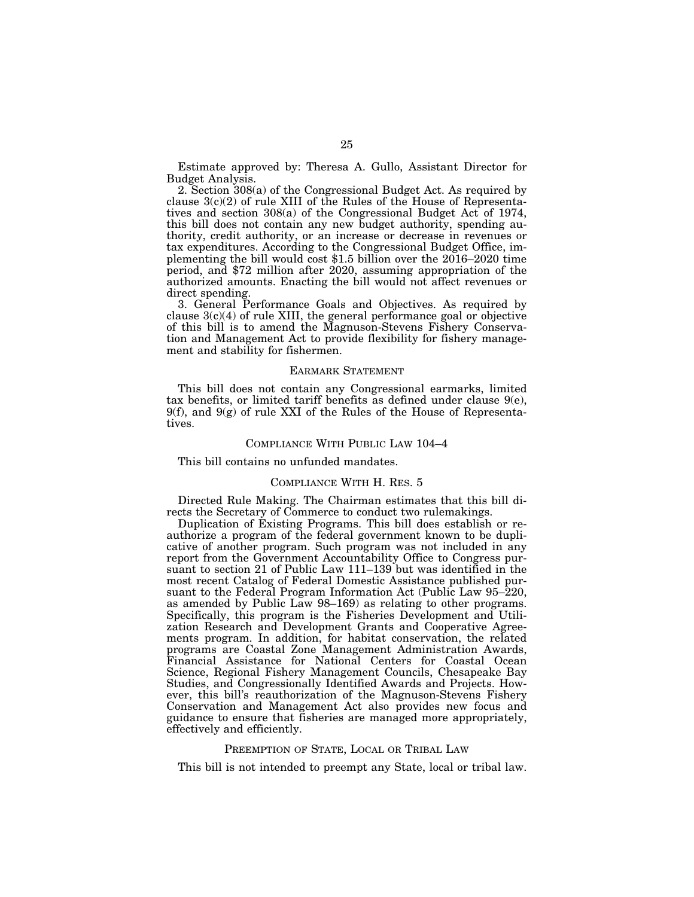Estimate approved by: Theresa A. Gullo, Assistant Director for Budget Analysis.

2. Section 308(a) of the Congressional Budget Act. As required by clause 3(c)(2) of rule XIII of the Rules of the House of Representatives and section 308(a) of the Congressional Budget Act of 1974, this bill does not contain any new budget authority, spending authority, credit authority, or an increase or decrease in revenues or tax expenditures. According to the Congressional Budget Office, implementing the bill would cost $1.5 billion over the 2016–2020 time period, and $72 million after 2020, assuming appropriation of the authorized amounts. Enacting the bill would not affect revenues or direct spending.

3. General Performance Goals and Objectives. As required by clause 3(c)(4) of rule XIII, the general performance goal or objective of this bill is to amend the Magnuson-Stevens Fishery Conservation and Management Act to provide flexibility for fishery management and stability for fishermen.

## EARMARK STATEMENT

This bill does not contain any Congressional earmarks, limited tax benefits, or limited tariff benefits as defined under clause 9(e), 9(f), and 9(g) of rule XXI of the Rules of the House of Representatives.

## COMPLIANCE WITH PUBLIC LAW 104–4

This bill contains no unfunded mandates.

## COMPLIANCE WITH H. RES. 5

Directed Rule Making. The Chairman estimates that this bill directs the Secretary of Commerce to conduct two rulemakings.

Duplication of Existing Programs. This bill does establish or reauthorize a program of the federal government known to be duplicative of another program. Such program was not included in any report from the Government Accountability Office to Congress pursuant to section 21 of Public Law 111–139 but was identified in the most recent Catalog of Federal Domestic Assistance published pursuant to the Federal Program Information Act (Public Law 95–220, as amended by Public Law 98–169) as relating to other programs. Specifically, this program is the Fisheries Development and Utilization Research and Development Grants and Cooperative Agreements program. In addition, for habitat conservation, the related programs are Coastal Zone Management Administration Awards, Financial Assistance for National Centers for Coastal Ocean Science, Regional Fishery Management Councils, Chesapeake Bay Studies, and Congressionally Identified Awards and Projects. However, this bill's reauthorization of the Magnuson-Stevens Fishery Conservation and Management Act also provides new focus and guidance to ensure that fisheries are managed more appropriately, effectively and efficiently.

## PREEMPTION OF STATE, LOCAL OR TRIBAL LAW

This bill is not intended to preempt any State, local or tribal law.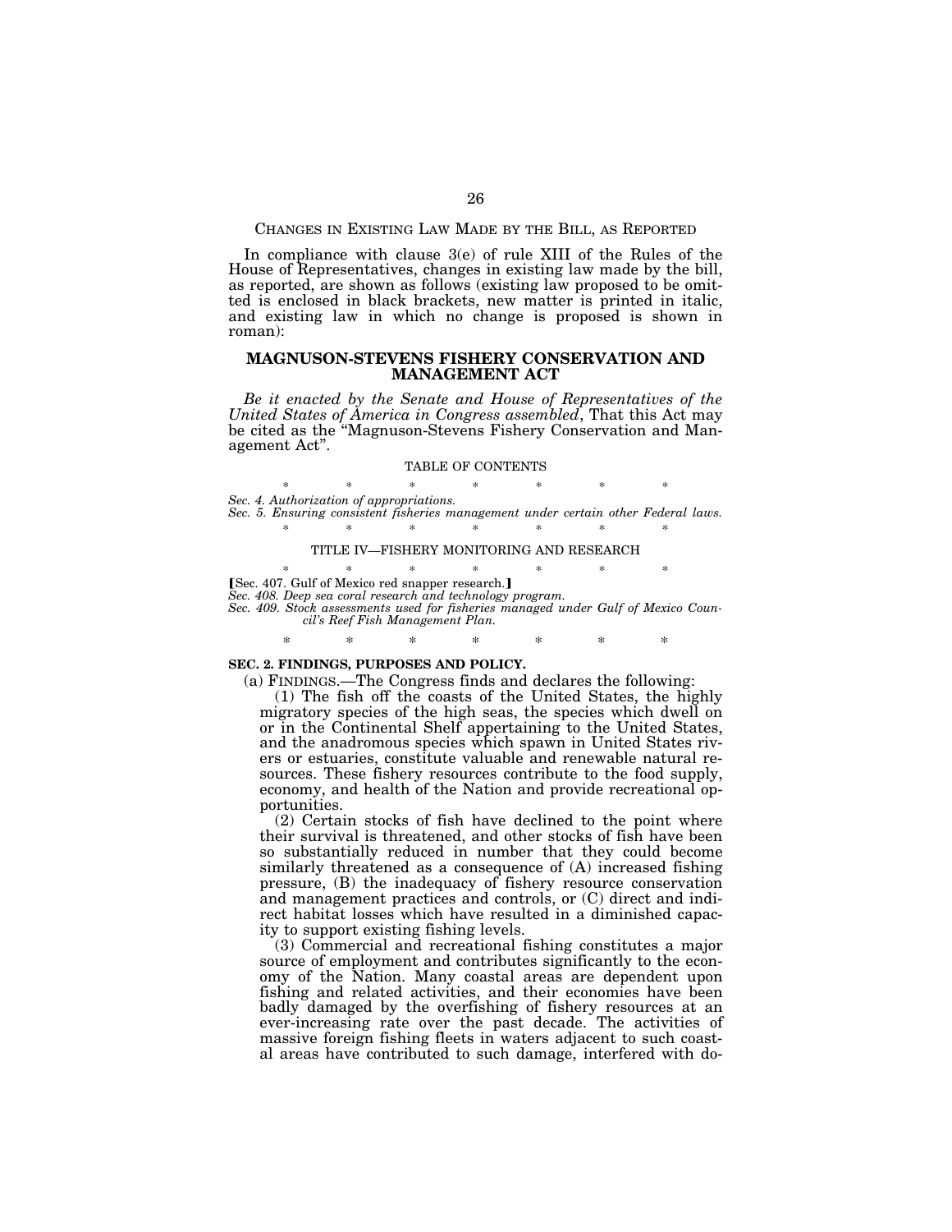CHANGES IN EXISTING LAW MADE BY THE BILL, AS REPORTED

In compliance with clause 3(e) of rule XIII of the Rules of the House of Representatives, changes in existing law made by the bill, as reported, are shown as follows (existing law proposed to be omitted is enclosed in black brackets, new matter is printed in italic, and existing law in which no change is proposed is shown in roman):

## MAGNUSON-STEVENS FISHERY CONSERVATION AND MANAGEMENT ACT

*Be it enacted by the Senate and House of Representatives of the United States of America in Congress assembled*, That this Act may be cited as the "Magnuson-Stevens Fishery Conservation and Management Act".

TABLE OF CONTENTS

\* \* \* \* \* \* \*

*Sec. 4. Authorization of appropriations.*
*Sec. 5. Ensuring consistent fisheries management under certain other Federal laws.*

\* \* \* \* \* \* \*

TITLE IV—FISHERY MONITORING AND RESEARCH

\* \* \* \* \* \* \*

[Sec. 407. Gulf of Mexico red snapper research.]
*Sec. 408. Deep sea coral research and technology program.*
*Sec. 409. Stock assessments used for fisheries managed under Gulf of Mexico Council's Reef Fish Management Plan.*

\* \* \* \* \* \* \*

**SEC. 2. FINDINGS, PURPOSES AND POLICY.**

(a) FINDINGS.—The Congress finds and declares the following:

(1) The fish off the coasts of the United States, the highly migratory species of the high seas, the species which dwell on or in the Continental Shelf appertaining to the United States, and the anadromous species which spawn in United States rivers or estuaries, constitute valuable and renewable natural resources. These fishery resources contribute to the food supply, economy, and health of the Nation and provide recreational opportunities.

(2) Certain stocks of fish have declined to the point where their survival is threatened, and other stocks of fish have been so substantially reduced in number that they could become similarly threatened as a consequence of (A) increased fishing pressure, (B) the inadequacy of fishery resource conservation and management practices and controls, or (C) direct and indirect habitat losses which have resulted in a diminished capacity to support existing fishing levels.

(3) Commercial and recreational fishing constitutes a major source of employment and contributes significantly to the economy of the Nation. Many coastal areas are dependent upon fishing and related activities, and their economies have been badly damaged by the overfishing of fishery resources at an ever-increasing rate over the past decade. The activities of massive foreign fishing fleets in waters adjacent to such coastal areas have contributed to such damage, interfered with do-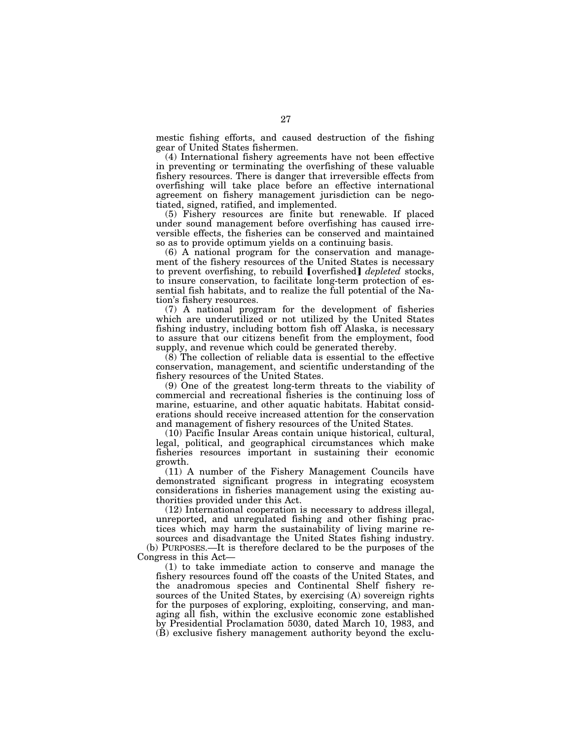mestic fishing efforts, and caused destruction of the fishing gear of United States fishermen.

(4) International fishery agreements have not been effective in preventing or terminating the overfishing of these valuable fishery resources. There is danger that irreversible effects from overfishing will take place before an effective international agreement on fishery management jurisdiction can be negotiated, signed, ratified, and implemented.

(5) Fishery resources are finite but renewable. If placed under sound management before overfishing has caused irreversible effects, the fisheries can be conserved and maintained so as to provide optimum yields on a continuing basis.

(6) A national program for the conservation and management of the fishery resources of the United States is necessary to prevent overfishing, to rebuild ⟦overfished⟧ *depleted* stocks, to insure conservation, to facilitate long-term protection of essential fish habitats, and to realize the full potential of the Nation's fishery resources.

(7) A national program for the development of fisheries which are underutilized or not utilized by the United States fishing industry, including bottom fish off Alaska, is necessary to assure that our citizens benefit from the employment, food supply, and revenue which could be generated thereby.

(8) The collection of reliable data is essential to the effective conservation, management, and scientific understanding of the fishery resources of the United States.

(9) One of the greatest long-term threats to the viability of commercial and recreational fisheries is the continuing loss of marine, estuarine, and other aquatic habitats. Habitat considerations should receive increased attention for the conservation and management of fishery resources of the United States.

(10) Pacific Insular Areas contain unique historical, cultural, legal, political, and geographical circumstances which make fisheries resources important in sustaining their economic growth.

(11) A number of the Fishery Management Councils have demonstrated significant progress in integrating ecosystem considerations in fisheries management using the existing authorities provided under this Act.

(12) International cooperation is necessary to address illegal, unreported, and unregulated fishing and other fishing practices which may harm the sustainability of living marine resources and disadvantage the United States fishing industry.

(b) PURPOSES.—It is therefore declared to be the purposes of the Congress in this Act—

(1) to take immediate action to conserve and manage the fishery resources found off the coasts of the United States, and the anadromous species and Continental Shelf fishery resources of the United States, by exercising (A) sovereign rights for the purposes of exploring, exploiting, conserving, and managing all fish, within the exclusive economic zone established by Presidential Proclamation 5030, dated March 10, 1983, and (B) exclusive fishery management authority beyond the exclu-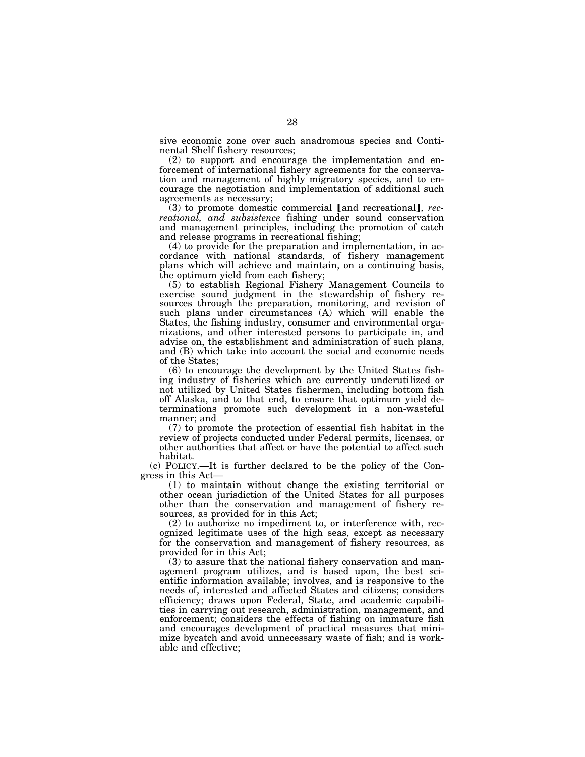sive economic zone over such anadromous species and Continental Shelf fishery resources;

(2) to support and encourage the implementation and enforcement of international fishery agreements for the conservation and management of highly migratory species, and to encourage the negotiation and implementation of additional such agreements as necessary;

(3) to promote domestic commercial [and recreational]*, recreational, and subsistence* fishing under sound conservation and management principles, including the promotion of catch and release programs in recreational fishing;

(4) to provide for the preparation and implementation, in accordance with national standards, of fishery management plans which will achieve and maintain, on a continuing basis, the optimum yield from each fishery;

(5) to establish Regional Fishery Management Councils to exercise sound judgment in the stewardship of fishery resources through the preparation, monitoring, and revision of such plans under circumstances (A) which will enable the States, the fishing industry, consumer and environmental organizations, and other interested persons to participate in, and advise on, the establishment and administration of such plans, and (B) which take into account the social and economic needs of the States;

(6) to encourage the development by the United States fishing industry of fisheries which are currently underutilized or not utilized by United States fishermen, including bottom fish off Alaska, and to that end, to ensure that optimum yield determinations promote such development in a non-wasteful manner; and

(7) to promote the protection of essential fish habitat in the review of projects conducted under Federal permits, licenses, or other authorities that affect or have the potential to affect such habitat.

(c) POLICY.—It is further declared to be the policy of the Congress in this Act—

(1) to maintain without change the existing territorial or other ocean jurisdiction of the United States for all purposes other than the conservation and management of fishery resources, as provided for in this Act;

(2) to authorize no impediment to, or interference with, recognized legitimate uses of the high seas, except as necessary for the conservation and management of fishery resources, as provided for in this Act;

(3) to assure that the national fishery conservation and management program utilizes, and is based upon, the best scientific information available; involves, and is responsive to the needs of, interested and affected States and citizens; considers efficiency; draws upon Federal, State, and academic capabilities in carrying out research, administration, management, and enforcement; considers the effects of fishing on immature fish and encourages development of practical measures that minimize bycatch and avoid unnecessary waste of fish; and is workable and effective;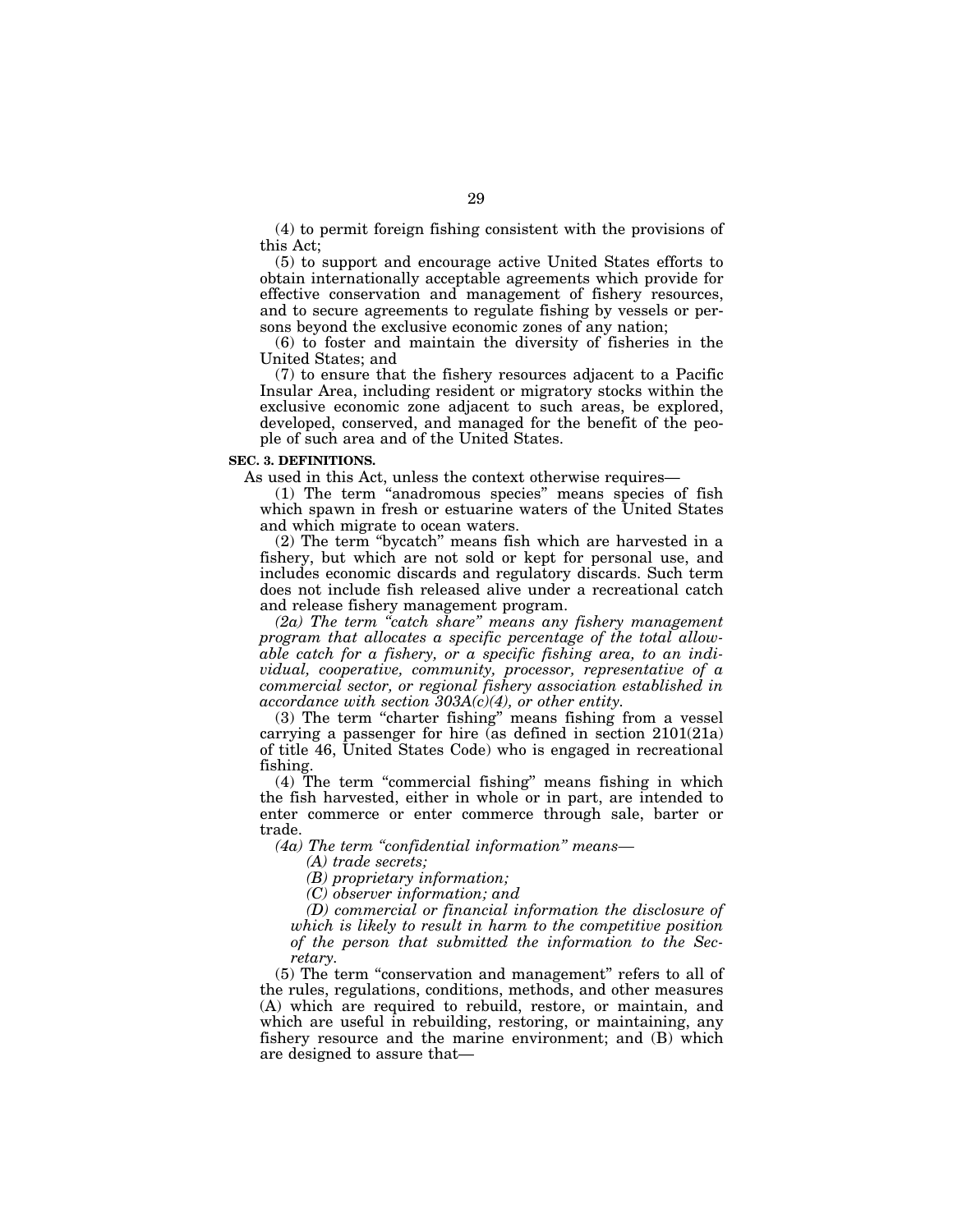(4) to permit foreign fishing consistent with the provisions of this Act;

(5) to support and encourage active United States efforts to obtain internationally acceptable agreements which provide for effective conservation and management of fishery resources, and to secure agreements to regulate fishing by vessels or persons beyond the exclusive economic zones of any nation;

(6) to foster and maintain the diversity of fisheries in the United States; and

(7) to ensure that the fishery resources adjacent to a Pacific Insular Area, including resident or migratory stocks within the exclusive economic zone adjacent to such areas, be explored, developed, conserved, and managed for the benefit of the people of such area and of the United States.

**SEC. 3. DEFINITIONS.**

As used in this Act, unless the context otherwise requires—

(1) The term "anadromous species" means species of fish which spawn in fresh or estuarine waters of the United States and which migrate to ocean waters.

(2) The term "bycatch" means fish which are harvested in a fishery, but which are not sold or kept for personal use, and includes economic discards and regulatory discards. Such term does not include fish released alive under a recreational catch and release fishery management program.

*(2a) The term "catch share" means any fishery management program that allocates a specific percentage of the total allowable catch for a fishery, or a specific fishing area, to an individual, cooperative, community, processor, representative of a commercial sector, or regional fishery association established in accordance with section 303A(c)(4), or other entity.*

(3) The term "charter fishing" means fishing from a vessel carrying a passenger for hire (as defined in section 2101(21a) of title 46, United States Code) who is engaged in recreational fishing.

(4) The term "commercial fishing" means fishing in which the fish harvested, either in whole or in part, are intended to enter commerce or enter commerce through sale, barter or trade.

*(4a) The term "confidential information" means—*

*(A) trade secrets;*

*(B) proprietary information;*

*(C) observer information; and*

*(D) commercial or financial information the disclosure of which is likely to result in harm to the competitive position of the person that submitted the information to the Secretary.*

(5) The term "conservation and management" refers to all of the rules, regulations, conditions, methods, and other measures (A) which are required to rebuild, restore, or maintain, and which are useful in rebuilding, restoring, or maintaining, any fishery resource and the marine environment; and (B) which are designed to assure that—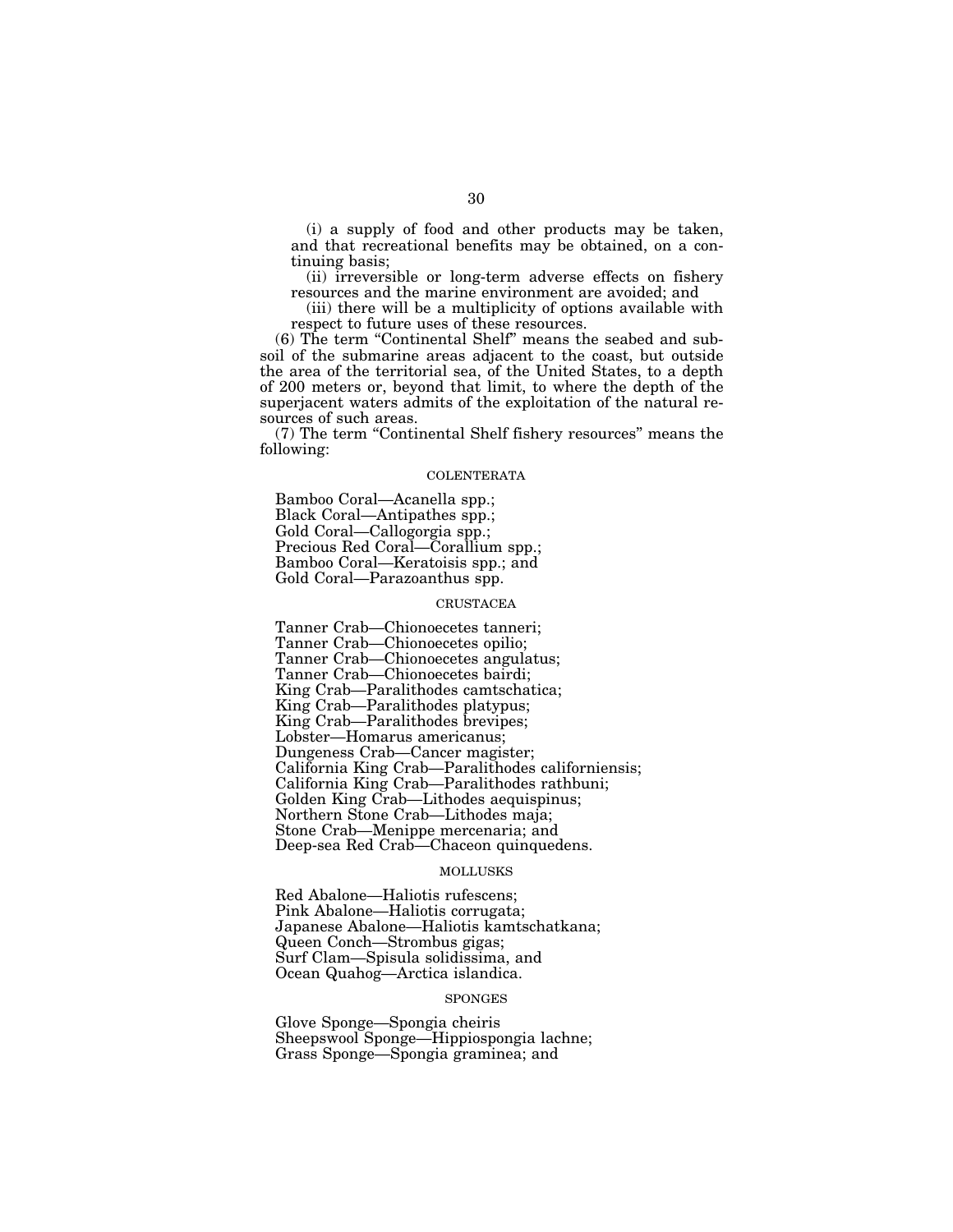(i) a supply of food and other products may be taken, and that recreational benefits may be obtained, on a continuing basis;

(ii) irreversible or long-term adverse effects on fishery resources and the marine environment are avoided; and

(iii) there will be a multiplicity of options available with respect to future uses of these resources.

(6) The term "Continental Shelf" means the seabed and subsoil of the submarine areas adjacent to the coast, but outside the area of the territorial sea, of the United States, to a depth of 200 meters or, beyond that limit, to where the depth of the superjacent waters admits of the exploitation of the natural resources of such areas.

(7) The term "Continental Shelf fishery resources" means the following:

COLENTERATA

Bamboo Coral—Acanella spp.;
Black Coral—Antipathes spp.;
Gold Coral—Callogorgia spp.;
Precious Red Coral—Corallium spp.;
Bamboo Coral—Keratoisis spp.; and
Gold Coral—Parazoanthus spp.

CRUSTACEA

Tanner Crab—Chionoecetes tanneri;
Tanner Crab—Chionoecetes opilio;
Tanner Crab—Chionoecetes angulatus;
Tanner Crab—Chionoecetes bairdi;
King Crab—Paralithodes camtschatica;
King Crab—Paralithodes platypus;
King Crab—Paralithodes brevipes;
Lobster—Homarus americanus;
Dungeness Crab—Cancer magister;
California King Crab—Paralithodes californiensis;
California King Crab—Paralithodes rathbuni;
Golden King Crab—Lithodes aequispinus;
Northern Stone Crab—Lithodes maja;
Stone Crab—Menippe mercenaria; and
Deep-sea Red Crab—Chaceon quinquedens.

MOLLUSKS

Red Abalone—Haliotis rufescens;
Pink Abalone—Haliotis corrugata;
Japanese Abalone—Haliotis kamtschatkana;
Queen Conch—Strombus gigas;
Surf Clam—Spisula solidissima, and
Ocean Quahog—Arctica islandica.

SPONGES

Glove Sponge—Spongia cheiris
Sheepswool Sponge—Hippiospongia lachne;
Grass Sponge—Spongia graminea; and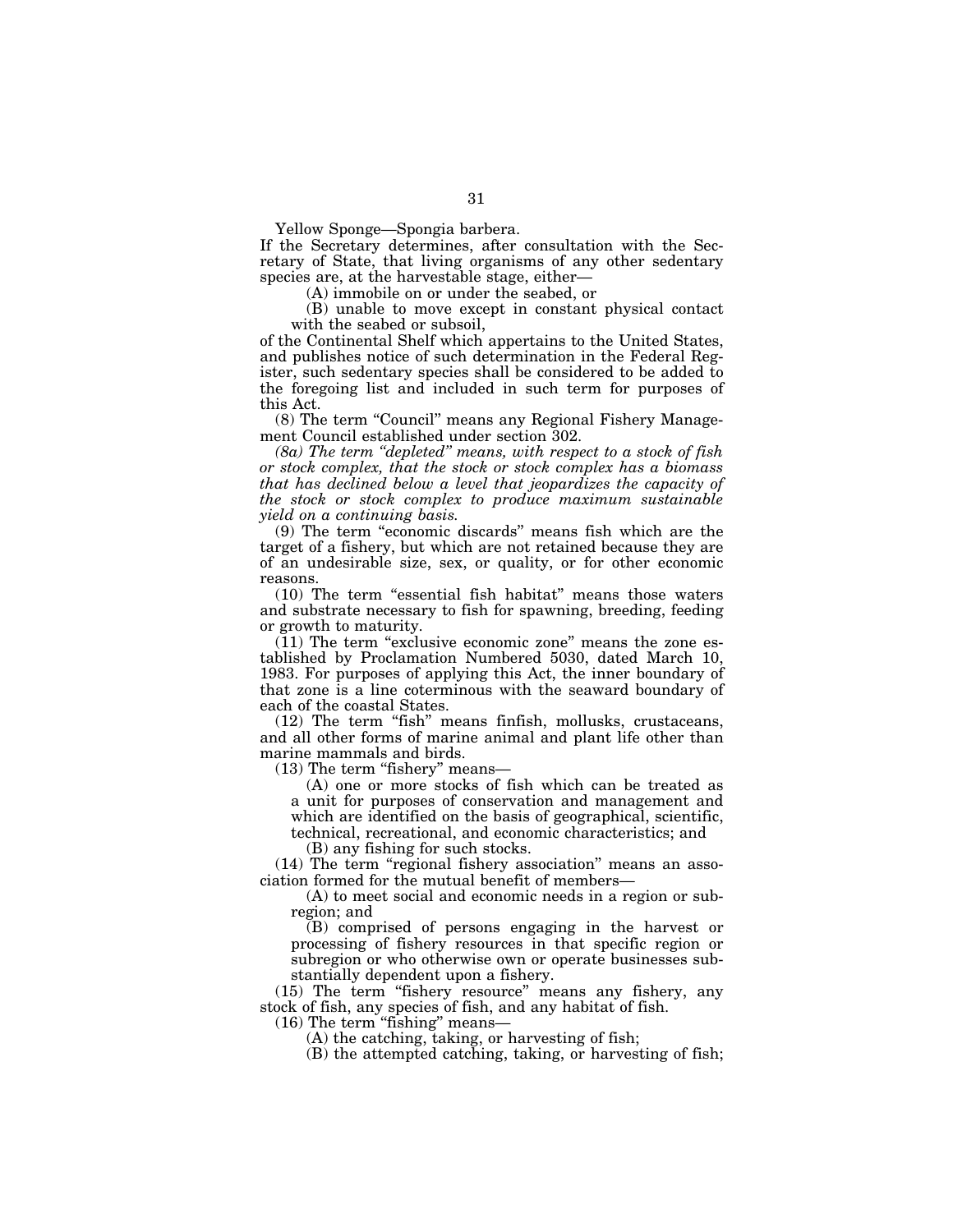Yellow Sponge—Spongia barbera.

If the Secretary determines, after consultation with the Secretary of State, that living organisms of any other sedentary species are, at the harvestable stage, either—

(A) immobile on or under the seabed, or

(B) unable to move except in constant physical contact with the seabed or subsoil,

of the Continental Shelf which appertains to the United States, and publishes notice of such determination in the Federal Register, such sedentary species shall be considered to be added to the foregoing list and included in such term for purposes of this Act.

(8) The term "Council" means any Regional Fishery Management Council established under section 302.

*(8a) The term "depleted" means, with respect to a stock of fish or stock complex, that the stock or stock complex has a biomass that has declined below a level that jeopardizes the capacity of the stock or stock complex to produce maximum sustainable yield on a continuing basis.*

(9) The term "economic discards" means fish which are the target of a fishery, but which are not retained because they are of an undesirable size, sex, or quality, or for other economic reasons.

(10) The term "essential fish habitat" means those waters and substrate necessary to fish for spawning, breeding, feeding or growth to maturity.

(11) The term "exclusive economic zone" means the zone established by Proclamation Numbered 5030, dated March 10, 1983. For purposes of applying this Act, the inner boundary of that zone is a line coterminous with the seaward boundary of each of the coastal States.

(12) The term "fish" means finfish, mollusks, crustaceans, and all other forms of marine animal and plant life other than marine mammals and birds.

(13) The term "fishery" means—

(A) one or more stocks of fish which can be treated as a unit for purposes of conservation and management and which are identified on the basis of geographical, scientific, technical, recreational, and economic characteristics; and

(B) any fishing for such stocks.

(14) The term "regional fishery association" means an association formed for the mutual benefit of members—

(A) to meet social and economic needs in a region or subregion; and

(B) comprised of persons engaging in the harvest or processing of fishery resources in that specific region or subregion or who otherwise own or operate businesses substantially dependent upon a fishery.

(15) The term "fishery resource" means any fishery, any stock of fish, any species of fish, and any habitat of fish.

(16) The term "fishing" means—

(A) the catching, taking, or harvesting of fish;

(B) the attempted catching, taking, or harvesting of fish;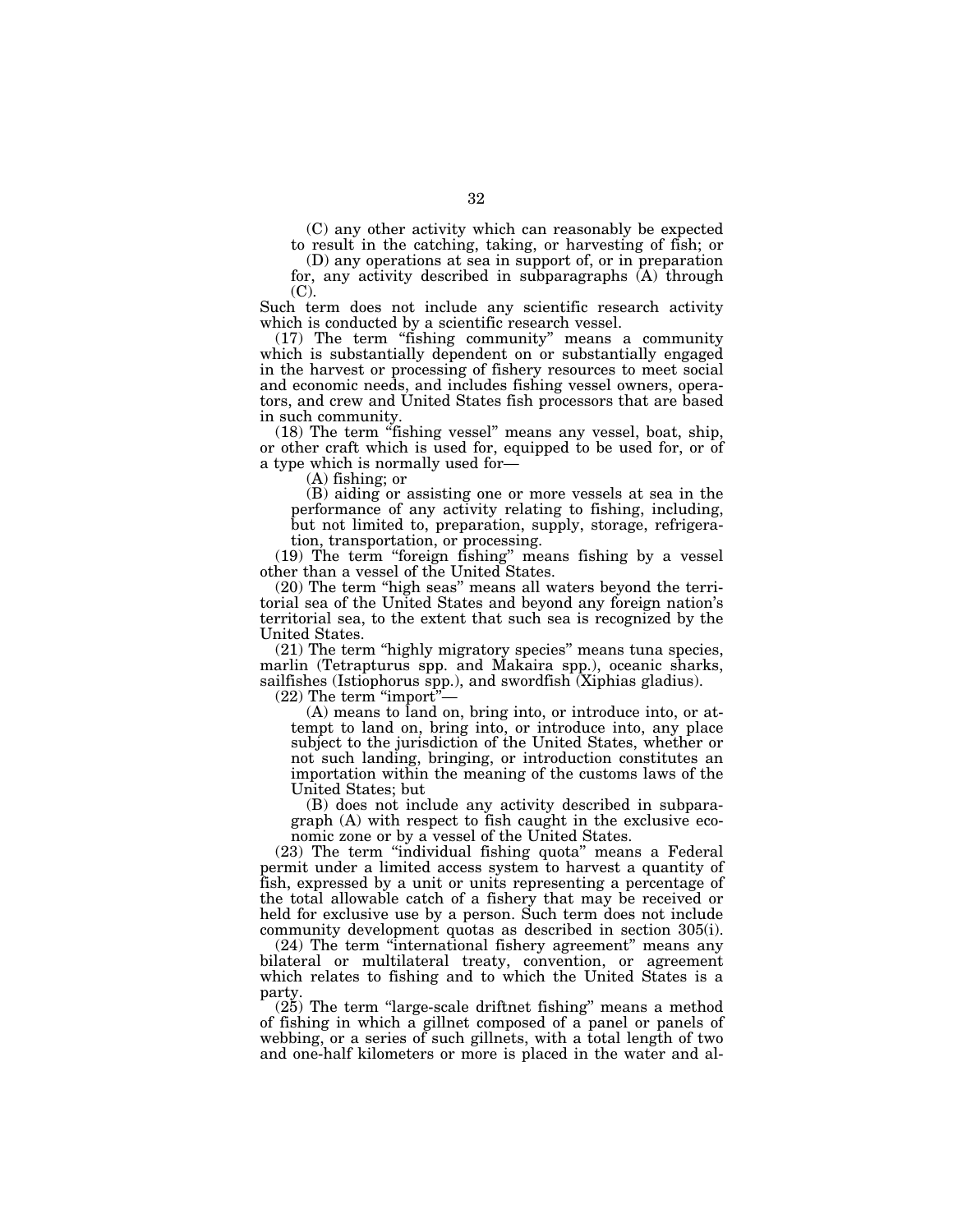(C) any other activity which can reasonably be expected to result in the catching, taking, or harvesting of fish; or

(D) any operations at sea in support of, or in preparation for, any activity described in subparagraphs (A) through (C).

Such term does not include any scientific research activity which is conducted by a scientific research vessel.

(17) The term "fishing community" means a community which is substantially dependent on or substantially engaged in the harvest or processing of fishery resources to meet social and economic needs, and includes fishing vessel owners, operators, and crew and United States fish processors that are based in such community.

(18) The term "fishing vessel" means any vessel, boat, ship, or other craft which is used for, equipped to be used for, or of a type which is normally used for—

(A) fishing; or

(B) aiding or assisting one or more vessels at sea in the performance of any activity relating to fishing, including, but not limited to, preparation, supply, storage, refrigeration, transportation, or processing.

(19) The term "foreign fishing" means fishing by a vessel other than a vessel of the United States.

(20) The term "high seas" means all waters beyond the territorial sea of the United States and beyond any foreign nation's territorial sea, to the extent that such sea is recognized by the United States.

(21) The term "highly migratory species" means tuna species, marlin (Tetrapturus spp. and Makaira spp.), oceanic sharks, sailfishes (Istiophorus spp.), and swordfish (Xiphias gladius).

(22) The term "import"—

(A) means to land on, bring into, or introduce into, or attempt to land on, bring into, or introduce into, any place subject to the jurisdiction of the United States, whether or not such landing, bringing, or introduction constitutes an importation within the meaning of the customs laws of the United States; but

(B) does not include any activity described in subparagraph (A) with respect to fish caught in the exclusive economic zone or by a vessel of the United States.

(23) The term "individual fishing quota" means a Federal permit under a limited access system to harvest a quantity of fish, expressed by a unit or units representing a percentage of the total allowable catch of a fishery that may be received or held for exclusive use by a person. Such term does not include community development quotas as described in section 305(i).

(24) The term "international fishery agreement" means any bilateral or multilateral treaty, convention, or agreement which relates to fishing and to which the United States is a party.

(25) The term "large-scale driftnet fishing" means a method of fishing in which a gillnet composed of a panel or panels of webbing, or a series of such gillnets, with a total length of two and one-half kilometers or more is placed in the water and al-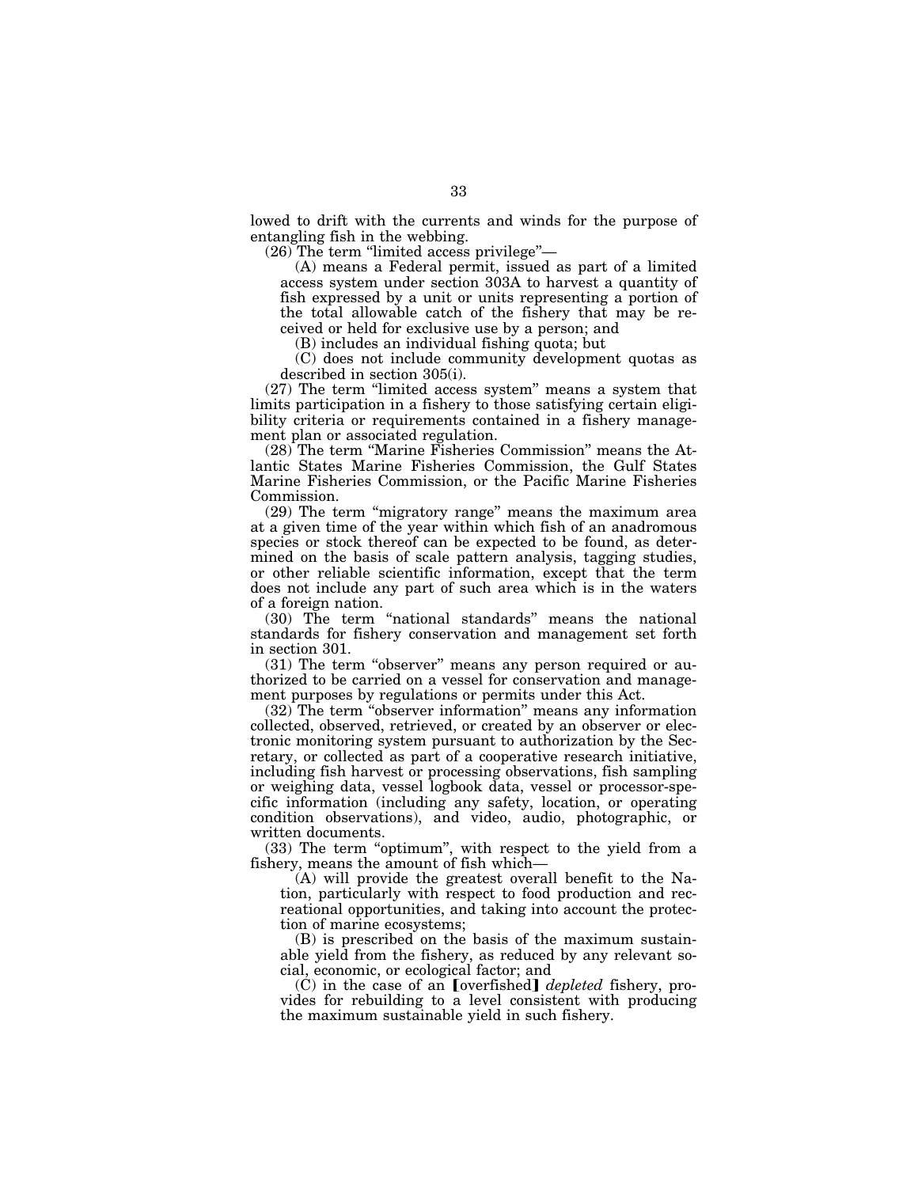lowed to drift with the currents and winds for the purpose of entangling fish in the webbing.

(26) The term "limited access privilege"—

(A) means a Federal permit, issued as part of a limited access system under section 303A to harvest a quantity of fish expressed by a unit or units representing a portion of the total allowable catch of the fishery that may be received or held for exclusive use by a person; and

(B) includes an individual fishing quota; but

(C) does not include community development quotas as described in section 305(i).

(27) The term "limited access system" means a system that limits participation in a fishery to those satisfying certain eligibility criteria or requirements contained in a fishery management plan or associated regulation.

(28) The term "Marine Fisheries Commission" means the Atlantic States Marine Fisheries Commission, the Gulf States Marine Fisheries Commission, or the Pacific Marine Fisheries Commission.

(29) The term "migratory range" means the maximum area at a given time of the year within which fish of an anadromous species or stock thereof can be expected to be found, as determined on the basis of scale pattern analysis, tagging studies, or other reliable scientific information, except that the term does not include any part of such area which is in the waters of a foreign nation.

(30) The term "national standards" means the national standards for fishery conservation and management set forth in section 301.

(31) The term "observer" means any person required or authorized to be carried on a vessel for conservation and management purposes by regulations or permits under this Act.

(32) The term "observer information" means any information collected, observed, retrieved, or created by an observer or electronic monitoring system pursuant to authorization by the Secretary, or collected as part of a cooperative research initiative, including fish harvest or processing observations, fish sampling or weighing data, vessel logbook data, vessel or processor-specific information (including any safety, location, or operating condition observations), and video, audio, photographic, or written documents.

(33) The term "optimum", with respect to the yield from a fishery, means the amount of fish which—

(A) will provide the greatest overall benefit to the Nation, particularly with respect to food production and recreational opportunities, and taking into account the protection of marine ecosystems;

(B) is prescribed on the basis of the maximum sustainable yield from the fishery, as reduced by any relevant social, economic, or ecological factor; and

(C) in the case of an [overfished] *depleted* fishery, provides for rebuilding to a level consistent with producing the maximum sustainable yield in such fishery.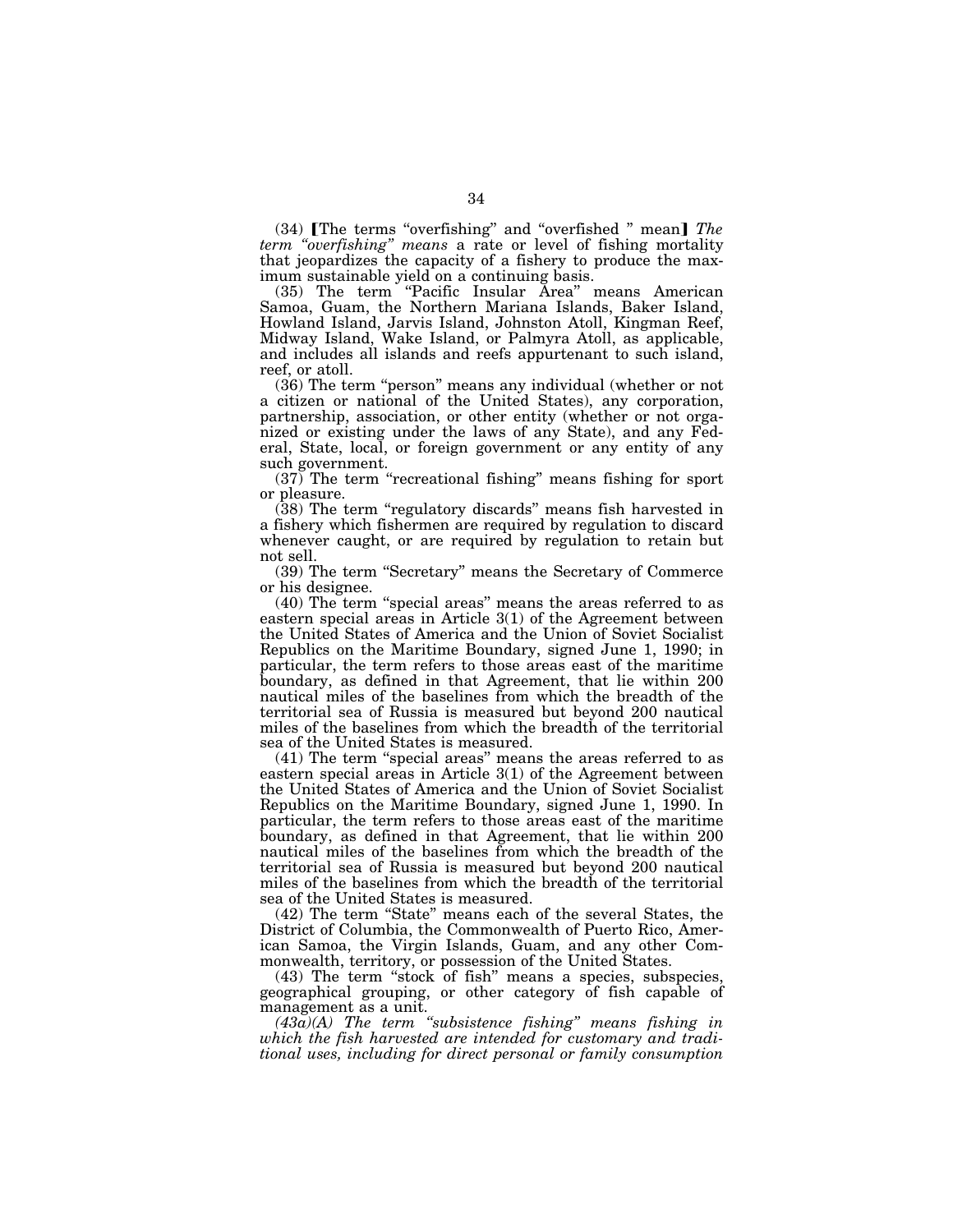(34) ⟦The terms "overfishing" and "overfished " mean⟧ *The term "overfishing" means* a rate or level of fishing mortality that jeopardizes the capacity of a fishery to produce the maximum sustainable yield on a continuing basis.

(35) The term "Pacific Insular Area" means American Samoa, Guam, the Northern Mariana Islands, Baker Island, Howland Island, Jarvis Island, Johnston Atoll, Kingman Reef, Midway Island, Wake Island, or Palmyra Atoll, as applicable, and includes all islands and reefs appurtenant to such island, reef, or atoll.

(36) The term "person" means any individual (whether or not a citizen or national of the United States), any corporation, partnership, association, or other entity (whether or not organized or existing under the laws of any State), and any Federal, State, local, or foreign government or any entity of any such government.

(37) The term "recreational fishing" means fishing for sport or pleasure.

(38) The term "regulatory discards" means fish harvested in a fishery which fishermen are required by regulation to discard whenever caught, or are required by regulation to retain but not sell.

(39) The term "Secretary" means the Secretary of Commerce or his designee.

(40) The term "special areas" means the areas referred to as eastern special areas in Article 3(1) of the Agreement between the United States of America and the Union of Soviet Socialist Republics on the Maritime Boundary, signed June 1, 1990; in particular, the term refers to those areas east of the maritime boundary, as defined in that Agreement, that lie within 200 nautical miles of the baselines from which the breadth of the territorial sea of Russia is measured but beyond 200 nautical miles of the baselines from which the breadth of the territorial sea of the United States is measured.

(41) The term "special areas" means the areas referred to as eastern special areas in Article 3(1) of the Agreement between the United States of America and the Union of Soviet Socialist Republics on the Maritime Boundary, signed June 1, 1990. In particular, the term refers to those areas east of the maritime boundary, as defined in that Agreement, that lie within 200 nautical miles of the baselines from which the breadth of the territorial sea of Russia is measured but beyond 200 nautical miles of the baselines from which the breadth of the territorial sea of the United States is measured.

(42) The term "State" means each of the several States, the District of Columbia, the Commonwealth of Puerto Rico, American Samoa, the Virgin Islands, Guam, and any other Commonwealth, territory, or possession of the United States.

(43) The term "stock of fish" means a species, subspecies, geographical grouping, or other category of fish capable of management as a unit.

*(43a)(A) The term "subsistence fishing" means fishing in which the fish harvested are intended for customary and traditional uses, including for direct personal or family consumption*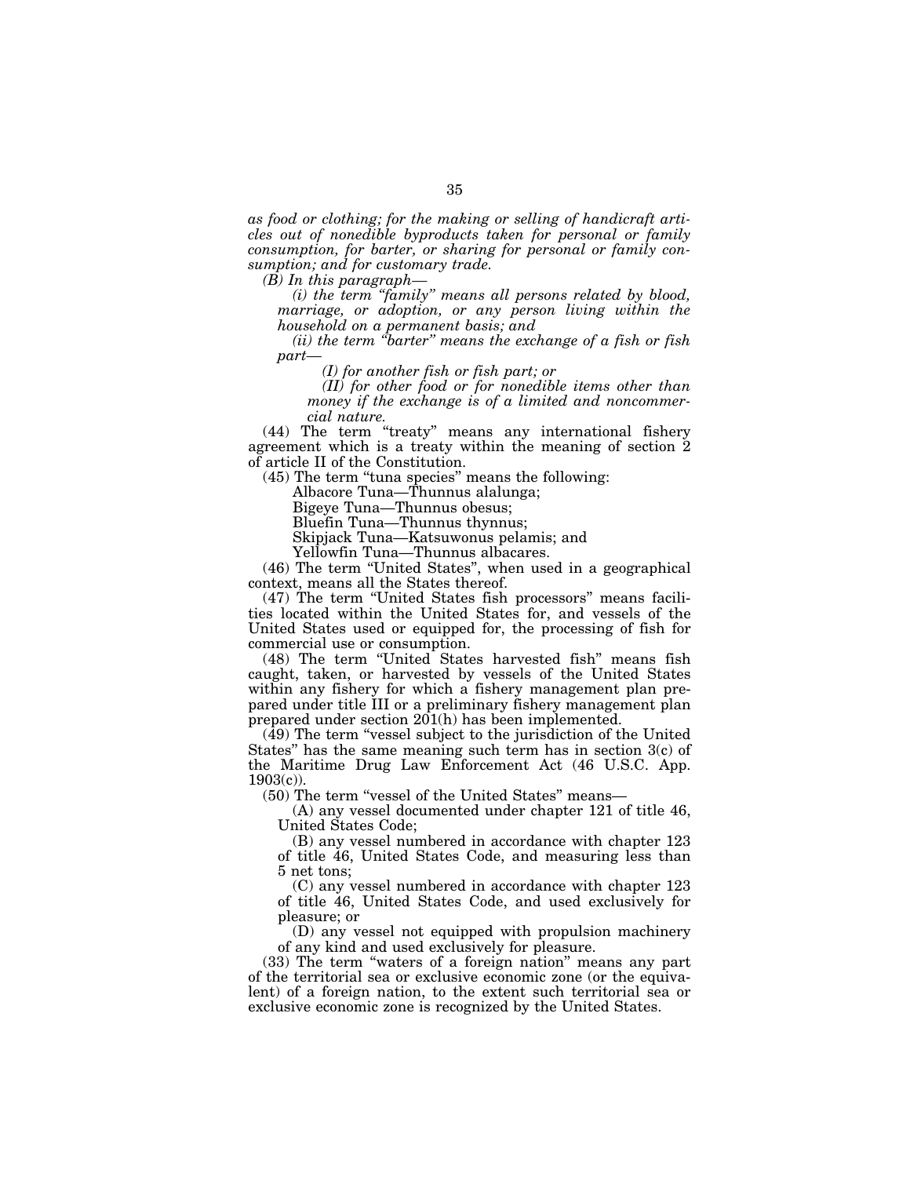*as food or clothing; for the making or selling of handicraft articles out of nonedible byproducts taken for personal or family consumption, for barter, or sharing for personal or family consumption; and for customary trade.*

*(B) In this paragraph—*

*(i) the term "family" means all persons related by blood, marriage, or adoption, or any person living within the household on a permanent basis; and*

*(ii) the term "barter" means the exchange of a fish or fish part—*

*(I) for another fish or fish part; or*

*(II) for other food or for nonedible items other than money if the exchange is of a limited and noncommercial nature.*

(44) The term "treaty" means any international fishery agreement which is a treaty within the meaning of section 2 of article II of the Constitution.

(45) The term "tuna species" means the following:

Albacore Tuna—Thunnus alalunga;

Bigeye Tuna—Thunnus obesus;

Bluefin Tuna—Thunnus thynnus;

Skipjack Tuna—Katsuwonus pelamis; and

Yellowfin Tuna—Thunnus albacares.

(46) The term "United States", when used in a geographical context, means all the States thereof.

(47) The term "United States fish processors" means facilities located within the United States for, and vessels of the United States used or equipped for, the processing of fish for commercial use or consumption.

(48) The term "United States harvested fish" means fish caught, taken, or harvested by vessels of the United States within any fishery for which a fishery management plan prepared under title III or a preliminary fishery management plan prepared under section 201(h) has been implemented.

(49) The term "vessel subject to the jurisdiction of the United States" has the same meaning such term has in section 3(c) of the Maritime Drug Law Enforcement Act (46 U.S.C. App. 1903(c)).

(50) The term "vessel of the United States" means—

(A) any vessel documented under chapter 121 of title 46, United States Code;

(B) any vessel numbered in accordance with chapter 123 of title 46, United States Code, and measuring less than 5 net tons;

(C) any vessel numbered in accordance with chapter 123 of title 46, United States Code, and used exclusively for pleasure; or

(D) any vessel not equipped with propulsion machinery of any kind and used exclusively for pleasure.

(33) The term "waters of a foreign nation" means any part of the territorial sea or exclusive economic zone (or the equivalent) of a foreign nation, to the extent such territorial sea or exclusive economic zone is recognized by the United States.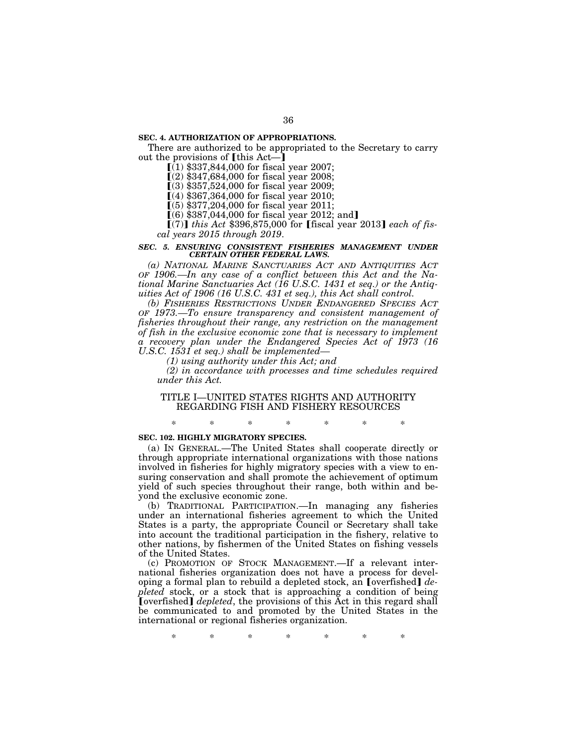**SEC. 4. AUTHORIZATION OF APPROPRIATIONS.**

There are authorized to be appropriated to the Secretary to carry out the provisions of ⟦this Act—⟧

⟦(1) $337,844,000 for fiscal year 2007;

⟦(2) $347,684,000 for fiscal year 2008;

⟦(3) $357,524,000 for fiscal year 2009;

⟦(4) $367,364,000 for fiscal year 2010;

⟦(5) $377,204,000 for fiscal year 2011;

⟦(6) $387,044,000 for fiscal year 2012; and⟧

⟦(7)⟧ *this Act* $396,875,000 for ⟦fiscal year 2013⟧ *each of fiscal years 2015 through 2019*.

***SEC. 5. ENSURING CONSISTENT FISHERIES MANAGEMENT UNDER CERTAIN OTHER FEDERAL LAWS.***

*(a) NATIONAL MARINE SANCTUARIES ACT AND ANTIQUITIES ACT OF 1906.—In any case of a conflict between this Act and the National Marine Sanctuaries Act (16 U.S.C. 1431 et seq.) or the Antiquities Act of 1906 (16 U.S.C. 431 et seq.), this Act shall control.*

*(b) FISHERIES RESTRICTIONS UNDER ENDANGERED SPECIES ACT OF 1973.—To ensure transparency and consistent management of fisheries throughout their range, any restriction on the management of fish in the exclusive economic zone that is necessary to implement a recovery plan under the Endangered Species Act of 1973 (16 U.S.C. 1531 et seq.) shall be implemented—*

*(1) using authority under this Act; and*

*(2) in accordance with processes and time schedules required under this Act.*

## TITLE I—UNITED STATES RIGHTS AND AUTHORITY REGARDING FISH AND FISHERY RESOURCES

\* \* \* \* \* \* \*

**SEC. 102. HIGHLY MIGRATORY SPECIES.**

(a) IN GENERAL.—The United States shall cooperate directly or through appropriate international organizations with those nations involved in fisheries for highly migratory species with a view to ensuring conservation and shall promote the achievement of optimum yield of such species throughout their range, both within and beyond the exclusive economic zone.

(b) TRADITIONAL PARTICIPATION.—In managing any fisheries under an international fisheries agreement to which the United States is a party, the appropriate Council or Secretary shall take into account the traditional participation in the fishery, relative to other nations, by fishermen of the United States on fishing vessels of the United States.

(c) PROMOTION OF STOCK MANAGEMENT.—If a relevant international fisheries organization does not have a process for developing a formal plan to rebuild a depleted stock, an ⟦overfished⟧ *depleted* stock, or a stock that is approaching a condition of being ⟦overfished⟧ *depleted*, the provisions of this Act in this regard shall be communicated to and promoted by the United States in the international or regional fisheries organization.

\* \* \* \* \* \* \*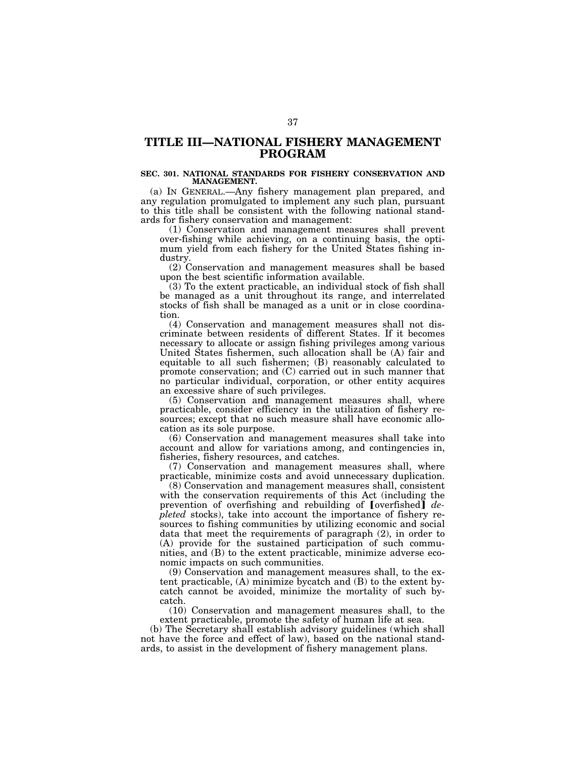# TITLE III—NATIONAL FISHERY MANAGEMENT PROGRAM

### SEC. 301. NATIONAL STANDARDS FOR FISHERY CONSERVATION AND MANAGEMENT.

(a) IN GENERAL.—Any fishery management plan prepared, and any regulation promulgated to implement any such plan, pursuant to this title shall be consistent with the following national standards for fishery conservation and management:

(1) Conservation and management measures shall prevent over-fishing while achieving, on a continuing basis, the optimum yield from each fishery for the United States fishing industry.

(2) Conservation and management measures shall be based upon the best scientific information available.

(3) To the extent practicable, an individual stock of fish shall be managed as a unit throughout its range, and interrelated stocks of fish shall be managed as a unit or in close coordination.

(4) Conservation and management measures shall not discriminate between residents of different States. If it becomes necessary to allocate or assign fishing privileges among various United States fishermen, such allocation shall be (A) fair and equitable to all such fishermen; (B) reasonably calculated to promote conservation; and (C) carried out in such manner that no particular individual, corporation, or other entity acquires an excessive share of such privileges.

(5) Conservation and management measures shall, where practicable, consider efficiency in the utilization of fishery resources; except that no such measure shall have economic allocation as its sole purpose.

(6) Conservation and management measures shall take into account and allow for variations among, and contingencies in, fisheries, fishery resources, and catches.

(7) Conservation and management measures shall, where practicable, minimize costs and avoid unnecessary duplication.

(8) Conservation and management measures shall, consistent with the conservation requirements of this Act (including the prevention of overfishing and rebuilding of **[**overfished**]** *depleted* stocks), take into account the importance of fishery resources to fishing communities by utilizing economic and social data that meet the requirements of paragraph (2), in order to (A) provide for the sustained participation of such communities, and (B) to the extent practicable, minimize adverse economic impacts on such communities.

(9) Conservation and management measures shall, to the extent practicable, (A) minimize bycatch and (B) to the extent bycatch cannot be avoided, minimize the mortality of such bycatch.

(10) Conservation and management measures shall, to the extent practicable, promote the safety of human life at sea.

(b) The Secretary shall establish advisory guidelines (which shall not have the force and effect of law), based on the national standards, to assist in the development of fishery management plans.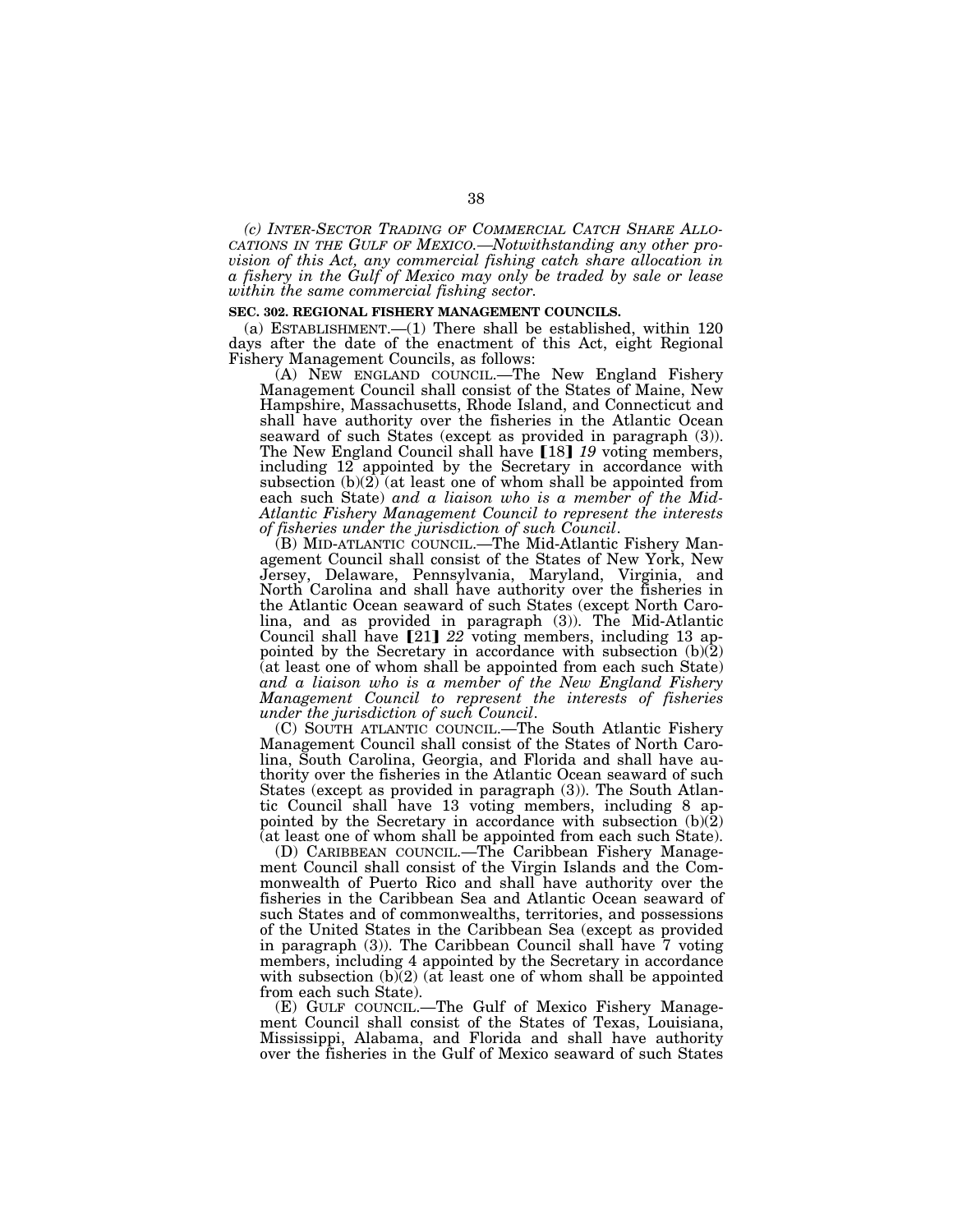*(c) INTER-SECTOR TRADING OF COMMERCIAL CATCH SHARE ALLOCATIONS IN THE GULF OF MEXICO.—Notwithstanding any other provision of this Act, any commercial fishing catch share allocation in a fishery in the Gulf of Mexico may only be traded by sale or lease within the same commercial fishing sector.*

**SEC. 302. REGIONAL FISHERY MANAGEMENT COUNCILS.**

(a) ESTABLISHMENT.—(1) There shall be established, within 120 days after the date of the enactment of this Act, eight Regional Fishery Management Councils, as follows:

(A) NEW ENGLAND COUNCIL.—The New England Fishery Management Council shall consist of the States of Maine, New Hampshire, Massachusetts, Rhode Island, and Connecticut and shall have authority over the fisheries in the Atlantic Ocean seaward of such States (except as provided in paragraph (3)). The New England Council shall have 【18】 *19* voting members, including 12 appointed by the Secretary in accordance with subsection (b)(2) (at least one of whom shall be appointed from each such State) *and a liaison who is a member of the Mid-Atlantic Fishery Management Council to represent the interests of fisheries under the jurisdiction of such Council*.

(B) MID-ATLANTIC COUNCIL.—The Mid-Atlantic Fishery Management Council shall consist of the States of New York, New Jersey, Delaware, Pennsylvania, Maryland, Virginia, and North Carolina and shall have authority over the fisheries in the Atlantic Ocean seaward of such States (except North Carolina, and as provided in paragraph (3)). The Mid-Atlantic Council shall have 【21】 *22* voting members, including 13 appointed by the Secretary in accordance with subsection (b)(2) (at least one of whom shall be appointed from each such State) *and a liaison who is a member of the New England Fishery Management Council to represent the interests of fisheries under the jurisdiction of such Council*.

(C) SOUTH ATLANTIC COUNCIL.—The South Atlantic Fishery Management Council shall consist of the States of North Carolina, South Carolina, Georgia, and Florida and shall have authority over the fisheries in the Atlantic Ocean seaward of such States (except as provided in paragraph (3)). The South Atlantic Council shall have 13 voting members, including 8 appointed by the Secretary in accordance with subsection (b)(2) (at least one of whom shall be appointed from each such State).

(D) CARIBBEAN COUNCIL.—The Caribbean Fishery Management Council shall consist of the Virgin Islands and the Commonwealth of Puerto Rico and shall have authority over the fisheries in the Caribbean Sea and Atlantic Ocean seaward of such States and of commonwealths, territories, and possessions of the United States in the Caribbean Sea (except as provided in paragraph (3)). The Caribbean Council shall have 7 voting members, including 4 appointed by the Secretary in accordance with subsection (b)(2) (at least one of whom shall be appointed from each such State).

(E) GULF COUNCIL.—The Gulf of Mexico Fishery Management Council shall consist of the States of Texas, Louisiana, Mississippi, Alabama, and Florida and shall have authority over the fisheries in the Gulf of Mexico seaward of such States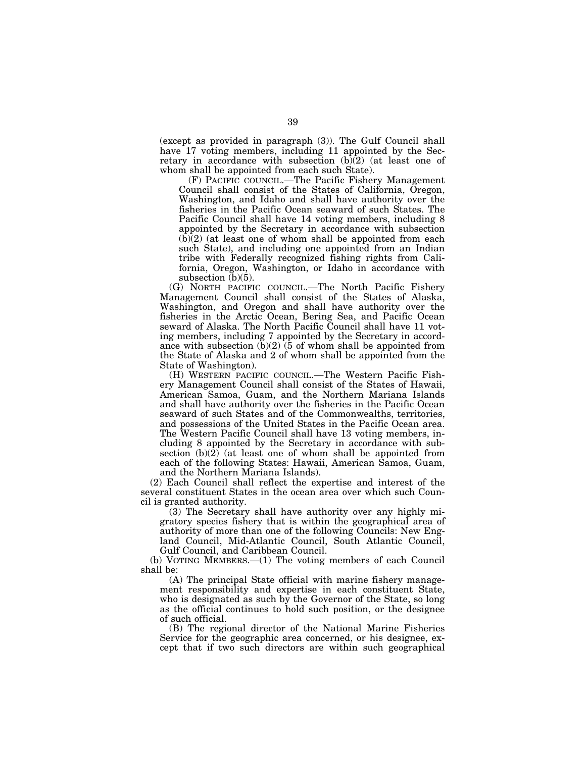(except as provided in paragraph (3)). The Gulf Council shall have 17 voting members, including 11 appointed by the Secretary in accordance with subsection (b)(2) (at least one of whom shall be appointed from each such State).

(F) PACIFIC COUNCIL.—The Pacific Fishery Management Council shall consist of the States of California, Oregon, Washington, and Idaho and shall have authority over the fisheries in the Pacific Ocean seaward of such States. The Pacific Council shall have 14 voting members, including 8 appointed by the Secretary in accordance with subsection (b)(2) (at least one of whom shall be appointed from each such State), and including one appointed from an Indian tribe with Federally recognized fishing rights from California, Oregon, Washington, or Idaho in accordance with subsection (b)(5).

(G) NORTH PACIFIC COUNCIL.—The North Pacific Fishery Management Council shall consist of the States of Alaska, Washington, and Oregon and shall have authority over the fisheries in the Arctic Ocean, Bering Sea, and Pacific Ocean seward of Alaska. The North Pacific Council shall have 11 voting members, including 7 appointed by the Secretary in accordance with subsection (b)(2) (5 of whom shall be appointed from the State of Alaska and 2 of whom shall be appointed from the State of Washington).

(H) WESTERN PACIFIC COUNCIL.—The Western Pacific Fishery Management Council shall consist of the States of Hawaii, American Samoa, Guam, and the Northern Mariana Islands and shall have authority over the fisheries in the Pacific Ocean seaward of such States and of the Commonwealths, territories, and possessions of the United States in the Pacific Ocean area. The Western Pacific Council shall have 13 voting members, including 8 appointed by the Secretary in accordance with subsection (b)(2) (at least one of whom shall be appointed from each of the following States: Hawaii, American Samoa, Guam, and the Northern Mariana Islands).

(2) Each Council shall reflect the expertise and interest of the several constituent States in the ocean area over which such Council is granted authority.

(3) The Secretary shall have authority over any highly migratory species fishery that is within the geographical area of authority of more than one of the following Councils: New England Council, Mid-Atlantic Council, South Atlantic Council, Gulf Council, and Caribbean Council.

(b) VOTING MEMBERS.—(1) The voting members of each Council shall be:

(A) The principal State official with marine fishery management responsibility and expertise in each constituent State, who is designated as such by the Governor of the State, so long as the official continues to hold such position, or the designee of such official.

(B) The regional director of the National Marine Fisheries Service for the geographic area concerned, or his designee, except that if two such directors are within such geographical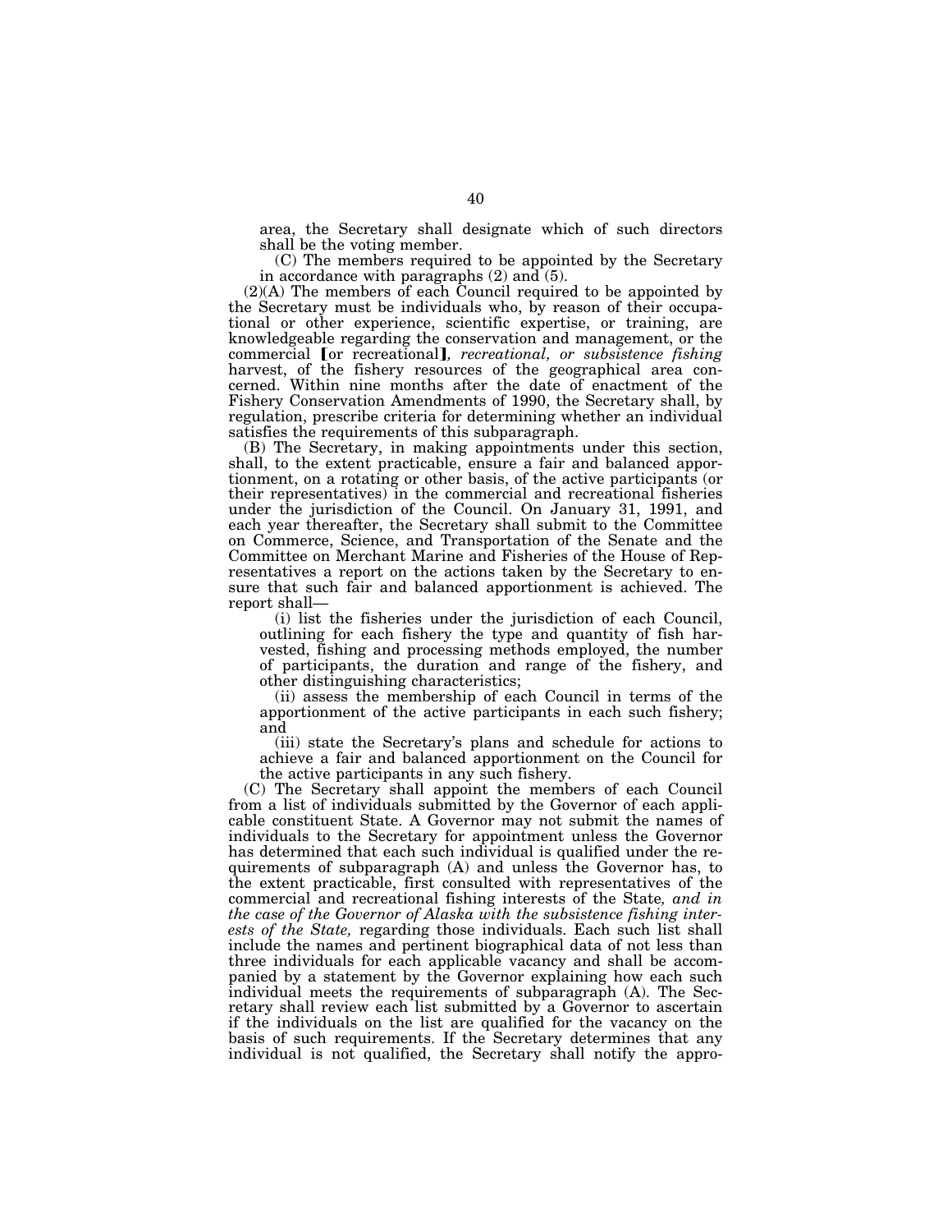area, the Secretary shall designate which of such directors shall be the voting member.

(C) The members required to be appointed by the Secretary in accordance with paragraphs (2) and (5).

(2)(A) The members of each Council required to be appointed by the Secretary must be individuals who, by reason of their occupational or other experience, scientific expertise, or training, are knowledgeable regarding the conservation and management, or the commercial [or recreational]*, recreational, or subsistence fishing* harvest, of the fishery resources of the geographical area concerned. Within nine months after the date of enactment of the Fishery Conservation Amendments of 1990, the Secretary shall, by regulation, prescribe criteria for determining whether an individual satisfies the requirements of this subparagraph.

(B) The Secretary, in making appointments under this section, shall, to the extent practicable, ensure a fair and balanced apportionment, on a rotating or other basis, of the active participants (or their representatives) in the commercial and recreational fisheries under the jurisdiction of the Council. On January 31, 1991, and each year thereafter, the Secretary shall submit to the Committee on Commerce, Science, and Transportation of the Senate and the Committee on Merchant Marine and Fisheries of the House of Representatives a report on the actions taken by the Secretary to ensure that such fair and balanced apportionment is achieved. The report shall—

(i) list the fisheries under the jurisdiction of each Council, outlining for each fishery the type and quantity of fish harvested, fishing and processing methods employed, the number of participants, the duration and range of the fishery, and other distinguishing characteristics;

(ii) assess the membership of each Council in terms of the apportionment of the active participants in each such fishery; and

(iii) state the Secretary's plans and schedule for actions to achieve a fair and balanced apportionment on the Council for the active participants in any such fishery.

(C) The Secretary shall appoint the members of each Council from a list of individuals submitted by the Governor of each applicable constituent State. A Governor may not submit the names of individuals to the Secretary for appointment unless the Governor has determined that each such individual is qualified under the requirements of subparagraph (A) and unless the Governor has, to the extent practicable, first consulted with representatives of the commercial and recreational fishing interests of the State*, and in the case of the Governor of Alaska with the subsistence fishing interests of the State,* regarding those individuals. Each such list shall include the names and pertinent biographical data of not less than three individuals for each applicable vacancy and shall be accompanied by a statement by the Governor explaining how each such individual meets the requirements of subparagraph (A). The Secretary shall review each list submitted by a Governor to ascertain if the individuals on the list are qualified for the vacancy on the basis of such requirements. If the Secretary determines that any individual is not qualified, the Secretary shall notify the appro-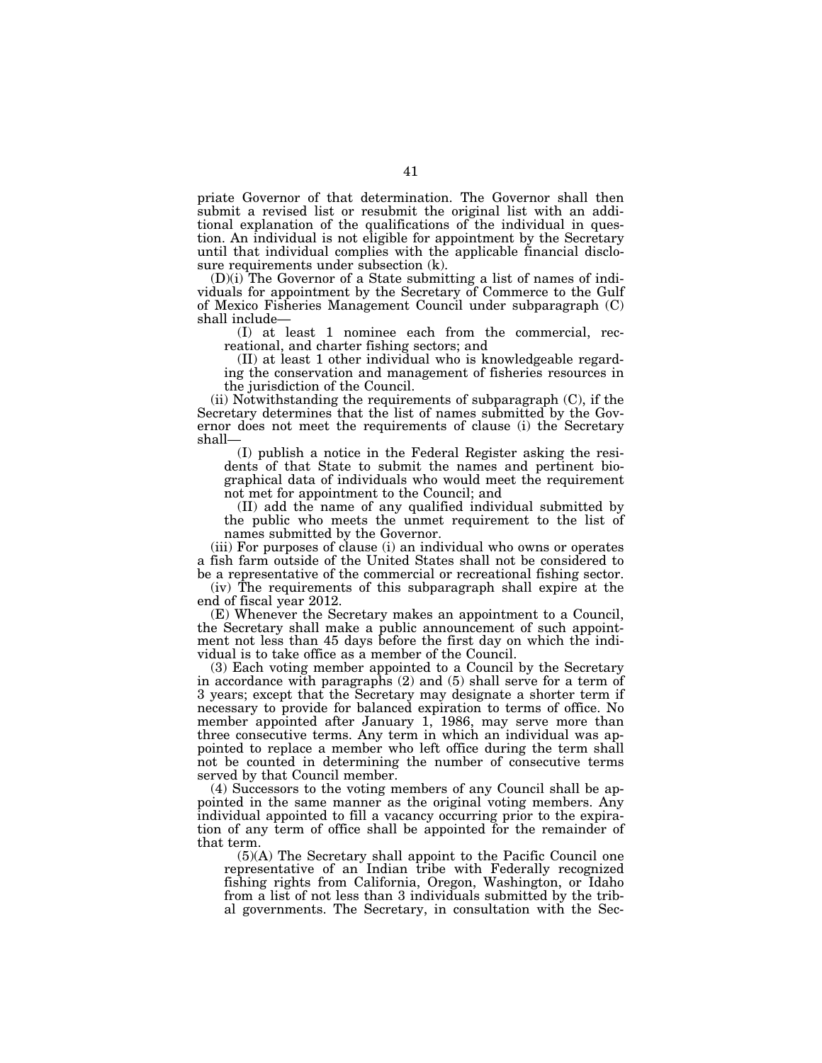priate Governor of that determination. The Governor shall then submit a revised list or resubmit the original list with an additional explanation of the qualifications of the individual in question. An individual is not eligible for appointment by the Secretary until that individual complies with the applicable financial disclosure requirements under subsection (k).

(D)(i) The Governor of a State submitting a list of names of individuals for appointment by the Secretary of Commerce to the Gulf of Mexico Fisheries Management Council under subparagraph (C) shall include—

(I) at least 1 nominee each from the commercial, recreational, and charter fishing sectors; and

(II) at least 1 other individual who is knowledgeable regarding the conservation and management of fisheries resources in the jurisdiction of the Council.

(ii) Notwithstanding the requirements of subparagraph (C), if the Secretary determines that the list of names submitted by the Governor does not meet the requirements of clause (i) the Secretary shall—

(I) publish a notice in the Federal Register asking the residents of that State to submit the names and pertinent biographical data of individuals who would meet the requirement not met for appointment to the Council; and

(II) add the name of any qualified individual submitted by the public who meets the unmet requirement to the list of names submitted by the Governor.

(iii) For purposes of clause (i) an individual who owns or operates a fish farm outside of the United States shall not be considered to be a representative of the commercial or recreational fishing sector.

(iv) The requirements of this subparagraph shall expire at the end of fiscal year 2012.

(E) Whenever the Secretary makes an appointment to a Council, the Secretary shall make a public announcement of such appointment not less than 45 days before the first day on which the individual is to take office as a member of the Council.

(3) Each voting member appointed to a Council by the Secretary in accordance with paragraphs (2) and (5) shall serve for a term of 3 years; except that the Secretary may designate a shorter term if necessary to provide for balanced expiration to terms of office. No member appointed after January 1, 1986, may serve more than three consecutive terms. Any term in which an individual was appointed to replace a member who left office during the term shall not be counted in determining the number of consecutive terms served by that Council member.

(4) Successors to the voting members of any Council shall be appointed in the same manner as the original voting members. Any individual appointed to fill a vacancy occurring prior to the expiration of any term of office shall be appointed for the remainder of that term.

(5)(A) The Secretary shall appoint to the Pacific Council one representative of an Indian tribe with Federally recognized fishing rights from California, Oregon, Washington, or Idaho from a list of not less than 3 individuals submitted by the tribal governments. The Secretary, in consultation with the Sec-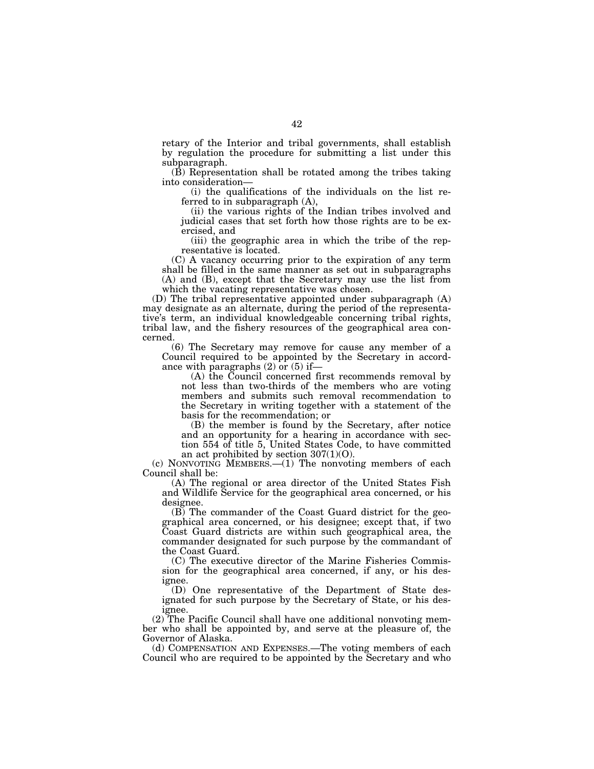retary of the Interior and tribal governments, shall establish by regulation the procedure for submitting a list under this subparagraph.

(B) Representation shall be rotated among the tribes taking into consideration—

(i) the qualifications of the individuals on the list referred to in subparagraph (A),

(ii) the various rights of the Indian tribes involved and judicial cases that set forth how those rights are to be exercised, and

(iii) the geographic area in which the tribe of the representative is located.

(C) A vacancy occurring prior to the expiration of any term shall be filled in the same manner as set out in subparagraphs (A) and (B), except that the Secretary may use the list from which the vacating representative was chosen.

(D) The tribal representative appointed under subparagraph (A) may designate as an alternate, during the period of the representative's term, an individual knowledgeable concerning tribal rights, tribal law, and the fishery resources of the geographical area concerned.

(6) The Secretary may remove for cause any member of a Council required to be appointed by the Secretary in accordance with paragraphs (2) or (5) if—

(A) the Council concerned first recommends removal by not less than two-thirds of the members who are voting members and submits such removal recommendation to the Secretary in writing together with a statement of the basis for the recommendation; or

(B) the member is found by the Secretary, after notice and an opportunity for a hearing in accordance with section 554 of title 5, United States Code, to have committed an act prohibited by section 307(1)(O).

(c) NONVOTING MEMBERS.—(1) The nonvoting members of each Council shall be:

(A) The regional or area director of the United States Fish and Wildlife Service for the geographical area concerned, or his designee.

(B) The commander of the Coast Guard district for the geographical area concerned, or his designee; except that, if two Coast Guard districts are within such geographical area, the commander designated for such purpose by the commandant of the Coast Guard.

(C) The executive director of the Marine Fisheries Commission for the geographical area concerned, if any, or his designee.

(D) One representative of the Department of State designated for such purpose by the Secretary of State, or his designee.

(2) The Pacific Council shall have one additional nonvoting member who shall be appointed by, and serve at the pleasure of, the Governor of Alaska.

(d) COMPENSATION AND EXPENSES.—The voting members of each Council who are required to be appointed by the Secretary and who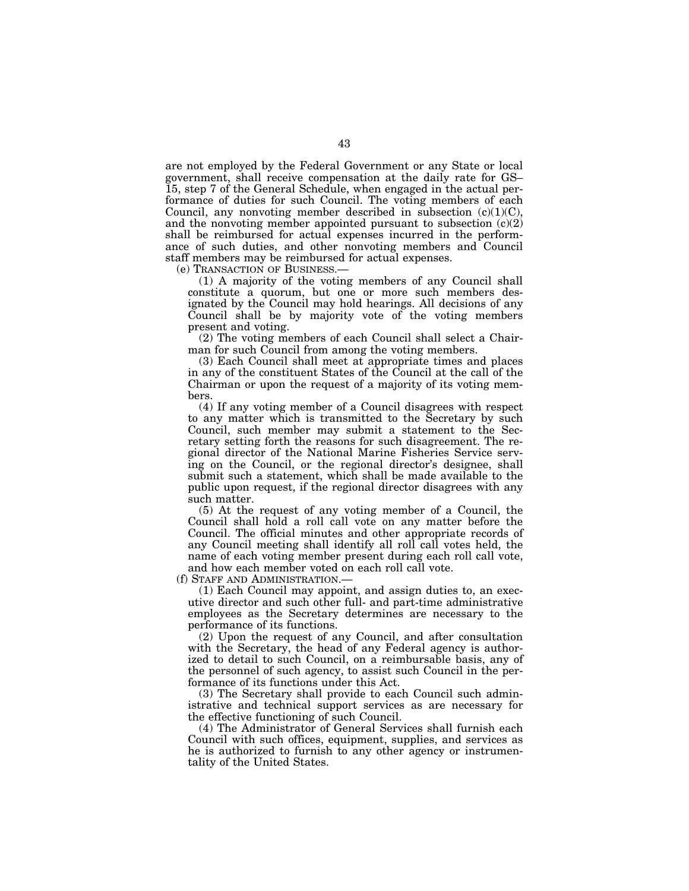are not employed by the Federal Government or any State or local government, shall receive compensation at the daily rate for GS–15, step 7 of the General Schedule, when engaged in the actual performance of duties for such Council. The voting members of each Council, any nonvoting member described in subsection (c)(1)(C), and the nonvoting member appointed pursuant to subsection (c)(2) shall be reimbursed for actual expenses incurred in the performance of such duties, and other nonvoting members and Council staff members may be reimbursed for actual expenses.

(e) TRANSACTION OF BUSINESS.—

(1) A majority of the voting members of any Council shall constitute a quorum, but one or more such members designated by the Council may hold hearings. All decisions of any Council shall be by majority vote of the voting members present and voting.

(2) The voting members of each Council shall select a Chairman for such Council from among the voting members.

(3) Each Council shall meet at appropriate times and places in any of the constituent States of the Council at the call of the Chairman or upon the request of a majority of its voting members.

(4) If any voting member of a Council disagrees with respect to any matter which is transmitted to the Secretary by such Council, such member may submit a statement to the Secretary setting forth the reasons for such disagreement. The regional director of the National Marine Fisheries Service serving on the Council, or the regional director's designee, shall submit such a statement, which shall be made available to the public upon request, if the regional director disagrees with any such matter.

(5) At the request of any voting member of a Council, the Council shall hold a roll call vote on any matter before the Council. The official minutes and other appropriate records of any Council meeting shall identify all roll call votes held, the name of each voting member present during each roll call vote, and how each member voted on each roll call vote.

(f) STAFF AND ADMINISTRATION.—

(1) Each Council may appoint, and assign duties to, an executive director and such other full- and part-time administrative employees as the Secretary determines are necessary to the performance of its functions.

(2) Upon the request of any Council, and after consultation with the Secretary, the head of any Federal agency is authorized to detail to such Council, on a reimbursable basis, any of the personnel of such agency, to assist such Council in the performance of its functions under this Act.

(3) The Secretary shall provide to each Council such administrative and technical support services as are necessary for the effective functioning of such Council.

(4) The Administrator of General Services shall furnish each Council with such offices, equipment, supplies, and services as he is authorized to furnish to any other agency or instrumentality of the United States.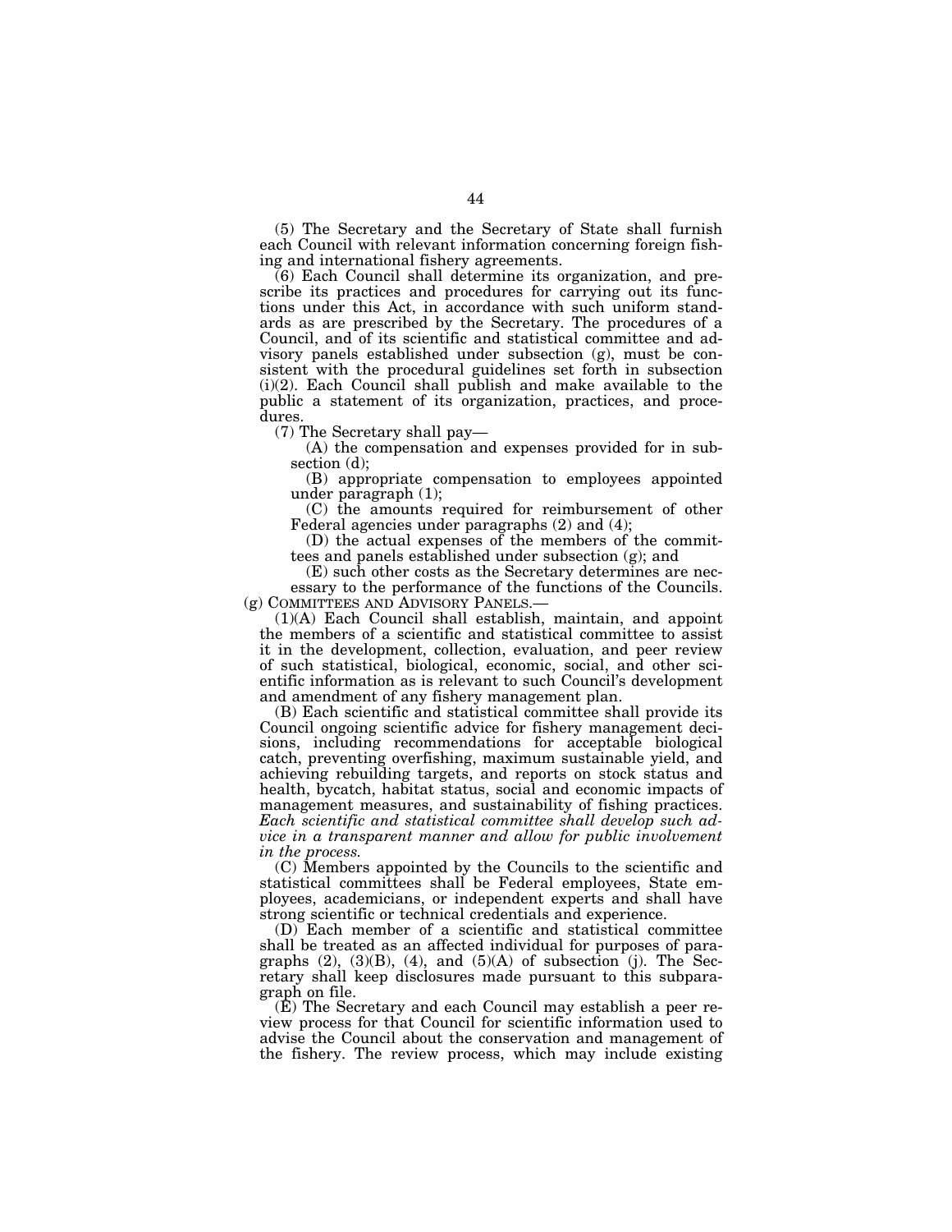(5) The Secretary and the Secretary of State shall furnish each Council with relevant information concerning foreign fishing and international fishery agreements.

(6) Each Council shall determine its organization, and prescribe its practices and procedures for carrying out its functions under this Act, in accordance with such uniform standards as are prescribed by the Secretary. The procedures of a Council, and of its scientific and statistical committee and advisory panels established under subsection (g), must be consistent with the procedural guidelines set forth in subsection (i)(2). Each Council shall publish and make available to the public a statement of its organization, practices, and procedures.

(7) The Secretary shall pay—

(A) the compensation and expenses provided for in subsection (d);

(B) appropriate compensation to employees appointed under paragraph (1);

(C) the amounts required for reimbursement of other Federal agencies under paragraphs (2) and (4);

(D) the actual expenses of the members of the committees and panels established under subsection (g); and

(E) such other costs as the Secretary determines are necessary to the performance of the functions of the Councils.

(g) COMMITTEES AND ADVISORY PANELS.—

(1)(A) Each Council shall establish, maintain, and appoint the members of a scientific and statistical committee to assist it in the development, collection, evaluation, and peer review of such statistical, biological, economic, social, and other scientific information as is relevant to such Council's development and amendment of any fishery management plan.

(B) Each scientific and statistical committee shall provide its Council ongoing scientific advice for fishery management decisions, including recommendations for acceptable biological catch, preventing overfishing, maximum sustainable yield, and achieving rebuilding targets, and reports on stock status and health, bycatch, habitat status, social and economic impacts of management measures, and sustainability of fishing practices. *Each scientific and statistical committee shall develop such advice in a transparent manner and allow for public involvement in the process.*

(C) Members appointed by the Councils to the scientific and statistical committees shall be Federal employees, State employees, academicians, or independent experts and shall have strong scientific or technical credentials and experience.

(D) Each member of a scientific and statistical committee shall be treated as an affected individual for purposes of paragraphs (2), (3)(B), (4), and (5)(A) of subsection (j). The Secretary shall keep disclosures made pursuant to this subparagraph on file.

(E) The Secretary and each Council may establish a peer review process for that Council for scientific information used to advise the Council about the conservation and management of the fishery. The review process, which may include existing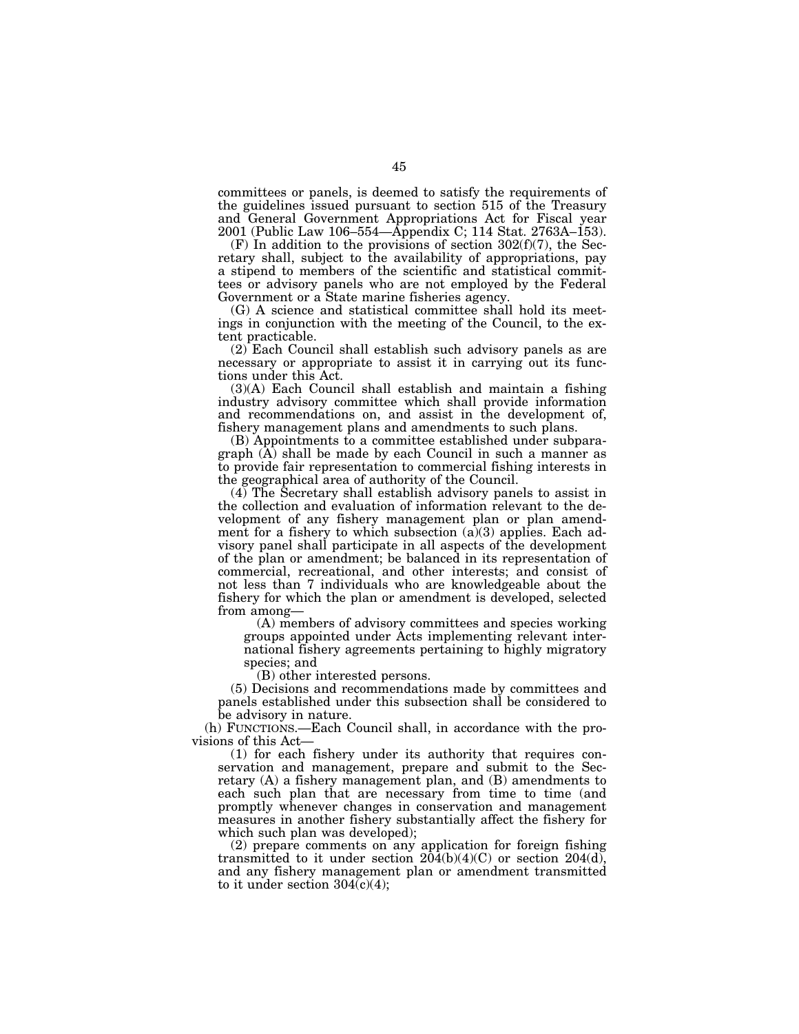committees or panels, is deemed to satisfy the requirements of the guidelines issued pursuant to section 515 of the Treasury and General Government Appropriations Act for Fiscal year 2001 (Public Law 106–554—Appendix C; 114 Stat. 2763A–153).

(F) In addition to the provisions of section 302(f)(7), the Secretary shall, subject to the availability of appropriations, pay a stipend to members of the scientific and statistical committees or advisory panels who are not employed by the Federal Government or a State marine fisheries agency.

(G) A science and statistical committee shall hold its meetings in conjunction with the meeting of the Council, to the extent practicable.

(2) Each Council shall establish such advisory panels as are necessary or appropriate to assist it in carrying out its functions under this Act.

(3)(A) Each Council shall establish and maintain a fishing industry advisory committee which shall provide information and recommendations on, and assist in the development of, fishery management plans and amendments to such plans.

(B) Appointments to a committee established under subparagraph (A) shall be made by each Council in such a manner as to provide fair representation to commercial fishing interests in the geographical area of authority of the Council.

(4) The Secretary shall establish advisory panels to assist in the collection and evaluation of information relevant to the development of any fishery management plan or plan amendment for a fishery to which subsection (a)(3) applies. Each advisory panel shall participate in all aspects of the development of the plan or amendment; be balanced in its representation of commercial, recreational, and other interests; and consist of not less than 7 individuals who are knowledgeable about the fishery for which the plan or amendment is developed, selected from among—

(A) members of advisory committees and species working groups appointed under Acts implementing relevant international fishery agreements pertaining to highly migratory species; and

(B) other interested persons.

(5) Decisions and recommendations made by committees and panels established under this subsection shall be considered to be advisory in nature.

(h) FUNCTIONS.—Each Council shall, in accordance with the provisions of this Act—

(1) for each fishery under its authority that requires conservation and management, prepare and submit to the Secretary (A) a fishery management plan, and (B) amendments to each such plan that are necessary from time to time (and promptly whenever changes in conservation and management measures in another fishery substantially affect the fishery for which such plan was developed);

(2) prepare comments on any application for foreign fishing transmitted to it under section 204(b)(4)(C) or section 204(d), and any fishery management plan or amendment transmitted to it under section 304(c)(4);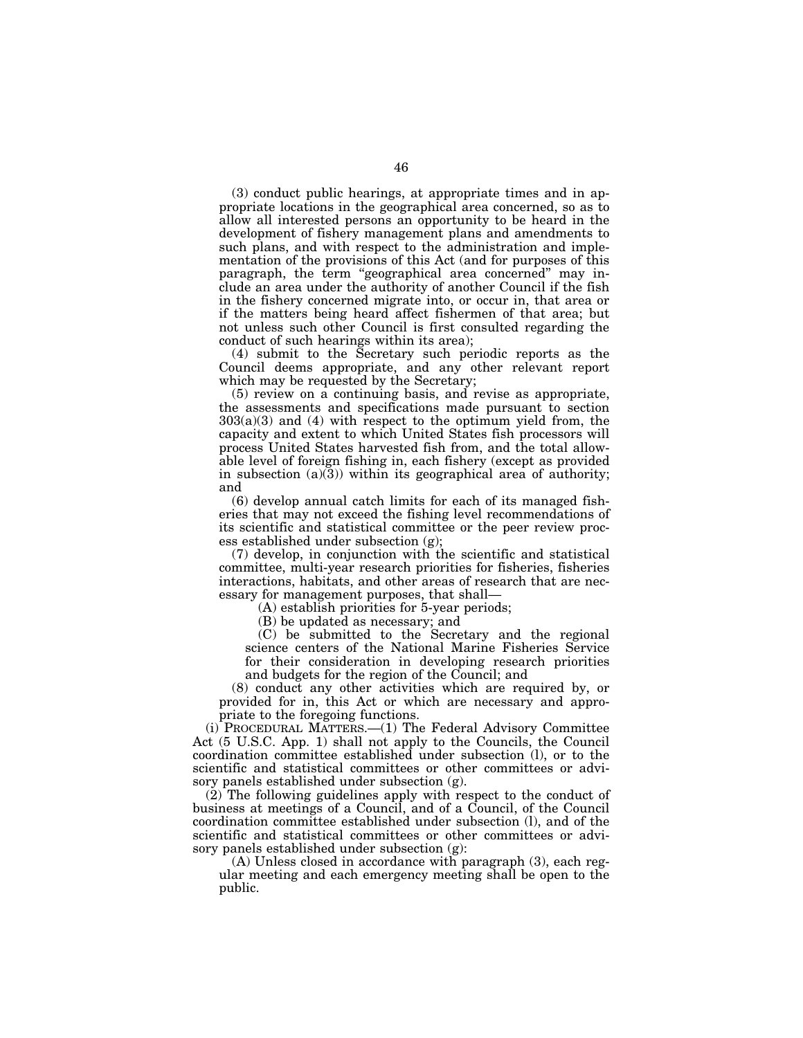(3) conduct public hearings, at appropriate times and in appropriate locations in the geographical area concerned, so as to allow all interested persons an opportunity to be heard in the development of fishery management plans and amendments to such plans, and with respect to the administration and implementation of the provisions of this Act (and for purposes of this paragraph, the term "geographical area concerned" may include an area under the authority of another Council if the fish in the fishery concerned migrate into, or occur in, that area or if the matters being heard affect fishermen of that area; but not unless such other Council is first consulted regarding the conduct of such hearings within its area);

(4) submit to the Secretary such periodic reports as the Council deems appropriate, and any other relevant report which may be requested by the Secretary;

(5) review on a continuing basis, and revise as appropriate, the assessments and specifications made pursuant to section 303(a)(3) and (4) with respect to the optimum yield from, the capacity and extent to which United States fish processors will process United States harvested fish from, and the total allowable level of foreign fishing in, each fishery (except as provided in subsection (a)(3)) within its geographical area of authority; and

(6) develop annual catch limits for each of its managed fisheries that may not exceed the fishing level recommendations of its scientific and statistical committee or the peer review process established under subsection (g);

(7) develop, in conjunction with the scientific and statistical committee, multi-year research priorities for fisheries, fisheries interactions, habitats, and other areas of research that are necessary for management purposes, that shall—

(A) establish priorities for 5-year periods;

(B) be updated as necessary; and

(C) be submitted to the Secretary and the regional science centers of the National Marine Fisheries Service for their consideration in developing research priorities and budgets for the region of the Council; and

(8) conduct any other activities which are required by, or provided for in, this Act or which are necessary and appropriate to the foregoing functions.

(i) PROCEDURAL MATTERS.—(1) The Federal Advisory Committee Act (5 U.S.C. App. 1) shall not apply to the Councils, the Council coordination committee established under subsection (l), or to the scientific and statistical committees or other committees or advisory panels established under subsection (g).

(2) The following guidelines apply with respect to the conduct of business at meetings of a Council, and of a Council, of the Council coordination committee established under subsection (l), and of the scientific and statistical committees or other committees or advisory panels established under subsection (g):

(A) Unless closed in accordance with paragraph (3), each regular meeting and each emergency meeting shall be open to the public.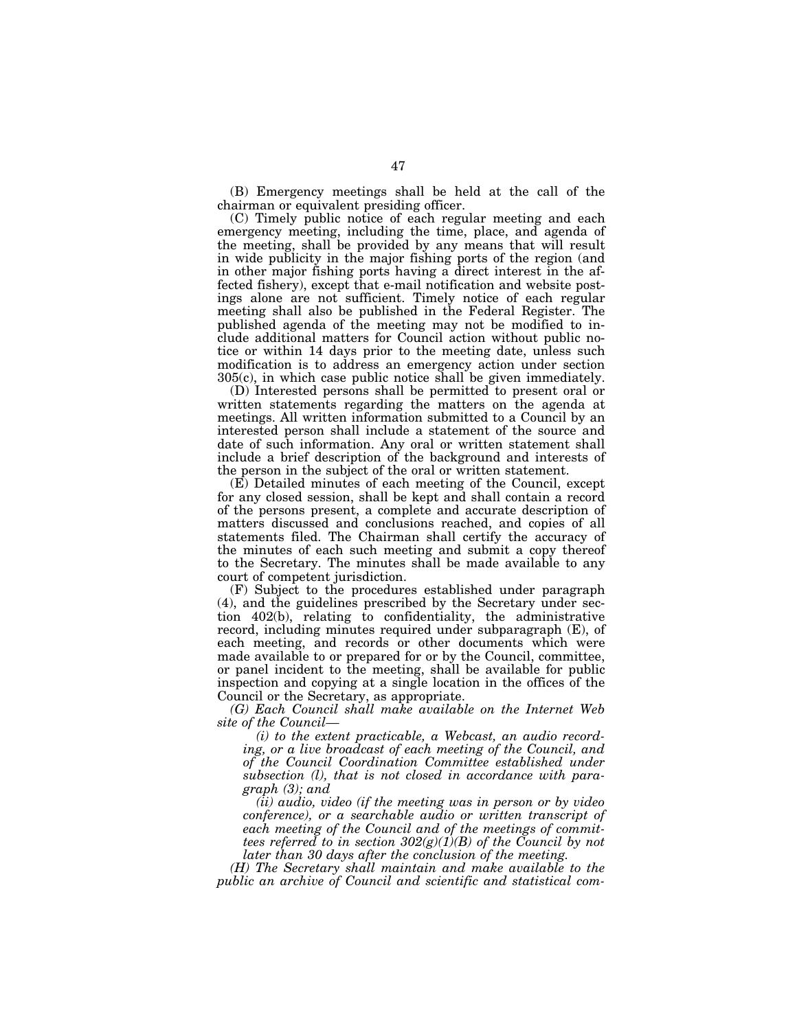(B) Emergency meetings shall be held at the call of the chairman or equivalent presiding officer.

(C) Timely public notice of each regular meeting and each emergency meeting, including the time, place, and agenda of the meeting, shall be provided by any means that will result in wide publicity in the major fishing ports of the region (and in other major fishing ports having a direct interest in the affected fishery), except that e-mail notification and website postings alone are not sufficient. Timely notice of each regular meeting shall also be published in the Federal Register. The published agenda of the meeting may not be modified to include additional matters for Council action without public notice or within 14 days prior to the meeting date, unless such modification is to address an emergency action under section 305(c), in which case public notice shall be given immediately.

(D) Interested persons shall be permitted to present oral or written statements regarding the matters on the agenda at meetings. All written information submitted to a Council by an interested person shall include a statement of the source and date of such information. Any oral or written statement shall include a brief description of the background and interests of the person in the subject of the oral or written statement.

(E) Detailed minutes of each meeting of the Council, except for any closed session, shall be kept and shall contain a record of the persons present, a complete and accurate description of matters discussed and conclusions reached, and copies of all statements filed. The Chairman shall certify the accuracy of the minutes of each such meeting and submit a copy thereof to the Secretary. The minutes shall be made available to any court of competent jurisdiction.

(F) Subject to the procedures established under paragraph (4), and the guidelines prescribed by the Secretary under section 402(b), relating to confidentiality, the administrative record, including minutes required under subparagraph (E), of each meeting, and records or other documents which were made available to or prepared for or by the Council, committee, or panel incident to the meeting, shall be available for public inspection and copying at a single location in the offices of the Council or the Secretary, as appropriate.

*(G) Each Council shall make available on the Internet Web site of the Council—*

*(i) to the extent practicable, a Webcast, an audio recording, or a live broadcast of each meeting of the Council, and of the Council Coordination Committee established under subsection (l), that is not closed in accordance with paragraph (3); and*

*(ii) audio, video (if the meeting was in person or by video conference), or a searchable audio or written transcript of each meeting of the Council and of the meetings of committees referred to in section 302(g)(1)(B) of the Council by not later than 30 days after the conclusion of the meeting.*

*(H) The Secretary shall maintain and make available to the public an archive of Council and scientific and statistical com-*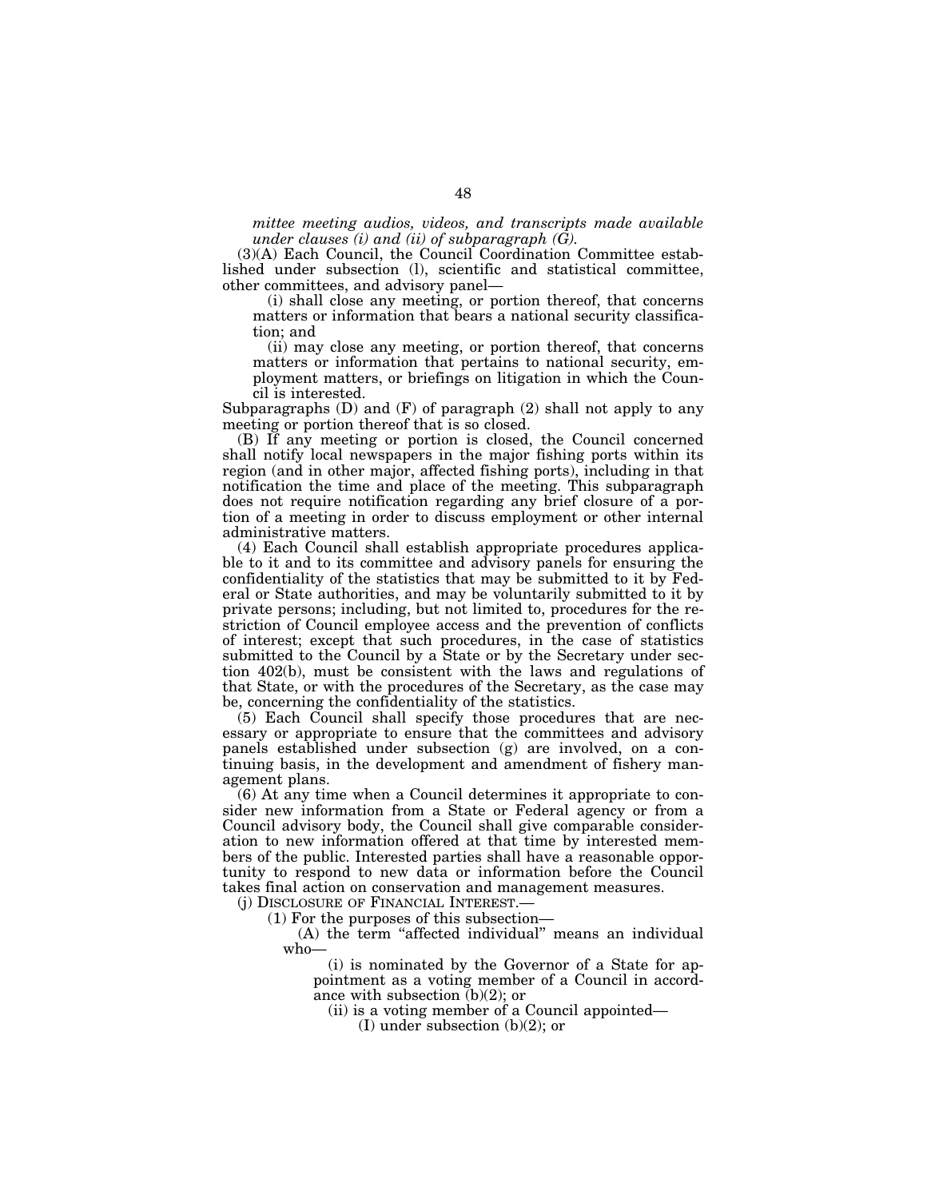*mittee meeting audios, videos, and transcripts made available under clauses (i) and (ii) of subparagraph (G).*

(3)(A) Each Council, the Council Coordination Committee established under subsection (l), scientific and statistical committee, other committees, and advisory panel—

(i) shall close any meeting, or portion thereof, that concerns matters or information that bears a national security classification; and

(ii) may close any meeting, or portion thereof, that concerns matters or information that pertains to national security, employment matters, or briefings on litigation in which the Council is interested.

Subparagraphs (D) and (F) of paragraph (2) shall not apply to any meeting or portion thereof that is so closed.

(B) If any meeting or portion is closed, the Council concerned shall notify local newspapers in the major fishing ports within its region (and in other major, affected fishing ports), including in that notification the time and place of the meeting. This subparagraph does not require notification regarding any brief closure of a portion of a meeting in order to discuss employment or other internal administrative matters.

(4) Each Council shall establish appropriate procedures applicable to it and to its committee and advisory panels for ensuring the confidentiality of the statistics that may be submitted to it by Federal or State authorities, and may be voluntarily submitted to it by private persons; including, but not limited to, procedures for the restriction of Council employee access and the prevention of conflicts of interest; except that such procedures, in the case of statistics submitted to the Council by a State or by the Secretary under section 402(b), must be consistent with the laws and regulations of that State, or with the procedures of the Secretary, as the case may be, concerning the confidentiality of the statistics.

(5) Each Council shall specify those procedures that are necessary or appropriate to ensure that the committees and advisory panels established under subsection (g) are involved, on a continuing basis, in the development and amendment of fishery management plans.

(6) At any time when a Council determines it appropriate to consider new information from a State or Federal agency or from a Council advisory body, the Council shall give comparable consideration to new information offered at that time by interested members of the public. Interested parties shall have a reasonable opportunity to respond to new data or information before the Council takes final action on conservation and management measures.

(j) DISCLOSURE OF FINANCIAL INTEREST.—

(1) For the purposes of this subsection—

(A) the term "affected individual" means an individual who—

(i) is nominated by the Governor of a State for appointment as a voting member of a Council in accordance with subsection (b)(2); or

(ii) is a voting member of a Council appointed—

(I) under subsection (b)(2); or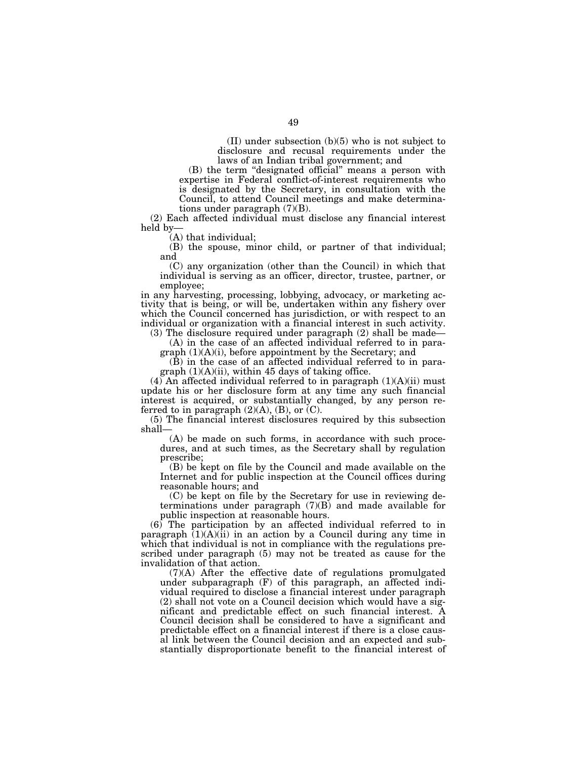(II) under subsection (b)(5) who is not subject to disclosure and recusal requirements under the laws of an Indian tribal government; and

(B) the term "designated official" means a person with expertise in Federal conflict-of-interest requirements who is designated by the Secretary, in consultation with the Council, to attend Council meetings and make determinations under paragraph (7)(B).

(2) Each affected individual must disclose any financial interest held by—

(A) that individual;

(B) the spouse, minor child, or partner of that individual; and

(C) any organization (other than the Council) in which that individual is serving as an officer, director, trustee, partner, or employee;

in any harvesting, processing, lobbying, advocacy, or marketing activity that is being, or will be, undertaken within any fishery over which the Council concerned has jurisdiction, or with respect to an individual or organization with a financial interest in such activity.

(3) The disclosure required under paragraph (2) shall be made—

(A) in the case of an affected individual referred to in paragraph (1)(A)(i), before appointment by the Secretary; and

(B) in the case of an affected individual referred to in paragraph (1)(A)(ii), within 45 days of taking office.

(4) An affected individual referred to in paragraph (1)(A)(ii) must update his or her disclosure form at any time any such financial interest is acquired, or substantially changed, by any person referred to in paragraph (2)(A), (B), or (C).

(5) The financial interest disclosures required by this subsection shall—

(A) be made on such forms, in accordance with such procedures, and at such times, as the Secretary shall by regulation prescribe;

(B) be kept on file by the Council and made available on the Internet and for public inspection at the Council offices during reasonable hours; and

(C) be kept on file by the Secretary for use in reviewing determinations under paragraph (7)(B) and made available for public inspection at reasonable hours.

(6) The participation by an affected individual referred to in paragraph (1)(A)(ii) in an action by a Council during any time in which that individual is not in compliance with the regulations prescribed under paragraph (5) may not be treated as cause for the invalidation of that action.

(7)(A) After the effective date of regulations promulgated under subparagraph (F) of this paragraph, an affected individual required to disclose a financial interest under paragraph (2) shall not vote on a Council decision which would have a significant and predictable effect on such financial interest. A Council decision shall be considered to have a significant and predictable effect on a financial interest if there is a close causal link between the Council decision and an expected and substantially disproportionate benefit to the financial interest of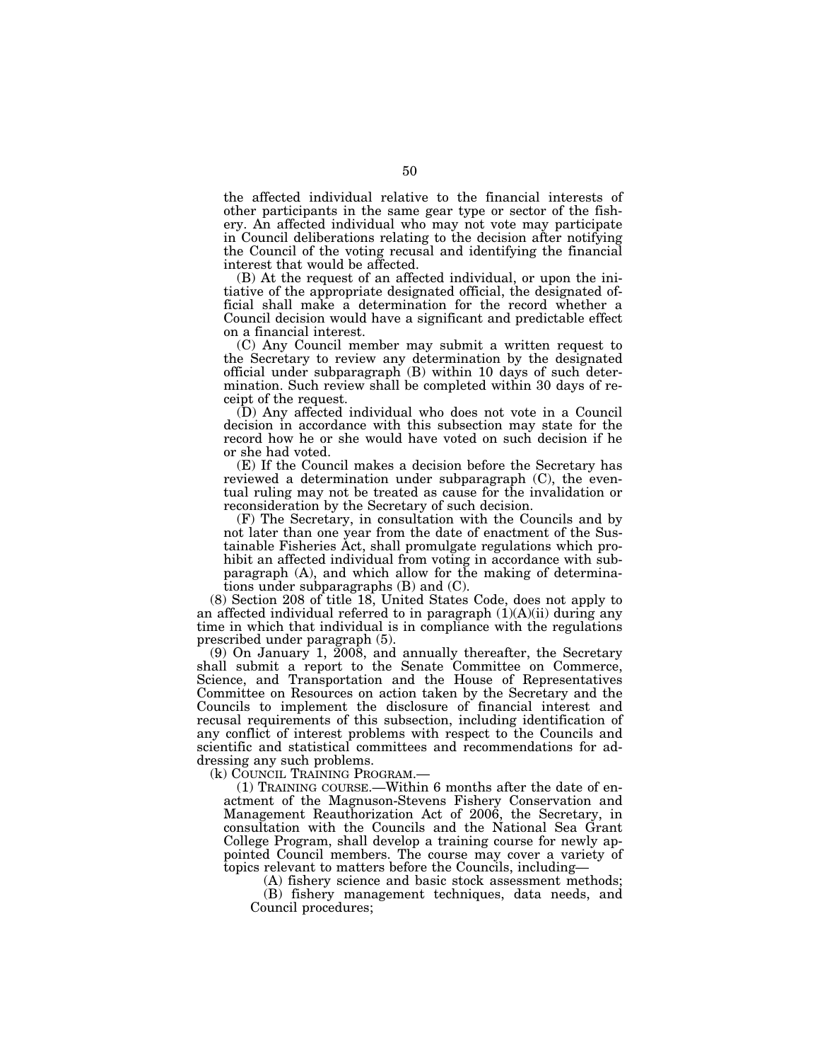the affected individual relative to the financial interests of other participants in the same gear type or sector of the fishery. An affected individual who may not vote may participate in Council deliberations relating to the decision after notifying the Council of the voting recusal and identifying the financial interest that would be affected.

(B) At the request of an affected individual, or upon the initiative of the appropriate designated official, the designated official shall make a determination for the record whether a Council decision would have a significant and predictable effect on a financial interest.

(C) Any Council member may submit a written request to the Secretary to review any determination by the designated official under subparagraph (B) within 10 days of such determination. Such review shall be completed within 30 days of receipt of the request.

(D) Any affected individual who does not vote in a Council decision in accordance with this subsection may state for the record how he or she would have voted on such decision if he or she had voted.

(E) If the Council makes a decision before the Secretary has reviewed a determination under subparagraph (C), the eventual ruling may not be treated as cause for the invalidation or reconsideration by the Secretary of such decision.

(F) The Secretary, in consultation with the Councils and by not later than one year from the date of enactment of the Sustainable Fisheries Act, shall promulgate regulations which prohibit an affected individual from voting in accordance with subparagraph (A), and which allow for the making of determinations under subparagraphs (B) and (C).

(8) Section 208 of title 18, United States Code, does not apply to an affected individual referred to in paragraph (1)(A)(ii) during any time in which that individual is in compliance with the regulations prescribed under paragraph (5).

(9) On January 1, 2008, and annually thereafter, the Secretary shall submit a report to the Senate Committee on Commerce, Science, and Transportation and the House of Representatives Committee on Resources on action taken by the Secretary and the Councils to implement the disclosure of financial interest and recusal requirements of this subsection, including identification of any conflict of interest problems with respect to the Councils and scientific and statistical committees and recommendations for addressing any such problems.

(k) COUNCIL TRAINING PROGRAM.—

(1) TRAINING COURSE.—Within 6 months after the date of enactment of the Magnuson-Stevens Fishery Conservation and Management Reauthorization Act of 2006, the Secretary, in consultation with the Councils and the National Sea Grant College Program, shall develop a training course for newly appointed Council members. The course may cover a variety of topics relevant to matters before the Councils, including—

(A) fishery science and basic stock assessment methods;

(B) fishery management techniques, data needs, and Council procedures;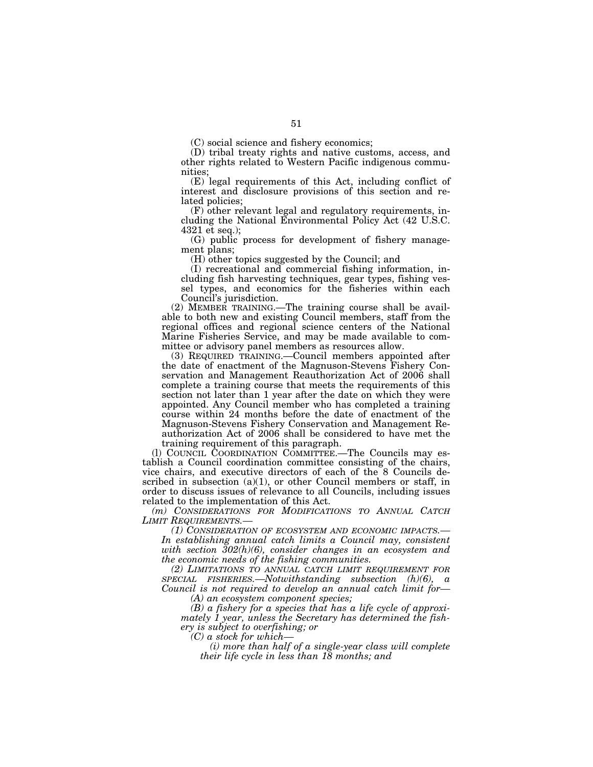(C) social science and fishery economics;

(D) tribal treaty rights and native customs, access, and other rights related to Western Pacific indigenous communities;

(E) legal requirements of this Act, including conflict of interest and disclosure provisions of this section and related policies;

(F) other relevant legal and regulatory requirements, including the National Environmental Policy Act (42 U.S.C. 4321 et seq.);

(G) public process for development of fishery management plans;

(H) other topics suggested by the Council; and

(I) recreational and commercial fishing information, including fish harvesting techniques, gear types, fishing vessel types, and economics for the fisheries within each Council's jurisdiction.

(2) MEMBER TRAINING.—The training course shall be available to both new and existing Council members, staff from the regional offices and regional science centers of the National Marine Fisheries Service, and may be made available to committee or advisory panel members as resources allow.

(3) REQUIRED TRAINING.—Council members appointed after the date of enactment of the Magnuson-Stevens Fishery Conservation and Management Reauthorization Act of 2006 shall complete a training course that meets the requirements of this section not later than 1 year after the date on which they were appointed. Any Council member who has completed a training course within 24 months before the date of enactment of the Magnuson-Stevens Fishery Conservation and Management Reauthorization Act of 2006 shall be considered to have met the training requirement of this paragraph.

(l) COUNCIL COORDINATION COMMITTEE.—The Councils may establish a Council coordination committee consisting of the chairs, vice chairs, and executive directors of each of the 8 Councils described in subsection (a)(1), or other Council members or staff, in order to discuss issues of relevance to all Councils, including issues related to the implementation of this Act.

*(m) CONSIDERATIONS FOR MODIFICATIONS TO ANNUAL CATCH LIMIT REQUIREMENTS.—*

*(1) CONSIDERATION OF ECOSYSTEM AND ECONOMIC IMPACTS.—In establishing annual catch limits a Council may, consistent with section 302(h)(6), consider changes in an ecosystem and the economic needs of the fishing communities.*

*(2) LIMITATIONS TO ANNUAL CATCH LIMIT REQUIREMENT FOR SPECIAL FISHERIES.—Notwithstanding subsection (h)(6), a Council is not required to develop an annual catch limit for—*

*(A) an ecosystem component species;*

*(B) a fishery for a species that has a life cycle of approximately 1 year, unless the Secretary has determined the fishery is subject to overfishing; or*

*(C) a stock for which—*

*(i) more than half of a single-year class will complete their life cycle in less than 18 months; and*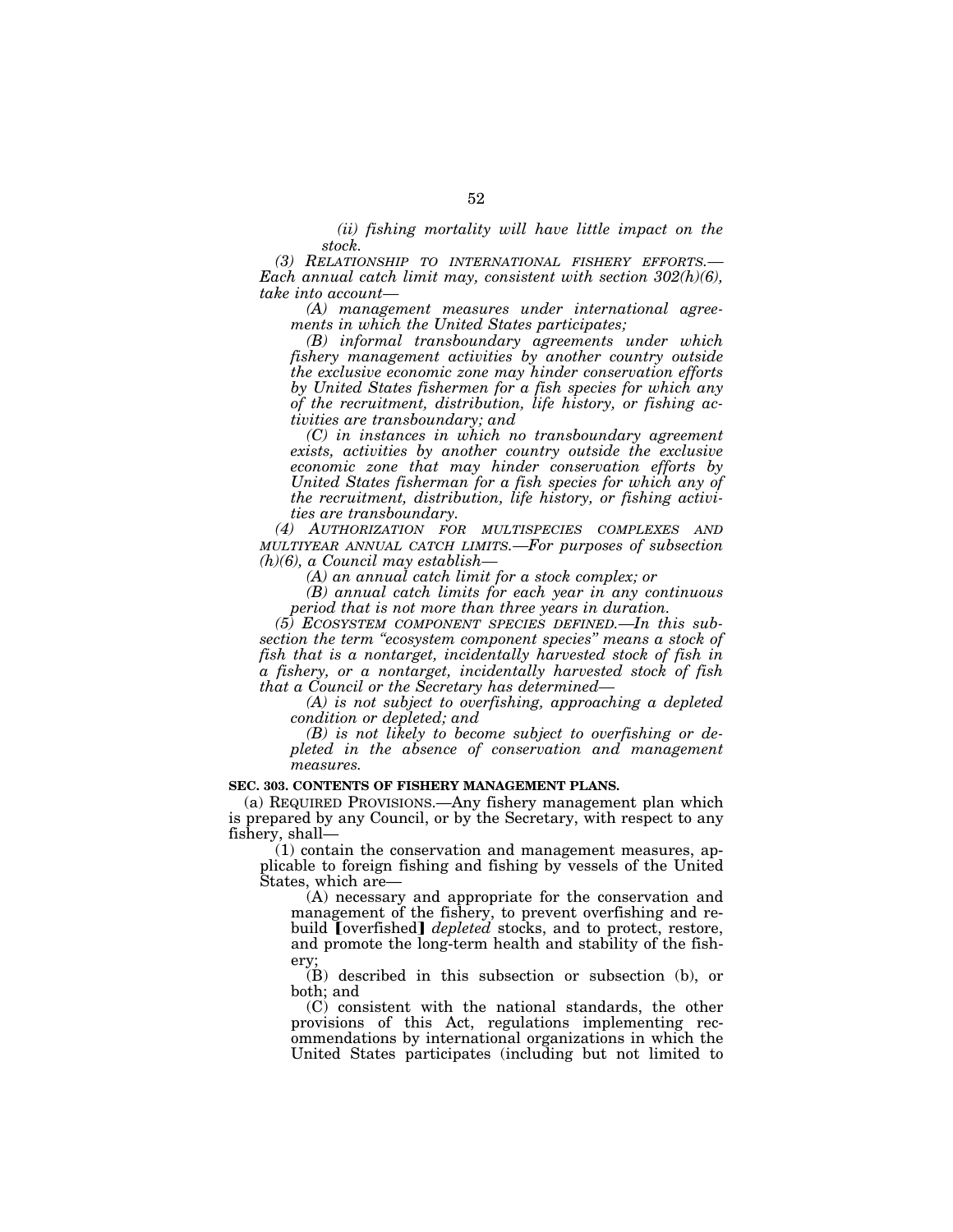*(ii) fishing mortality will have little impact on the stock.*

*(3) RELATIONSHIP TO INTERNATIONAL FISHERY EFFORTS.— Each annual catch limit may, consistent with section 302(h)(6), take into account—*

*(A) management measures under international agreements in which the United States participates;*

*(B) informal transboundary agreements under which fishery management activities by another country outside the exclusive economic zone may hinder conservation efforts by United States fishermen for a fish species for which any of the recruitment, distribution, life history, or fishing activities are transboundary; and*

*(C) in instances in which no transboundary agreement exists, activities by another country outside the exclusive economic zone that may hinder conservation efforts by United States fisherman for a fish species for which any of the recruitment, distribution, life history, or fishing activities are transboundary.*

*(4) AUTHORIZATION FOR MULTISPECIES COMPLEXES AND MULTIYEAR ANNUAL CATCH LIMITS.—For purposes of subsection (h)(6), a Council may establish—*

*(A) an annual catch limit for a stock complex; or*

*(B) annual catch limits for each year in any continuous period that is not more than three years in duration.*

*(5) ECOSYSTEM COMPONENT SPECIES DEFINED.—In this subsection the term "ecosystem component species" means a stock of fish that is a nontarget, incidentally harvested stock of fish in a fishery, or a nontarget, incidentally harvested stock of fish that a Council or the Secretary has determined—*

*(A) is not subject to overfishing, approaching a depleted condition or depleted; and*

*(B) is not likely to become subject to overfishing or depleted in the absence of conservation and management measures.*

**SEC. 303. CONTENTS OF FISHERY MANAGEMENT PLANS.**

(a) REQUIRED PROVISIONS.—Any fishery management plan which is prepared by any Council, or by the Secretary, with respect to any fishery, shall—

(1) contain the conservation and management measures, applicable to foreign fishing and fishing by vessels of the United States, which are—

(A) necessary and appropriate for the conservation and management of the fishery, to prevent overfishing and rebuild 【overfished】 *depleted* stocks, and to protect, restore, and promote the long-term health and stability of the fishery;

(B) described in this subsection or subsection (b), or both; and

(C) consistent with the national standards, the other provisions of this Act, regulations implementing recommendations by international organizations in which the United States participates (including but not limited to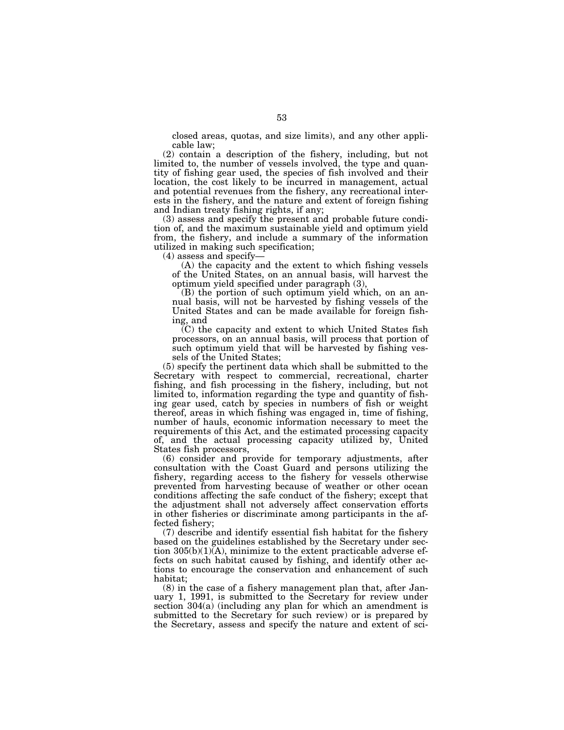closed areas, quotas, and size limits), and any other applicable law;

(2) contain a description of the fishery, including, but not limited to, the number of vessels involved, the type and quantity of fishing gear used, the species of fish involved and their location, the cost likely to be incurred in management, actual and potential revenues from the fishery, any recreational interests in the fishery, and the nature and extent of foreign fishing and Indian treaty fishing rights, if any;

(3) assess and specify the present and probable future condition of, and the maximum sustainable yield and optimum yield from, the fishery, and include a summary of the information utilized in making such specification;

(4) assess and specify—

(A) the capacity and the extent to which fishing vessels of the United States, on an annual basis, will harvest the optimum yield specified under paragraph (3),

(B) the portion of such optimum yield which, on an annual basis, will not be harvested by fishing vessels of the United States and can be made available for foreign fishing, and

(C) the capacity and extent to which United States fish processors, on an annual basis, will process that portion of such optimum yield that will be harvested by fishing vessels of the United States;

(5) specify the pertinent data which shall be submitted to the Secretary with respect to commercial, recreational, charter fishing, and fish processing in the fishery, including, but not limited to, information regarding the type and quantity of fishing gear used, catch by species in numbers of fish or weight thereof, areas in which fishing was engaged in, time of fishing, number of hauls, economic information necessary to meet the requirements of this Act, and the estimated processing capacity of, and the actual processing capacity utilized by, United States fish processors,

(6) consider and provide for temporary adjustments, after consultation with the Coast Guard and persons utilizing the fishery, regarding access to the fishery for vessels otherwise prevented from harvesting because of weather or other ocean conditions affecting the safe conduct of the fishery; except that the adjustment shall not adversely affect conservation efforts in other fisheries or discriminate among participants in the affected fishery;

(7) describe and identify essential fish habitat for the fishery based on the guidelines established by the Secretary under section 305(b)(1)(A), minimize to the extent practicable adverse effects on such habitat caused by fishing, and identify other actions to encourage the conservation and enhancement of such habitat;

(8) in the case of a fishery management plan that, after January 1, 1991, is submitted to the Secretary for review under section 304(a) (including any plan for which an amendment is submitted to the Secretary for such review) or is prepared by the Secretary, assess and specify the nature and extent of sci-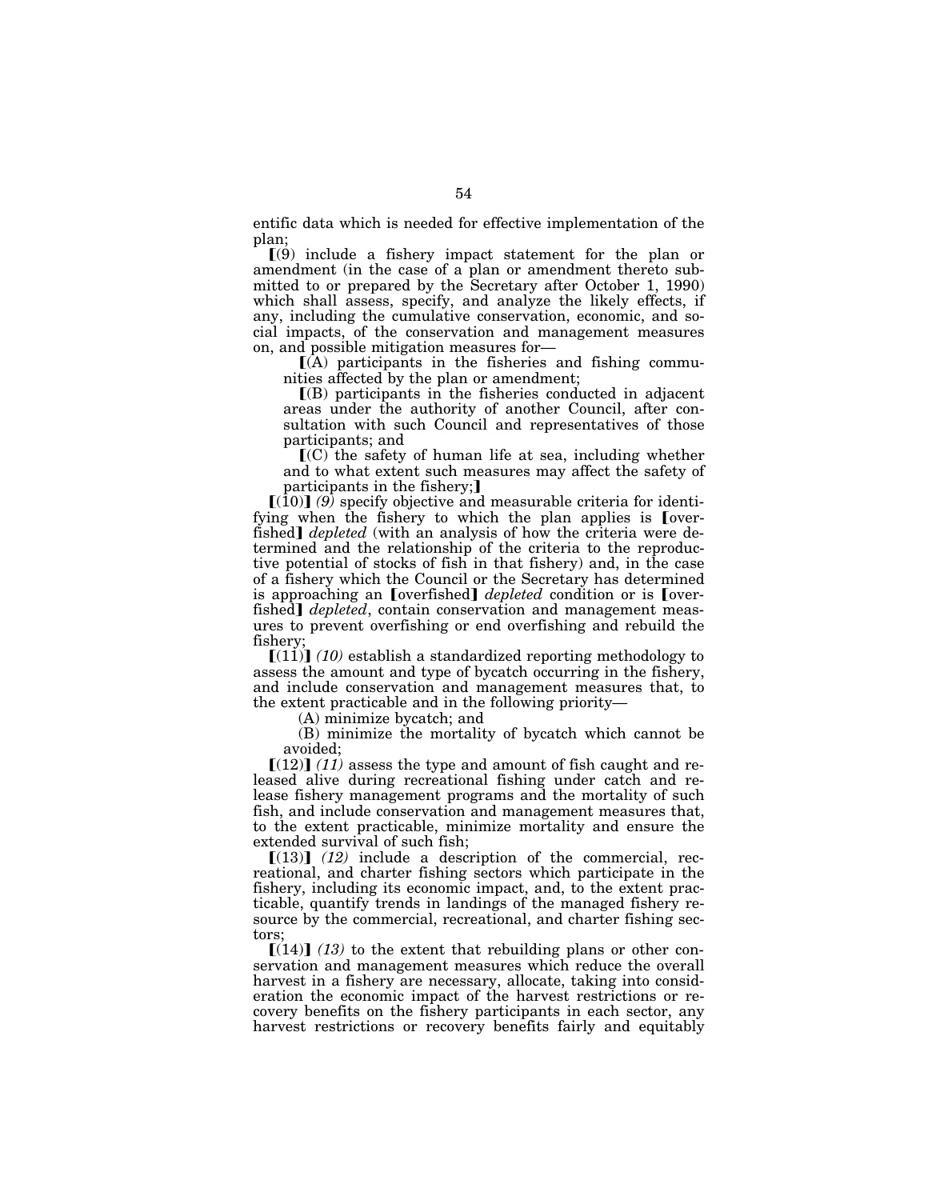entific data which is needed for effective implementation of the plan;

【(9) include a fishery impact statement for the plan or amendment (in the case of a plan or amendment thereto submitted to or prepared by the Secretary after October 1, 1990) which shall assess, specify, and analyze the likely effects, if any, including the cumulative conservation, economic, and social impacts, of the conservation and management measures on, and possible mitigation measures for—

【(A) participants in the fisheries and fishing communities affected by the plan or amendment;

【(B) participants in the fisheries conducted in adjacent areas under the authority of another Council, after consultation with such Council and representatives of those participants; and

【(C) the safety of human life at sea, including whether and to what extent such measures may affect the safety of participants in the fishery;】

【(10)】 *(9)* specify objective and measurable criteria for identifying when the fishery to which the plan applies is 【overfished】 *depleted* (with an analysis of how the criteria were determined and the relationship of the criteria to the reproductive potential of stocks of fish in that fishery) and, in the case of a fishery which the Council or the Secretary has determined is approaching an 【overfished】 *depleted* condition or is 【overfished】 *depleted*, contain conservation and management measures to prevent overfishing or end overfishing and rebuild the fishery;

【(11)】 *(10)* establish a standardized reporting methodology to assess the amount and type of bycatch occurring in the fishery, and include conservation and management measures that, to the extent practicable and in the following priority—

(A) minimize bycatch; and

(B) minimize the mortality of bycatch which cannot be avoided;

【(12)】 *(11)* assess the type and amount of fish caught and released alive during recreational fishing under catch and release fishery management programs and the mortality of such fish, and include conservation and management measures that, to the extent practicable, minimize mortality and ensure the extended survival of such fish;

【(13)】 *(12)* include a description of the commercial, recreational, and charter fishing sectors which participate in the fishery, including its economic impact, and, to the extent practicable, quantify trends in landings of the managed fishery resource by the commercial, recreational, and charter fishing sectors;

【(14)】 *(13)* to the extent that rebuilding plans or other conservation and management measures which reduce the overall harvest in a fishery are necessary, allocate, taking into consideration the economic impact of the harvest restrictions or recovery benefits on the fishery participants in each sector, any harvest restrictions or recovery benefits fairly and equitably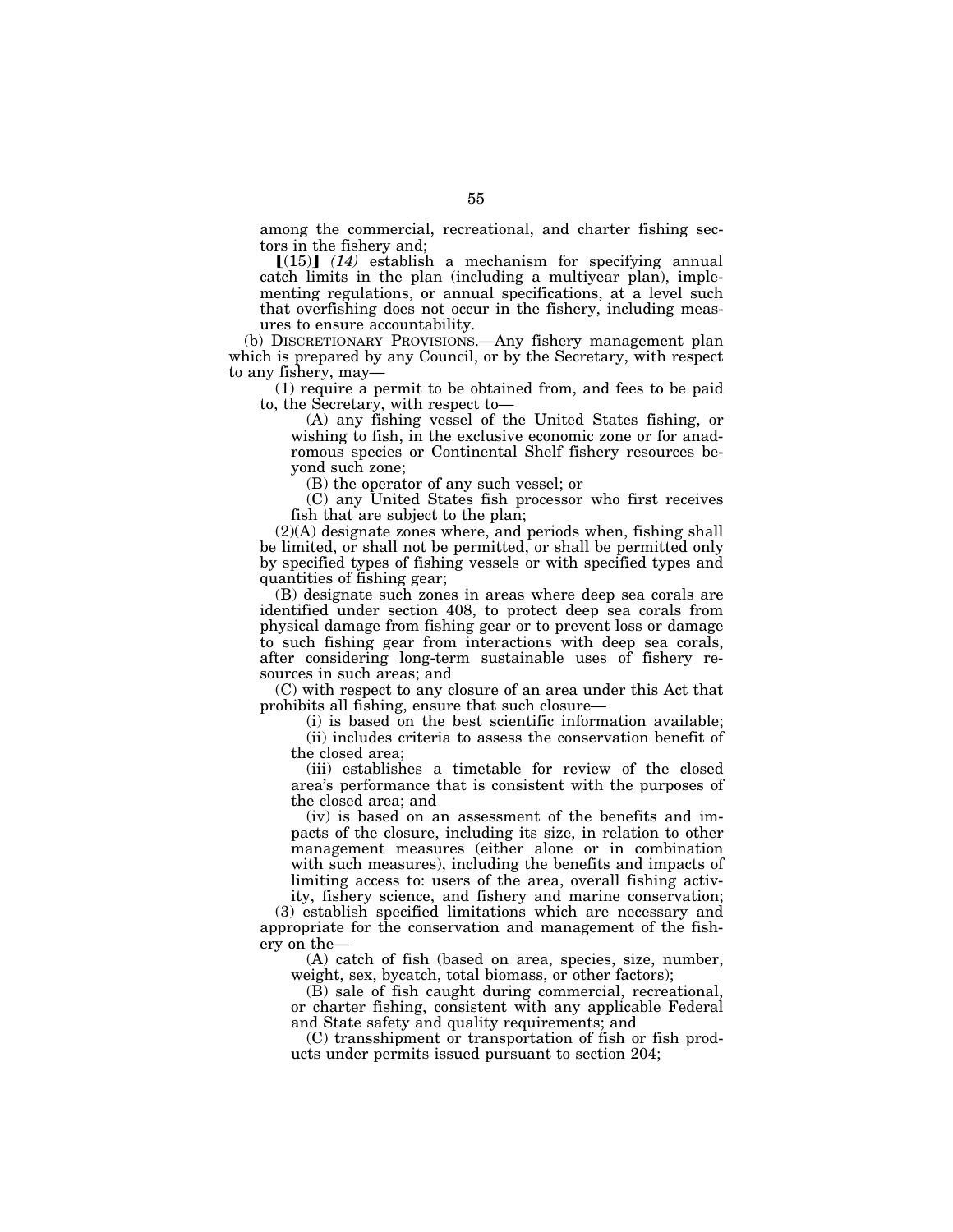among the commercial, recreational, and charter fishing sectors in the fishery and;

【(15)】 *(14)* establish a mechanism for specifying annual catch limits in the plan (including a multiyear plan), implementing regulations, or annual specifications, at a level such that overfishing does not occur in the fishery, including measures to ensure accountability.

(b) DISCRETIONARY PROVISIONS.—Any fishery management plan which is prepared by any Council, or by the Secretary, with respect to any fishery, may—

(1) require a permit to be obtained from, and fees to be paid to, the Secretary, with respect to—

(A) any fishing vessel of the United States fishing, or wishing to fish, in the exclusive economic zone or for anadromous species or Continental Shelf fishery resources beyond such zone;

(B) the operator of any such vessel; or

(C) any United States fish processor who first receives fish that are subject to the plan;

(2)(A) designate zones where, and periods when, fishing shall be limited, or shall not be permitted, or shall be permitted only by specified types of fishing vessels or with specified types and quantities of fishing gear;

(B) designate such zones in areas where deep sea corals are identified under section 408, to protect deep sea corals from physical damage from fishing gear or to prevent loss or damage to such fishing gear from interactions with deep sea corals, after considering long-term sustainable uses of fishery resources in such areas; and

(C) with respect to any closure of an area under this Act that prohibits all fishing, ensure that such closure—

(i) is based on the best scientific information available;

(ii) includes criteria to assess the conservation benefit of the closed area;

(iii) establishes a timetable for review of the closed area's performance that is consistent with the purposes of the closed area; and

(iv) is based on an assessment of the benefits and impacts of the closure, including its size, in relation to other management measures (either alone or in combination with such measures), including the benefits and impacts of limiting access to: users of the area, overall fishing activity, fishery science, and fishery and marine conservation;

(3) establish specified limitations which are necessary and appropriate for the conservation and management of the fishery on the—

(A) catch of fish (based on area, species, size, number, weight, sex, bycatch, total biomass, or other factors);

(B) sale of fish caught during commercial, recreational, or charter fishing, consistent with any applicable Federal and State safety and quality requirements; and

(C) transshipment or transportation of fish or fish products under permits issued pursuant to section 204;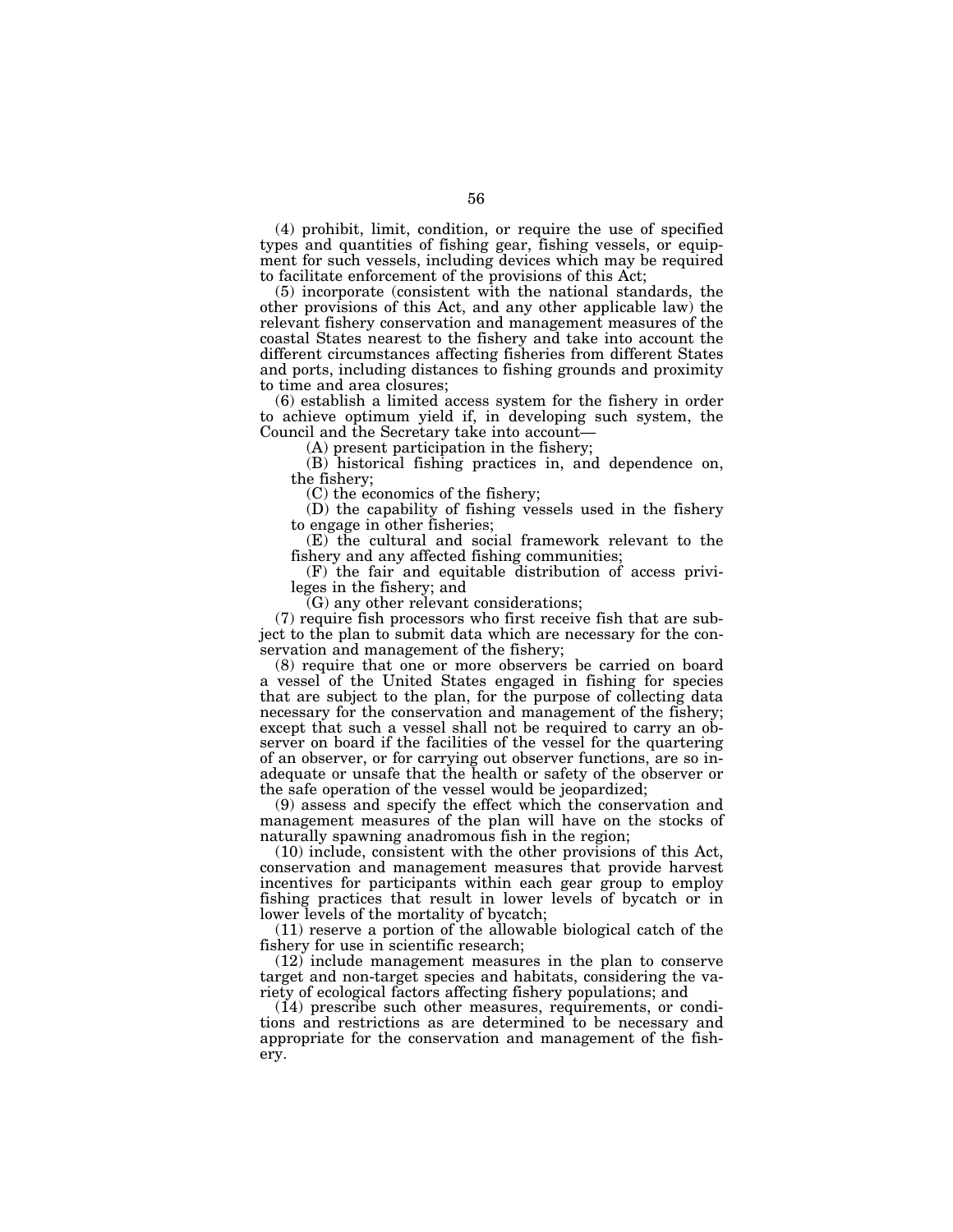(4) prohibit, limit, condition, or require the use of specified types and quantities of fishing gear, fishing vessels, or equipment for such vessels, including devices which may be required to facilitate enforcement of the provisions of this Act;

(5) incorporate (consistent with the national standards, the other provisions of this Act, and any other applicable law) the relevant fishery conservation and management measures of the coastal States nearest to the fishery and take into account the different circumstances affecting fisheries from different States and ports, including distances to fishing grounds and proximity to time and area closures;

(6) establish a limited access system for the fishery in order to achieve optimum yield if, in developing such system, the Council and the Secretary take into account—

(A) present participation in the fishery;

(B) historical fishing practices in, and dependence on, the fishery;

(C) the economics of the fishery;

(D) the capability of fishing vessels used in the fishery to engage in other fisheries;

(E) the cultural and social framework relevant to the fishery and any affected fishing communities;

(F) the fair and equitable distribution of access privileges in the fishery; and

(G) any other relevant considerations;

(7) require fish processors who first receive fish that are subject to the plan to submit data which are necessary for the conservation and management of the fishery;

(8) require that one or more observers be carried on board a vessel of the United States engaged in fishing for species that are subject to the plan, for the purpose of collecting data necessary for the conservation and management of the fishery; except that such a vessel shall not be required to carry an observer on board if the facilities of the vessel for the quartering of an observer, or for carrying out observer functions, are so inadequate or unsafe that the health or safety of the observer or the safe operation of the vessel would be jeopardized;

(9) assess and specify the effect which the conservation and management measures of the plan will have on the stocks of naturally spawning anadromous fish in the region;

(10) include, consistent with the other provisions of this Act, conservation and management measures that provide harvest incentives for participants within each gear group to employ fishing practices that result in lower levels of bycatch or in lower levels of the mortality of bycatch;

(11) reserve a portion of the allowable biological catch of the fishery for use in scientific research;

(12) include management measures in the plan to conserve target and non-target species and habitats, considering the variety of ecological factors affecting fishery populations; and

(14) prescribe such other measures, requirements, or conditions and restrictions as are determined to be necessary and appropriate for the conservation and management of the fishery.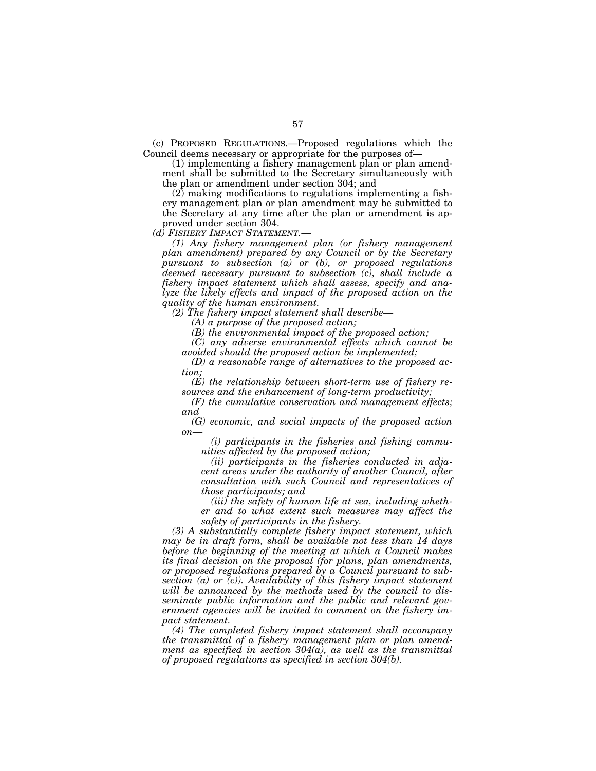(c) PROPOSED REGULATIONS.—Proposed regulations which the Council deems necessary or appropriate for the purposes of—

(1) implementing a fishery management plan or plan amendment shall be submitted to the Secretary simultaneously with the plan or amendment under section 304; and

(2) making modifications to regulations implementing a fishery management plan or plan amendment may be submitted to the Secretary at any time after the plan or amendment is approved under section 304.

*(d) FISHERY IMPACT STATEMENT.—*

*(1) Any fishery management plan (or fishery management plan amendment) prepared by any Council or by the Secretary pursuant to subsection (a) or (b), or proposed regulations deemed necessary pursuant to subsection (c), shall include a fishery impact statement which shall assess, specify and analyze the likely effects and impact of the proposed action on the quality of the human environment.*

*(2) The fishery impact statement shall describe—*

*(A) a purpose of the proposed action;*

*(B) the environmental impact of the proposed action;*

*(C) any adverse environmental effects which cannot be avoided should the proposed action be implemented;*

*(D) a reasonable range of alternatives to the proposed action;*

*(E) the relationship between short-term use of fishery resources and the enhancement of long-term productivity;*

*(F) the cumulative conservation and management effects; and*

*(G) economic, and social impacts of the proposed action on—*

*(i) participants in the fisheries and fishing communities affected by the proposed action;*

*(ii) participants in the fisheries conducted in adjacent areas under the authority of another Council, after consultation with such Council and representatives of those participants; and*

*(iii) the safety of human life at sea, including whether and to what extent such measures may affect the safety of participants in the fishery.*

*(3) A substantially complete fishery impact statement, which may be in draft form, shall be available not less than 14 days before the beginning of the meeting at which a Council makes its final decision on the proposal (for plans, plan amendments, or proposed regulations prepared by a Council pursuant to subsection (a) or (c)). Availability of this fishery impact statement will be announced by the methods used by the council to disseminate public information and the public and relevant government agencies will be invited to comment on the fishery impact statement.*

*(4) The completed fishery impact statement shall accompany the transmittal of a fishery management plan or plan amendment as specified in section 304(a), as well as the transmittal of proposed regulations as specified in section 304(b).*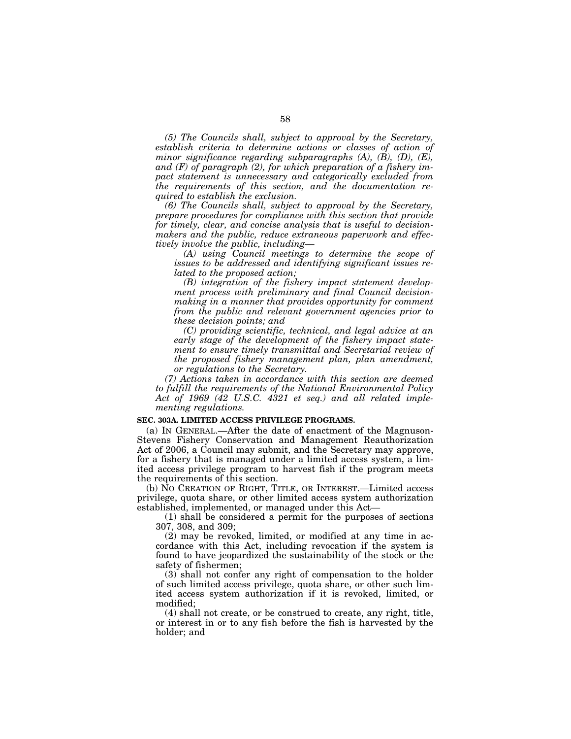*(5) The Councils shall, subject to approval by the Secretary, establish criteria to determine actions or classes of action of minor significance regarding subparagraphs (A), (B), (D), (E), and (F) of paragraph (2), for which preparation of a fishery impact statement is unnecessary and categorically excluded from the requirements of this section, and the documentation required to establish the exclusion.*

*(6) The Councils shall, subject to approval by the Secretary, prepare procedures for compliance with this section that provide for timely, clear, and concise analysis that is useful to decisionmakers and the public, reduce extraneous paperwork and effectively involve the public, including—*

*(A) using Council meetings to determine the scope of issues to be addressed and identifying significant issues related to the proposed action;*

*(B) integration of the fishery impact statement development process with preliminary and final Council decisionmaking in a manner that provides opportunity for comment from the public and relevant government agencies prior to these decision points; and*

*(C) providing scientific, technical, and legal advice at an early stage of the development of the fishery impact statement to ensure timely transmittal and Secretarial review of the proposed fishery management plan, plan amendment, or regulations to the Secretary.*

*(7) Actions taken in accordance with this section are deemed to fulfill the requirements of the National Environmental Policy Act of 1969 (42 U.S.C. 4321 et seq.) and all related implementing regulations.*

**SEC. 303A. LIMITED ACCESS PRIVILEGE PROGRAMS.**

(a) IN GENERAL.—After the date of enactment of the Magnuson-Stevens Fishery Conservation and Management Reauthorization Act of 2006, a Council may submit, and the Secretary may approve, for a fishery that is managed under a limited access system, a limited access privilege program to harvest fish if the program meets the requirements of this section.

(b) NO CREATION OF RIGHT, TITLE, OR INTEREST.—Limited access privilege, quota share, or other limited access system authorization established, implemented, or managed under this Act—

(1) shall be considered a permit for the purposes of sections 307, 308, and 309;

(2) may be revoked, limited, or modified at any time in accordance with this Act, including revocation if the system is found to have jeopardized the sustainability of the stock or the safety of fishermen;

(3) shall not confer any right of compensation to the holder of such limited access privilege, quota share, or other such limited access system authorization if it is revoked, limited, or modified;

(4) shall not create, or be construed to create, any right, title, or interest in or to any fish before the fish is harvested by the holder; and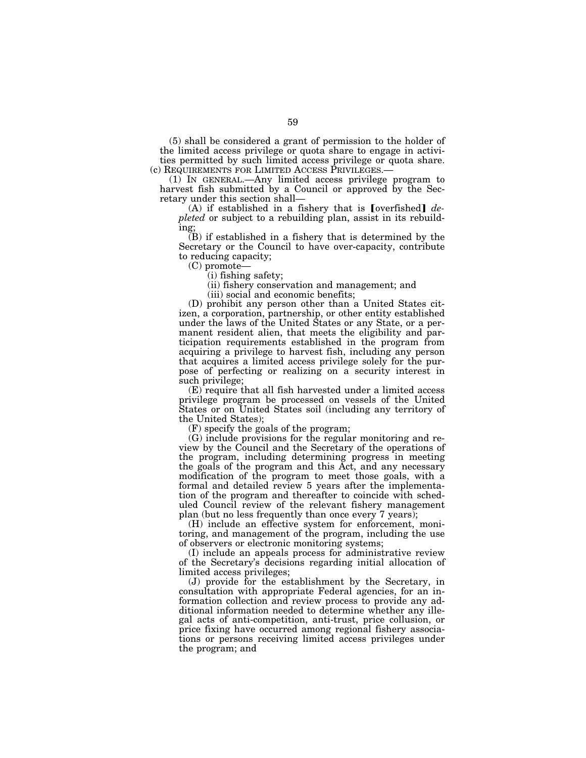(5) shall be considered a grant of permission to the holder of the limited access privilege or quota share to engage in activities permitted by such limited access privilege or quota share.

(c) REQUIREMENTS FOR LIMITED ACCESS PRIVILEGES.—

(1) IN GENERAL.—Any limited access privilege program to harvest fish submitted by a Council or approved by the Secretary under this section shall—

(A) if established in a fishery that is [overfished] *depleted* or subject to a rebuilding plan, assist in its rebuilding;

(B) if established in a fishery that is determined by the Secretary or the Council to have over-capacity, contribute to reducing capacity;

(C) promote—

(i) fishing safety;

(ii) fishery conservation and management; and

(iii) social and economic benefits;

(D) prohibit any person other than a United States citizen, a corporation, partnership, or other entity established under the laws of the United States or any State, or a permanent resident alien, that meets the eligibility and participation requirements established in the program from acquiring a privilege to harvest fish, including any person that acquires a limited access privilege solely for the purpose of perfecting or realizing on a security interest in such privilege;

(E) require that all fish harvested under a limited access privilege program be processed on vessels of the United States or on United States soil (including any territory of the United States);

(F) specify the goals of the program;

(G) include provisions for the regular monitoring and review by the Council and the Secretary of the operations of the program, including determining progress in meeting the goals of the program and this Act, and any necessary modification of the program to meet those goals, with a formal and detailed review 5 years after the implementation of the program and thereafter to coincide with scheduled Council review of the relevant fishery management plan (but no less frequently than once every 7 years);

(H) include an effective system for enforcement, monitoring, and management of the program, including the use of observers or electronic monitoring systems;

(I) include an appeals process for administrative review of the Secretary's decisions regarding initial allocation of limited access privileges;

(J) provide for the establishment by the Secretary, in consultation with appropriate Federal agencies, for an information collection and review process to provide any additional information needed to determine whether any illegal acts of anti-competition, anti-trust, price collusion, or price fixing have occurred among regional fishery associations or persons receiving limited access privileges under the program; and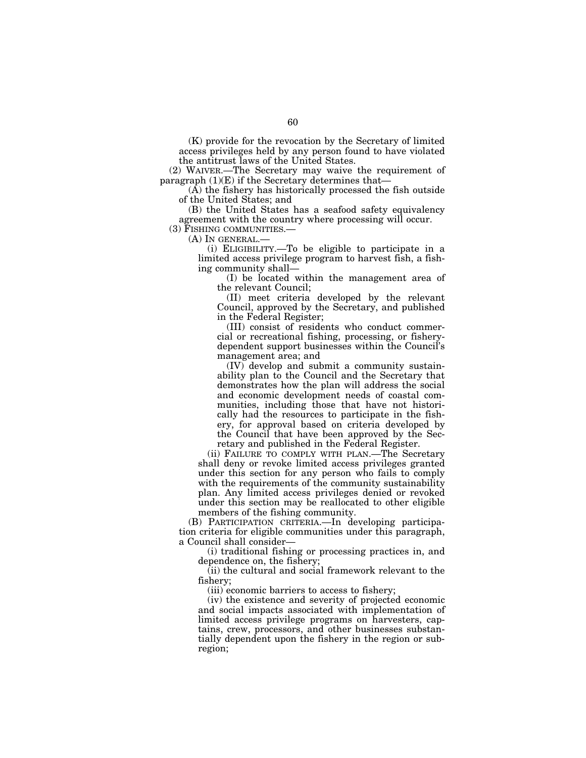(K) provide for the revocation by the Secretary of limited access privileges held by any person found to have violated the antitrust laws of the United States.

(2) WAIVER.—The Secretary may waive the requirement of paragraph (1)(E) if the Secretary determines that—

(A) the fishery has historically processed the fish outside of the United States; and

(B) the United States has a seafood safety equivalency agreement with the country where processing will occur.

(3) FISHING COMMUNITIES.—

(A) IN GENERAL.—

(i) ELIGIBILITY.—To be eligible to participate in a limited access privilege program to harvest fish, a fishing community shall—

(I) be located within the management area of the relevant Council;

(II) meet criteria developed by the relevant Council, approved by the Secretary, and published in the Federal Register;

(III) consist of residents who conduct commercial or recreational fishing, processing, or fishery-dependent support businesses within the Council's management area; and

(IV) develop and submit a community sustainability plan to the Council and the Secretary that demonstrates how the plan will address the social and economic development needs of coastal communities, including those that have not historically had the resources to participate in the fishery, for approval based on criteria developed by the Council that have been approved by the Secretary and published in the Federal Register.

(ii) FAILURE TO COMPLY WITH PLAN.—The Secretary shall deny or revoke limited access privileges granted under this section for any person who fails to comply with the requirements of the community sustainability plan. Any limited access privileges denied or revoked under this section may be reallocated to other eligible members of the fishing community.

(B) PARTICIPATION CRITERIA.—In developing participation criteria for eligible communities under this paragraph, a Council shall consider—

(i) traditional fishing or processing practices in, and dependence on, the fishery;

(ii) the cultural and social framework relevant to the fishery;

(iii) economic barriers to access to fishery;

(iv) the existence and severity of projected economic and social impacts associated with implementation of limited access privilege programs on harvesters, captains, crew, processors, and other businesses substantially dependent upon the fishery in the region or subregion;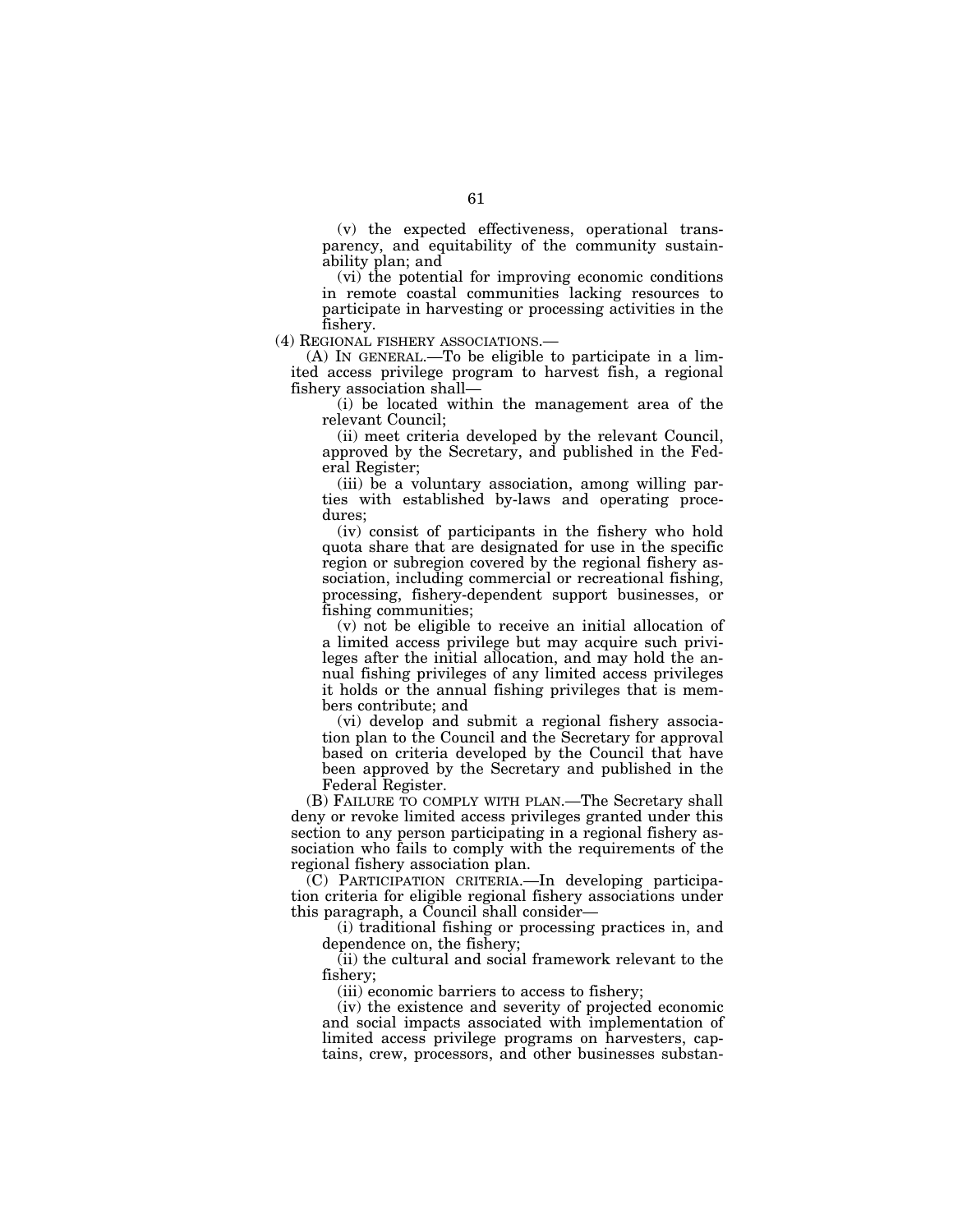(v) the expected effectiveness, operational transparency, and equitability of the community sustainability plan; and

(vi) the potential for improving economic conditions in remote coastal communities lacking resources to participate in harvesting or processing activities in the fishery.

(4) REGIONAL FISHERY ASSOCIATIONS.—

(A) IN GENERAL.—To be eligible to participate in a limited access privilege program to harvest fish, a regional fishery association shall—

(i) be located within the management area of the relevant Council;

(ii) meet criteria developed by the relevant Council, approved by the Secretary, and published in the Federal Register;

(iii) be a voluntary association, among willing parties with established by-laws and operating procedures;

(iv) consist of participants in the fishery who hold quota share that are designated for use in the specific region or subregion covered by the regional fishery association, including commercial or recreational fishing, processing, fishery-dependent support businesses, or fishing communities;

(v) not be eligible to receive an initial allocation of a limited access privilege but may acquire such privileges after the initial allocation, and may hold the annual fishing privileges of any limited access privileges it holds or the annual fishing privileges that is members contribute; and

(vi) develop and submit a regional fishery association plan to the Council and the Secretary for approval based on criteria developed by the Council that have been approved by the Secretary and published in the Federal Register.

(B) FAILURE TO COMPLY WITH PLAN.—The Secretary shall deny or revoke limited access privileges granted under this section to any person participating in a regional fishery association who fails to comply with the requirements of the regional fishery association plan.

(C) PARTICIPATION CRITERIA.—In developing participation criteria for eligible regional fishery associations under this paragraph, a Council shall consider—

(i) traditional fishing or processing practices in, and dependence on, the fishery;

(ii) the cultural and social framework relevant to the fishery;

(iii) economic barriers to access to fishery;

(iv) the existence and severity of projected economic and social impacts associated with implementation of limited access privilege programs on harvesters, captains, crew, processors, and other businesses substan-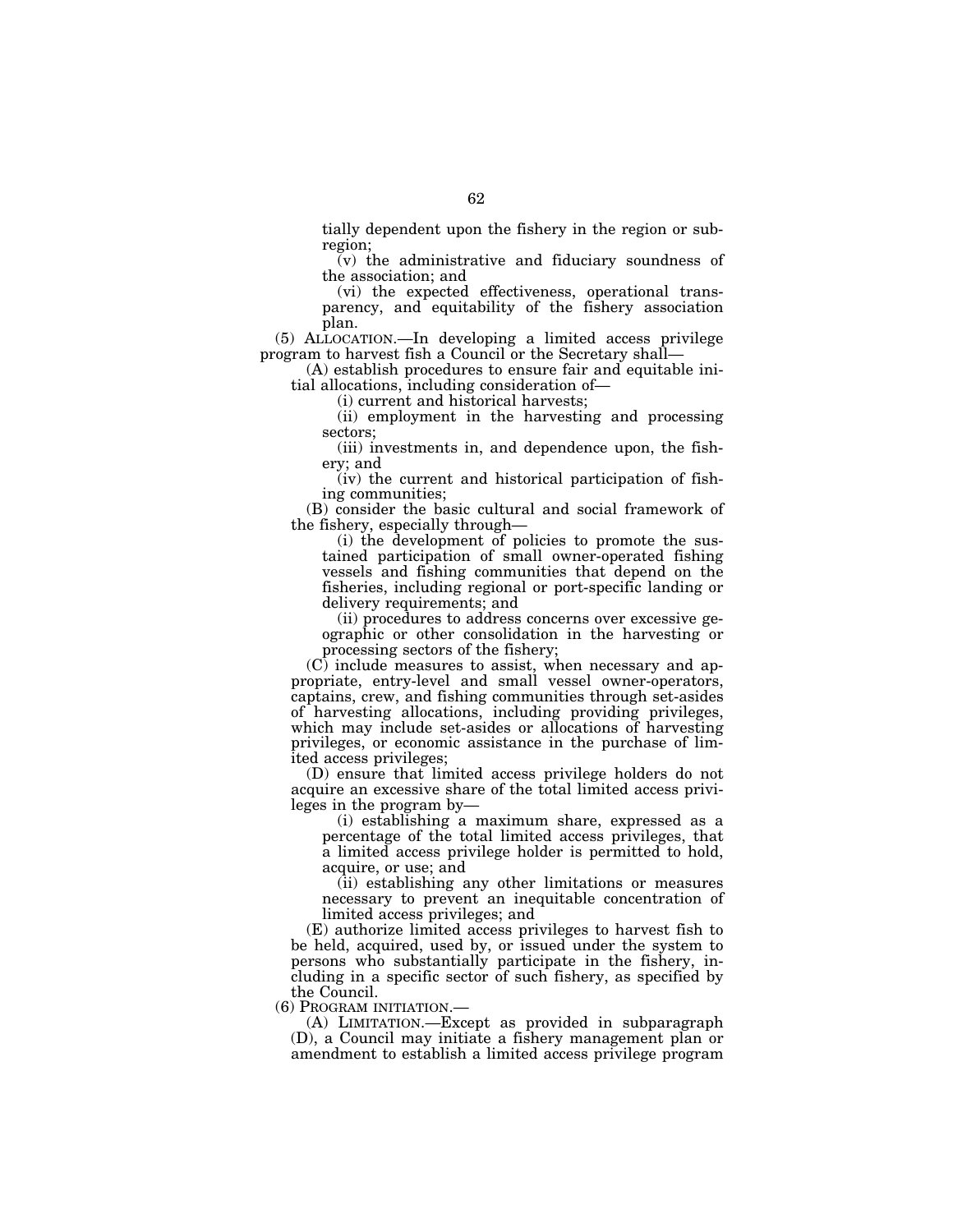tially dependent upon the fishery in the region or sub-region;

(v) the administrative and fiduciary soundness of the association; and

(vi) the expected effectiveness, operational transparency, and equitability of the fishery association plan.

(5) ALLOCATION.—In developing a limited access privilege program to harvest fish a Council or the Secretary shall—

(A) establish procedures to ensure fair and equitable initial allocations, including consideration of—

(i) current and historical harvests;

(ii) employment in the harvesting and processing sectors;

(iii) investments in, and dependence upon, the fishery; and

(iv) the current and historical participation of fishing communities;

(B) consider the basic cultural and social framework of the fishery, especially through—

(i) the development of policies to promote the sustained participation of small owner-operated fishing vessels and fishing communities that depend on the fisheries, including regional or port-specific landing or delivery requirements; and

(ii) procedures to address concerns over excessive geographic or other consolidation in the harvesting or processing sectors of the fishery;

(C) include measures to assist, when necessary and appropriate, entry-level and small vessel owner-operators, captains, crew, and fishing communities through set-asides of harvesting allocations, including providing privileges, which may include set-asides or allocations of harvesting privileges, or economic assistance in the purchase of limited access privileges;

(D) ensure that limited access privilege holders do not acquire an excessive share of the total limited access privileges in the program by—

(i) establishing a maximum share, expressed as a percentage of the total limited access privileges, that a limited access privilege holder is permitted to hold, acquire, or use; and

(ii) establishing any other limitations or measures necessary to prevent an inequitable concentration of limited access privileges; and

(E) authorize limited access privileges to harvest fish to be held, acquired, used by, or issued under the system to persons who substantially participate in the fishery, including in a specific sector of such fishery, as specified by the Council.

(6) PROGRAM INITIATION.—

(A) LIMITATION.—Except as provided in subparagraph (D), a Council may initiate a fishery management plan or amendment to establish a limited access privilege program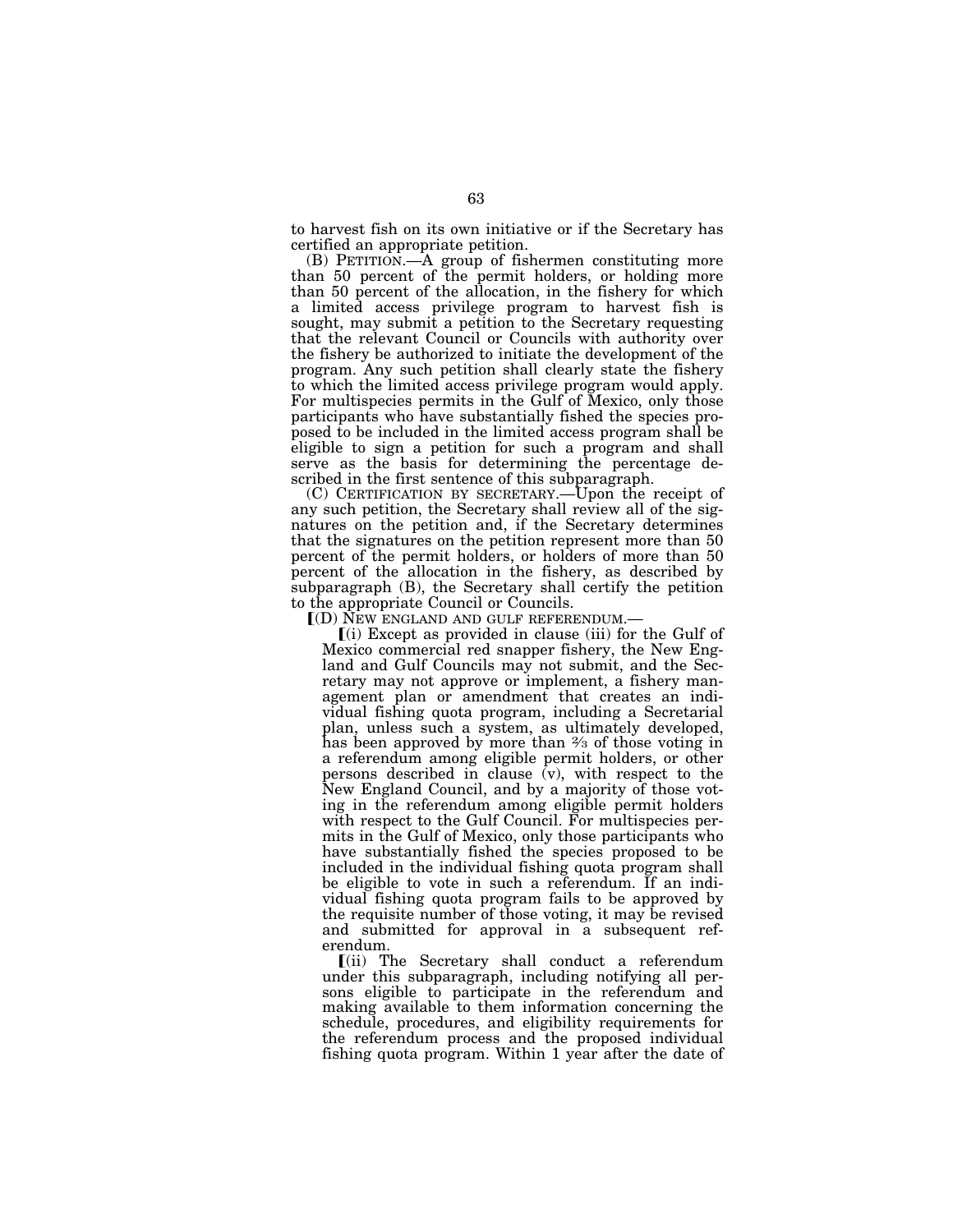to harvest fish on its own initiative or if the Secretary has certified an appropriate petition.

(B) PETITION.—A group of fishermen constituting more than 50 percent of the permit holders, or holding more than 50 percent of the allocation, in the fishery for which a limited access privilege program to harvest fish is sought, may submit a petition to the Secretary requesting that the relevant Council or Councils with authority over the fishery be authorized to initiate the development of the program. Any such petition shall clearly state the fishery to which the limited access privilege program would apply. For multispecies permits in the Gulf of Mexico, only those participants who have substantially fished the species proposed to be included in the limited access program shall be eligible to sign a petition for such a program and shall serve as the basis for determining the percentage described in the first sentence of this subparagraph.

(C) CERTIFICATION BY SECRETARY.—Upon the receipt of any such petition, the Secretary shall review all of the signatures on the petition and, if the Secretary determines that the signatures on the petition represent more than 50 percent of the permit holders, or holders of more than 50 percent of the allocation in the fishery, as described by subparagraph (B), the Secretary shall certify the petition to the appropriate Council or Councils.

⟦(D) NEW ENGLAND AND GULF REFERENDUM.—

⟦(i) Except as provided in clause (iii) for the Gulf of Mexico commercial red snapper fishery, the New England and Gulf Councils may not submit, and the Secretary may not approve or implement, a fishery management plan or amendment that creates an individual fishing quota program, including a Secretarial plan, unless such a system, as ultimately developed, has been approved by more than ⅔ of those voting in a referendum among eligible permit holders, or other persons described in clause (v), with respect to the New England Council, and by a majority of those voting in the referendum among eligible permit holders with respect to the Gulf Council. For multispecies permits in the Gulf of Mexico, only those participants who have substantially fished the species proposed to be included in the individual fishing quota program shall be eligible to vote in such a referendum. If an individual fishing quota program fails to be approved by the requisite number of those voting, it may be revised and submitted for approval in a subsequent referendum.

⟦(ii) The Secretary shall conduct a referendum under this subparagraph, including notifying all persons eligible to participate in the referendum and making available to them information concerning the schedule, procedures, and eligibility requirements for the referendum process and the proposed individual fishing quota program. Within 1 year after the date of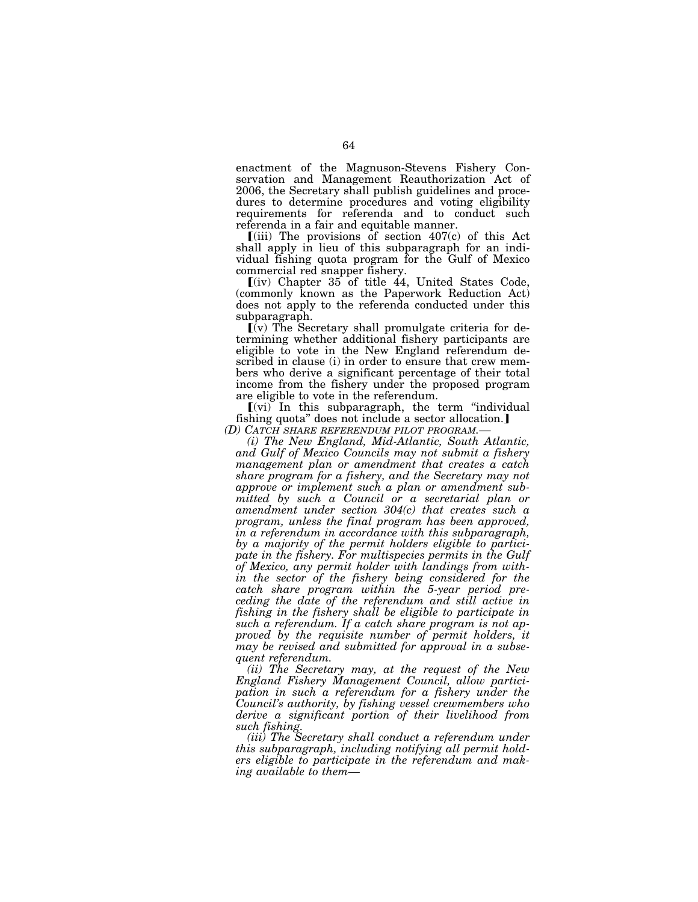enactment of the Magnuson-Stevens Fishery Conservation and Management Reauthorization Act of 2006, the Secretary shall publish guidelines and procedures to determine procedures and voting eligibility requirements for referenda and to conduct such referenda in a fair and equitable manner.

⟦(iii) The provisions of section 407(c) of this Act shall apply in lieu of this subparagraph for an individual fishing quota program for the Gulf of Mexico commercial red snapper fishery.

⟦(iv) Chapter 35 of title 44, United States Code, (commonly known as the Paperwork Reduction Act) does not apply to the referenda conducted under this subparagraph.

⟦(v) The Secretary shall promulgate criteria for determining whether additional fishery participants are eligible to vote in the New England referendum described in clause (i) in order to ensure that crew members who derive a significant percentage of their total income from the fishery under the proposed program are eligible to vote in the referendum.

⟦(vi) In this subparagraph, the term "individual fishing quota" does not include a sector allocation.⟧

*(D) CATCH SHARE REFERENDUM PILOT PROGRAM.—*

*(i) The New England, Mid-Atlantic, South Atlantic, and Gulf of Mexico Councils may not submit a fishery management plan or amendment that creates a catch share program for a fishery, and the Secretary may not approve or implement such a plan or amendment submitted by such a Council or a secretarial plan or amendment under section 304(c) that creates such a program, unless the final program has been approved, in a referendum in accordance with this subparagraph, by a majority of the permit holders eligible to participate in the fishery. For multispecies permits in the Gulf of Mexico, any permit holder with landings from within the sector of the fishery being considered for the catch share program within the 5-year period preceding the date of the referendum and still active in fishing in the fishery shall be eligible to participate in such a referendum. If a catch share program is not approved by the requisite number of permit holders, it may be revised and submitted for approval in a subsequent referendum.*

*(ii) The Secretary may, at the request of the New England Fishery Management Council, allow participation in such a referendum for a fishery under the Council's authority, by fishing vessel crewmembers who derive a significant portion of their livelihood from such fishing.*

*(iii) The Secretary shall conduct a referendum under this subparagraph, including notifying all permit holders eligible to participate in the referendum and making available to them—*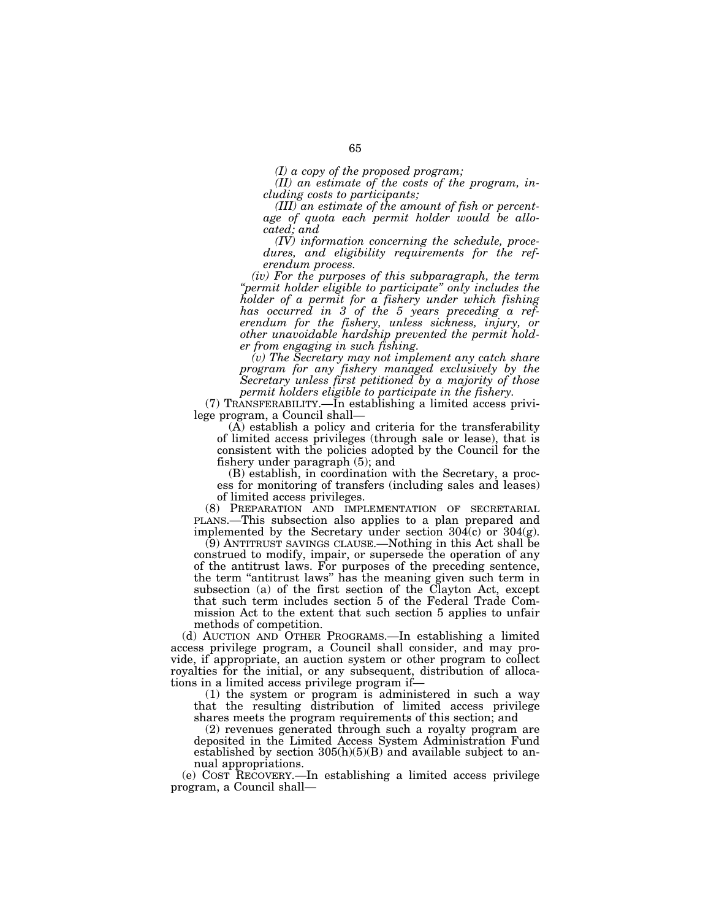*(I) a copy of the proposed program;*

*(II) an estimate of the costs of the program, including costs to participants;*

*(III) an estimate of the amount of fish or percentage of quota each permit holder would be allocated; and*

*(IV) information concerning the schedule, procedures, and eligibility requirements for the referendum process.*

*(iv) For the purposes of this subparagraph, the term "permit holder eligible to participate" only includes the holder of a permit for a fishery under which fishing has occurred in 3 of the 5 years preceding a referendum for the fishery, unless sickness, injury, or other unavoidable hardship prevented the permit holder from engaging in such fishing.*

*(v) The Secretary may not implement any catch share program for any fishery managed exclusively by the Secretary unless first petitioned by a majority of those permit holders eligible to participate in the fishery.*

(7) TRANSFERABILITY.—In establishing a limited access privilege program, a Council shall—

(A) establish a policy and criteria for the transferability of limited access privileges (through sale or lease), that is consistent with the policies adopted by the Council for the fishery under paragraph (5); and

(B) establish, in coordination with the Secretary, a process for monitoring of transfers (including sales and leases) of limited access privileges.

(8) PREPARATION AND IMPLEMENTATION OF SECRETARIAL PLANS.—This subsection also applies to a plan prepared and implemented by the Secretary under section 304(c) or 304(g).

(9) ANTITRUST SAVINGS CLAUSE.—Nothing in this Act shall be construed to modify, impair, or supersede the operation of any of the antitrust laws. For purposes of the preceding sentence, the term "antitrust laws" has the meaning given such term in subsection (a) of the first section of the Clayton Act, except that such term includes section 5 of the Federal Trade Commission Act to the extent that such section 5 applies to unfair methods of competition.

(d) AUCTION AND OTHER PROGRAMS.—In establishing a limited access privilege program, a Council shall consider, and may provide, if appropriate, an auction system or other program to collect royalties for the initial, or any subsequent, distribution of allocations in a limited access privilege program if—

(1) the system or program is administered in such a way that the resulting distribution of limited access privilege shares meets the program requirements of this section; and

(2) revenues generated through such a royalty program are deposited in the Limited Access System Administration Fund established by section 305(h)(5)(B) and available subject to annual appropriations.

(e) COST RECOVERY.—In establishing a limited access privilege program, a Council shall—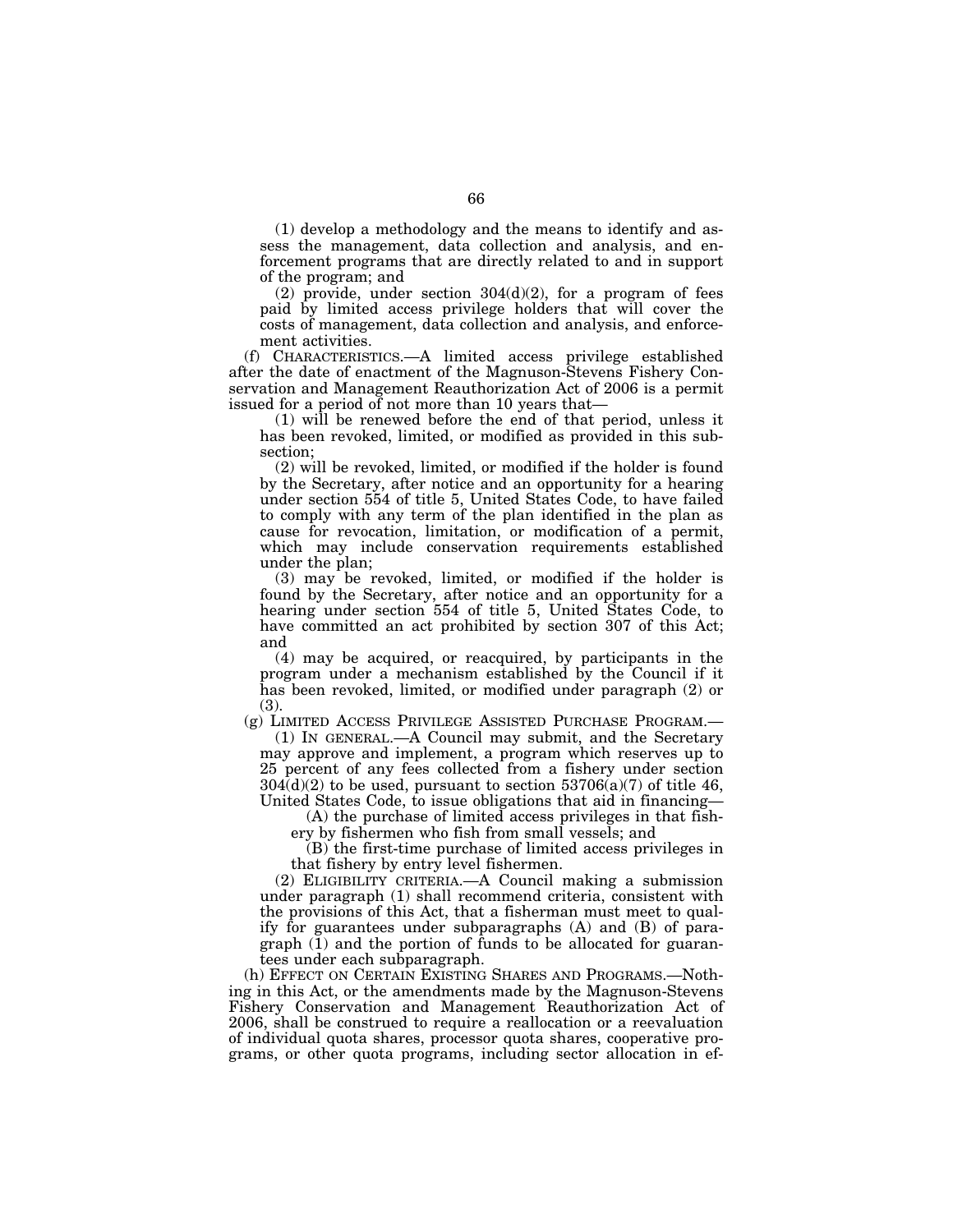(1) develop a methodology and the means to identify and assess the management, data collection and analysis, and enforcement programs that are directly related to and in support of the program; and

(2) provide, under section 304(d)(2), for a program of fees paid by limited access privilege holders that will cover the costs of management, data collection and analysis, and enforcement activities.

(f) CHARACTERISTICS.—A limited access privilege established after the date of enactment of the Magnuson-Stevens Fishery Conservation and Management Reauthorization Act of 2006 is a permit issued for a period of not more than 10 years that—

(1) will be renewed before the end of that period, unless it has been revoked, limited, or modified as provided in this subsection;

(2) will be revoked, limited, or modified if the holder is found by the Secretary, after notice and an opportunity for a hearing under section 554 of title 5, United States Code, to have failed to comply with any term of the plan identified in the plan as cause for revocation, limitation, or modification of a permit, which may include conservation requirements established under the plan;

(3) may be revoked, limited, or modified if the holder is found by the Secretary, after notice and an opportunity for a hearing under section 554 of title 5, United States Code, to have committed an act prohibited by section 307 of this Act; and

(4) may be acquired, or reacquired, by participants in the program under a mechanism established by the Council if it has been revoked, limited, or modified under paragraph (2) or (3).

(g) LIMITED ACCESS PRIVILEGE ASSISTED PURCHASE PROGRAM.—

(1) IN GENERAL.—A Council may submit, and the Secretary may approve and implement, a program which reserves up to 25 percent of any fees collected from a fishery under section 304(d)(2) to be used, pursuant to section 53706(a)(7) of title 46, United States Code, to issue obligations that aid in financing—

(A) the purchase of limited access privileges in that fishery by fishermen who fish from small vessels; and

(B) the first-time purchase of limited access privileges in that fishery by entry level fishermen.

(2) ELIGIBILITY CRITERIA.—A Council making a submission under paragraph (1) shall recommend criteria, consistent with the provisions of this Act, that a fisherman must meet to qualify for guarantees under subparagraphs (A) and (B) of paragraph (1) and the portion of funds to be allocated for guarantees under each subparagraph.

(h) EFFECT ON CERTAIN EXISTING SHARES AND PROGRAMS.—Nothing in this Act, or the amendments made by the Magnuson-Stevens Fishery Conservation and Management Reauthorization Act of 2006, shall be construed to require a reallocation or a reevaluation of individual quota shares, processor quota shares, cooperative programs, or other quota programs, including sector allocation in ef-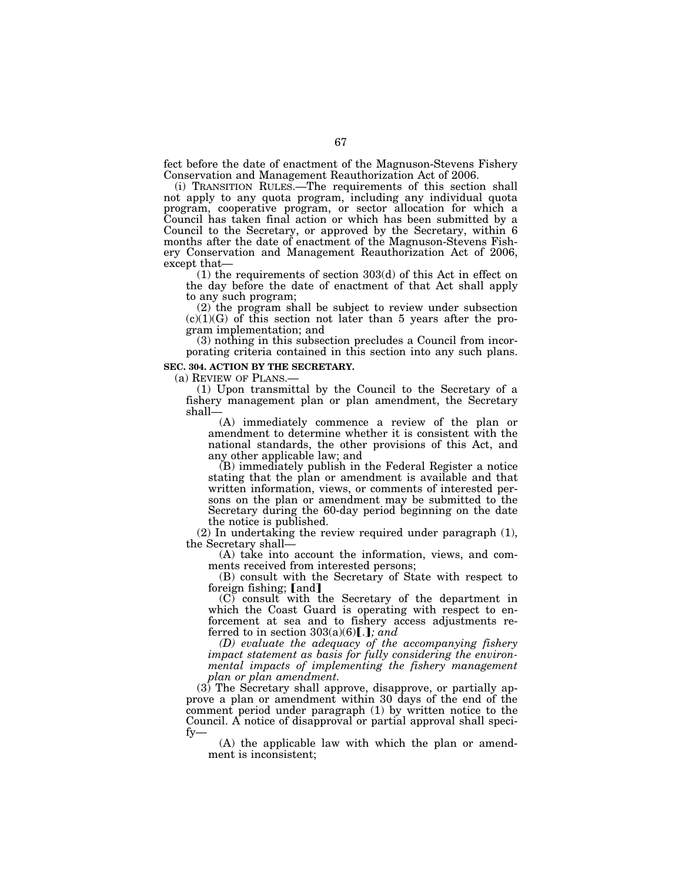fect before the date of enactment of the Magnuson-Stevens Fishery Conservation and Management Reauthorization Act of 2006.

(i) TRANSITION RULES.—The requirements of this section shall not apply to any quota program, including any individual quota program, cooperative program, or sector allocation for which a Council has taken final action or which has been submitted by a Council to the Secretary, or approved by the Secretary, within 6 months after the date of enactment of the Magnuson-Stevens Fishery Conservation and Management Reauthorization Act of 2006, except that—

(1) the requirements of section 303(d) of this Act in effect on the day before the date of enactment of that Act shall apply to any such program;

(2) the program shall be subject to review under subsection (c)(1)(G) of this section not later than 5 years after the program implementation; and

(3) nothing in this subsection precludes a Council from incorporating criteria contained in this section into any such plans.

**SEC. 304. ACTION BY THE SECRETARY.**

(a) REVIEW OF PLANS.—

(1) Upon transmittal by the Council to the Secretary of a fishery management plan or plan amendment, the Secretary shall—

(A) immediately commence a review of the plan or amendment to determine whether it is consistent with the national standards, the other provisions of this Act, and any other applicable law; and

(B) immediately publish in the Federal Register a notice stating that the plan or amendment is available and that written information, views, or comments of interested persons on the plan or amendment may be submitted to the Secretary during the 60-day period beginning on the date the notice is published.

(2) In undertaking the review required under paragraph (1), the Secretary shall—

(A) take into account the information, views, and comments received from interested persons;

(B) consult with the Secretary of State with respect to foreign fishing; ⟦and⟧

(C) consult with the Secretary of the department in which the Coast Guard is operating with respect to enforcement at sea and to fishery access adjustments referred to in section 303(a)(6)⟦.⟧*; and*

*(D) evaluate the adequacy of the accompanying fishery impact statement as basis for fully considering the environmental impacts of implementing the fishery management plan or plan amendment.*

(3) The Secretary shall approve, disapprove, or partially approve a plan or amendment within 30 days of the end of the comment period under paragraph (1) by written notice to the Council. A notice of disapproval or partial approval shall specify—

(A) the applicable law with which the plan or amendment is inconsistent;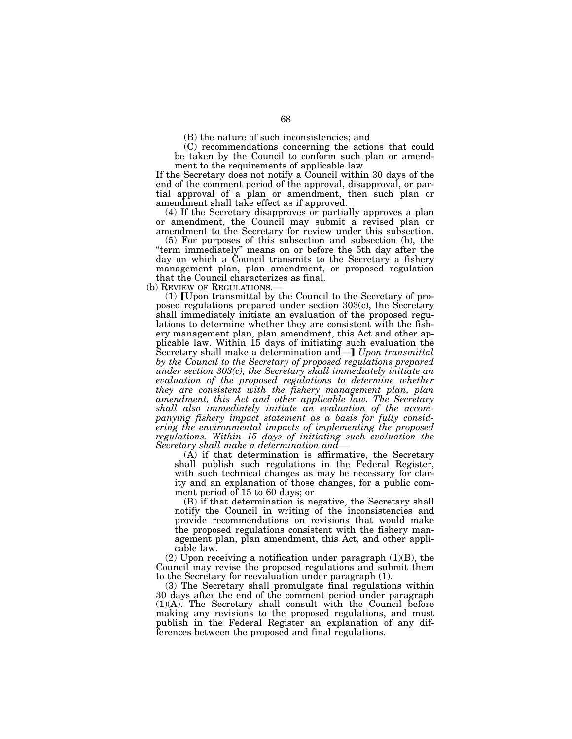(B) the nature of such inconsistencies; and

(C) recommendations concerning the actions that could be taken by the Council to conform such plan or amendment to the requirements of applicable law.

If the Secretary does not notify a Council within 30 days of the end of the comment period of the approval, disapproval, or partial approval of a plan or amendment, then such plan or amendment shall take effect as if approved.

(4) If the Secretary disapproves or partially approves a plan or amendment, the Council may submit a revised plan or amendment to the Secretary for review under this subsection.

(5) For purposes of this subsection and subsection (b), the "term immediately" means on or before the 5th day after the day on which a Council transmits to the Secretary a fishery management plan, plan amendment, or proposed regulation that the Council characterizes as final.

(b) REVIEW OF REGULATIONS.—

(1) [Upon transmittal by the Council to the Secretary of proposed regulations prepared under section 303(c), the Secretary shall immediately initiate an evaluation of the proposed regulations to determine whether they are consistent with the fishery management plan, plan amendment, this Act and other applicable law. Within 15 days of initiating such evaluation the Secretary shall make a determination and—] *Upon transmittal by the Council to the Secretary of proposed regulations prepared under section 303(c), the Secretary shall immediately initiate an evaluation of the proposed regulations to determine whether they are consistent with the fishery management plan, plan amendment, this Act and other applicable law. The Secretary shall also immediately initiate an evaluation of the accompanying fishery impact statement as a basis for fully considering the environmental impacts of implementing the proposed regulations. Within 15 days of initiating such evaluation the Secretary shall make a determination and—*

(A) if that determination is affirmative, the Secretary shall publish such regulations in the Federal Register, with such technical changes as may be necessary for clarity and an explanation of those changes, for a public comment period of 15 to 60 days; or

(B) if that determination is negative, the Secretary shall notify the Council in writing of the inconsistencies and provide recommendations on revisions that would make the proposed regulations consistent with the fishery management plan, plan amendment, this Act, and other applicable law.

(2) Upon receiving a notification under paragraph (1)(B), the Council may revise the proposed regulations and submit them to the Secretary for reevaluation under paragraph (1).

(3) The Secretary shall promulgate final regulations within 30 days after the end of the comment period under paragraph (1)(A). The Secretary shall consult with the Council before making any revisions to the proposed regulations, and must publish in the Federal Register an explanation of any differences between the proposed and final regulations.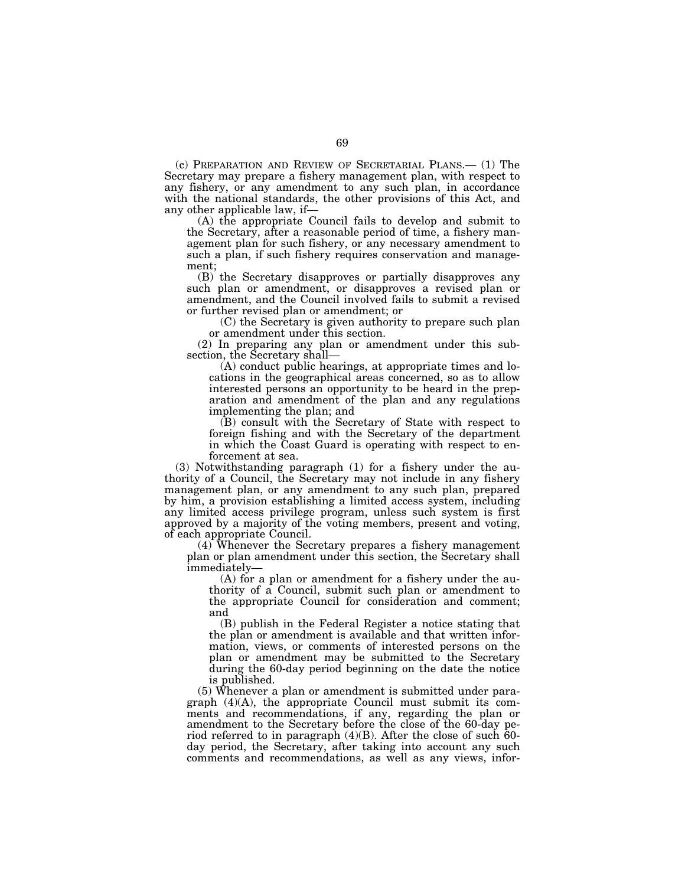(c) PREPARATION AND REVIEW OF SECRETARIAL PLANS.— (1) The Secretary may prepare a fishery management plan, with respect to any fishery, or any amendment to any such plan, in accordance with the national standards, the other provisions of this Act, and any other applicable law, if—

(A) the appropriate Council fails to develop and submit to the Secretary, after a reasonable period of time, a fishery management plan for such fishery, or any necessary amendment to such a plan, if such fishery requires conservation and management;

(B) the Secretary disapproves or partially disapproves any such plan or amendment, or disapproves a revised plan or amendment, and the Council involved fails to submit a revised or further revised plan or amendment; or

(C) the Secretary is given authority to prepare such plan or amendment under this section.

(2) In preparing any plan or amendment under this subsection, the Secretary shall—

(A) conduct public hearings, at appropriate times and locations in the geographical areas concerned, so as to allow interested persons an opportunity to be heard in the preparation and amendment of the plan and any regulations implementing the plan; and

(B) consult with the Secretary of State with respect to foreign fishing and with the Secretary of the department in which the Coast Guard is operating with respect to enforcement at sea.

(3) Notwithstanding paragraph (1) for a fishery under the authority of a Council, the Secretary may not include in any fishery management plan, or any amendment to any such plan, prepared by him, a provision establishing a limited access system, including any limited access privilege program, unless such system is first approved by a majority of the voting members, present and voting, of each appropriate Council.

(4) Whenever the Secretary prepares a fishery management plan or plan amendment under this section, the Secretary shall immediately—

(A) for a plan or amendment for a fishery under the authority of a Council, submit such plan or amendment to the appropriate Council for consideration and comment; and

(B) publish in the Federal Register a notice stating that the plan or amendment is available and that written information, views, or comments of interested persons on the plan or amendment may be submitted to the Secretary during the 60-day period beginning on the date the notice is published.

(5) Whenever a plan or amendment is submitted under paragraph (4)(A), the appropriate Council must submit its comments and recommendations, if any, regarding the plan or amendment to the Secretary before the close of the 60-day period referred to in paragraph (4)(B). After the close of such 60-day period, the Secretary, after taking into account any such comments and recommendations, as well as any views, infor-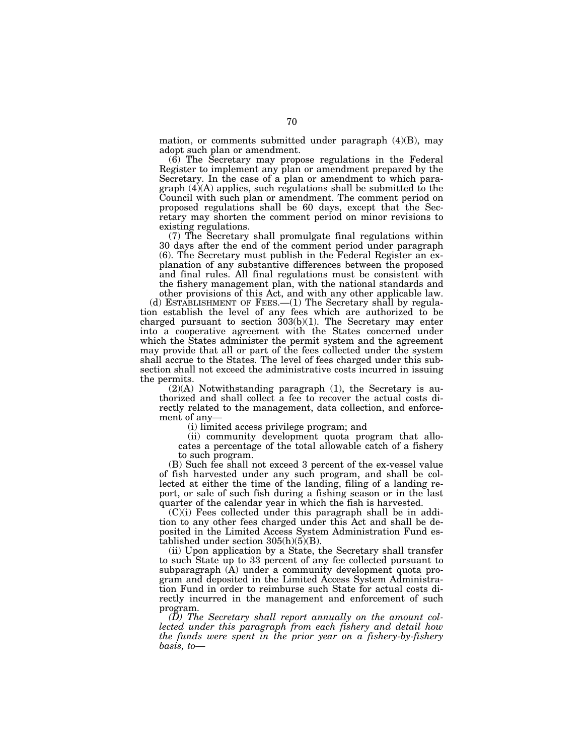mation, or comments submitted under paragraph (4)(B), may adopt such plan or amendment.

(6) The Secretary may propose regulations in the Federal Register to implement any plan or amendment prepared by the Secretary. In the case of a plan or amendment to which paragraph (4)(A) applies, such regulations shall be submitted to the Council with such plan or amendment. The comment period on proposed regulations shall be 60 days, except that the Secretary may shorten the comment period on minor revisions to existing regulations.

(7) The Secretary shall promulgate final regulations within 30 days after the end of the comment period under paragraph (6). The Secretary must publish in the Federal Register an explanation of any substantive differences between the proposed and final rules. All final regulations must be consistent with the fishery management plan, with the national standards and other provisions of this Act, and with any other applicable law.

(d) ESTABLISHMENT OF FEES.—(1) The Secretary shall by regulation establish the level of any fees which are authorized to be charged pursuant to section 303(b)(1). The Secretary may enter into a cooperative agreement with the States concerned under which the States administer the permit system and the agreement may provide that all or part of the fees collected under the system shall accrue to the States. The level of fees charged under this subsection shall not exceed the administrative costs incurred in issuing the permits.

(2)(A) Notwithstanding paragraph (1), the Secretary is authorized and shall collect a fee to recover the actual costs directly related to the management, data collection, and enforcement of any—

(i) limited access privilege program; and

(ii) community development quota program that allocates a percentage of the total allowable catch of a fishery to such program.

(B) Such fee shall not exceed 3 percent of the ex-vessel value of fish harvested under any such program, and shall be collected at either the time of the landing, filing of a landing report, or sale of such fish during a fishing season or in the last quarter of the calendar year in which the fish is harvested.

(C)(i) Fees collected under this paragraph shall be in addition to any other fees charged under this Act and shall be deposited in the Limited Access System Administration Fund established under section 305(h)(5)(B).

(ii) Upon application by a State, the Secretary shall transfer to such State up to 33 percent of any fee collected pursuant to subparagraph (A) under a community development quota program and deposited in the Limited Access System Administration Fund in order to reimburse such State for actual costs directly incurred in the management and enforcement of such program.

*(D) The Secretary shall report annually on the amount collected under this paragraph from each fishery and detail how the funds were spent in the prior year on a fishery-by-fishery basis, to—*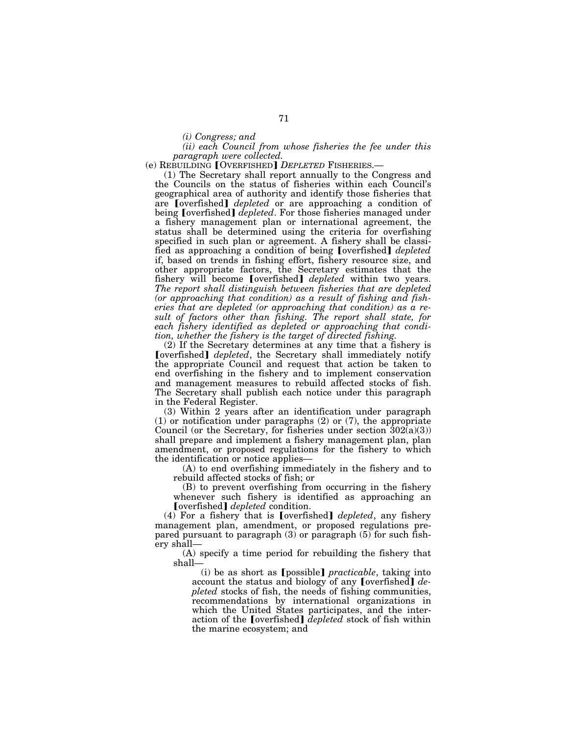*(i) Congress; and*

*(ii) each Council from whose fisheries the fee under this paragraph were collected.*

(e) REBUILDING 【OVERFISHED】 *DEPLETED* FISHERIES.—

(1) The Secretary shall report annually to the Congress and the Councils on the status of fisheries within each Council's geographical area of authority and identify those fisheries that are 【overfished】 *depleted* or are approaching a condition of being 【overfished】 *depleted*. For those fisheries managed under a fishery management plan or international agreement, the status shall be determined using the criteria for overfishing specified in such plan or agreement. A fishery shall be classified as approaching a condition of being 【overfished】 *depleted* if, based on trends in fishing effort, fishery resource size, and other appropriate factors, the Secretary estimates that the fishery will become 【overfished】 *depleted* within two years. *The report shall distinguish between fisheries that are depleted (or approaching that condition) as a result of fishing and fisheries that are depleted (or approaching that condition) as a result of factors other than fishing. The report shall state, for each fishery identified as depleted or approaching that condition, whether the fishery is the target of directed fishing.*

(2) If the Secretary determines at any time that a fishery is 【overfished】 *depleted*, the Secretary shall immediately notify the appropriate Council and request that action be taken to end overfishing in the fishery and to implement conservation and management measures to rebuild affected stocks of fish. The Secretary shall publish each notice under this paragraph in the Federal Register.

(3) Within 2 years after an identification under paragraph (1) or notification under paragraphs (2) or (7), the appropriate Council (or the Secretary, for fisheries under section 302(a)(3)) shall prepare and implement a fishery management plan, plan amendment, or proposed regulations for the fishery to which the identification or notice applies—

(A) to end overfishing immediately in the fishery and to rebuild affected stocks of fish; or

(B) to prevent overfishing from occurring in the fishery whenever such fishery is identified as approaching an 【overfished】 *depleted* condition.

(4) For a fishery that is 【overfished】 *depleted*, any fishery management plan, amendment, or proposed regulations prepared pursuant to paragraph (3) or paragraph (5) for such fishery shall—

(A) specify a time period for rebuilding the fishery that shall—

(i) be as short as 【possible】 *practicable*, taking into account the status and biology of any 【overfished】 *depleted* stocks of fish, the needs of fishing communities, recommendations by international organizations in which the United States participates, and the interaction of the 【overfished】 *depleted* stock of fish within the marine ecosystem; and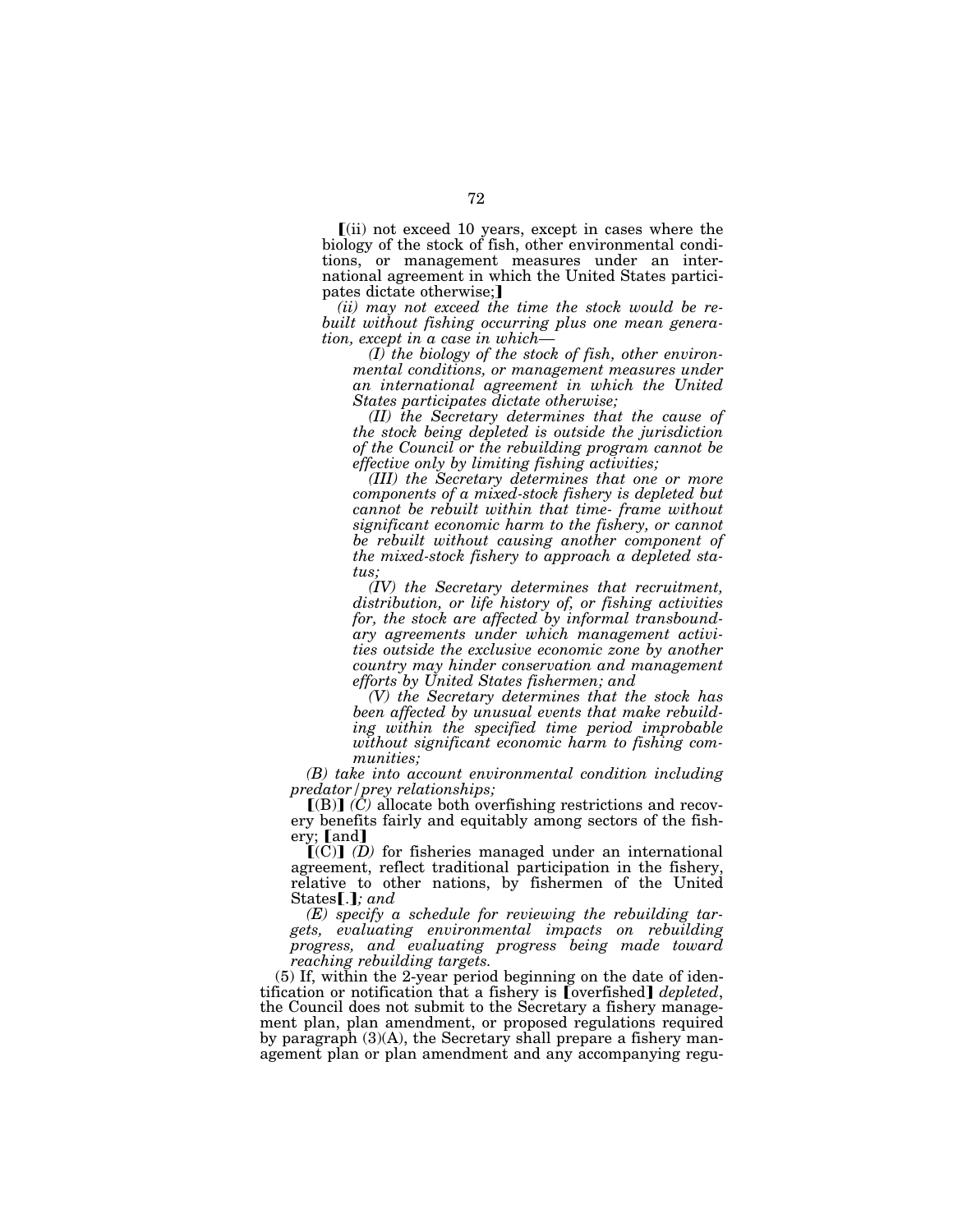⟦(ii) not exceed 10 years, except in cases where the biology of the stock of fish, other environmental conditions, or management measures under an international agreement in which the United States participates dictate otherwise;⟧

*(ii) may not exceed the time the stock would be rebuilt without fishing occurring plus one mean generation, except in a case in which—*

*(I) the biology of the stock of fish, other environmental conditions, or management measures under an international agreement in which the United States participates dictate otherwise;*

*(II) the Secretary determines that the cause of the stock being depleted is outside the jurisdiction of the Council or the rebuilding program cannot be effective only by limiting fishing activities;*

*(III) the Secretary determines that one or more components of a mixed-stock fishery is depleted but cannot be rebuilt within that time- frame without significant economic harm to the fishery, or cannot be rebuilt without causing another component of the mixed-stock fishery to approach a depleted status;*

*(IV) the Secretary determines that recruitment, distribution, or life history of, or fishing activities for, the stock are affected by informal transboundary agreements under which management activities outside the exclusive economic zone by another country may hinder conservation and management efforts by United States fishermen; and*

*(V) the Secretary determines that the stock has been affected by unusual events that make rebuilding within the specified time period improbable without significant economic harm to fishing communities;*

*(B) take into account environmental condition including predator/prey relationships;*

⟦(B)⟧ *(C)* allocate both overfishing restrictions and recovery benefits fairly and equitably among sectors of the fishery; ⟦and⟧

⟦(C)⟧ *(D)* for fisheries managed under an international agreement, reflect traditional participation in the fishery, relative to other nations, by fishermen of the United States⟦.⟧*; and*

*(E) specify a schedule for reviewing the rebuilding targets, evaluating environmental impacts on rebuilding progress, and evaluating progress being made toward reaching rebuilding targets.*

(5) If, within the 2-year period beginning on the date of identification or notification that a fishery is ⟦overfished⟧ *depleted*, the Council does not submit to the Secretary a fishery management plan, plan amendment, or proposed regulations required by paragraph (3)(A), the Secretary shall prepare a fishery management plan or plan amendment and any accompanying regu-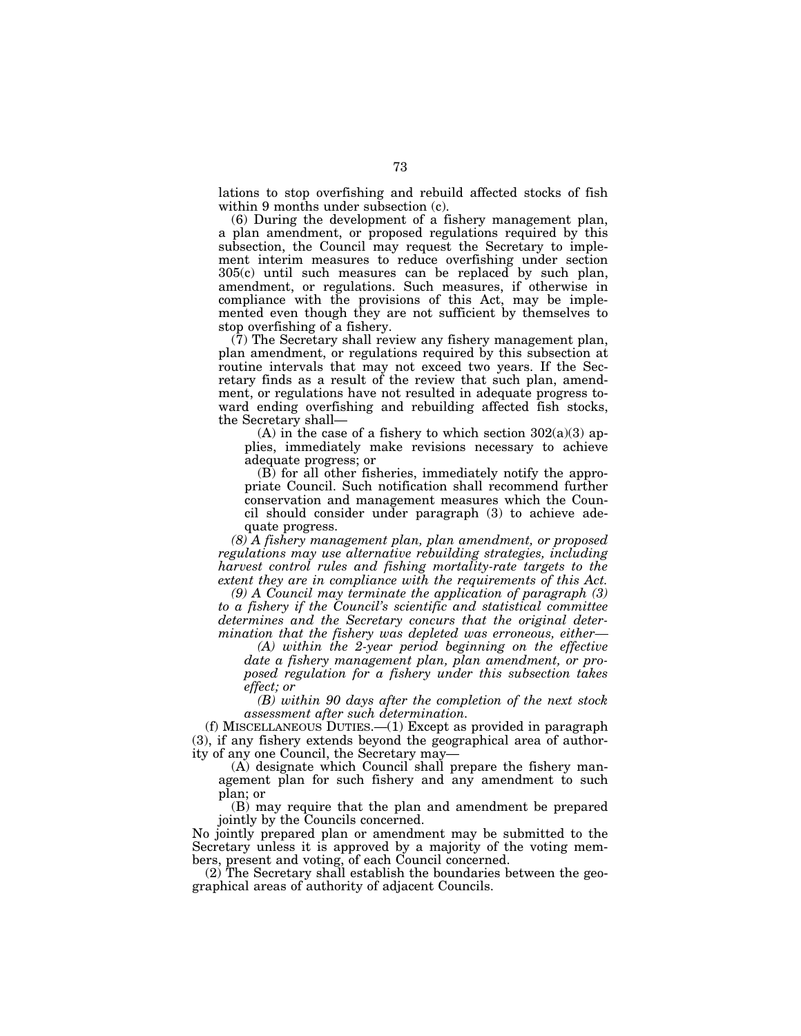lations to stop overfishing and rebuild affected stocks of fish within 9 months under subsection (c).

(6) During the development of a fishery management plan, a plan amendment, or proposed regulations required by this subsection, the Council may request the Secretary to implement interim measures to reduce overfishing under section 305(c) until such measures can be replaced by such plan, amendment, or regulations. Such measures, if otherwise in compliance with the provisions of this Act, may be implemented even though they are not sufficient by themselves to stop overfishing of a fishery.

(7) The Secretary shall review any fishery management plan, plan amendment, or regulations required by this subsection at routine intervals that may not exceed two years. If the Secretary finds as a result of the review that such plan, amendment, or regulations have not resulted in adequate progress toward ending overfishing and rebuilding affected fish stocks, the Secretary shall—

(A) in the case of a fishery to which section 302(a)(3) applies, immediately make revisions necessary to achieve adequate progress; or

(B) for all other fisheries, immediately notify the appropriate Council. Such notification shall recommend further conservation and management measures which the Council should consider under paragraph (3) to achieve adequate progress.

*(8) A fishery management plan, plan amendment, or proposed regulations may use alternative rebuilding strategies, including harvest control rules and fishing mortality-rate targets to the extent they are in compliance with the requirements of this Act.*

*(9) A Council may terminate the application of paragraph (3) to a fishery if the Council's scientific and statistical committee determines and the Secretary concurs that the original determination that the fishery was depleted was erroneous, either—*

*(A) within the 2-year period beginning on the effective date a fishery management plan, plan amendment, or proposed regulation for a fishery under this subsection takes effect; or*

*(B) within 90 days after the completion of the next stock assessment after such determination.*

(f) MISCELLANEOUS DUTIES.—(1) Except as provided in paragraph (3), if any fishery extends beyond the geographical area of authority of any one Council, the Secretary may—

(A) designate which Council shall prepare the fishery management plan for such fishery and any amendment to such plan; or

(B) may require that the plan and amendment be prepared jointly by the Councils concerned.

No jointly prepared plan or amendment may be submitted to the Secretary unless it is approved by a majority of the voting members, present and voting, of each Council concerned.

(2) The Secretary shall establish the boundaries between the geographical areas of authority of adjacent Councils.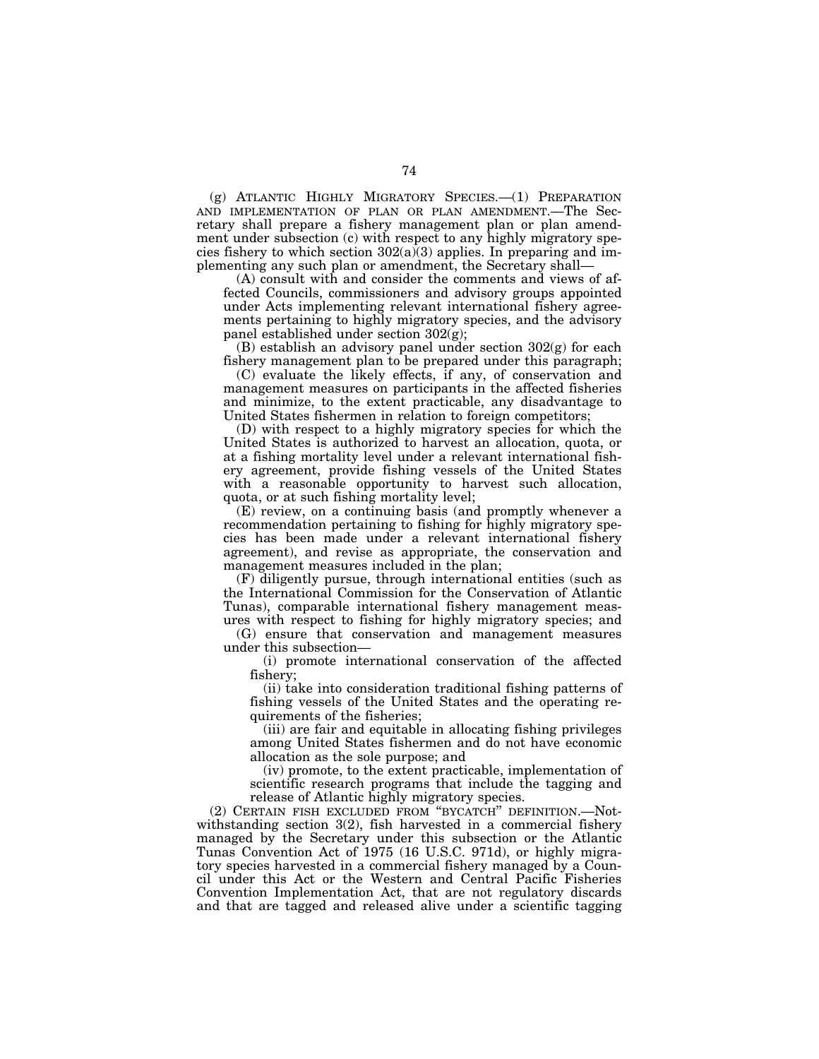(g) ATLANTIC HIGHLY MIGRATORY SPECIES.—(1) PREPARATION AND IMPLEMENTATION OF PLAN OR PLAN AMENDMENT.—The Secretary shall prepare a fishery management plan or plan amendment under subsection (c) with respect to any highly migratory species fishery to which section 302(a)(3) applies. In preparing and implementing any such plan or amendment, the Secretary shall—

(A) consult with and consider the comments and views of affected Councils, commissioners and advisory groups appointed under Acts implementing relevant international fishery agreements pertaining to highly migratory species, and the advisory panel established under section 302(g);

(B) establish an advisory panel under section 302(g) for each fishery management plan to be prepared under this paragraph;

(C) evaluate the likely effects, if any, of conservation and management measures on participants in the affected fisheries and minimize, to the extent practicable, any disadvantage to United States fishermen in relation to foreign competitors;

(D) with respect to a highly migratory species for which the United States is authorized to harvest an allocation, quota, or at a fishing mortality level under a relevant international fishery agreement, provide fishing vessels of the United States with a reasonable opportunity to harvest such allocation, quota, or at such fishing mortality level;

(E) review, on a continuing basis (and promptly whenever a recommendation pertaining to fishing for highly migratory species has been made under a relevant international fishery agreement), and revise as appropriate, the conservation and management measures included in the plan;

(F) diligently pursue, through international entities (such as the International Commission for the Conservation of Atlantic Tunas), comparable international fishery management measures with respect to fishing for highly migratory species; and

(G) ensure that conservation and management measures under this subsection—

(i) promote international conservation of the affected fishery;

(ii) take into consideration traditional fishing patterns of fishing vessels of the United States and the operating requirements of the fisheries;

(iii) are fair and equitable in allocating fishing privileges among United States fishermen and do not have economic allocation as the sole purpose; and

(iv) promote, to the extent practicable, implementation of scientific research programs that include the tagging and release of Atlantic highly migratory species.

(2) CERTAIN FISH EXCLUDED FROM "BYCATCH" DEFINITION.—Notwithstanding section 3(2), fish harvested in a commercial fishery managed by the Secretary under this subsection or the Atlantic Tunas Convention Act of 1975 (16 U.S.C. 971d), or highly migratory species harvested in a commercial fishery managed by a Council under this Act or the Western and Central Pacific Fisheries Convention Implementation Act, that are not regulatory discards and that are tagged and released alive under a scientific tagging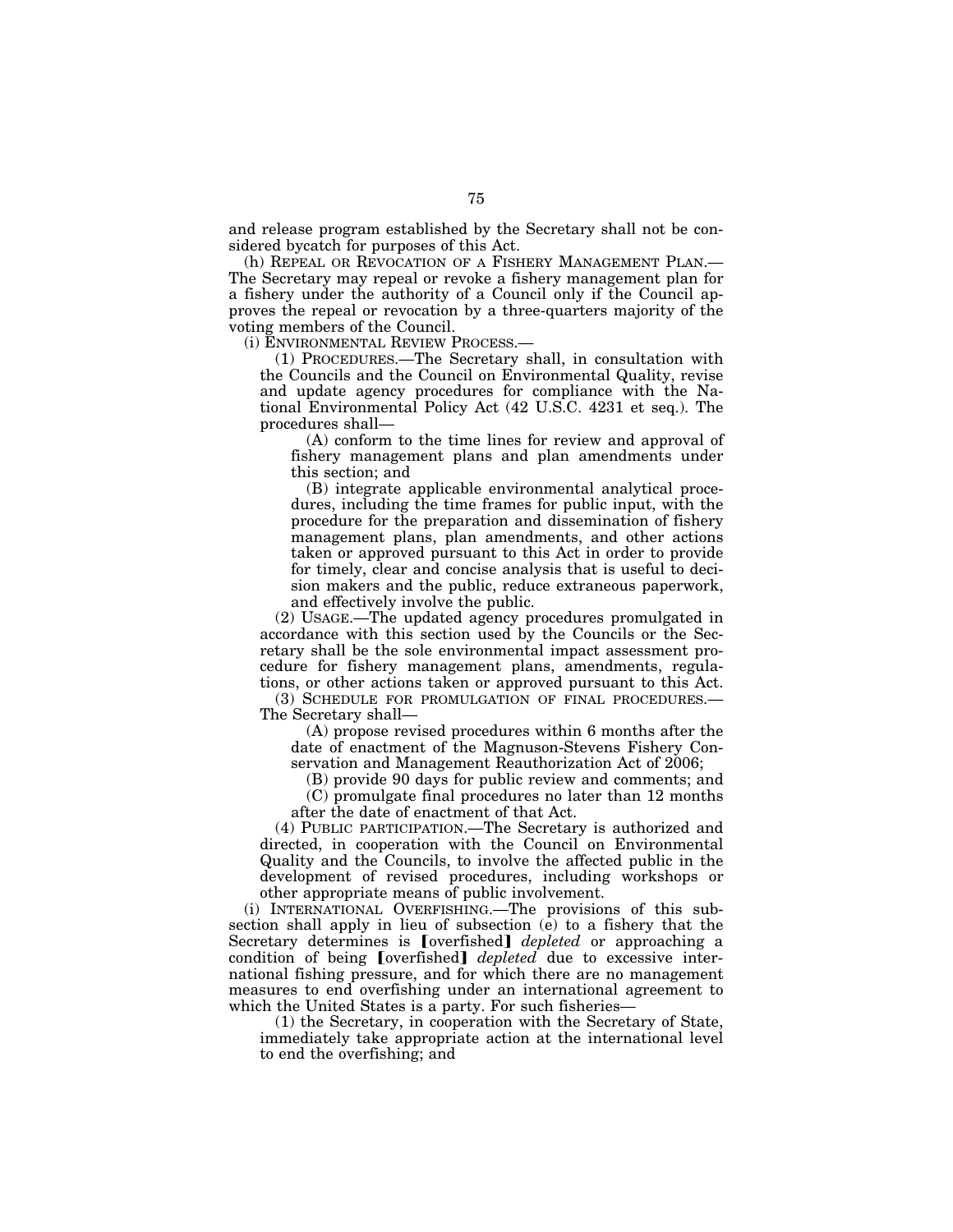and release program established by the Secretary shall not be considered bycatch for purposes of this Act.

(h) REPEAL OR REVOCATION OF A FISHERY MANAGEMENT PLAN.—The Secretary may repeal or revoke a fishery management plan for a fishery under the authority of a Council only if the Council approves the repeal or revocation by a three-quarters majority of the voting members of the Council.

(i) ENVIRONMENTAL REVIEW PROCESS.—

(1) PROCEDURES.—The Secretary shall, in consultation with the Councils and the Council on Environmental Quality, revise and update agency procedures for compliance with the National Environmental Policy Act (42 U.S.C. 4231 et seq.). The procedures shall—

(A) conform to the time lines for review and approval of fishery management plans and plan amendments under this section; and

(B) integrate applicable environmental analytical procedures, including the time frames for public input, with the procedure for the preparation and dissemination of fishery management plans, plan amendments, and other actions taken or approved pursuant to this Act in order to provide for timely, clear and concise analysis that is useful to decision makers and the public, reduce extraneous paperwork, and effectively involve the public.

(2) USAGE.—The updated agency procedures promulgated in accordance with this section used by the Councils or the Secretary shall be the sole environmental impact assessment procedure for fishery management plans, amendments, regulations, or other actions taken or approved pursuant to this Act.

(3) SCHEDULE FOR PROMULGATION OF FINAL PROCEDURES.—The Secretary shall—

(A) propose revised procedures within 6 months after the date of enactment of the Magnuson-Stevens Fishery Conservation and Management Reauthorization Act of 2006;

(B) provide 90 days for public review and comments; and

(C) promulgate final procedures no later than 12 months after the date of enactment of that Act.

(4) PUBLIC PARTICIPATION.—The Secretary is authorized and directed, in cooperation with the Council on Environmental Quality and the Councils, to involve the affected public in the development of revised procedures, including workshops or other appropriate means of public involvement.

(i) INTERNATIONAL OVERFISHING.—The provisions of this subsection shall apply in lieu of subsection (e) to a fishery that the Secretary determines is [overfished] *depleted* or approaching a condition of being [overfished] *depleted* due to excessive international fishing pressure, and for which there are no management measures to end overfishing under an international agreement to which the United States is a party. For such fisheries—

(1) the Secretary, in cooperation with the Secretary of State, immediately take appropriate action at the international level to end the overfishing; and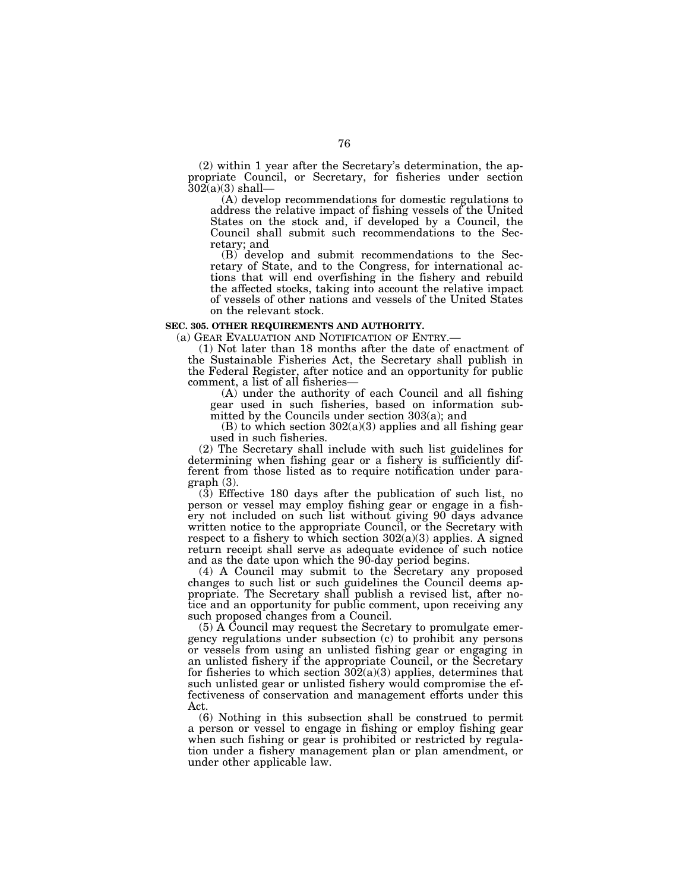(2) within 1 year after the Secretary's determination, the appropriate Council, or Secretary, for fisheries under section 302(a)(3) shall—

(A) develop recommendations for domestic regulations to address the relative impact of fishing vessels of the United States on the stock and, if developed by a Council, the Council shall submit such recommendations to the Secretary; and

(B) develop and submit recommendations to the Secretary of State, and to the Congress, for international actions that will end overfishing in the fishery and rebuild the affected stocks, taking into account the relative impact of vessels of other nations and vessels of the United States on the relevant stock.

**SEC. 305. OTHER REQUIREMENTS AND AUTHORITY.**

(a) GEAR EVALUATION AND NOTIFICATION OF ENTRY.—

(1) Not later than 18 months after the date of enactment of the Sustainable Fisheries Act, the Secretary shall publish in the Federal Register, after notice and an opportunity for public comment, a list of all fisheries—

(A) under the authority of each Council and all fishing gear used in such fisheries, based on information submitted by the Councils under section 303(a); and

(B) to which section 302(a)(3) applies and all fishing gear used in such fisheries.

(2) The Secretary shall include with such list guidelines for determining when fishing gear or a fishery is sufficiently different from those listed as to require notification under paragraph (3).

(3) Effective 180 days after the publication of such list, no person or vessel may employ fishing gear or engage in a fishery not included on such list without giving 90 days advance written notice to the appropriate Council, or the Secretary with respect to a fishery to which section 302(a)(3) applies. A signed return receipt shall serve as adequate evidence of such notice and as the date upon which the 90-day period begins.

(4) A Council may submit to the Secretary any proposed changes to such list or such guidelines the Council deems appropriate. The Secretary shall publish a revised list, after notice and an opportunity for public comment, upon receiving any such proposed changes from a Council.

(5) A Council may request the Secretary to promulgate emergency regulations under subsection (c) to prohibit any persons or vessels from using an unlisted fishing gear or engaging in an unlisted fishery if the appropriate Council, or the Secretary for fisheries to which section 302(a)(3) applies, determines that such unlisted gear or unlisted fishery would compromise the effectiveness of conservation and management efforts under this Act.

(6) Nothing in this subsection shall be construed to permit a person or vessel to engage in fishing or employ fishing gear when such fishing or gear is prohibited or restricted by regulation under a fishery management plan or plan amendment, or under other applicable law.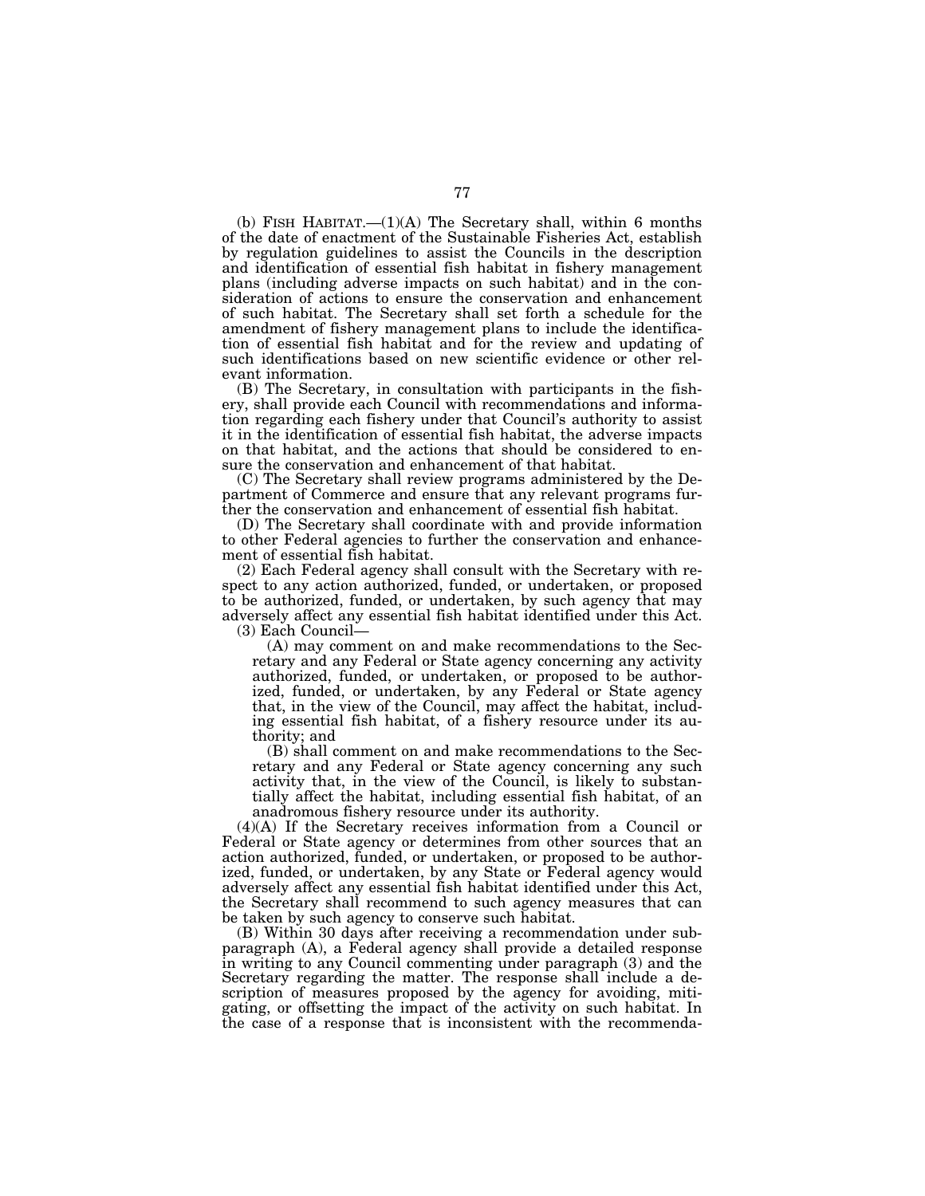(b) FISH HABITAT.—(1)(A) The Secretary shall, within 6 months of the date of enactment of the Sustainable Fisheries Act, establish by regulation guidelines to assist the Councils in the description and identification of essential fish habitat in fishery management plans (including adverse impacts on such habitat) and in the consideration of actions to ensure the conservation and enhancement of such habitat. The Secretary shall set forth a schedule for the amendment of fishery management plans to include the identification of essential fish habitat and for the review and updating of such identifications based on new scientific evidence or other relevant information.

(B) The Secretary, in consultation with participants in the fishery, shall provide each Council with recommendations and information regarding each fishery under that Council's authority to assist it in the identification of essential fish habitat, the adverse impacts on that habitat, and the actions that should be considered to ensure the conservation and enhancement of that habitat.

(C) The Secretary shall review programs administered by the Department of Commerce and ensure that any relevant programs further the conservation and enhancement of essential fish habitat.

(D) The Secretary shall coordinate with and provide information to other Federal agencies to further the conservation and enhancement of essential fish habitat.

(2) Each Federal agency shall consult with the Secretary with respect to any action authorized, funded, or undertaken, or proposed to be authorized, funded, or undertaken, by such agency that may adversely affect any essential fish habitat identified under this Act.

(3) Each Council—

(A) may comment on and make recommendations to the Secretary and any Federal or State agency concerning any activity authorized, funded, or undertaken, or proposed to be authorized, funded, or undertaken, by any Federal or State agency that, in the view of the Council, may affect the habitat, including essential fish habitat, of a fishery resource under its authority; and

(B) shall comment on and make recommendations to the Secretary and any Federal or State agency concerning any such activity that, in the view of the Council, is likely to substantially affect the habitat, including essential fish habitat, of an anadromous fishery resource under its authority.

(4)(A) If the Secretary receives information from a Council or Federal or State agency or determines from other sources that an action authorized, funded, or undertaken, or proposed to be authorized, funded, or undertaken, by any State or Federal agency would adversely affect any essential fish habitat identified under this Act, the Secretary shall recommend to such agency measures that can be taken by such agency to conserve such habitat.

(B) Within 30 days after receiving a recommendation under subparagraph (A), a Federal agency shall provide a detailed response in writing to any Council commenting under paragraph (3) and the Secretary regarding the matter. The response shall include a description of measures proposed by the agency for avoiding, mitigating, or offsetting the impact of the activity on such habitat. In the case of a response that is inconsistent with the recommenda-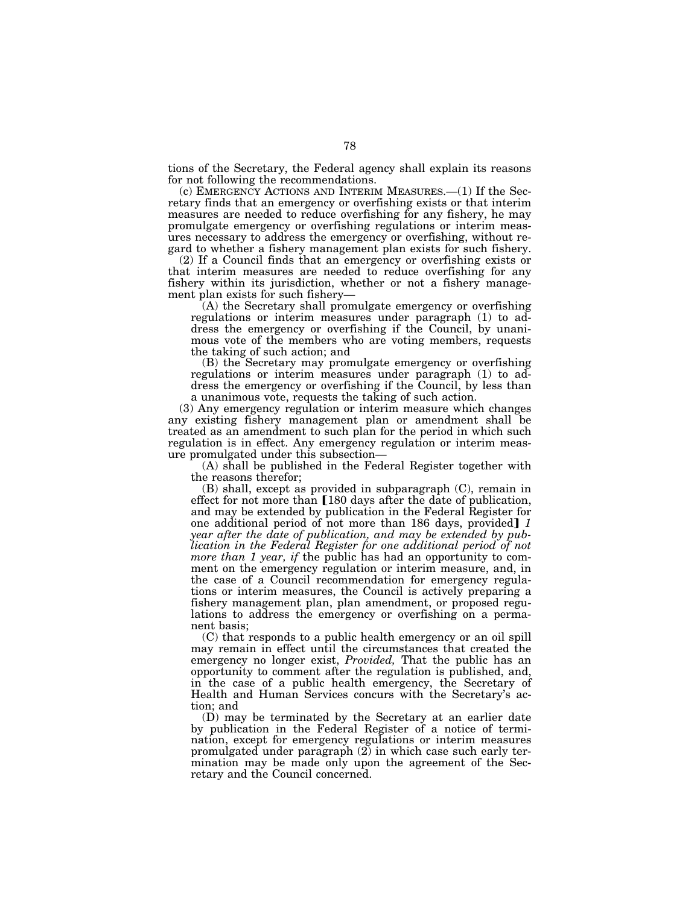tions of the Secretary, the Federal agency shall explain its reasons for not following the recommendations.

(c) EMERGENCY ACTIONS AND INTERIM MEASURES.—(1) If the Secretary finds that an emergency or overfishing exists or that interim measures are needed to reduce overfishing for any fishery, he may promulgate emergency or overfishing regulations or interim measures necessary to address the emergency or overfishing, without regard to whether a fishery management plan exists for such fishery.

(2) If a Council finds that an emergency or overfishing exists or that interim measures are needed to reduce overfishing for any fishery within its jurisdiction, whether or not a fishery management plan exists for such fishery—

(A) the Secretary shall promulgate emergency or overfishing regulations or interim measures under paragraph (1) to address the emergency or overfishing if the Council, by unanimous vote of the members who are voting members, requests the taking of such action; and

(B) the Secretary may promulgate emergency or overfishing regulations or interim measures under paragraph (1) to address the emergency or overfishing if the Council, by less than a unanimous vote, requests the taking of such action.

(3) Any emergency regulation or interim measure which changes any existing fishery management plan or amendment shall be treated as an amendment to such plan for the period in which such regulation is in effect. Any emergency regulation or interim measure promulgated under this subsection—

(A) shall be published in the Federal Register together with the reasons therefor;

(B) shall, except as provided in subparagraph (C), remain in effect for not more than [180 days after the date of publication, and may be extended by publication in the Federal Register for one additional period of not more than 186 days, provided] *1 year after the date of publication, and may be extended by publication in the Federal Register for one additional period of not more than 1 year, if* the public has had an opportunity to comment on the emergency regulation or interim measure, and, in the case of a Council recommendation for emergency regulations or interim measures, the Council is actively preparing a fishery management plan, plan amendment, or proposed regulations to address the emergency or overfishing on a permanent basis;

(C) that responds to a public health emergency or an oil spill may remain in effect until the circumstances that created the emergency no longer exist, *Provided,* That the public has an opportunity to comment after the regulation is published, and, in the case of a public health emergency, the Secretary of Health and Human Services concurs with the Secretary's action; and

(D) may be terminated by the Secretary at an earlier date by publication in the Federal Register of a notice of termination, except for emergency regulations or interim measures promulgated under paragraph (2) in which case such early termination may be made only upon the agreement of the Secretary and the Council concerned.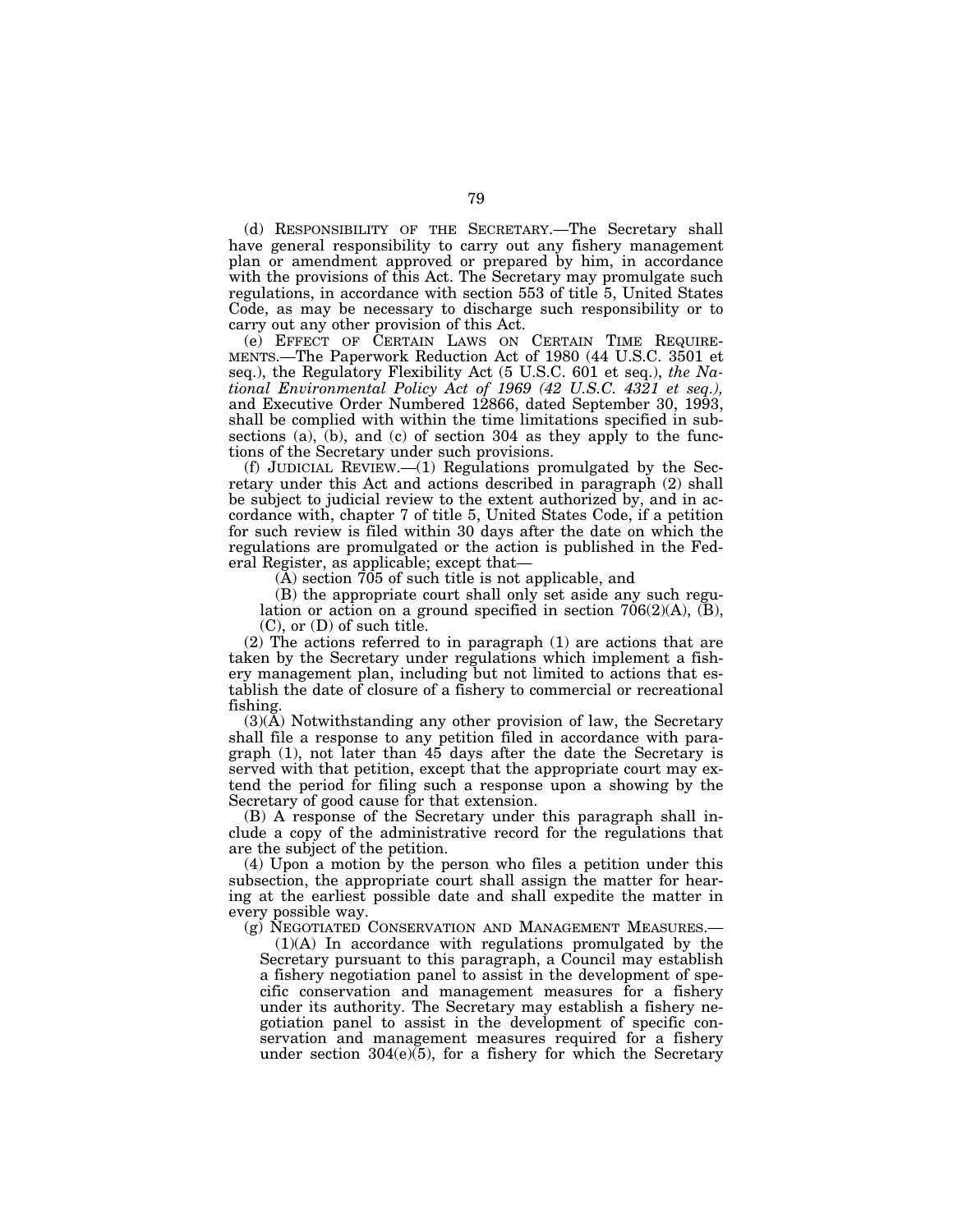(d) RESPONSIBILITY OF THE SECRETARY.—The Secretary shall have general responsibility to carry out any fishery management plan or amendment approved or prepared by him, in accordance with the provisions of this Act. The Secretary may promulgate such regulations, in accordance with section 553 of title 5, United States Code, as may be necessary to discharge such responsibility or to carry out any other provision of this Act.

(e) EFFECT OF CERTAIN LAWS ON CERTAIN TIME REQUIREMENTS.—The Paperwork Reduction Act of 1980 (44 U.S.C. 3501 et seq.), the Regulatory Flexibility Act (5 U.S.C. 601 et seq.), *the National Environmental Policy Act of 1969 (42 U.S.C. 4321 et seq.),* and Executive Order Numbered 12866, dated September 30, 1993, shall be complied with within the time limitations specified in subsections (a), (b), and (c) of section 304 as they apply to the functions of the Secretary under such provisions.

(f) JUDICIAL REVIEW.—(1) Regulations promulgated by the Secretary under this Act and actions described in paragraph (2) shall be subject to judicial review to the extent authorized by, and in accordance with, chapter 7 of title 5, United States Code, if a petition for such review is filed within 30 days after the date on which the regulations are promulgated or the action is published in the Federal Register, as applicable; except that—

(A) section 705 of such title is not applicable, and

(B) the appropriate court shall only set aside any such regulation or action on a ground specified in section 706(2)(A), (B), (C), or (D) of such title.

(2) The actions referred to in paragraph (1) are actions that are taken by the Secretary under regulations which implement a fishery management plan, including but not limited to actions that establish the date of closure of a fishery to commercial or recreational fishing.

(3)(A) Notwithstanding any other provision of law, the Secretary shall file a response to any petition filed in accordance with paragraph (1), not later than 45 days after the date the Secretary is served with that petition, except that the appropriate court may extend the period for filing such a response upon a showing by the Secretary of good cause for that extension.

(B) A response of the Secretary under this paragraph shall include a copy of the administrative record for the regulations that are the subject of the petition.

(4) Upon a motion by the person who files a petition under this subsection, the appropriate court shall assign the matter for hearing at the earliest possible date and shall expedite the matter in every possible way.

(g) NEGOTIATED CONSERVATION AND MANAGEMENT MEASURES.—

(1)(A) In accordance with regulations promulgated by the Secretary pursuant to this paragraph, a Council may establish a fishery negotiation panel to assist in the development of specific conservation and management measures for a fishery under its authority. The Secretary may establish a fishery negotiation panel to assist in the development of specific conservation and management measures required for a fishery under section 304(e)(5), for a fishery for which the Secretary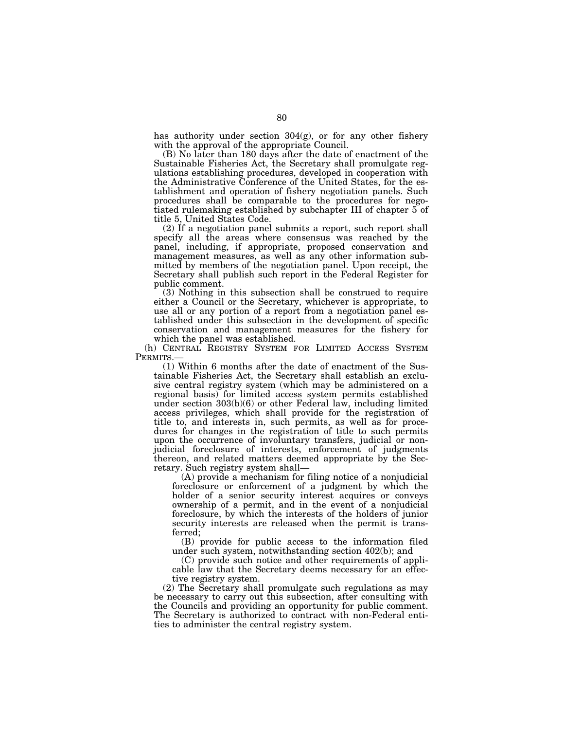has authority under section 304(g), or for any other fishery with the approval of the appropriate Council.

(B) No later than 180 days after the date of enactment of the Sustainable Fisheries Act, the Secretary shall promulgate regulations establishing procedures, developed in cooperation with the Administrative Conference of the United States, for the establishment and operation of fishery negotiation panels. Such procedures shall be comparable to the procedures for negotiated rulemaking established by subchapter III of chapter 5 of title 5, United States Code.

(2) If a negotiation panel submits a report, such report shall specify all the areas where consensus was reached by the panel, including, if appropriate, proposed conservation and management measures, as well as any other information submitted by members of the negotiation panel. Upon receipt, the Secretary shall publish such report in the Federal Register for public comment.

(3) Nothing in this subsection shall be construed to require either a Council or the Secretary, whichever is appropriate, to use all or any portion of a report from a negotiation panel established under this subsection in the development of specific conservation and management measures for the fishery for which the panel was established.

(h) CENTRAL REGISTRY SYSTEM FOR LIMITED ACCESS SYSTEM PERMITS.—

(1) Within 6 months after the date of enactment of the Sustainable Fisheries Act, the Secretary shall establish an exclusive central registry system (which may be administered on a regional basis) for limited access system permits established under section 303(b)(6) or other Federal law, including limited access privileges, which shall provide for the registration of title to, and interests in, such permits, as well as for procedures for changes in the registration of title to such permits upon the occurrence of involuntary transfers, judicial or nonjudicial foreclosure of interests, enforcement of judgments thereon, and related matters deemed appropriate by the Secretary. Such registry system shall—

(A) provide a mechanism for filing notice of a nonjudicial foreclosure or enforcement of a judgment by which the holder of a senior security interest acquires or conveys ownership of a permit, and in the event of a nonjudicial foreclosure, by which the interests of the holders of junior security interests are released when the permit is transferred;

(B) provide for public access to the information filed under such system, notwithstanding section 402(b); and

(C) provide such notice and other requirements of applicable law that the Secretary deems necessary for an effective registry system.

(2) The Secretary shall promulgate such regulations as may be necessary to carry out this subsection, after consulting with the Councils and providing an opportunity for public comment. The Secretary is authorized to contract with non-Federal entities to administer the central registry system.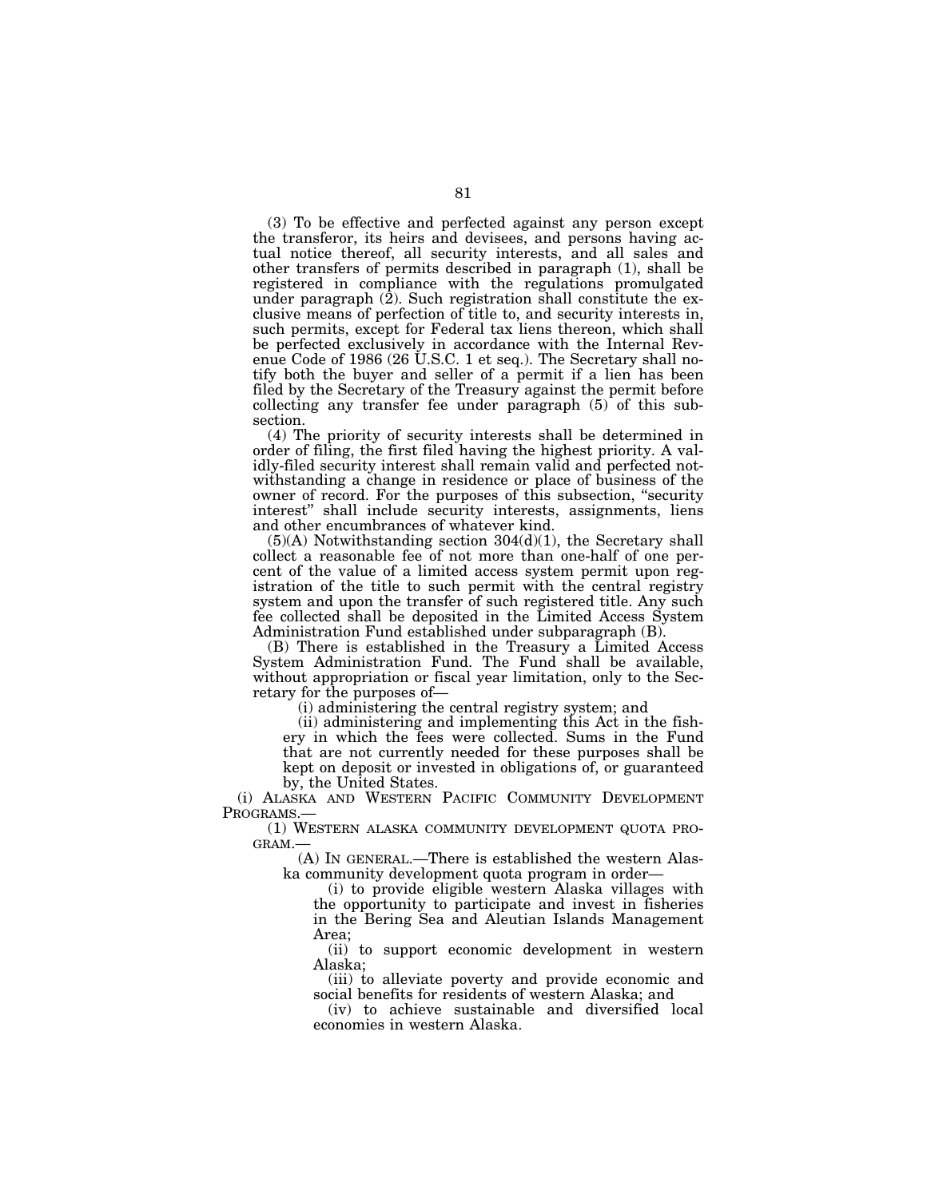(3) To be effective and perfected against any person except the transferor, its heirs and devisees, and persons having actual notice thereof, all security interests, and all sales and other transfers of permits described in paragraph (1), shall be registered in compliance with the regulations promulgated under paragraph (2). Such registration shall constitute the exclusive means of perfection of title to, and security interests in, such permits, except for Federal tax liens thereon, which shall be perfected exclusively in accordance with the Internal Revenue Code of 1986 (26 U.S.C. 1 et seq.). The Secretary shall notify both the buyer and seller of a permit if a lien has been filed by the Secretary of the Treasury against the permit before collecting any transfer fee under paragraph (5) of this subsection.

(4) The priority of security interests shall be determined in order of filing, the first filed having the highest priority. A validly-filed security interest shall remain valid and perfected notwithstanding a change in residence or place of business of the owner of record. For the purposes of this subsection, "security interest" shall include security interests, assignments, liens and other encumbrances of whatever kind.

(5)(A) Notwithstanding section 304(d)(1), the Secretary shall collect a reasonable fee of not more than one-half of one percent of the value of a limited access system permit upon registration of the title to such permit with the central registry system and upon the transfer of such registered title. Any such fee collected shall be deposited in the Limited Access System Administration Fund established under subparagraph (B).

(B) There is established in the Treasury a Limited Access System Administration Fund. The Fund shall be available, without appropriation or fiscal year limitation, only to the Secretary for the purposes of—

(i) administering the central registry system; and

(ii) administering and implementing this Act in the fishery in which the fees were collected. Sums in the Fund that are not currently needed for these purposes shall be kept on deposit or invested in obligations of, or guaranteed by, the United States.

(i) ALASKA AND WESTERN PACIFIC COMMUNITY DEVELOPMENT PROGRAMS.—

(1) WESTERN ALASKA COMMUNITY DEVELOPMENT QUOTA PROGRAM.—

(A) IN GENERAL.—There is established the western Alaska community development quota program in order—

(i) to provide eligible western Alaska villages with the opportunity to participate and invest in fisheries in the Bering Sea and Aleutian Islands Management Area;

(ii) to support economic development in western Alaska;

(iii) to alleviate poverty and provide economic and social benefits for residents of western Alaska; and

(iv) to achieve sustainable and diversified local economies in western Alaska.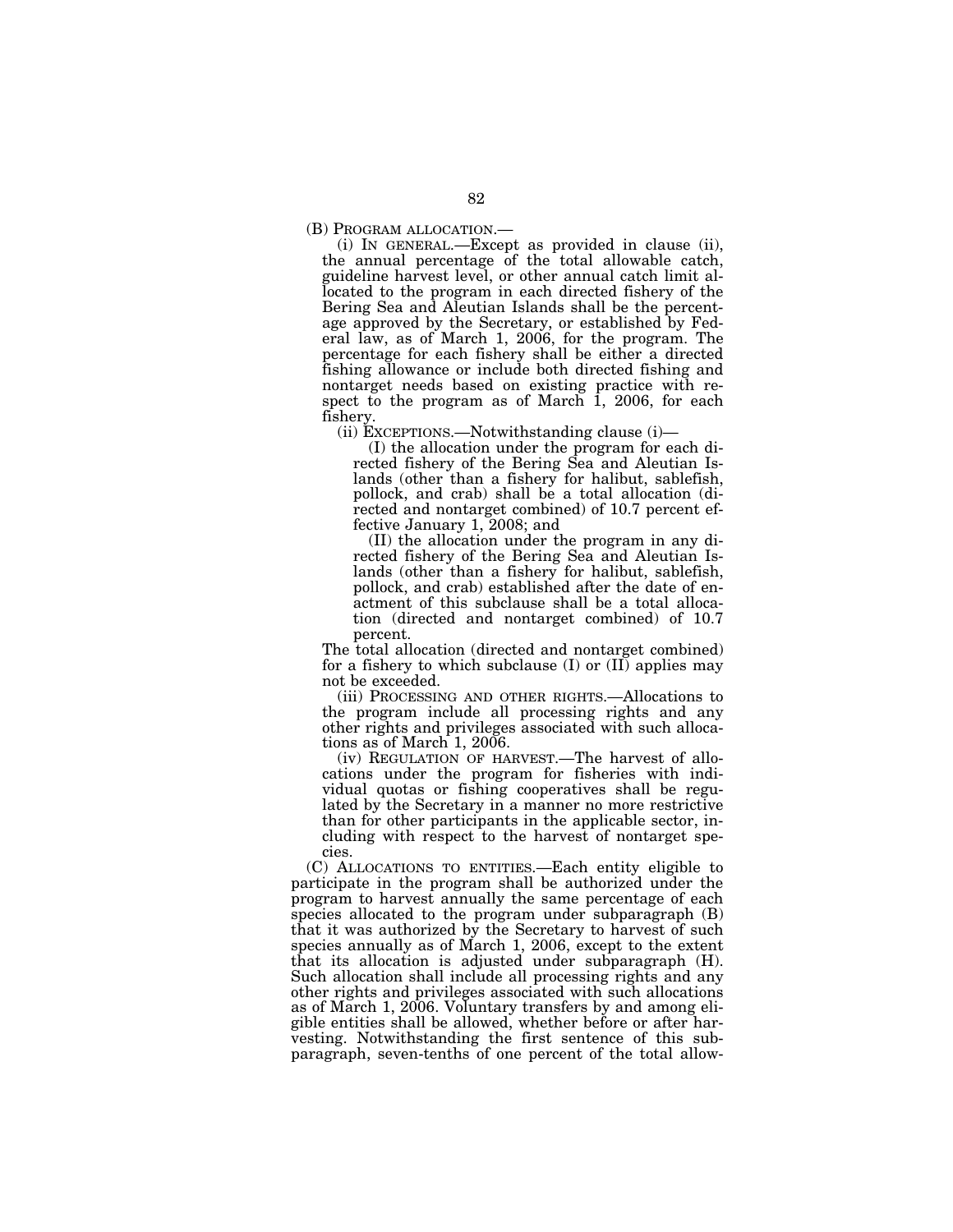(B) PROGRAM ALLOCATION.—

(i) IN GENERAL.—Except as provided in clause (ii), the annual percentage of the total allowable catch, guideline harvest level, or other annual catch limit allocated to the program in each directed fishery of the Bering Sea and Aleutian Islands shall be the percentage approved by the Secretary, or established by Federal law, as of March 1, 2006, for the program. The percentage for each fishery shall be either a directed fishing allowance or include both directed fishing and nontarget needs based on existing practice with respect to the program as of March 1, 2006, for each fishery.

(ii) EXCEPTIONS.—Notwithstanding clause (i)—

(I) the allocation under the program for each directed fishery of the Bering Sea and Aleutian Islands (other than a fishery for halibut, sablefish, pollock, and crab) shall be a total allocation (directed and nontarget combined) of 10.7 percent effective January 1, 2008; and

(II) the allocation under the program in any directed fishery of the Bering Sea and Aleutian Islands (other than a fishery for halibut, sablefish, pollock, and crab) established after the date of enactment of this subclause shall be a total allocation (directed and nontarget combined) of 10.7 percent.

The total allocation (directed and nontarget combined) for a fishery to which subclause (I) or (II) applies may not be exceeded.

(iii) PROCESSING AND OTHER RIGHTS.—Allocations to the program include all processing rights and any other rights and privileges associated with such allocations as of March 1, 2006.

(iv) REGULATION OF HARVEST.—The harvest of allocations under the program for fisheries with individual quotas or fishing cooperatives shall be regulated by the Secretary in a manner no more restrictive than for other participants in the applicable sector, including with respect to the harvest of nontarget species.

(C) ALLOCATIONS TO ENTITIES.—Each entity eligible to participate in the program shall be authorized under the program to harvest annually the same percentage of each species allocated to the program under subparagraph (B) that it was authorized by the Secretary to harvest of such species annually as of March 1, 2006, except to the extent that its allocation is adjusted under subparagraph (H). Such allocation shall include all processing rights and any other rights and privileges associated with such allocations as of March 1, 2006. Voluntary transfers by and among eligible entities shall be allowed, whether before or after harvesting. Notwithstanding the first sentence of this subparagraph, seven-tenths of one percent of the total allow-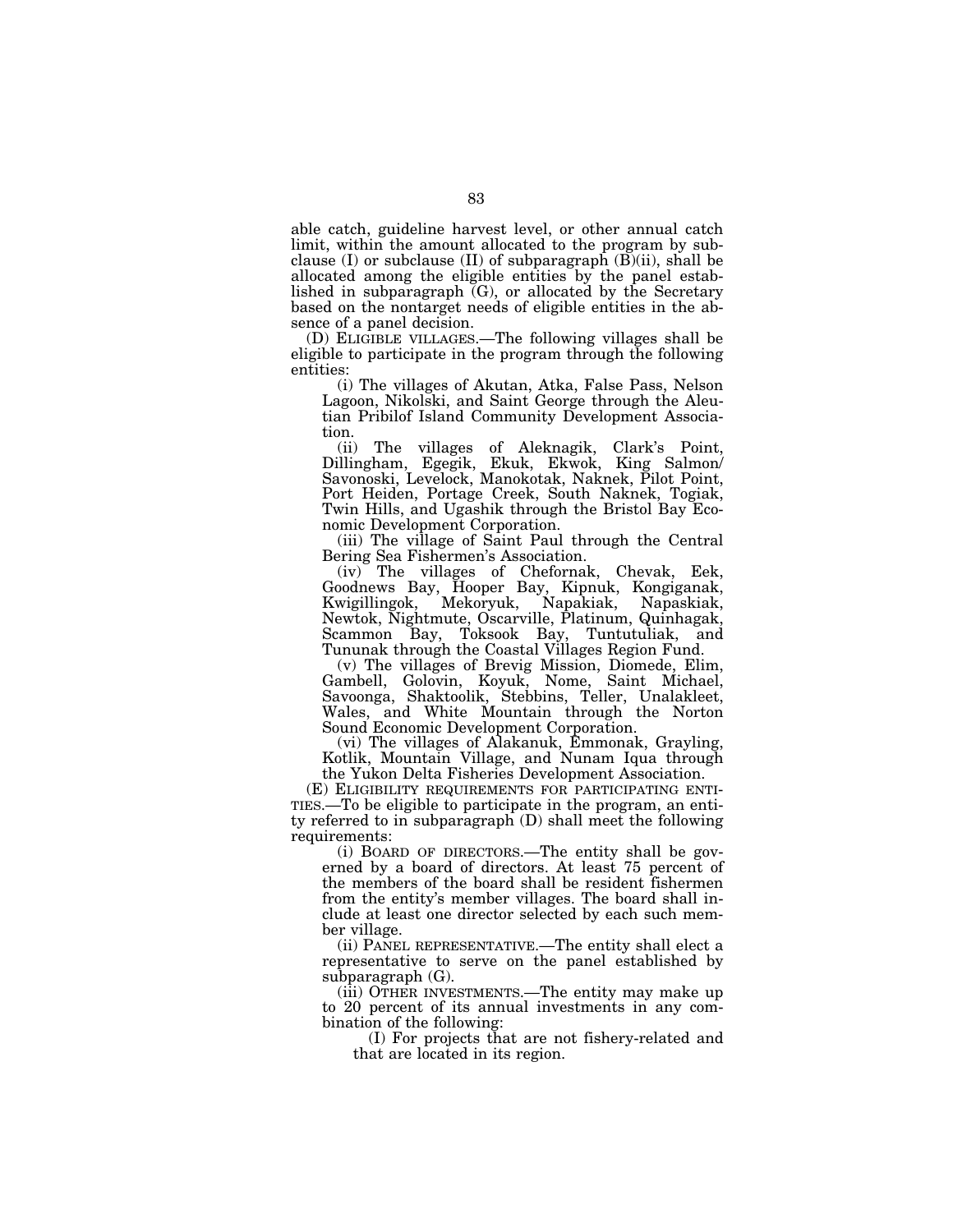able catch, guideline harvest level, or other annual catch limit, within the amount allocated to the program by subclause (I) or subclause (II) of subparagraph (B)(ii), shall be allocated among the eligible entities by the panel established in subparagraph (G), or allocated by the Secretary based on the nontarget needs of eligible entities in the absence of a panel decision.

(D) ELIGIBLE VILLAGES.—The following villages shall be eligible to participate in the program through the following entities:

(i) The villages of Akutan, Atka, False Pass, Nelson Lagoon, Nikolski, and Saint George through the Aleutian Pribilof Island Community Development Association.

(ii) The villages of Aleknagik, Clark's Point, Dillingham, Egegik, Ekuk, Ekwok, King Salmon/Savonoski, Levelock, Manokotak, Naknek, Pilot Point, Port Heiden, Portage Creek, South Naknek, Togiak, Twin Hills, and Ugashik through the Bristol Bay Economic Development Corporation.

(iii) The village of Saint Paul through the Central Bering Sea Fishermen's Association.

(iv) The villages of Chefornak, Chevak, Eek, Goodnews Bay, Hooper Bay, Kipnuk, Kongiganak, Kwigillingok, Mekoryuk, Napakiak, Napaskiak, Newtok, Nightmute, Oscarville, Platinum, Quinhagak, Scammon Bay, Toksook Bay, Tuntutuliak, and Tununak through the Coastal Villages Region Fund.

(v) The villages of Brevig Mission, Diomede, Elim, Gambell, Golovin, Koyuk, Nome, Saint Michael, Savoonga, Shaktoolik, Stebbins, Teller, Unalakleet, Wales, and White Mountain through the Norton Sound Economic Development Corporation.

(vi) The villages of Alakanuk, Emmonak, Grayling, Kotlik, Mountain Village, and Nunam Iqua through the Yukon Delta Fisheries Development Association.

(E) ELIGIBILITY REQUIREMENTS FOR PARTICIPATING ENTITIES.—To be eligible to participate in the program, an entity referred to in subparagraph (D) shall meet the following requirements:

(i) BOARD OF DIRECTORS.—The entity shall be governed by a board of directors. At least 75 percent of the members of the board shall be resident fishermen from the entity's member villages. The board shall include at least one director selected by each such member village.

(ii) PANEL REPRESENTATIVE.—The entity shall elect a representative to serve on the panel established by subparagraph (G).

(iii) OTHER INVESTMENTS.—The entity may make up to 20 percent of its annual investments in any combination of the following:

(I) For projects that are not fishery-related and that are located in its region.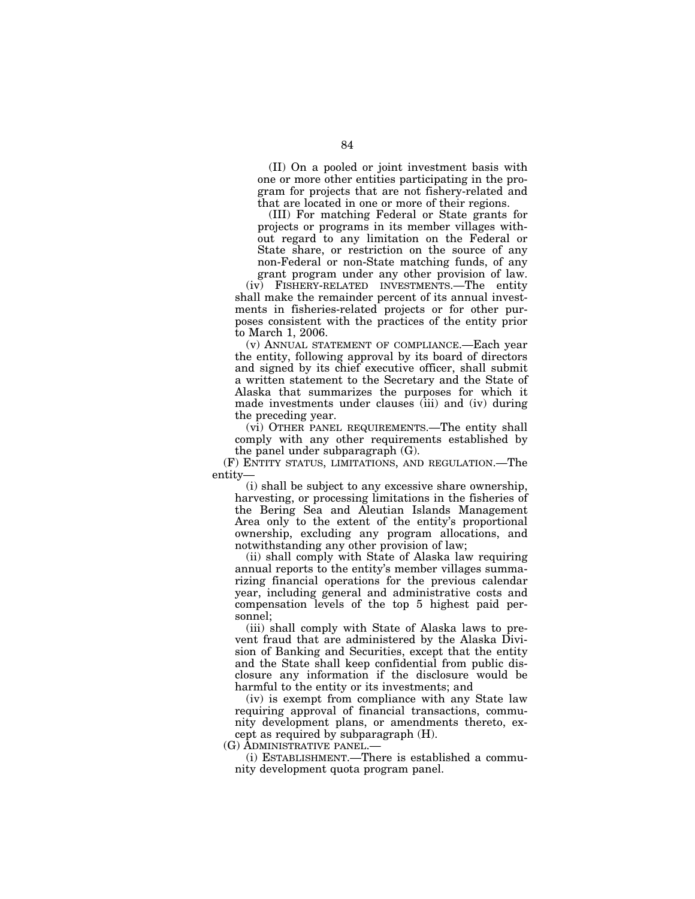(II) On a pooled or joint investment basis with one or more other entities participating in the program for projects that are not fishery-related and that are located in one or more of their regions.

(III) For matching Federal or State grants for projects or programs in its member villages without regard to any limitation on the Federal or State share, or restriction on the source of any non-Federal or non-State matching funds, of any grant program under any other provision of law.

(iv) FISHERY-RELATED INVESTMENTS.—The entity shall make the remainder percent of its annual investments in fisheries-related projects or for other purposes consistent with the practices of the entity prior to March 1, 2006.

(v) ANNUAL STATEMENT OF COMPLIANCE.—Each year the entity, following approval by its board of directors and signed by its chief executive officer, shall submit a written statement to the Secretary and the State of Alaska that summarizes the purposes for which it made investments under clauses (iii) and (iv) during the preceding year.

(vi) OTHER PANEL REQUIREMENTS.—The entity shall comply with any other requirements established by the panel under subparagraph (G).

(F) ENTITY STATUS, LIMITATIONS, AND REGULATION.—The entity—

(i) shall be subject to any excessive share ownership, harvesting, or processing limitations in the fisheries of the Bering Sea and Aleutian Islands Management Area only to the extent of the entity's proportional ownership, excluding any program allocations, and notwithstanding any other provision of law;

(ii) shall comply with State of Alaska law requiring annual reports to the entity's member villages summarizing financial operations for the previous calendar year, including general and administrative costs and compensation levels of the top 5 highest paid personnel;

(iii) shall comply with State of Alaska laws to prevent fraud that are administered by the Alaska Division of Banking and Securities, except that the entity and the State shall keep confidential from public disclosure any information if the disclosure would be harmful to the entity or its investments; and

(iv) is exempt from compliance with any State law requiring approval of financial transactions, community development plans, or amendments thereto, except as required by subparagraph (H).

(G) ADMINISTRATIVE PANEL.—

(i) ESTABLISHMENT.—There is established a community development quota program panel.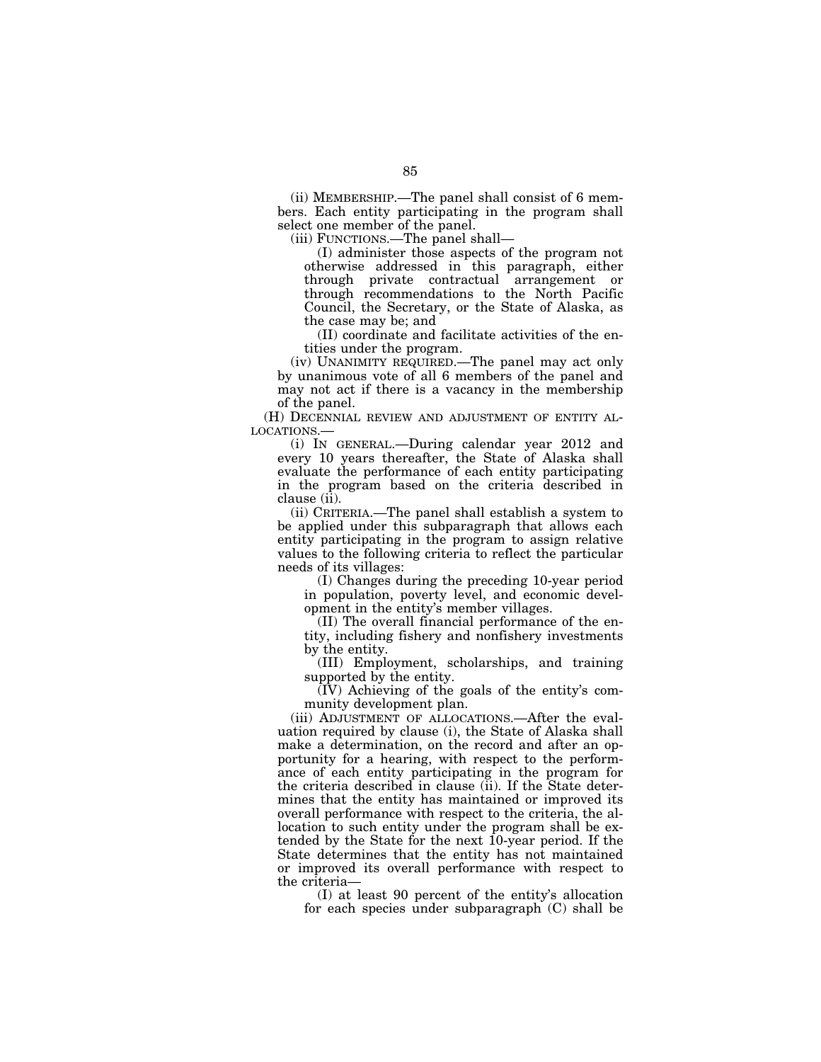(ii) MEMBERSHIP.—The panel shall consist of 6 members. Each entity participating in the program shall select one member of the panel.

(iii) FUNCTIONS.—The panel shall—

(I) administer those aspects of the program not otherwise addressed in this paragraph, either through private contractual arrangement or through recommendations to the North Pacific Council, the Secretary, or the State of Alaska, as the case may be; and

(II) coordinate and facilitate activities of the entities under the program.

(iv) UNANIMITY REQUIRED.—The panel may act only by unanimous vote of all 6 members of the panel and may not act if there is a vacancy in the membership of the panel.

(H) DECENNIAL REVIEW AND ADJUSTMENT OF ENTITY ALLOCATIONS.—

(i) IN GENERAL.—During calendar year 2012 and every 10 years thereafter, the State of Alaska shall evaluate the performance of each entity participating in the program based on the criteria described in clause (ii).

(ii) CRITERIA.—The panel shall establish a system to be applied under this subparagraph that allows each entity participating in the program to assign relative values to the following criteria to reflect the particular needs of its villages:

(I) Changes during the preceding 10-year period in population, poverty level, and economic development in the entity's member villages.

(II) The overall financial performance of the entity, including fishery and nonfishery investments by the entity.

(III) Employment, scholarships, and training supported by the entity.

(IV) Achieving of the goals of the entity's community development plan.

(iii) ADJUSTMENT OF ALLOCATIONS.—After the evaluation required by clause (i), the State of Alaska shall make a determination, on the record and after an opportunity for a hearing, with respect to the performance of each entity participating in the program for the criteria described in clause (ii). If the State determines that the entity has maintained or improved its overall performance with respect to the criteria, the allocation to such entity under the program shall be extended by the State for the next 10-year period. If the State determines that the entity has not maintained or improved its overall performance with respect to the criteria—

(I) at least 90 percent of the entity's allocation for each species under subparagraph (C) shall be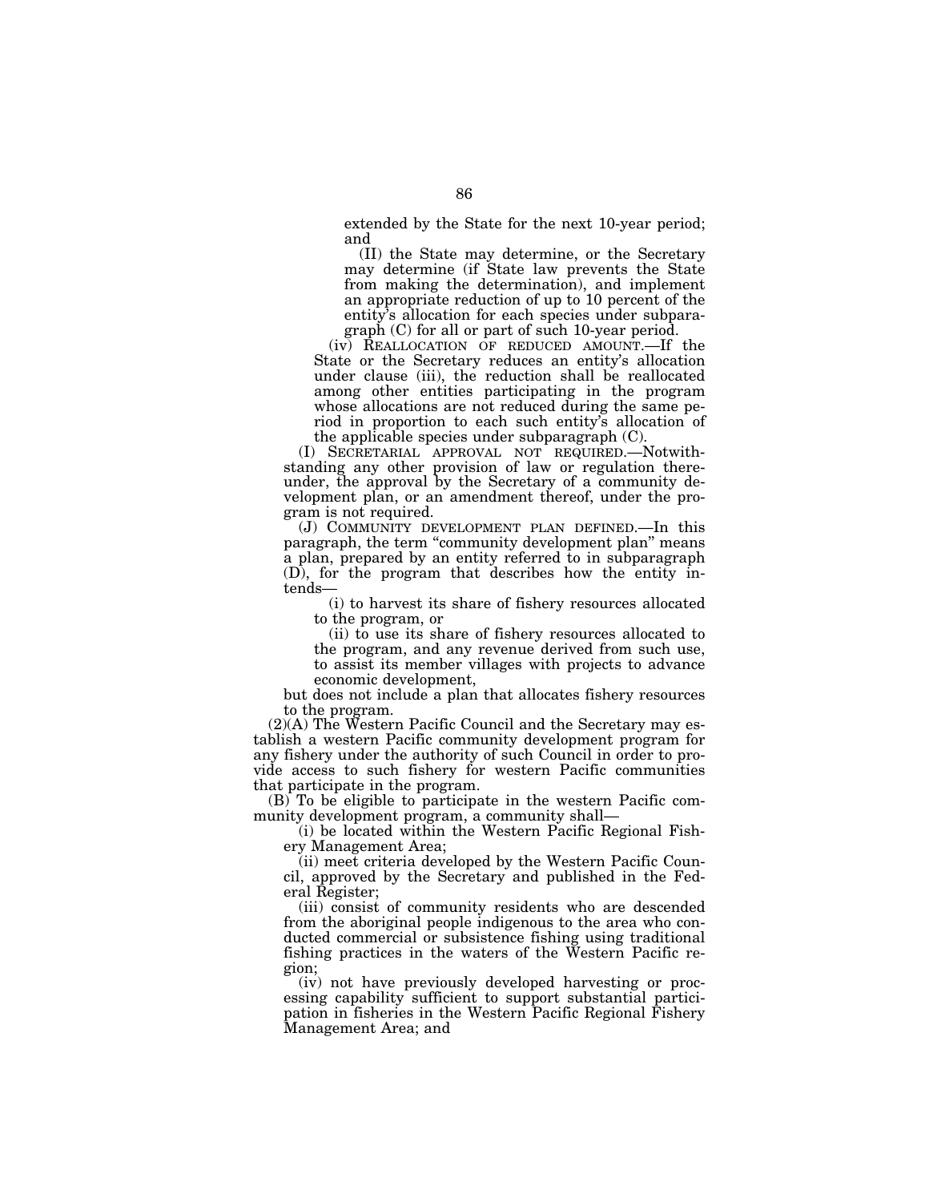extended by the State for the next 10-year period; and

(II) the State may determine, or the Secretary may determine (if State law prevents the State from making the determination), and implement an appropriate reduction of up to 10 percent of the entity's allocation for each species under subparagraph (C) for all or part of such 10-year period.

(iv) REALLOCATION OF REDUCED AMOUNT.—If the State or the Secretary reduces an entity's allocation under clause (iii), the reduction shall be reallocated among other entities participating in the program whose allocations are not reduced during the same period in proportion to each such entity's allocation of the applicable species under subparagraph (C).

(I) SECRETARIAL APPROVAL NOT REQUIRED.—Notwithstanding any other provision of law or regulation thereunder, the approval by the Secretary of a community development plan, or an amendment thereof, under the program is not required.

(J) COMMUNITY DEVELOPMENT PLAN DEFINED.—In this paragraph, the term "community development plan" means a plan, prepared by an entity referred to in subparagraph (D), for the program that describes how the entity intends—

(i) to harvest its share of fishery resources allocated to the program, or

(ii) to use its share of fishery resources allocated to the program, and any revenue derived from such use, to assist its member villages with projects to advance economic development,

but does not include a plan that allocates fishery resources to the program.

(2)(A) The Western Pacific Council and the Secretary may establish a western Pacific community development program for any fishery under the authority of such Council in order to provide access to such fishery for western Pacific communities that participate in the program.

(B) To be eligible to participate in the western Pacific community development program, a community shall—

(i) be located within the Western Pacific Regional Fishery Management Area;

(ii) meet criteria developed by the Western Pacific Council, approved by the Secretary and published in the Federal Register;

(iii) consist of community residents who are descended from the aboriginal people indigenous to the area who conducted commercial or subsistence fishing using traditional fishing practices in the waters of the Western Pacific region;

(iv) not have previously developed harvesting or processing capability sufficient to support substantial participation in fisheries in the Western Pacific Regional Fishery Management Area; and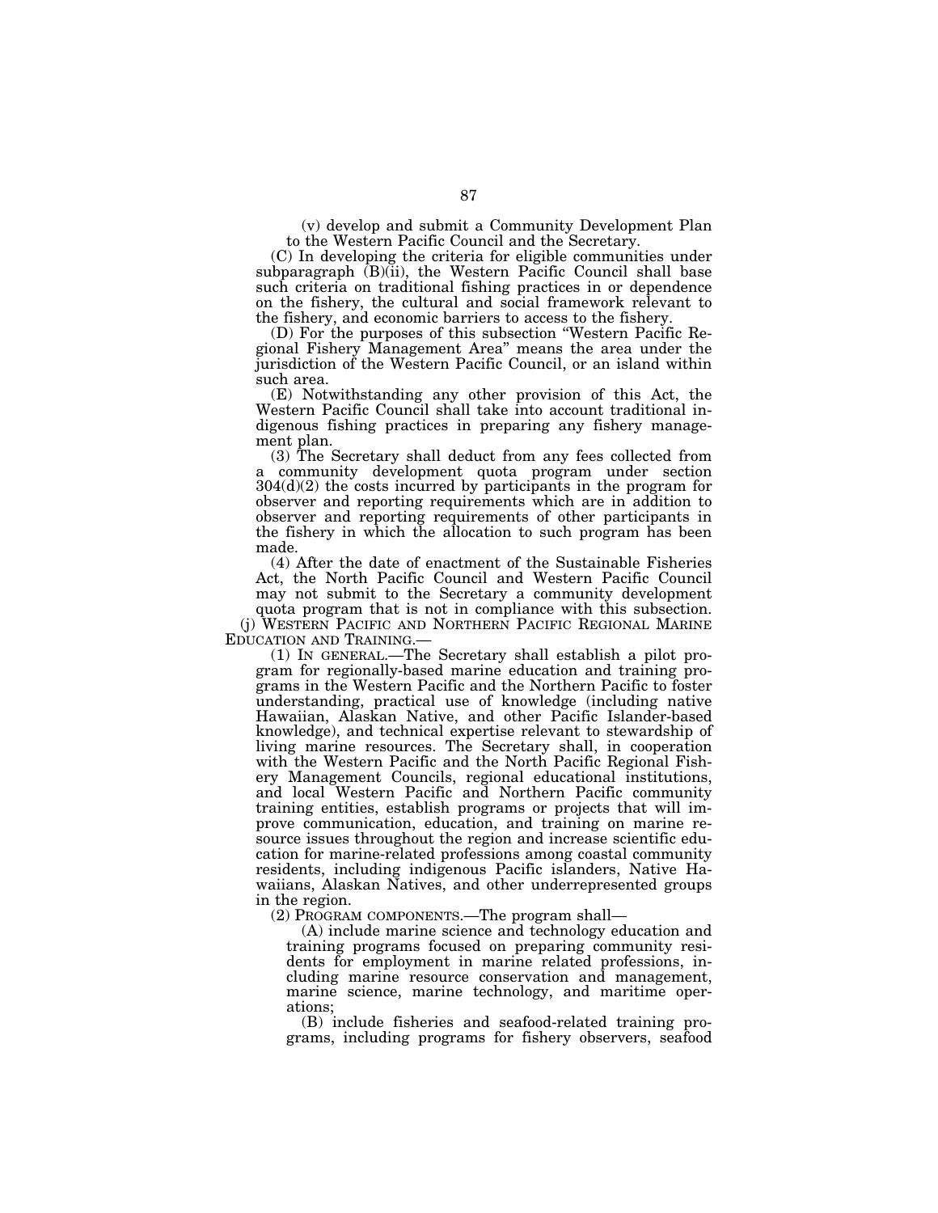(v) develop and submit a Community Development Plan to the Western Pacific Council and the Secretary.

(C) In developing the criteria for eligible communities under subparagraph (B)(ii), the Western Pacific Council shall base such criteria on traditional fishing practices in or dependence on the fishery, the cultural and social framework relevant to the fishery, and economic barriers to access to the fishery.

(D) For the purposes of this subsection "Western Pacific Regional Fishery Management Area" means the area under the jurisdiction of the Western Pacific Council, or an island within such area.

(E) Notwithstanding any other provision of this Act, the Western Pacific Council shall take into account traditional indigenous fishing practices in preparing any fishery management plan.

(3) The Secretary shall deduct from any fees collected from a community development quota program under section 304(d)(2) the costs incurred by participants in the program for observer and reporting requirements which are in addition to observer and reporting requirements of other participants in the fishery in which the allocation to such program has been made.

(4) After the date of enactment of the Sustainable Fisheries Act, the North Pacific Council and Western Pacific Council may not submit to the Secretary a community development quota program that is not in compliance with this subsection.

(j) WESTERN PACIFIC AND NORTHERN PACIFIC REGIONAL MARINE EDUCATION AND TRAINING.—

(1) IN GENERAL.—The Secretary shall establish a pilot program for regionally-based marine education and training programs in the Western Pacific and the Northern Pacific to foster understanding, practical use of knowledge (including native Hawaiian, Alaskan Native, and other Pacific Islander-based knowledge), and technical expertise relevant to stewardship of living marine resources. The Secretary shall, in cooperation with the Western Pacific and the North Pacific Regional Fishery Management Councils, regional educational institutions, and local Western Pacific and Northern Pacific community training entities, establish programs or projects that will improve communication, education, and training on marine resource issues throughout the region and increase scientific education for marine-related professions among coastal community residents, including indigenous Pacific islanders, Native Hawaiians, Alaskan Natives, and other underrepresented groups in the region.

(2) PROGRAM COMPONENTS.—The program shall—

(A) include marine science and technology education and training programs focused on preparing community residents for employment in marine related professions, including marine resource conservation and management, marine science, marine technology, and maritime operations;

(B) include fisheries and seafood-related training programs, including programs for fishery observers, seafood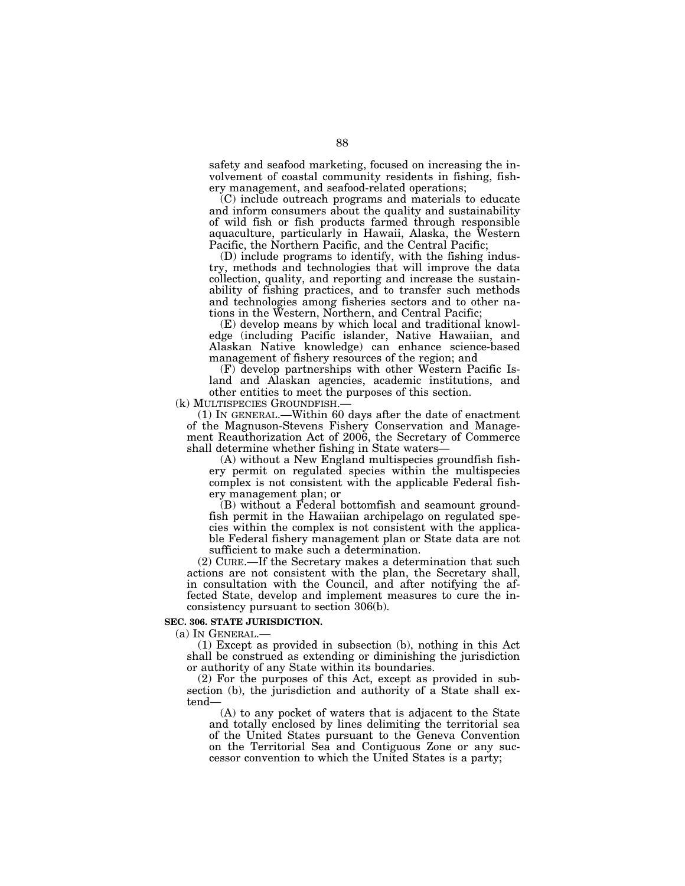safety and seafood marketing, focused on increasing the involvement of coastal community residents in fishing, fishery management, and seafood-related operations;

(C) include outreach programs and materials to educate and inform consumers about the quality and sustainability of wild fish or fish products farmed through responsible aquaculture, particularly in Hawaii, Alaska, the Western Pacific, the Northern Pacific, and the Central Pacific;

(D) include programs to identify, with the fishing industry, methods and technologies that will improve the data collection, quality, and reporting and increase the sustainability of fishing practices, and to transfer such methods and technologies among fisheries sectors and to other nations in the Western, Northern, and Central Pacific;

(E) develop means by which local and traditional knowledge (including Pacific islander, Native Hawaiian, and Alaskan Native knowledge) can enhance science-based management of fishery resources of the region; and

(F) develop partnerships with other Western Pacific Island and Alaskan agencies, academic institutions, and other entities to meet the purposes of this section.

(k) MULTISPECIES GROUNDFISH.—

(1) IN GENERAL.—Within 60 days after the date of enactment of the Magnuson-Stevens Fishery Conservation and Management Reauthorization Act of 2006, the Secretary of Commerce shall determine whether fishing in State waters—

(A) without a New England multispecies groundfish fishery permit on regulated species within the multispecies complex is not consistent with the applicable Federal fishery management plan; or

(B) without a Federal bottomfish and seamount groundfish permit in the Hawaiian archipelago on regulated species within the complex is not consistent with the applicable Federal fishery management plan or State data are not sufficient to make such a determination.

(2) CURE.—If the Secretary makes a determination that such actions are not consistent with the plan, the Secretary shall, in consultation with the Council, and after notifying the affected State, develop and implement measures to cure the inconsistency pursuant to section 306(b).

**SEC. 306. STATE JURISDICTION.**

(a) IN GENERAL.—

(1) Except as provided in subsection (b), nothing in this Act shall be construed as extending or diminishing the jurisdiction or authority of any State within its boundaries.

(2) For the purposes of this Act, except as provided in subsection (b), the jurisdiction and authority of a State shall extend—

(A) to any pocket of waters that is adjacent to the State and totally enclosed by lines delimiting the territorial sea of the United States pursuant to the Geneva Convention on the Territorial Sea and Contiguous Zone or any successor convention to which the United States is a party;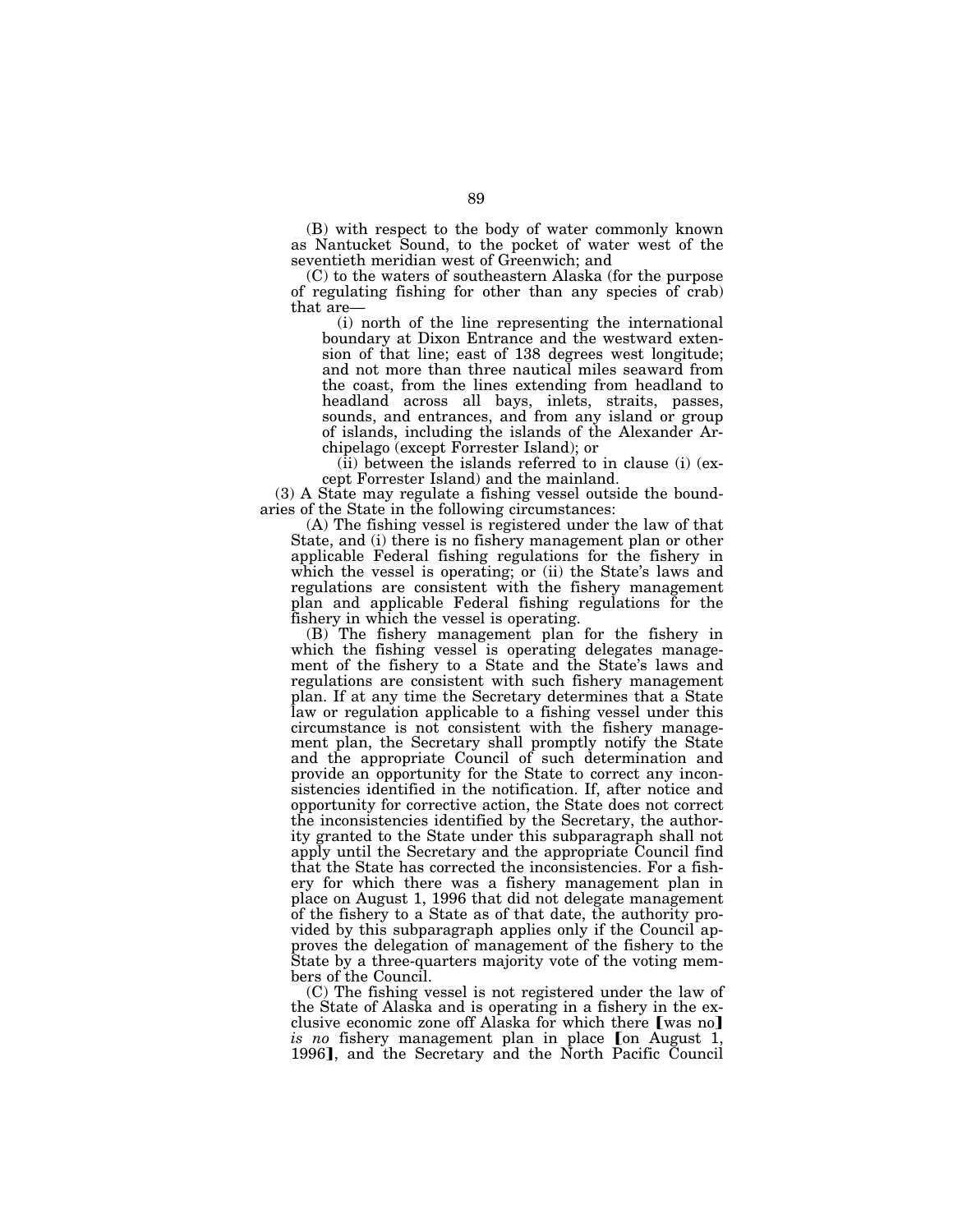(B) with respect to the body of water commonly known as Nantucket Sound, to the pocket of water west of the seventieth meridian west of Greenwich; and

(C) to the waters of southeastern Alaska (for the purpose of regulating fishing for other than any species of crab) that are—

(i) north of the line representing the international boundary at Dixon Entrance and the westward extension of that line; east of 138 degrees west longitude; and not more than three nautical miles seaward from the coast, from the lines extending from headland to headland across all bays, inlets, straits, passes, sounds, and entrances, and from any island or group of islands, including the islands of the Alexander Archipelago (except Forrester Island); or

(ii) between the islands referred to in clause (i) (except Forrester Island) and the mainland.

(3) A State may regulate a fishing vessel outside the boundaries of the State in the following circumstances:

(A) The fishing vessel is registered under the law of that State, and (i) there is no fishery management plan or other applicable Federal fishing regulations for the fishery in which the vessel is operating; or (ii) the State's laws and regulations are consistent with the fishery management plan and applicable Federal fishing regulations for the fishery in which the vessel is operating.

(B) The fishery management plan for the fishery in which the fishing vessel is operating delegates management of the fishery to a State and the State's laws and regulations are consistent with such fishery management plan. If at any time the Secretary determines that a State law or regulation applicable to a fishing vessel under this circumstance is not consistent with the fishery management plan, the Secretary shall promptly notify the State and the appropriate Council of such determination and provide an opportunity for the State to correct any inconsistencies identified in the notification. If, after notice and opportunity for corrective action, the State does not correct the inconsistencies identified by the Secretary, the authority granted to the State under this subparagraph shall not apply until the Secretary and the appropriate Council find that the State has corrected the inconsistencies. For a fishery for which there was a fishery management plan in place on August 1, 1996 that did not delegate management of the fishery to a State as of that date, the authority provided by this subparagraph applies only if the Council approves the delegation of management of the fishery to the State by a three-quarters majority vote of the voting members of the Council.

(C) The fishing vessel is not registered under the law of the State of Alaska and is operating in a fishery in the exclusive economic zone off Alaska for which there [was no] *is no* fishery management plan in place [on August 1, 1996], and the Secretary and the North Pacific Council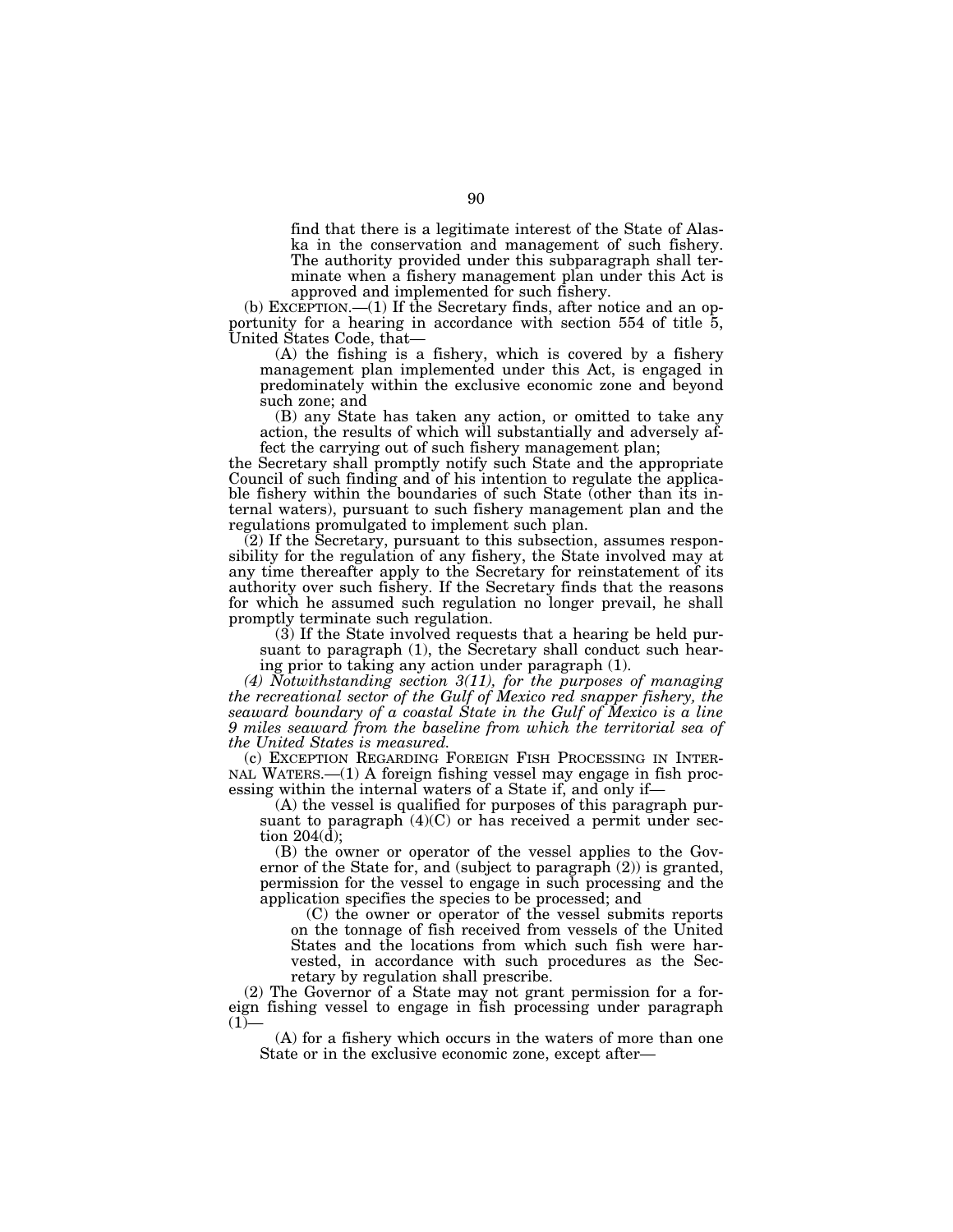find that there is a legitimate interest of the State of Alaska in the conservation and management of such fishery. The authority provided under this subparagraph shall terminate when a fishery management plan under this Act is approved and implemented for such fishery.

(b) EXCEPTION.—(1) If the Secretary finds, after notice and an opportunity for a hearing in accordance with section 554 of title 5, United States Code, that—

(A) the fishing is a fishery, which is covered by a fishery management plan implemented under this Act, is engaged in predominately within the exclusive economic zone and beyond such zone; and

(B) any State has taken any action, or omitted to take any action, the results of which will substantially and adversely affect the carrying out of such fishery management plan;

the Secretary shall promptly notify such State and the appropriate Council of such finding and of his intention to regulate the applicable fishery within the boundaries of such State (other than its internal waters), pursuant to such fishery management plan and the regulations promulgated to implement such plan.

(2) If the Secretary, pursuant to this subsection, assumes responsibility for the regulation of any fishery, the State involved may at any time thereafter apply to the Secretary for reinstatement of its authority over such fishery. If the Secretary finds that the reasons for which he assumed such regulation no longer prevail, he shall promptly terminate such regulation.

(3) If the State involved requests that a hearing be held pursuant to paragraph (1), the Secretary shall conduct such hearing prior to taking any action under paragraph (1).

*(4) Notwithstanding section 3(11), for the purposes of managing the recreational sector of the Gulf of Mexico red snapper fishery, the seaward boundary of a coastal State in the Gulf of Mexico is a line 9 miles seaward from the baseline from which the territorial sea of the United States is measured.*

(c) EXCEPTION REGARDING FOREIGN FISH PROCESSING IN INTERNAL WATERS.—(1) A foreign fishing vessel may engage in fish processing within the internal waters of a State if, and only if—

(A) the vessel is qualified for purposes of this paragraph pursuant to paragraph (4)(C) or has received a permit under section 204(d);

(B) the owner or operator of the vessel applies to the Governor of the State for, and (subject to paragraph (2)) is granted, permission for the vessel to engage in such processing and the application specifies the species to be processed; and

(C) the owner or operator of the vessel submits reports on the tonnage of fish received from vessels of the United States and the locations from which such fish were harvested, in accordance with such procedures as the Secretary by regulation shall prescribe.

(2) The Governor of a State may not grant permission for a foreign fishing vessel to engage in fish processing under paragraph (1)—

(A) for a fishery which occurs in the waters of more than one State or in the exclusive economic zone, except after—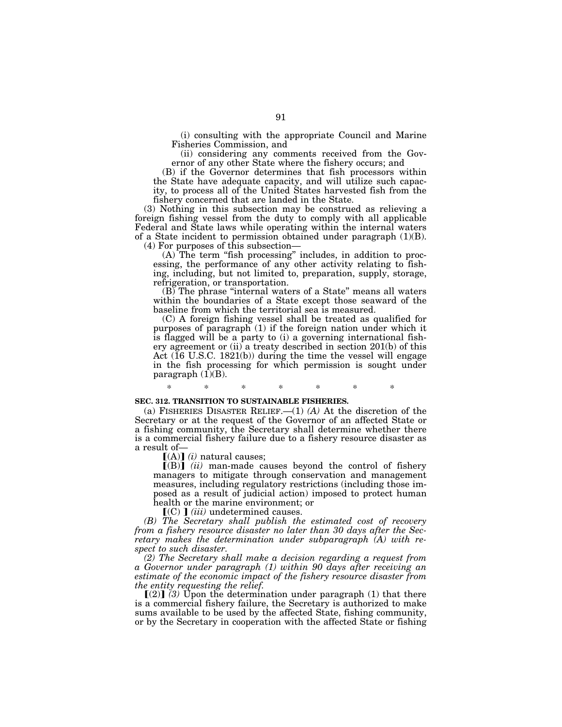(i) consulting with the appropriate Council and Marine Fisheries Commission, and

(ii) considering any comments received from the Governor of any other State where the fishery occurs; and

(B) if the Governor determines that fish processors within the State have adequate capacity, and will utilize such capacity, to process all of the United States harvested fish from the fishery concerned that are landed in the State.

(3) Nothing in this subsection may be construed as relieving a foreign fishing vessel from the duty to comply with all applicable Federal and State laws while operating within the internal waters of a State incident to permission obtained under paragraph (1)(B).

(4) For purposes of this subsection—

(A) The term "fish processing" includes, in addition to processing, the performance of any other activity relating to fishing, including, but not limited to, preparation, supply, storage, refrigeration, or transportation.

(B) The phrase "internal waters of a State" means all waters within the boundaries of a State except those seaward of the baseline from which the territorial sea is measured.

(C) A foreign fishing vessel shall be treated as qualified for purposes of paragraph (1) if the foreign nation under which it is flagged will be a party to (i) a governing international fishery agreement or (ii) a treaty described in section 201(b) of this Act (16 U.S.C. 1821(b)) during the time the vessel will engage in the fish processing for which permission is sought under paragraph (1)(B).

\* \* \* \* \* \* \*

**SEC. 312. TRANSITION TO SUSTAINABLE FISHERIES.**

(a) FISHERIES DISASTER RELIEF.—(1) *(A)* At the discretion of the Secretary or at the request of the Governor of an affected State or a fishing community, the Secretary shall determine whether there is a commercial fishery failure due to a fishery resource disaster as a result of—

**[**(A)**]** *(i)* natural causes;

**[**(B)**]** *(ii)* man-made causes beyond the control of fishery managers to mitigate through conservation and management measures, including regulatory restrictions (including those imposed as a result of judicial action) imposed to protect human health or the marine environment; or

**[**(C) **]** *(iii)* undetermined causes.

*(B) The Secretary shall publish the estimated cost of recovery from a fishery resource disaster no later than 30 days after the Secretary makes the determination under subparagraph (A) with respect to such disaster.*

*(2) The Secretary shall make a decision regarding a request from a Governor under paragraph (1) within 90 days after receiving an estimate of the economic impact of the fishery resource disaster from the entity requesting the relief.*

**[**(2)**]** *(3)* Upon the determination under paragraph (1) that there is a commercial fishery failure, the Secretary is authorized to make sums available to be used by the affected State, fishing community, or by the Secretary in cooperation with the affected State or fishing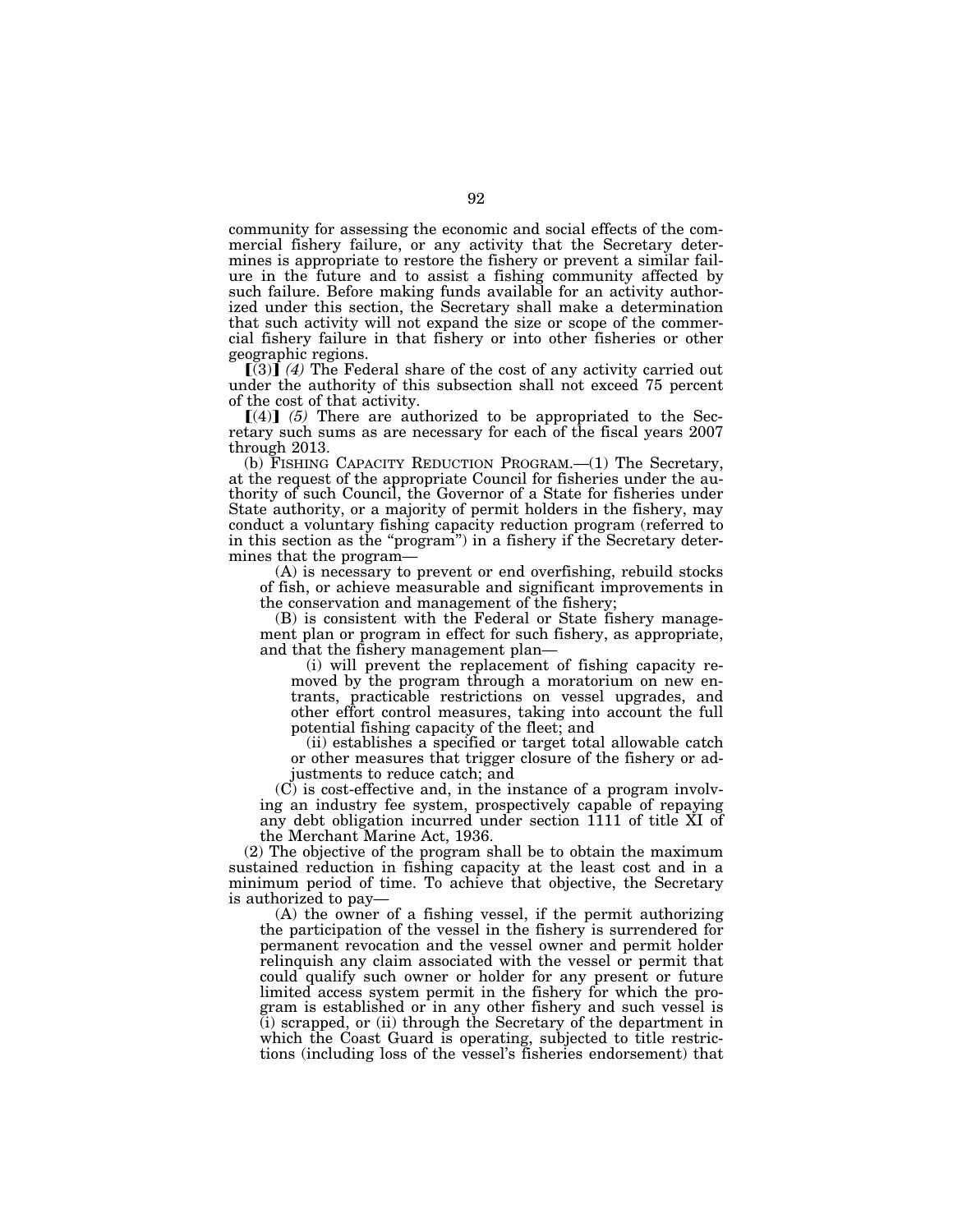community for assessing the economic and social effects of the commercial fishery failure, or any activity that the Secretary determines is appropriate to restore the fishery or prevent a similar failure in the future and to assist a fishing community affected by such failure. Before making funds available for an activity authorized under this section, the Secretary shall make a determination that such activity will not expand the size or scope of the commercial fishery failure in that fishery or into other fisheries or other geographic regions.

⟦(3)⟧ *(4)* The Federal share of the cost of any activity carried out under the authority of this subsection shall not exceed 75 percent of the cost of that activity.

⟦(4)⟧ *(5)* There are authorized to be appropriated to the Secretary such sums as are necessary for each of the fiscal years 2007 through 2013.

(b) FISHING CAPACITY REDUCTION PROGRAM.—(1) The Secretary, at the request of the appropriate Council for fisheries under the authority of such Council, the Governor of a State for fisheries under State authority, or a majority of permit holders in the fishery, may conduct a voluntary fishing capacity reduction program (referred to in this section as the "program") in a fishery if the Secretary determines that the program—

(A) is necessary to prevent or end overfishing, rebuild stocks of fish, or achieve measurable and significant improvements in the conservation and management of the fishery;

(B) is consistent with the Federal or State fishery management plan or program in effect for such fishery, as appropriate, and that the fishery management plan—

(i) will prevent the replacement of fishing capacity removed by the program through a moratorium on new entrants, practicable restrictions on vessel upgrades, and other effort control measures, taking into account the full potential fishing capacity of the fleet; and

(ii) establishes a specified or target total allowable catch or other measures that trigger closure of the fishery or adjustments to reduce catch; and

(C) is cost-effective and, in the instance of a program involving an industry fee system, prospectively capable of repaying any debt obligation incurred under section 1111 of title XI of the Merchant Marine Act, 1936.

(2) The objective of the program shall be to obtain the maximum sustained reduction in fishing capacity at the least cost and in a minimum period of time. To achieve that objective, the Secretary is authorized to pay—

(A) the owner of a fishing vessel, if the permit authorizing the participation of the vessel in the fishery is surrendered for permanent revocation and the vessel owner and permit holder relinquish any claim associated with the vessel or permit that could qualify such owner or holder for any present or future limited access system permit in the fishery for which the program is established or in any other fishery and such vessel is (i) scrapped, or (ii) through the Secretary of the department in which the Coast Guard is operating, subjected to title restrictions (including loss of the vessel's fisheries endorsement) that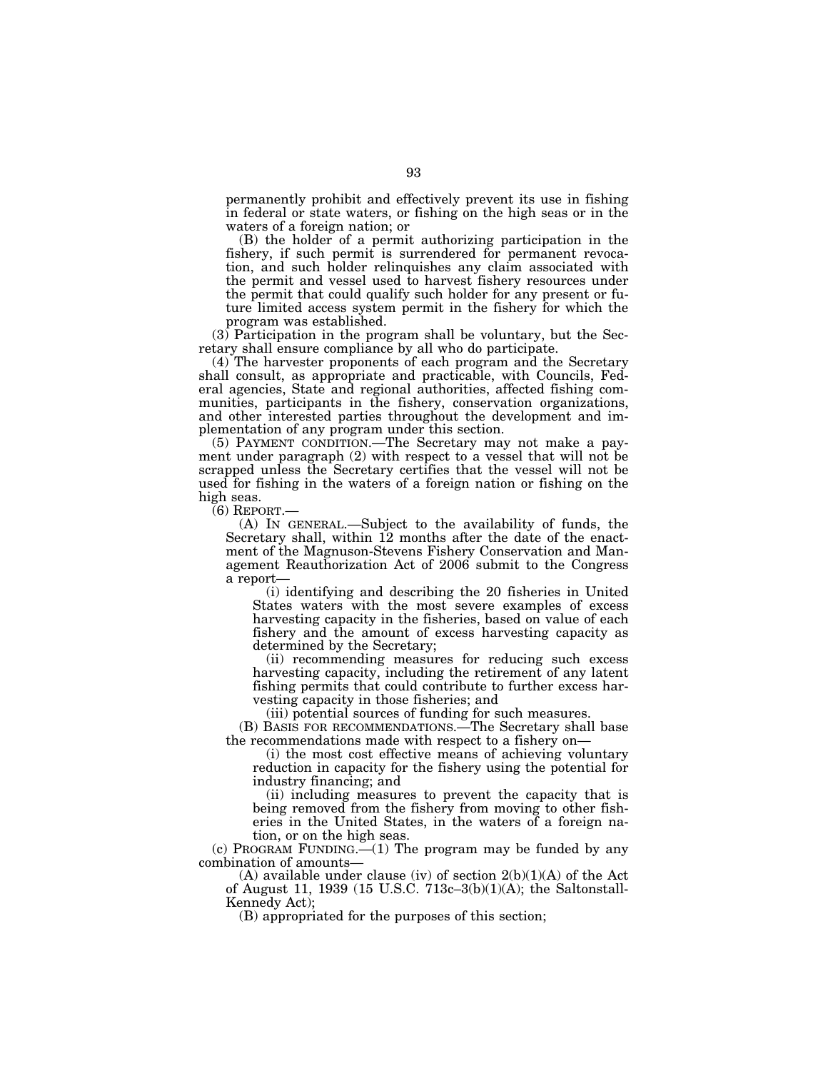permanently prohibit and effectively prevent its use in fishing in federal or state waters, or fishing on the high seas or in the waters of a foreign nation; or

(B) the holder of a permit authorizing participation in the fishery, if such permit is surrendered for permanent revocation, and such holder relinquishes any claim associated with the permit and vessel used to harvest fishery resources under the permit that could qualify such holder for any present or future limited access system permit in the fishery for which the program was established.

(3) Participation in the program shall be voluntary, but the Secretary shall ensure compliance by all who do participate.

(4) The harvester proponents of each program and the Secretary shall consult, as appropriate and practicable, with Councils, Federal agencies, State and regional authorities, affected fishing communities, participants in the fishery, conservation organizations, and other interested parties throughout the development and implementation of any program under this section.

(5) PAYMENT CONDITION.—The Secretary may not make a payment under paragraph (2) with respect to a vessel that will not be scrapped unless the Secretary certifies that the vessel will not be used for fishing in the waters of a foreign nation or fishing on the high seas.

(6) REPORT.—

(A) IN GENERAL.—Subject to the availability of funds, the Secretary shall, within 12 months after the date of the enactment of the Magnuson-Stevens Fishery Conservation and Management Reauthorization Act of 2006 submit to the Congress a report—

(i) identifying and describing the 20 fisheries in United States waters with the most severe examples of excess harvesting capacity in the fisheries, based on value of each fishery and the amount of excess harvesting capacity as determined by the Secretary;

(ii) recommending measures for reducing such excess harvesting capacity, including the retirement of any latent fishing permits that could contribute to further excess harvesting capacity in those fisheries; and

(iii) potential sources of funding for such measures.

(B) BASIS FOR RECOMMENDATIONS.—The Secretary shall base the recommendations made with respect to a fishery on—

(i) the most cost effective means of achieving voluntary reduction in capacity for the fishery using the potential for industry financing; and

(ii) including measures to prevent the capacity that is being removed from the fishery from moving to other fisheries in the United States, in the waters of a foreign nation, or on the high seas.

(c) PROGRAM FUNDING.—(1) The program may be funded by any combination of amounts—

(A) available under clause (iv) of section 2(b)(1)(A) of the Act of August 11, 1939 (15 U.S.C. 713c–3(b)(1)(A); the Saltonstall-Kennedy Act);

(B) appropriated for the purposes of this section;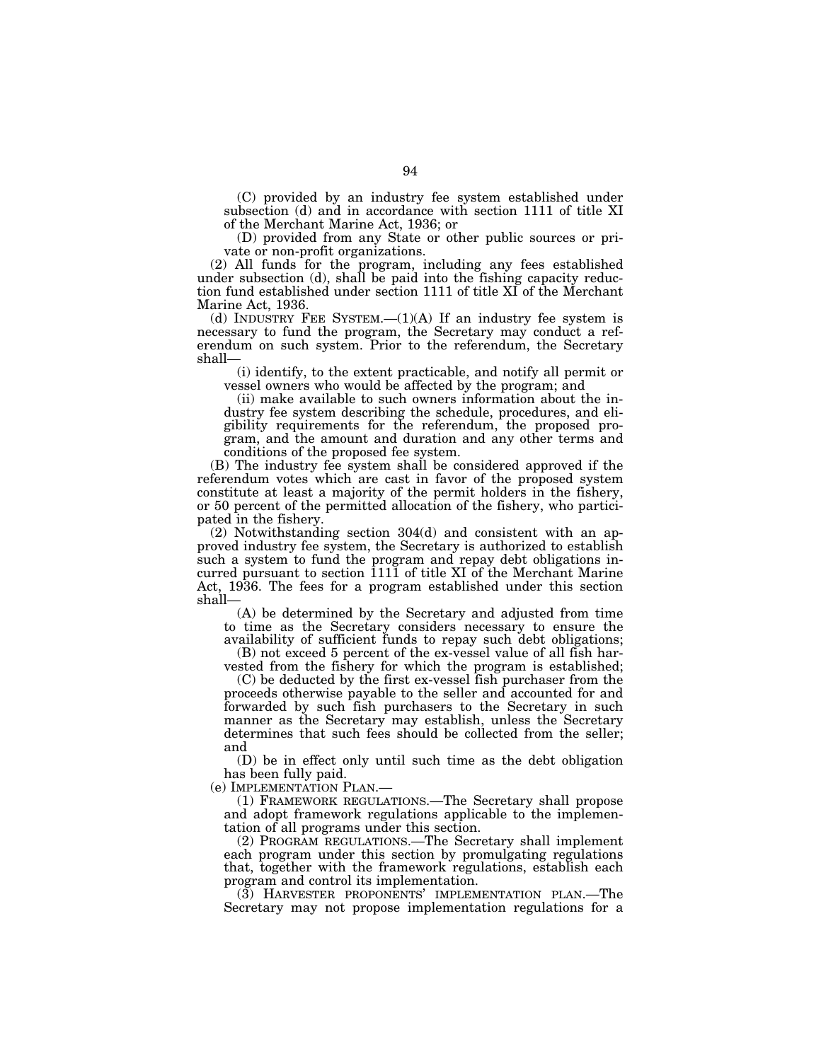(C) provided by an industry fee system established under subsection (d) and in accordance with section 1111 of title XI of the Merchant Marine Act, 1936; or

(D) provided from any State or other public sources or private or non-profit organizations.

(2) All funds for the program, including any fees established under subsection (d), shall be paid into the fishing capacity reduction fund established under section 1111 of title XI of the Merchant Marine Act, 1936.

(d) INDUSTRY FEE SYSTEM.—(1)(A) If an industry fee system is necessary to fund the program, the Secretary may conduct a referendum on such system. Prior to the referendum, the Secretary shall—

(i) identify, to the extent practicable, and notify all permit or vessel owners who would be affected by the program; and

(ii) make available to such owners information about the industry fee system describing the schedule, procedures, and eligibility requirements for the referendum, the proposed program, and the amount and duration and any other terms and conditions of the proposed fee system.

(B) The industry fee system shall be considered approved if the referendum votes which are cast in favor of the proposed system constitute at least a majority of the permit holders in the fishery, or 50 percent of the permitted allocation of the fishery, who participated in the fishery.

(2) Notwithstanding section 304(d) and consistent with an approved industry fee system, the Secretary is authorized to establish such a system to fund the program and repay debt obligations incurred pursuant to section 1111 of title XI of the Merchant Marine Act, 1936. The fees for a program established under this section shall—

(A) be determined by the Secretary and adjusted from time to time as the Secretary considers necessary to ensure the availability of sufficient funds to repay such debt obligations;

(B) not exceed 5 percent of the ex-vessel value of all fish harvested from the fishery for which the program is established;

(C) be deducted by the first ex-vessel fish purchaser from the proceeds otherwise payable to the seller and accounted for and forwarded by such fish purchasers to the Secretary in such manner as the Secretary may establish, unless the Secretary determines that such fees should be collected from the seller; and

(D) be in effect only until such time as the debt obligation has been fully paid.

(e) IMPLEMENTATION PLAN.—

(1) FRAMEWORK REGULATIONS.—The Secretary shall propose and adopt framework regulations applicable to the implementation of all programs under this section.

(2) PROGRAM REGULATIONS.—The Secretary shall implement each program under this section by promulgating regulations that, together with the framework regulations, establish each program and control its implementation.

(3) HARVESTER PROPONENTS' IMPLEMENTATION PLAN.—The Secretary may not propose implementation regulations for a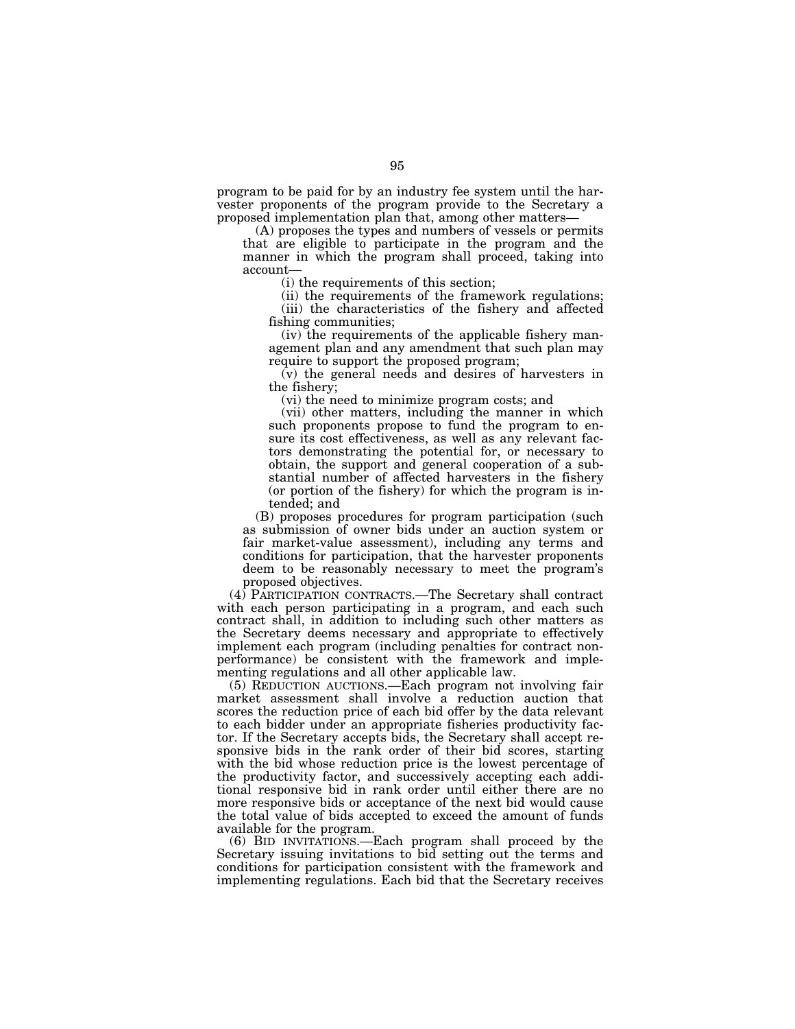program to be paid for by an industry fee system until the harvester proponents of the program provide to the Secretary a proposed implementation plan that, among other matters—

(A) proposes the types and numbers of vessels or permits that are eligible to participate in the program and the manner in which the program shall proceed, taking into account—

(i) the requirements of this section;

(ii) the requirements of the framework regulations;

(iii) the characteristics of the fishery and affected fishing communities;

(iv) the requirements of the applicable fishery management plan and any amendment that such plan may require to support the proposed program;

(v) the general needs and desires of harvesters in the fishery;

(vi) the need to minimize program costs; and

(vii) other matters, including the manner in which such proponents propose to fund the program to ensure its cost effectiveness, as well as any relevant factors demonstrating the potential for, or necessary to obtain, the support and general cooperation of a substantial number of affected harvesters in the fishery (or portion of the fishery) for which the program is intended; and

(B) proposes procedures for program participation (such as submission of owner bids under an auction system or fair market-value assessment), including any terms and conditions for participation, that the harvester proponents deem to be reasonably necessary to meet the program's proposed objectives.

(4) PARTICIPATION CONTRACTS.—The Secretary shall contract with each person participating in a program, and each such contract shall, in addition to including such other matters as the Secretary deems necessary and appropriate to effectively implement each program (including penalties for contract nonperformance) be consistent with the framework and implementing regulations and all other applicable law.

(5) REDUCTION AUCTIONS.—Each program not involving fair market assessment shall involve a reduction auction that scores the reduction price of each bid offer by the data relevant to each bidder under an appropriate fisheries productivity factor. If the Secretary accepts bids, the Secretary shall accept responsive bids in the rank order of their bid scores, starting with the bid whose reduction price is the lowest percentage of the productivity factor, and successively accepting each additional responsive bid in rank order until either there are no more responsive bids or acceptance of the next bid would cause the total value of bids accepted to exceed the amount of funds available for the program.

(6) BID INVITATIONS.—Each program shall proceed by the Secretary issuing invitations to bid setting out the terms and conditions for participation consistent with the framework and implementing regulations. Each bid that the Secretary receives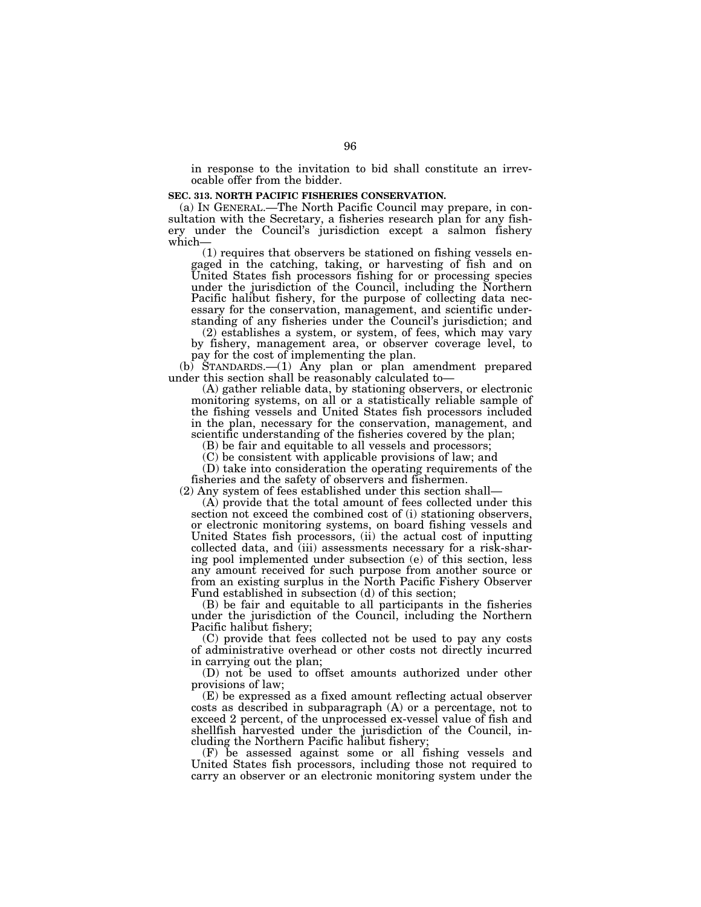in response to the invitation to bid shall constitute an irrevocable offer from the bidder.

**SEC. 313. NORTH PACIFIC FISHERIES CONSERVATION.**

(a) IN GENERAL.—The North Pacific Council may prepare, in consultation with the Secretary, a fisheries research plan for any fishery under the Council's jurisdiction except a salmon fishery which—

(1) requires that observers be stationed on fishing vessels engaged in the catching, taking, or harvesting of fish and on United States fish processors fishing for or processing species under the jurisdiction of the Council, including the Northern Pacific halibut fishery, for the purpose of collecting data necessary for the conservation, management, and scientific understanding of any fisheries under the Council's jurisdiction; and

(2) establishes a system, or system, of fees, which may vary by fishery, management area, or observer coverage level, to pay for the cost of implementing the plan.

(b) STANDARDS.—(1) Any plan or plan amendment prepared under this section shall be reasonably calculated to—

(A) gather reliable data, by stationing observers, or electronic monitoring systems, on all or a statistically reliable sample of the fishing vessels and United States fish processors included in the plan, necessary for the conservation, management, and scientific understanding of the fisheries covered by the plan;

(B) be fair and equitable to all vessels and processors;

(C) be consistent with applicable provisions of law; and

(D) take into consideration the operating requirements of the fisheries and the safety of observers and fishermen.

(2) Any system of fees established under this section shall—

(A) provide that the total amount of fees collected under this section not exceed the combined cost of (i) stationing observers, or electronic monitoring systems, on board fishing vessels and United States fish processors, (ii) the actual cost of inputting collected data, and (iii) assessments necessary for a risk-sharing pool implemented under subsection (e) of this section, less any amount received for such purpose from another source or from an existing surplus in the North Pacific Fishery Observer Fund established in subsection (d) of this section;

(B) be fair and equitable to all participants in the fisheries under the jurisdiction of the Council, including the Northern Pacific halibut fishery;

(C) provide that fees collected not be used to pay any costs of administrative overhead or other costs not directly incurred in carrying out the plan;

(D) not be used to offset amounts authorized under other provisions of law;

(E) be expressed as a fixed amount reflecting actual observer costs as described in subparagraph (A) or a percentage, not to exceed 2 percent, of the unprocessed ex-vessel value of fish and shellfish harvested under the jurisdiction of the Council, including the Northern Pacific halibut fishery;

(F) be assessed against some or all fishing vessels and United States fish processors, including those not required to carry an observer or an electronic monitoring system under the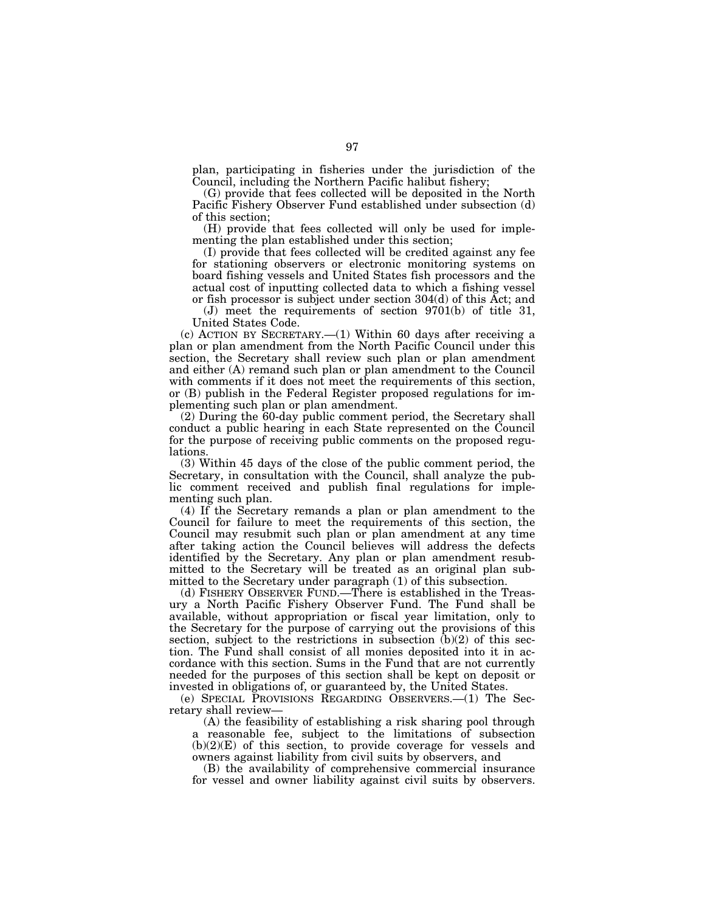plan, participating in fisheries under the jurisdiction of the Council, including the Northern Pacific halibut fishery;

(G) provide that fees collected will be deposited in the North Pacific Fishery Observer Fund established under subsection (d) of this section;

(H) provide that fees collected will only be used for implementing the plan established under this section;

(I) provide that fees collected will be credited against any fee for stationing observers or electronic monitoring systems on board fishing vessels and United States fish processors and the actual cost of inputting collected data to which a fishing vessel or fish processor is subject under section 304(d) of this Act; and

(J) meet the requirements of section 9701(b) of title 31, United States Code.

(c) ACTION BY SECRETARY.—(1) Within 60 days after receiving a plan or plan amendment from the North Pacific Council under this section, the Secretary shall review such plan or plan amendment and either (A) remand such plan or plan amendment to the Council with comments if it does not meet the requirements of this section, or (B) publish in the Federal Register proposed regulations for implementing such plan or plan amendment.

(2) During the 60-day public comment period, the Secretary shall conduct a public hearing in each State represented on the Council for the purpose of receiving public comments on the proposed regulations.

(3) Within 45 days of the close of the public comment period, the Secretary, in consultation with the Council, shall analyze the public comment received and publish final regulations for implementing such plan.

(4) If the Secretary remands a plan or plan amendment to the Council for failure to meet the requirements of this section, the Council may resubmit such plan or plan amendment at any time after taking action the Council believes will address the defects identified by the Secretary. Any plan or plan amendment resubmitted to the Secretary will be treated as an original plan submitted to the Secretary under paragraph (1) of this subsection.

(d) FISHERY OBSERVER FUND.—There is established in the Treasury a North Pacific Fishery Observer Fund. The Fund shall be available, without appropriation or fiscal year limitation, only to the Secretary for the purpose of carrying out the provisions of this section, subject to the restrictions in subsection (b)(2) of this section. The Fund shall consist of all monies deposited into it in accordance with this section. Sums in the Fund that are not currently needed for the purposes of this section shall be kept on deposit or invested in obligations of, or guaranteed by, the United States.

(e) SPECIAL PROVISIONS REGARDING OBSERVERS.—(1) The Secretary shall review—

(A) the feasibility of establishing a risk sharing pool through a reasonable fee, subject to the limitations of subsection (b)(2)(E) of this section, to provide coverage for vessels and owners against liability from civil suits by observers, and

(B) the availability of comprehensive commercial insurance for vessel and owner liability against civil suits by observers.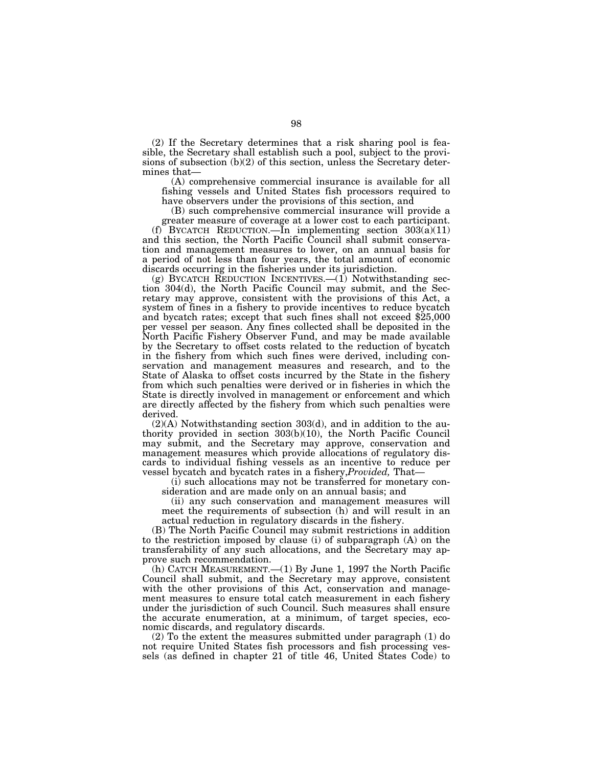(2) If the Secretary determines that a risk sharing pool is feasible, the Secretary shall establish such a pool, subject to the provisions of subsection (b)(2) of this section, unless the Secretary determines that—

(A) comprehensive commercial insurance is available for all fishing vessels and United States fish processors required to have observers under the provisions of this section, and

(B) such comprehensive commercial insurance will provide a greater measure of coverage at a lower cost to each participant.

(f) BYCATCH REDUCTION.—In implementing section 303(a)(11) and this section, the North Pacific Council shall submit conservation and management measures to lower, on an annual basis for a period of not less than four years, the total amount of economic discards occurring in the fisheries under its jurisdiction.

(g) BYCATCH REDUCTION INCENTIVES.—(1) Notwithstanding section 304(d), the North Pacific Council may submit, and the Secretary may approve, consistent with the provisions of this Act, a system of fines in a fishery to provide incentives to reduce bycatch and bycatch rates; except that such fines shall not exceed $25,000 per vessel per season. Any fines collected shall be deposited in the North Pacific Fishery Observer Fund, and may be made available by the Secretary to offset costs related to the reduction of bycatch in the fishery from which such fines were derived, including conservation and management measures and research, and to the State of Alaska to offset costs incurred by the State in the fishery from which such penalties were derived or in fisheries in which the State is directly involved in management or enforcement and which are directly affected by the fishery from which such penalties were derived.

(2)(A) Notwithstanding section 303(d), and in addition to the authority provided in section 303(b)(10), the North Pacific Council may submit, and the Secretary may approve, conservation and management measures which provide allocations of regulatory discards to individual fishing vessels as an incentive to reduce per vessel bycatch and bycatch rates in a fishery,*Provided,* That—

(i) such allocations may not be transferred for monetary consideration and are made only on an annual basis; and

(ii) any such conservation and management measures will meet the requirements of subsection (h) and will result in an actual reduction in regulatory discards in the fishery.

(B) The North Pacific Council may submit restrictions in addition to the restriction imposed by clause (i) of subparagraph (A) on the transferability of any such allocations, and the Secretary may approve such recommendation.

(h) CATCH MEASUREMENT.—(1) By June 1, 1997 the North Pacific Council shall submit, and the Secretary may approve, consistent with the other provisions of this Act, conservation and management measures to ensure total catch measurement in each fishery under the jurisdiction of such Council. Such measures shall ensure the accurate enumeration, at a minimum, of target species, economic discards, and regulatory discards.

(2) To the extent the measures submitted under paragraph (1) do not require United States fish processors and fish processing vessels (as defined in chapter 21 of title 46, United States Code) to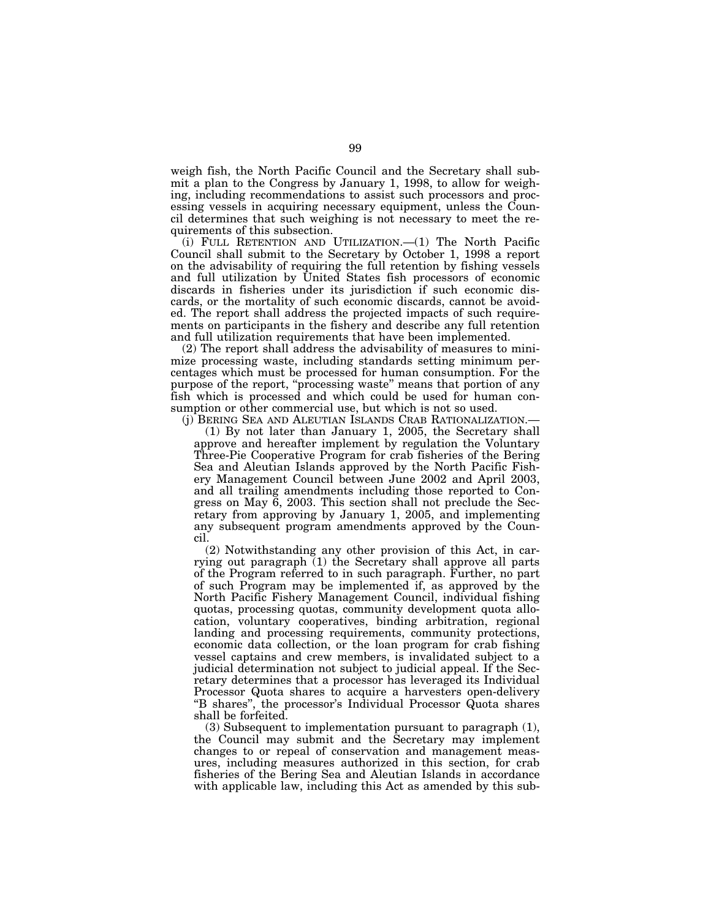weigh fish, the North Pacific Council and the Secretary shall submit a plan to the Congress by January 1, 1998, to allow for weighing, including recommendations to assist such processors and processing vessels in acquiring necessary equipment, unless the Council determines that such weighing is not necessary to meet the requirements of this subsection.

(i) FULL RETENTION AND UTILIZATION.—(1) The North Pacific Council shall submit to the Secretary by October 1, 1998 a report on the advisability of requiring the full retention by fishing vessels and full utilization by United States fish processors of economic discards in fisheries under its jurisdiction if such economic discards, or the mortality of such economic discards, cannot be avoided. The report shall address the projected impacts of such requirements on participants in the fishery and describe any full retention and full utilization requirements that have been implemented.

(2) The report shall address the advisability of measures to minimize processing waste, including standards setting minimum percentages which must be processed for human consumption. For the purpose of the report, "processing waste" means that portion of any fish which is processed and which could be used for human consumption or other commercial use, but which is not so used.

(j) BERING SEA AND ALEUTIAN ISLANDS CRAB RATIONALIZATION.—

(1) By not later than January 1, 2005, the Secretary shall approve and hereafter implement by regulation the Voluntary Three-Pie Cooperative Program for crab fisheries of the Bering Sea and Aleutian Islands approved by the North Pacific Fishery Management Council between June 2002 and April 2003, and all trailing amendments including those reported to Congress on May 6, 2003. This section shall not preclude the Secretary from approving by January 1, 2005, and implementing any subsequent program amendments approved by the Council.

(2) Notwithstanding any other provision of this Act, in carrying out paragraph (1) the Secretary shall approve all parts of the Program referred to in such paragraph. Further, no part of such Program may be implemented if, as approved by the North Pacific Fishery Management Council, individual fishing quotas, processing quotas, community development quota allocation, voluntary cooperatives, binding arbitration, regional landing and processing requirements, community protections, economic data collection, or the loan program for crab fishing vessel captains and crew members, is invalidated subject to a judicial determination not subject to judicial appeal. If the Secretary determines that a processor has leveraged its Individual Processor Quota shares to acquire a harvesters open-delivery "B shares", the processor's Individual Processor Quota shares shall be forfeited.

(3) Subsequent to implementation pursuant to paragraph (1), the Council may submit and the Secretary may implement changes to or repeal of conservation and management measures, including measures authorized in this section, for crab fisheries of the Bering Sea and Aleutian Islands in accordance with applicable law, including this Act as amended by this sub-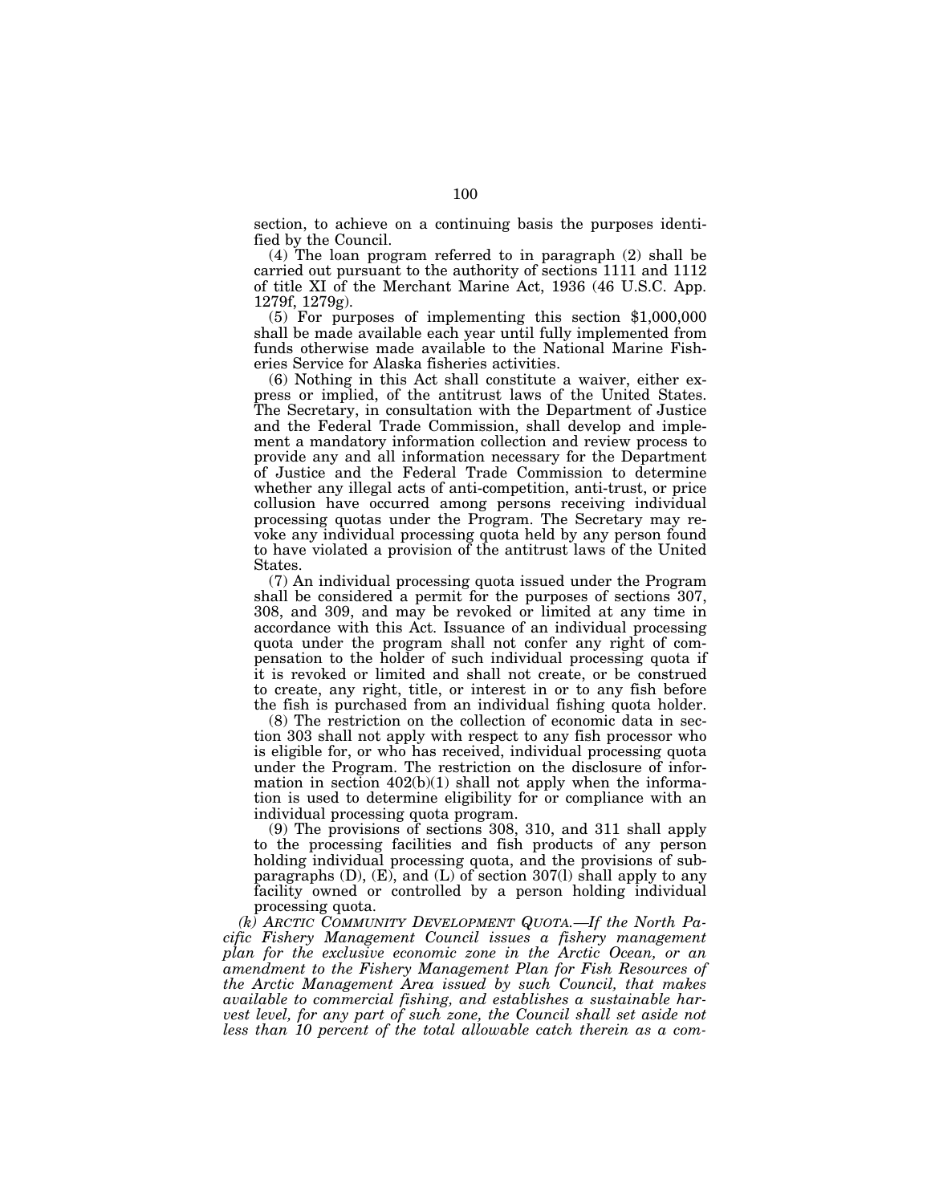section, to achieve on a continuing basis the purposes identified by the Council.

(4) The loan program referred to in paragraph (2) shall be carried out pursuant to the authority of sections 1111 and 1112 of title XI of the Merchant Marine Act, 1936 (46 U.S.C. App. 1279f, 1279g).

(5) For purposes of implementing this section $1,000,000 shall be made available each year until fully implemented from funds otherwise made available to the National Marine Fisheries Service for Alaska fisheries activities.

(6) Nothing in this Act shall constitute a waiver, either express or implied, of the antitrust laws of the United States. The Secretary, in consultation with the Department of Justice and the Federal Trade Commission, shall develop and implement a mandatory information collection and review process to provide any and all information necessary for the Department of Justice and the Federal Trade Commission to determine whether any illegal acts of anti-competition, anti-trust, or price collusion have occurred among persons receiving individual processing quotas under the Program. The Secretary may revoke any individual processing quota held by any person found to have violated a provision of the antitrust laws of the United States.

(7) An individual processing quota issued under the Program shall be considered a permit for the purposes of sections 307, 308, and 309, and may be revoked or limited at any time in accordance with this Act. Issuance of an individual processing quota under the program shall not confer any right of compensation to the holder of such individual processing quota if it is revoked or limited and shall not create, or be construed to create, any right, title, or interest in or to any fish before the fish is purchased from an individual fishing quota holder.

(8) The restriction on the collection of economic data in section 303 shall not apply with respect to any fish processor who is eligible for, or who has received, individual processing quota under the Program. The restriction on the disclosure of information in section 402(b)(1) shall not apply when the information is used to determine eligibility for or compliance with an individual processing quota program.

(9) The provisions of sections 308, 310, and 311 shall apply to the processing facilities and fish products of any person holding individual processing quota, and the provisions of subparagraphs (D), (E), and (L) of section 307(l) shall apply to any facility owned or controlled by a person holding individual processing quota.

*(k) ARCTIC COMMUNITY DEVELOPMENT QUOTA.—If the North Pacific Fishery Management Council issues a fishery management plan for the exclusive economic zone in the Arctic Ocean, or an amendment to the Fishery Management Plan for Fish Resources of the Arctic Management Area issued by such Council, that makes available to commercial fishing, and establishes a sustainable harvest level, for any part of such zone, the Council shall set aside not less than 10 percent of the total allowable catch therein as a com-*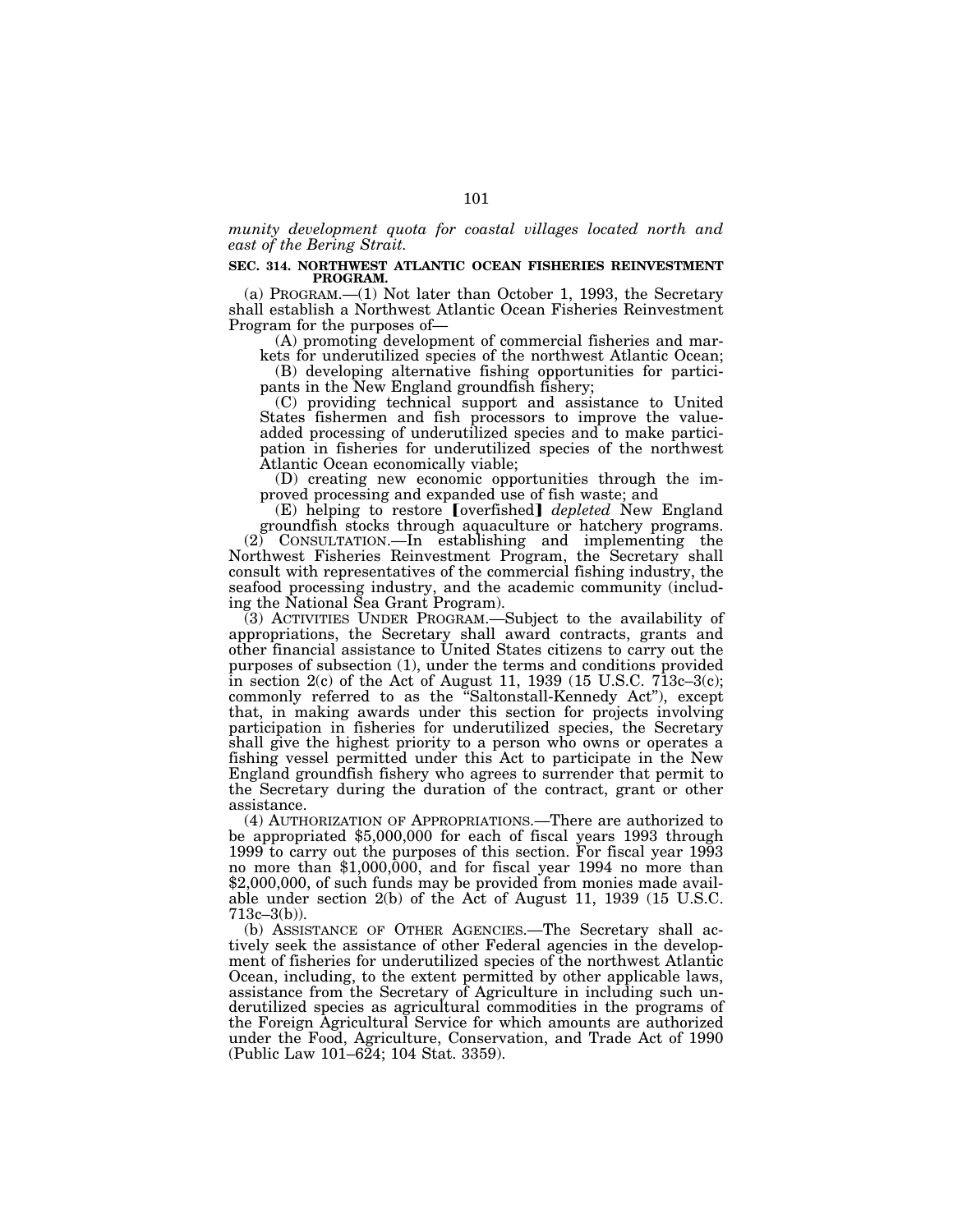*munity development quota for coastal villages located north and east of the Bering Strait.*

**SEC. 314. NORTHWEST ATLANTIC OCEAN FISHERIES REINVESTMENT PROGRAM.**

(a) PROGRAM.—(1) Not later than October 1, 1993, the Secretary shall establish a Northwest Atlantic Ocean Fisheries Reinvestment Program for the purposes of—

(A) promoting development of commercial fisheries and markets for underutilized species of the northwest Atlantic Ocean;

(B) developing alternative fishing opportunities for participants in the New England groundfish fishery;

(C) providing technical support and assistance to United States fishermen and fish processors to improve the value-added processing of underutilized species and to make participation in fisheries for underutilized species of the northwest Atlantic Ocean economically viable;

(D) creating new economic opportunities through the improved processing and expanded use of fish waste; and

(E) helping to restore ⟦overfished⟧ *depleted* New England groundfish stocks through aquaculture or hatchery programs.

(2) CONSULTATION.—In establishing and implementing the Northwest Fisheries Reinvestment Program, the Secretary shall consult with representatives of the commercial fishing industry, the seafood processing industry, and the academic community (including the National Sea Grant Program).

(3) ACTIVITIES UNDER PROGRAM.—Subject to the availability of appropriations, the Secretary shall award contracts, grants and other financial assistance to United States citizens to carry out the purposes of subsection (1), under the terms and conditions provided in section 2(c) of the Act of August 11, 1939 (15 U.S.C. 713c–3(c); commonly referred to as the "Saltonstall-Kennedy Act"), except that, in making awards under this section for projects involving participation in fisheries for underutilized species, the Secretary shall give the highest priority to a person who owns or operates a fishing vessel permitted under this Act to participate in the New England groundfish fishery who agrees to surrender that permit to the Secretary during the duration of the contract, grant or other assistance.

(4) AUTHORIZATION OF APPROPRIATIONS.—There are authorized to be appropriated $5,000,000 for each of fiscal years 1993 through 1999 to carry out the purposes of this section. For fiscal year 1993 no more than $1,000,000, and for fiscal year 1994 no more than $2,000,000, of such funds may be provided from monies made available under section 2(b) of the Act of August 11, 1939 (15 U.S.C. 713c–3(b)).

(b) ASSISTANCE OF OTHER AGENCIES.—The Secretary shall actively seek the assistance of other Federal agencies in the development of fisheries for underutilized species of the northwest Atlantic Ocean, including, to the extent permitted by other applicable laws, assistance from the Secretary of Agriculture in including such underutilized species as agricultural commodities in the programs of the Foreign Agricultural Service for which amounts are authorized under the Food, Agriculture, Conservation, and Trade Act of 1990 (Public Law 101–624; 104 Stat. 3359).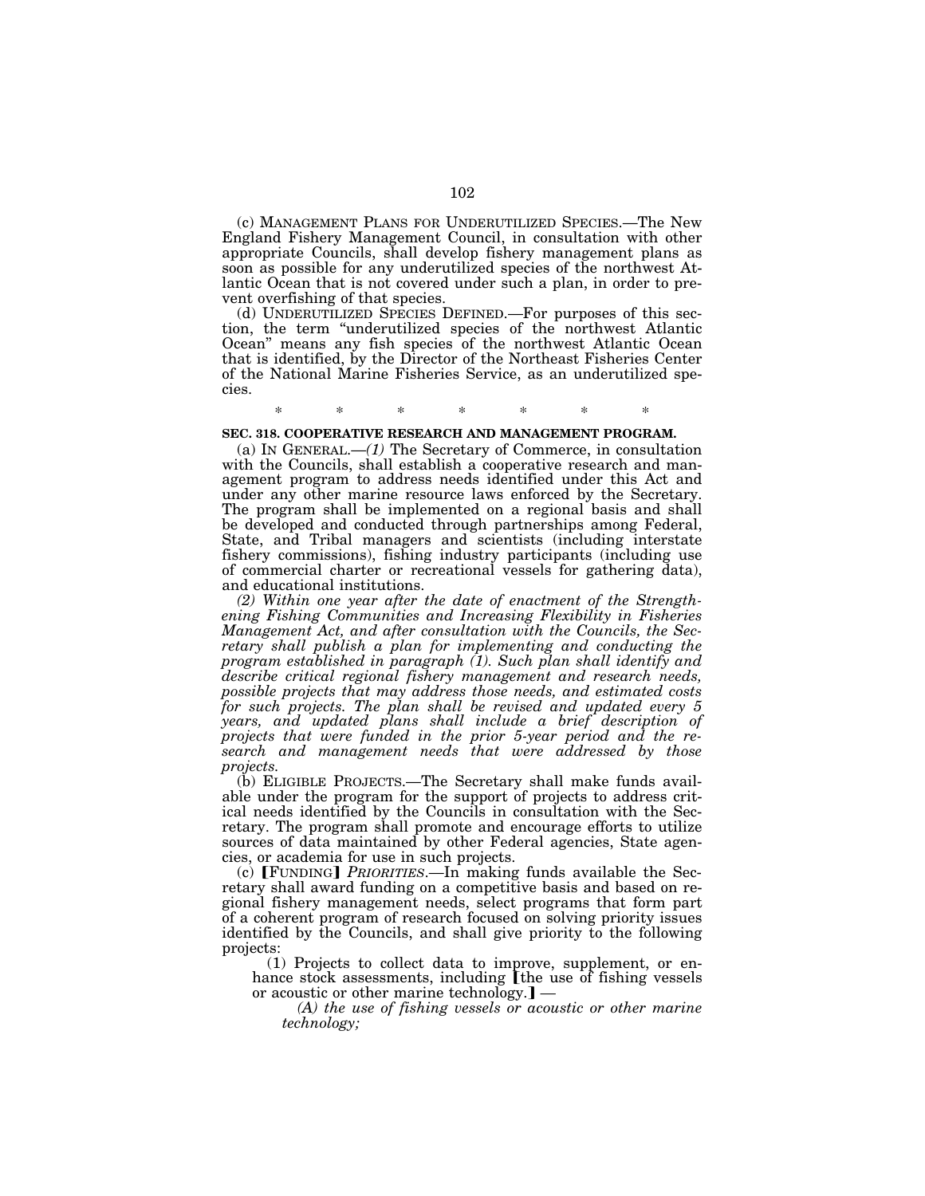(c) MANAGEMENT PLANS FOR UNDERUTILIZED SPECIES.—The New England Fishery Management Council, in consultation with other appropriate Councils, shall develop fishery management plans as soon as possible for any underutilized species of the northwest Atlantic Ocean that is not covered under such a plan, in order to prevent overfishing of that species.

(d) UNDERUTILIZED SPECIES DEFINED.—For purposes of this section, the term "underutilized species of the northwest Atlantic Ocean" means any fish species of the northwest Atlantic Ocean that is identified, by the Director of the Northeast Fisheries Center of the National Marine Fisheries Service, as an underutilized species.

\* \* \* \* \* \* \*

**SEC. 318. COOPERATIVE RESEARCH AND MANAGEMENT PROGRAM.**

(a) IN GENERAL.—*(1)* The Secretary of Commerce, in consultation with the Councils, shall establish a cooperative research and management program to address needs identified under this Act and under any other marine resource laws enforced by the Secretary. The program shall be implemented on a regional basis and shall be developed and conducted through partnerships among Federal, State, and Tribal managers and scientists (including interstate fishery commissions), fishing industry participants (including use of commercial charter or recreational vessels for gathering data), and educational institutions.

*(2) Within one year after the date of enactment of the Strengthening Fishing Communities and Increasing Flexibility in Fisheries Management Act, and after consultation with the Councils, the Secretary shall publish a plan for implementing and conducting the program established in paragraph (1). Such plan shall identify and describe critical regional fishery management and research needs, possible projects that may address those needs, and estimated costs for such projects. The plan shall be revised and updated every 5 years, and updated plans shall include a brief description of projects that were funded in the prior 5-year period and the research and management needs that were addressed by those projects.*

(b) ELIGIBLE PROJECTS.—The Secretary shall make funds available under the program for the support of projects to address critical needs identified by the Councils in consultation with the Secretary. The program shall promote and encourage efforts to utilize sources of data maintained by other Federal agencies, State agencies, or academia for use in such projects.

(c) 【FUNDING】 *PRIORITIES*.—In making funds available the Secretary shall award funding on a competitive basis and based on regional fishery management needs, select programs that form part of a coherent program of research focused on solving priority issues identified by the Councils, and shall give priority to the following projects:

(1) Projects to collect data to improve, supplement, or enhance stock assessments, including 【the use of fishing vessels or acoustic or other marine technology.】 —

*(A) the use of fishing vessels or acoustic or other marine technology;*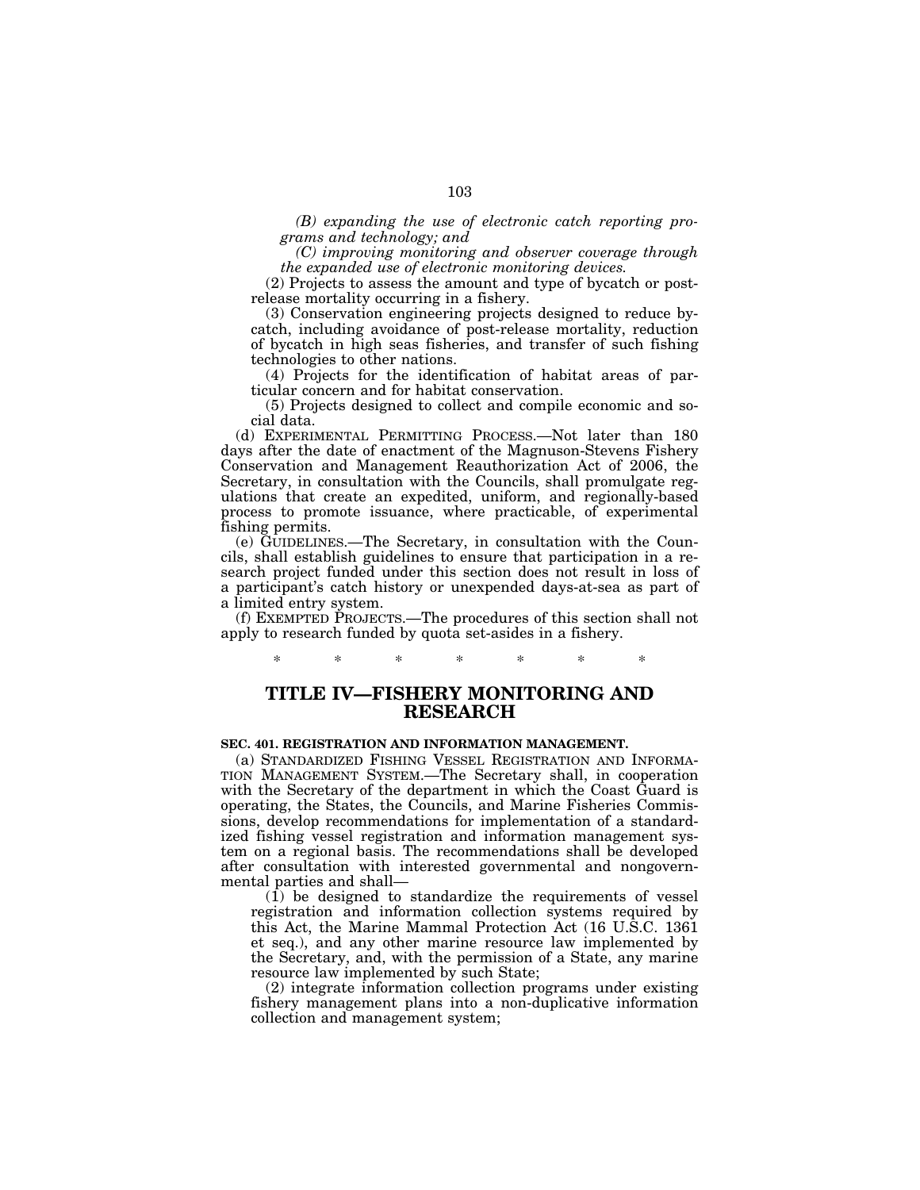*(B) expanding the use of electronic catch reporting programs and technology; and*

*(C) improving monitoring and observer coverage through the expanded use of electronic monitoring devices.*

(2) Projects to assess the amount and type of bycatch or post-release mortality occurring in a fishery.

(3) Conservation engineering projects designed to reduce bycatch, including avoidance of post-release mortality, reduction of bycatch in high seas fisheries, and transfer of such fishing technologies to other nations.

(4) Projects for the identification of habitat areas of particular concern and for habitat conservation.

(5) Projects designed to collect and compile economic and social data.

(d) EXPERIMENTAL PERMITTING PROCESS.—Not later than 180 days after the date of enactment of the Magnuson-Stevens Fishery Conservation and Management Reauthorization Act of 2006, the Secretary, in consultation with the Councils, shall promulgate regulations that create an expedited, uniform, and regionally-based process to promote issuance, where practicable, of experimental fishing permits.

(e) GUIDELINES.—The Secretary, in consultation with the Councils, shall establish guidelines to ensure that participation in a research project funded under this section does not result in loss of a participant's catch history or unexpended days-at-sea as part of a limited entry system.

(f) EXEMPTED PROJECTS.—The procedures of this section shall not apply to research funded by quota set-asides in a fishery.

\* \* \* \* \* \* \*

# TITLE IV—FISHERY MONITORING AND RESEARCH

### SEC. 401. REGISTRATION AND INFORMATION MANAGEMENT.

(a) STANDARDIZED FISHING VESSEL REGISTRATION AND INFORMATION MANAGEMENT SYSTEM.—The Secretary shall, in cooperation with the Secretary of the department in which the Coast Guard is operating, the States, the Councils, and Marine Fisheries Commissions, develop recommendations for implementation of a standardized fishing vessel registration and information management system on a regional basis. The recommendations shall be developed after consultation with interested governmental and nongovernmental parties and shall—

(1) be designed to standardize the requirements of vessel registration and information collection systems required by this Act, the Marine Mammal Protection Act (16 U.S.C. 1361 et seq.), and any other marine resource law implemented by the Secretary, and, with the permission of a State, any marine resource law implemented by such State;

(2) integrate information collection programs under existing fishery management plans into a non-duplicative information collection and management system;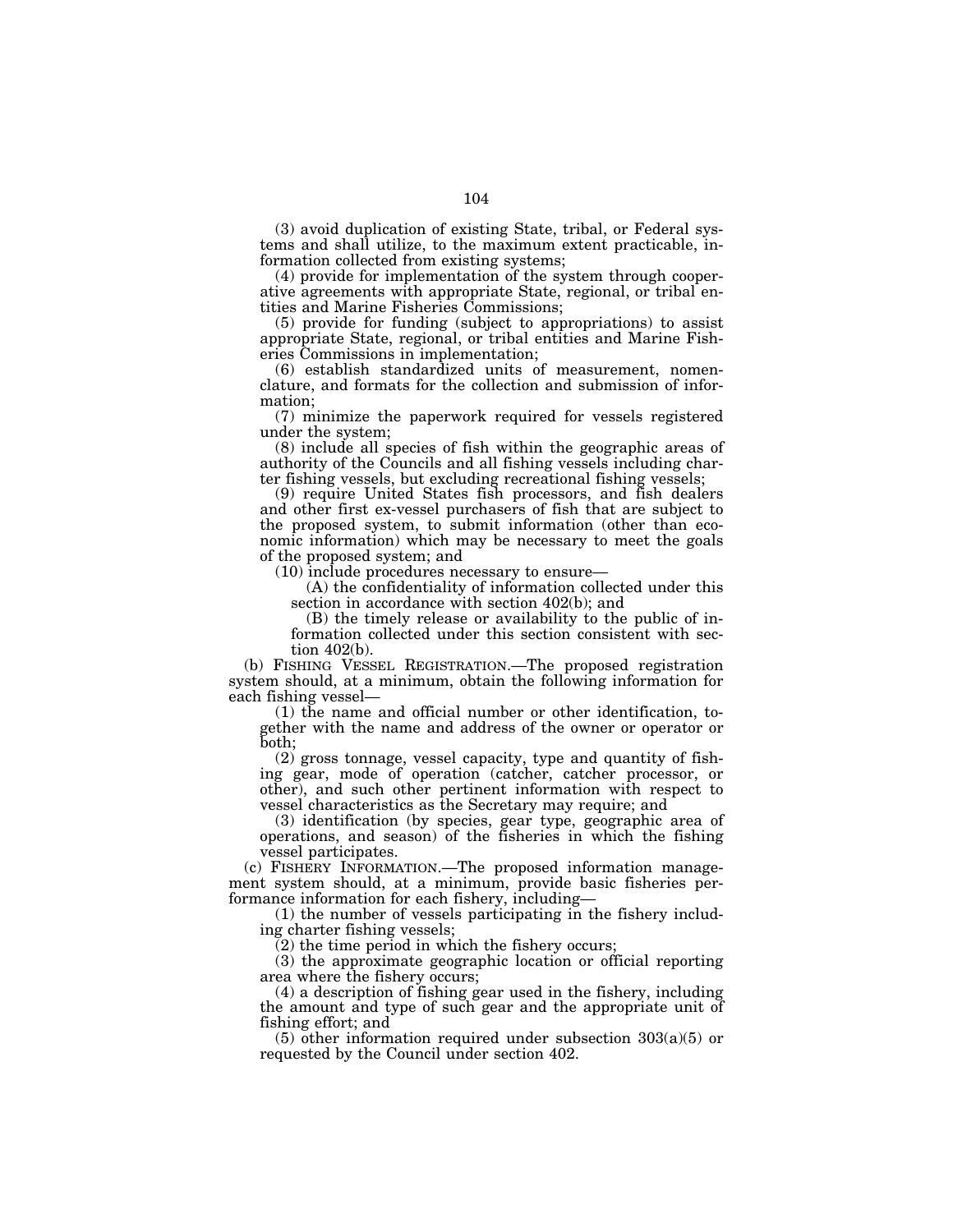(3) avoid duplication of existing State, tribal, or Federal systems and shall utilize, to the maximum extent practicable, information collected from existing systems;

(4) provide for implementation of the system through cooperative agreements with appropriate State, regional, or tribal entities and Marine Fisheries Commissions;

(5) provide for funding (subject to appropriations) to assist appropriate State, regional, or tribal entities and Marine Fisheries Commissions in implementation;

(6) establish standardized units of measurement, nomenclature, and formats for the collection and submission of information;

(7) minimize the paperwork required for vessels registered under the system;

(8) include all species of fish within the geographic areas of authority of the Councils and all fishing vessels including charter fishing vessels, but excluding recreational fishing vessels;

(9) require United States fish processors, and fish dealers and other first ex-vessel purchasers of fish that are subject to the proposed system, to submit information (other than economic information) which may be necessary to meet the goals of the proposed system; and

(10) include procedures necessary to ensure—

(A) the confidentiality of information collected under this section in accordance with section 402(b); and

(B) the timely release or availability to the public of information collected under this section consistent with section 402(b).

(b) FISHING VESSEL REGISTRATION.—The proposed registration system should, at a minimum, obtain the following information for each fishing vessel—

(1) the name and official number or other identification, together with the name and address of the owner or operator or both;

(2) gross tonnage, vessel capacity, type and quantity of fishing gear, mode of operation (catcher, catcher processor, or other), and such other pertinent information with respect to vessel characteristics as the Secretary may require; and

(3) identification (by species, gear type, geographic area of operations, and season) of the fisheries in which the fishing vessel participates.

(c) FISHERY INFORMATION.—The proposed information management system should, at a minimum, provide basic fisheries performance information for each fishery, including—

(1) the number of vessels participating in the fishery including charter fishing vessels;

(2) the time period in which the fishery occurs;

(3) the approximate geographic location or official reporting area where the fishery occurs;

(4) a description of fishing gear used in the fishery, including the amount and type of such gear and the appropriate unit of fishing effort; and

(5) other information required under subsection 303(a)(5) or requested by the Council under section 402.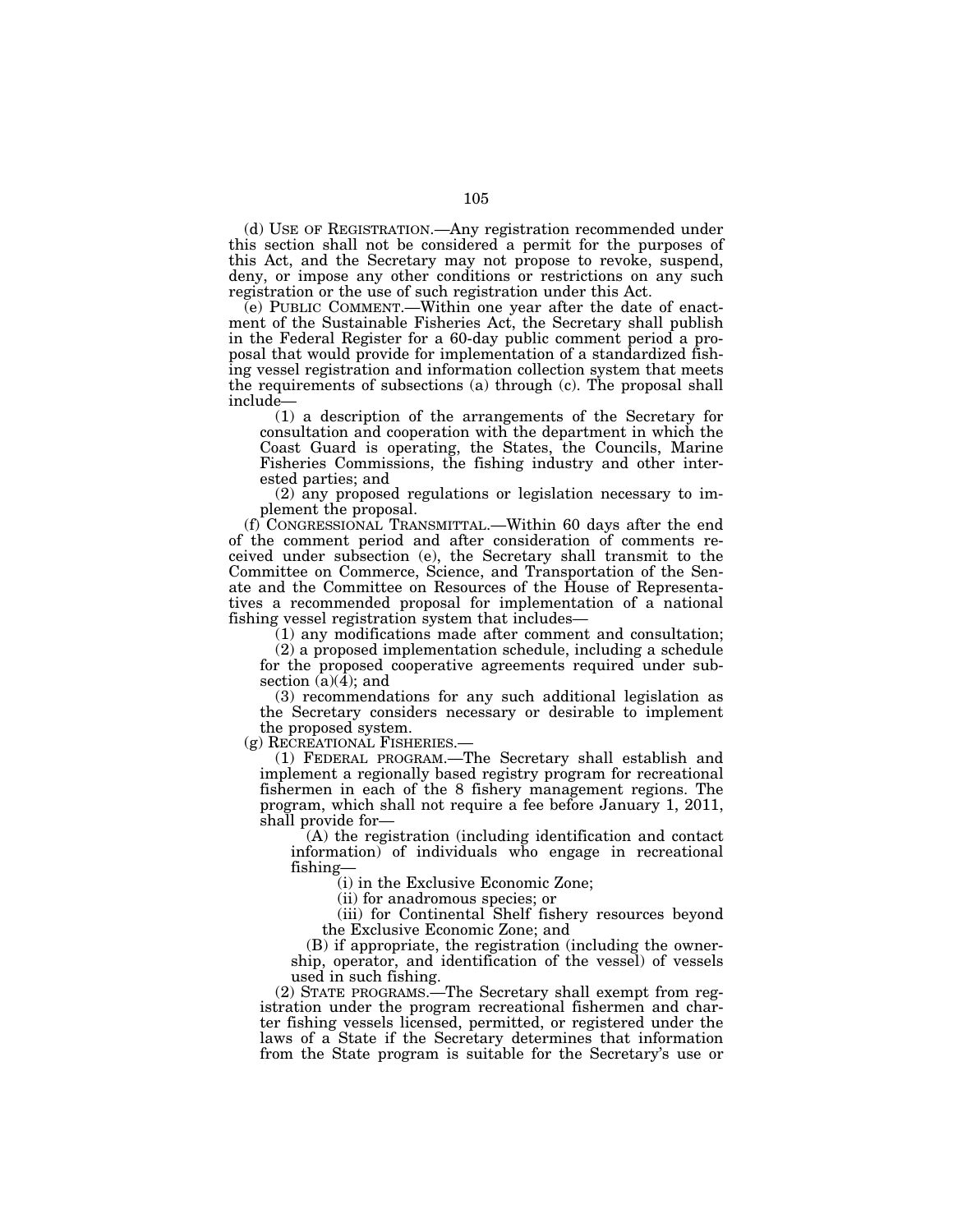(d) USE OF REGISTRATION.—Any registration recommended under this section shall not be considered a permit for the purposes of this Act, and the Secretary may not propose to revoke, suspend, deny, or impose any other conditions or restrictions on any such registration or the use of such registration under this Act.

(e) PUBLIC COMMENT.—Within one year after the date of enactment of the Sustainable Fisheries Act, the Secretary shall publish in the Federal Register for a 60-day public comment period a proposal that would provide for implementation of a standardized fishing vessel registration and information collection system that meets the requirements of subsections (a) through (c). The proposal shall include—

(1) a description of the arrangements of the Secretary for consultation and cooperation with the department in which the Coast Guard is operating, the States, the Councils, Marine Fisheries Commissions, the fishing industry and other interested parties; and

(2) any proposed regulations or legislation necessary to implement the proposal.

(f) CONGRESSIONAL TRANSMITTAL.—Within 60 days after the end of the comment period and after consideration of comments received under subsection (e), the Secretary shall transmit to the Committee on Commerce, Science, and Transportation of the Senate and the Committee on Resources of the House of Representatives a recommended proposal for implementation of a national fishing vessel registration system that includes—

(1) any modifications made after comment and consultation;

(2) a proposed implementation schedule, including a schedule for the proposed cooperative agreements required under subsection (a)(4); and

(3) recommendations for any such additional legislation as the Secretary considers necessary or desirable to implement the proposed system.

(g) RECREATIONAL FISHERIES.—

(1) FEDERAL PROGRAM.—The Secretary shall establish and implement a regionally based registry program for recreational fishermen in each of the 8 fishery management regions. The program, which shall not require a fee before January 1, 2011, shall provide for—

(A) the registration (including identification and contact information) of individuals who engage in recreational fishing—

(i) in the Exclusive Economic Zone;

(ii) for anadromous species; or

(iii) for Continental Shelf fishery resources beyond the Exclusive Economic Zone; and

(B) if appropriate, the registration (including the ownership, operator, and identification of the vessel) of vessels used in such fishing.

(2) STATE PROGRAMS.—The Secretary shall exempt from registration under the program recreational fishermen and charter fishing vessels licensed, permitted, or registered under the laws of a State if the Secretary determines that information from the State program is suitable for the Secretary's use or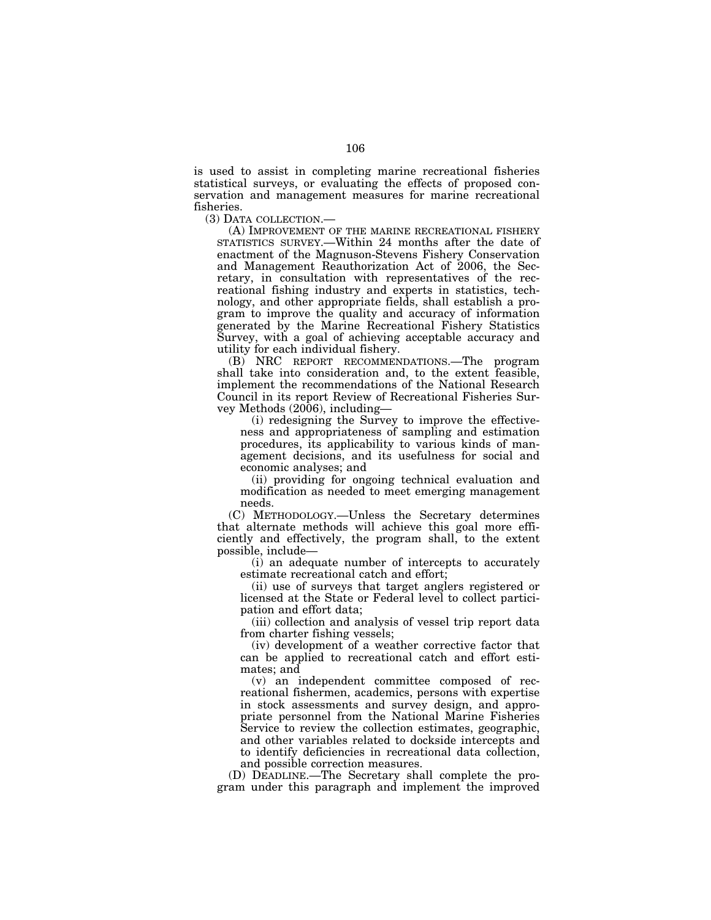is used to assist in completing marine recreational fisheries statistical surveys, or evaluating the effects of proposed conservation and management measures for marine recreational fisheries.

(3) DATA COLLECTION.—

(A) IMPROVEMENT OF THE MARINE RECREATIONAL FISHERY STATISTICS SURVEY.—Within 24 months after the date of enactment of the Magnuson-Stevens Fishery Conservation and Management Reauthorization Act of 2006, the Secretary, in consultation with representatives of the recreational fishing industry and experts in statistics, technology, and other appropriate fields, shall establish a program to improve the quality and accuracy of information generated by the Marine Recreational Fishery Statistics Survey, with a goal of achieving acceptable accuracy and utility for each individual fishery.

(B) NRC REPORT RECOMMENDATIONS.—The program shall take into consideration and, to the extent feasible, implement the recommendations of the National Research Council in its report Review of Recreational Fisheries Survey Methods (2006), including—

(i) redesigning the Survey to improve the effectiveness and appropriateness of sampling and estimation procedures, its applicability to various kinds of management decisions, and its usefulness for social and economic analyses; and

(ii) providing for ongoing technical evaluation and modification as needed to meet emerging management needs.

(C) METHODOLOGY.—Unless the Secretary determines that alternate methods will achieve this goal more efficiently and effectively, the program shall, to the extent possible, include—

(i) an adequate number of intercepts to accurately estimate recreational catch and effort;

(ii) use of surveys that target anglers registered or licensed at the State or Federal level to collect participation and effort data;

(iii) collection and analysis of vessel trip report data from charter fishing vessels;

(iv) development of a weather corrective factor that can be applied to recreational catch and effort estimates; and

(v) an independent committee composed of recreational fishermen, academics, persons with expertise in stock assessments and survey design, and appropriate personnel from the National Marine Fisheries Service to review the collection estimates, geographic, and other variables related to dockside intercepts and to identify deficiencies in recreational data collection, and possible correction measures.

(D) DEADLINE.—The Secretary shall complete the program under this paragraph and implement the improved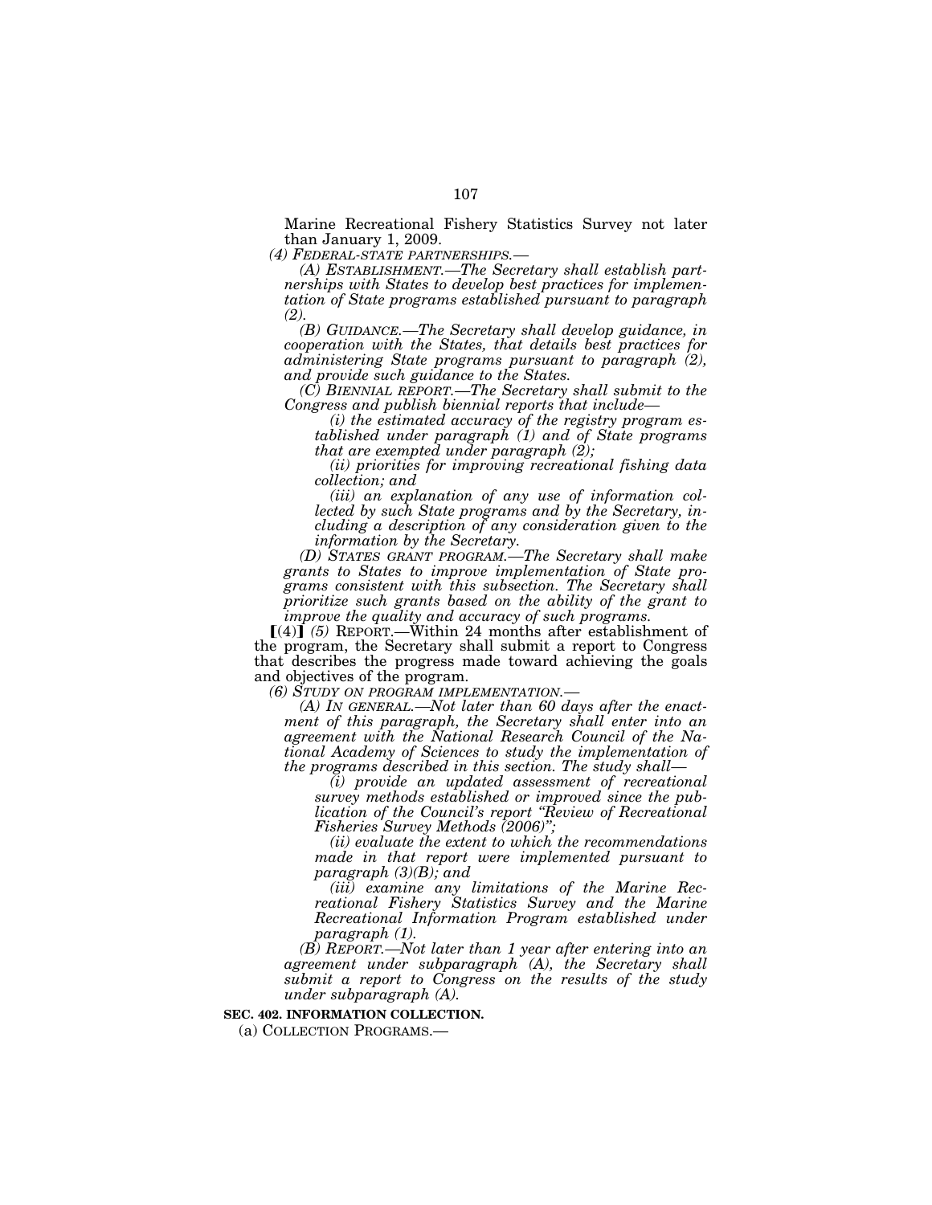Marine Recreational Fishery Statistics Survey not later than January 1, 2009.

*(4) FEDERAL-STATE PARTNERSHIPS.—*

*(A) ESTABLISHMENT.—The Secretary shall establish partnerships with States to develop best practices for implementation of State programs established pursuant to paragraph (2).*

*(B) GUIDANCE.—The Secretary shall develop guidance, in cooperation with the States, that details best practices for administering State programs pursuant to paragraph (2), and provide such guidance to the States.*

*(C) BIENNIAL REPORT.—The Secretary shall submit to the Congress and publish biennial reports that include—*

*(i) the estimated accuracy of the registry program established under paragraph (1) and of State programs that are exempted under paragraph (2);*

*(ii) priorities for improving recreational fishing data collection; and*

*(iii) an explanation of any use of information collected by such State programs and by the Secretary, including a description of any consideration given to the information by the Secretary.*

*(D) STATES GRANT PROGRAM.—The Secretary shall make grants to States to improve implementation of State programs consistent with this subsection. The Secretary shall prioritize such grants based on the ability of the grant to improve the quality and accuracy of such programs.*

【(4)】 *(5)* REPORT.—Within 24 months after establishment of the program, the Secretary shall submit a report to Congress that describes the progress made toward achieving the goals and objectives of the program.

*(6) STUDY ON PROGRAM IMPLEMENTATION.—*

*(A) IN GENERAL.—Not later than 60 days after the enactment of this paragraph, the Secretary shall enter into an agreement with the National Research Council of the National Academy of Sciences to study the implementation of the programs described in this section. The study shall—*

*(i) provide an updated assessment of recreational survey methods established or improved since the publication of the Council's report "Review of Recreational Fisheries Survey Methods (2006)";*

*(ii) evaluate the extent to which the recommendations made in that report were implemented pursuant to paragraph (3)(B); and*

*(iii) examine any limitations of the Marine Recreational Fishery Statistics Survey and the Marine Recreational Information Program established under paragraph (1).*

*(B) REPORT.—Not later than 1 year after entering into an agreement under subparagraph (A), the Secretary shall submit a report to Congress on the results of the study under subparagraph (A).*

**SEC. 402. INFORMATION COLLECTION.**

(a) COLLECTION PROGRAMS.—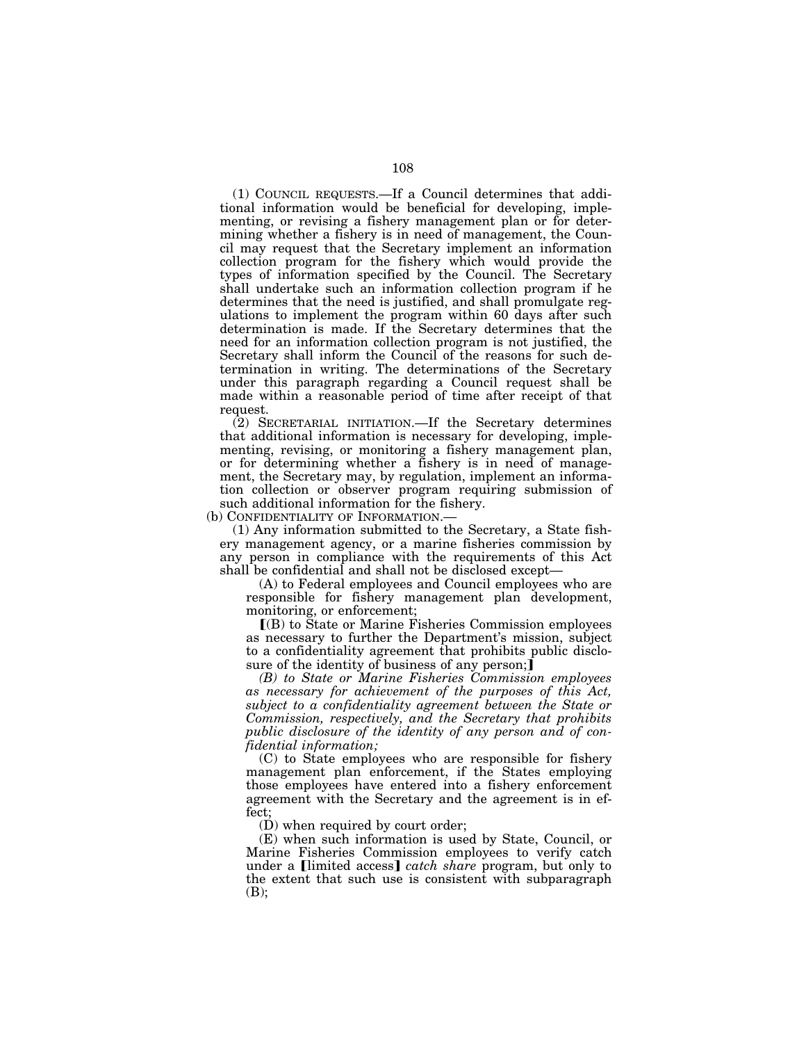(1) COUNCIL REQUESTS.—If a Council determines that additional information would be beneficial for developing, implementing, or revising a fishery management plan or for determining whether a fishery is in need of management, the Council may request that the Secretary implement an information collection program for the fishery which would provide the types of information specified by the Council. The Secretary shall undertake such an information collection program if he determines that the need is justified, and shall promulgate regulations to implement the program within 60 days after such determination is made. If the Secretary determines that the need for an information collection program is not justified, the Secretary shall inform the Council of the reasons for such determination in writing. The determinations of the Secretary under this paragraph regarding a Council request shall be made within a reasonable period of time after receipt of that request.

(2) SECRETARIAL INITIATION.—If the Secretary determines that additional information is necessary for developing, implementing, revising, or monitoring a fishery management plan, or for determining whether a fishery is in need of management, the Secretary may, by regulation, implement an information collection or observer program requiring submission of such additional information for the fishery.

(b) CONFIDENTIALITY OF INFORMATION.—

(1) Any information submitted to the Secretary, a State fishery management agency, or a marine fisheries commission by any person in compliance with the requirements of this Act shall be confidential and shall not be disclosed except—

(A) to Federal employees and Council employees who are responsible for fishery management plan development, monitoring, or enforcement;

【(B) to State or Marine Fisheries Commission employees as necessary to further the Department's mission, subject to a confidentiality agreement that prohibits public disclosure of the identity of business of any person;】

*(B) to State or Marine Fisheries Commission employees as necessary for achievement of the purposes of this Act, subject to a confidentiality agreement between the State or Commission, respectively, and the Secretary that prohibits public disclosure of the identity of any person and of confidential information;*

(C) to State employees who are responsible for fishery management plan enforcement, if the States employing those employees have entered into a fishery enforcement agreement with the Secretary and the agreement is in effect;

(D) when required by court order;

(E) when such information is used by State, Council, or Marine Fisheries Commission employees to verify catch under a 【limited access】 *catch share* program, but only to the extent that such use is consistent with subparagraph (B);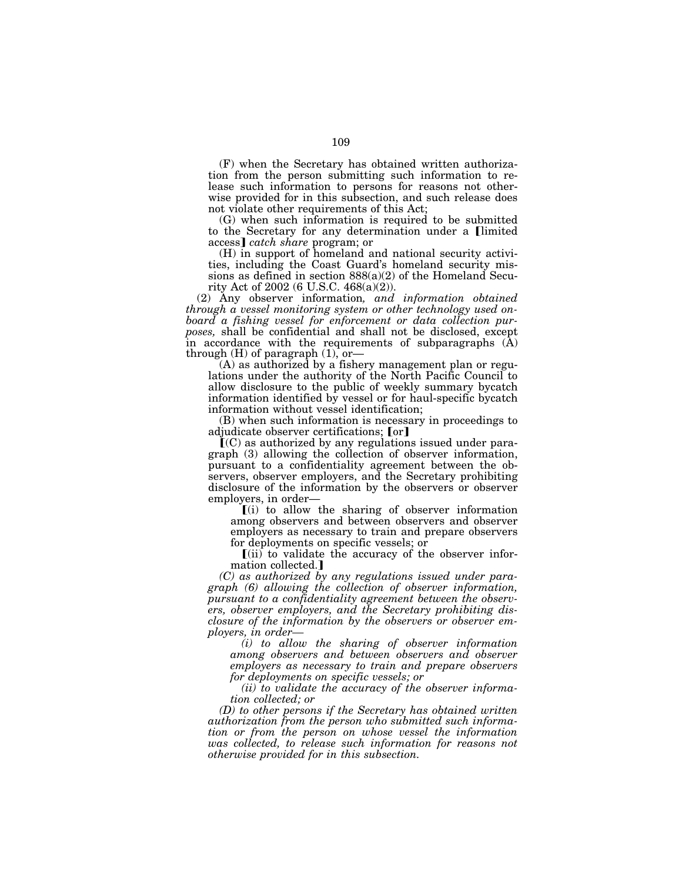(F) when the Secretary has obtained written authorization from the person submitting such information to release such information to persons for reasons not otherwise provided for in this subsection, and such release does not violate other requirements of this Act;

(G) when such information is required to be submitted to the Secretary for any determination under a ⟦limited access⟧ *catch share* program; or

(H) in support of homeland and national security activities, including the Coast Guard's homeland security missions as defined in section 888(a)(2) of the Homeland Security Act of 2002 (6 U.S.C. 468(a)(2)).

(2) Any observer information*, and information obtained through a vessel monitoring system or other technology used onboard a fishing vessel for enforcement or data collection purposes,* shall be confidential and shall not be disclosed, except in accordance with the requirements of subparagraphs (A) through (H) of paragraph (1), or—

(A) as authorized by a fishery management plan or regulations under the authority of the North Pacific Council to allow disclosure to the public of weekly summary bycatch information identified by vessel or for haul-specific bycatch information without vessel identification;

(B) when such information is necessary in proceedings to adjudicate observer certifications; ⟦or⟧

⟦(C) as authorized by any regulations issued under paragraph (3) allowing the collection of observer information, pursuant to a confidentiality agreement between the observers, observer employers, and the Secretary prohibiting disclosure of the information by the observers or observer employers, in order—

⟦(i) to allow the sharing of observer information among observers and between observers and observer employers as necessary to train and prepare observers for deployments on specific vessels; or

⟦(ii) to validate the accuracy of the observer information collected.⟧

*(C) as authorized by any regulations issued under paragraph (6) allowing the collection of observer information, pursuant to a confidentiality agreement between the observers, observer employers, and the Secretary prohibiting disclosure of the information by the observers or observer employers, in order—*

*(i) to allow the sharing of observer information among observers and between observers and observer employers as necessary to train and prepare observers for deployments on specific vessels; or*

*(ii) to validate the accuracy of the observer information collected; or*

*(D) to other persons if the Secretary has obtained written authorization from the person who submitted such information or from the person on whose vessel the information was collected, to release such information for reasons not otherwise provided for in this subsection.*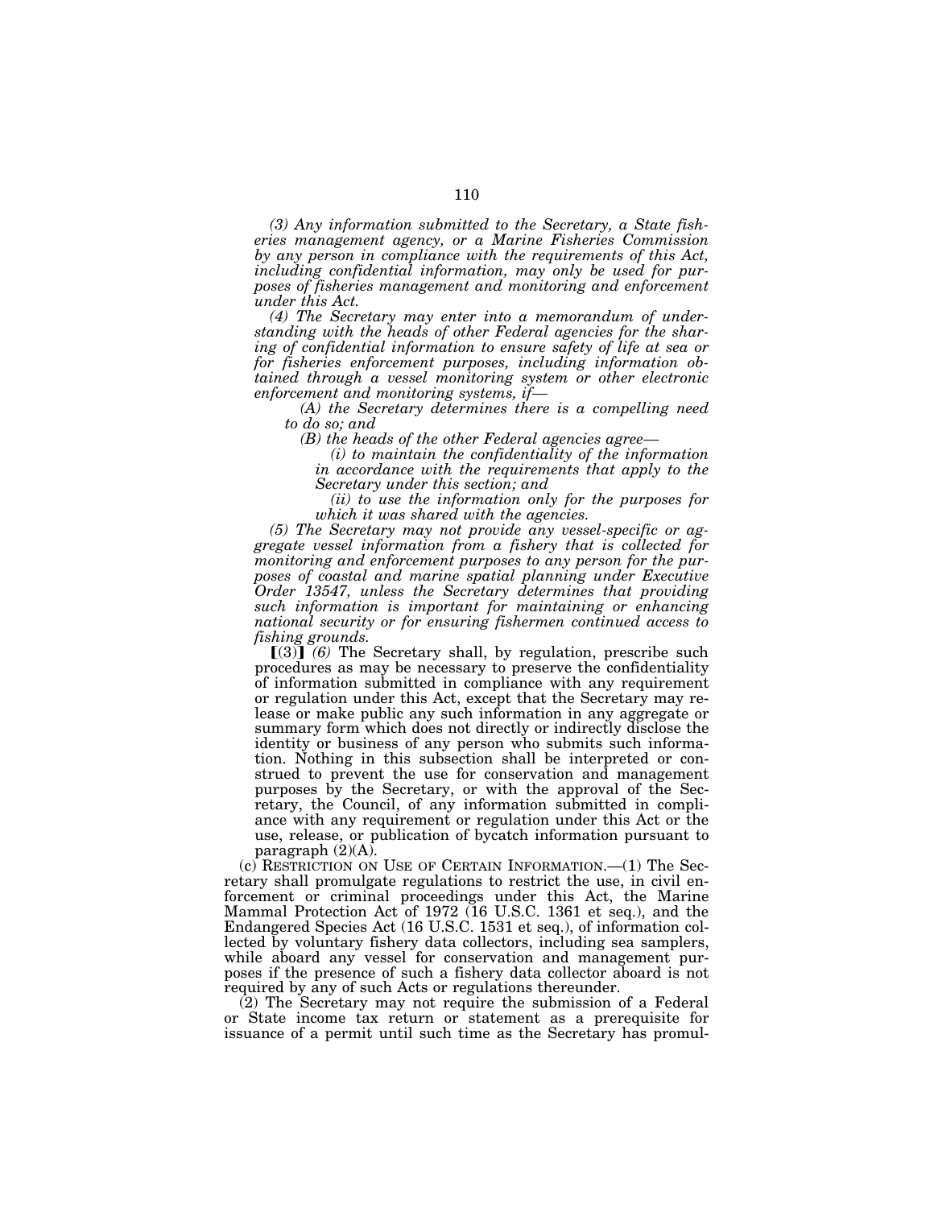*(3) Any information submitted to the Secretary, a State fisheries management agency, or a Marine Fisheries Commission by any person in compliance with the requirements of this Act, including confidential information, may only be used for purposes of fisheries management and monitoring and enforcement under this Act.*

*(4) The Secretary may enter into a memorandum of understanding with the heads of other Federal agencies for the sharing of confidential information to ensure safety of life at sea or for fisheries enforcement purposes, including information obtained through a vessel monitoring system or other electronic enforcement and monitoring systems, if—*

*(A) the Secretary determines there is a compelling need to do so; and*

*(B) the heads of the other Federal agencies agree—*

*(i) to maintain the confidentiality of the information in accordance with the requirements that apply to the Secretary under this section; and*

*(ii) to use the information only for the purposes for which it was shared with the agencies.*

*(5) The Secretary may not provide any vessel-specific or aggregate vessel information from a fishery that is collected for monitoring and enforcement purposes to any person for the purposes of coastal and marine spatial planning under Executive Order 13547, unless the Secretary determines that providing such information is important for maintaining or enhancing national security or for ensuring fishermen continued access to fishing grounds.*

【(3)】 *(6)* The Secretary shall, by regulation, prescribe such procedures as may be necessary to preserve the confidentiality of information submitted in compliance with any requirement or regulation under this Act, except that the Secretary may release or make public any such information in any aggregate or summary form which does not directly or indirectly disclose the identity or business of any person who submits such information. Nothing in this subsection shall be interpreted or construed to prevent the use for conservation and management purposes by the Secretary, or with the approval of the Secretary, the Council, of any information submitted in compliance with any requirement or regulation under this Act or the use, release, or publication of bycatch information pursuant to paragraph (2)(A).

(c) RESTRICTION ON USE OF CERTAIN INFORMATION.—(1) The Secretary shall promulgate regulations to restrict the use, in civil enforcement or criminal proceedings under this Act, the Marine Mammal Protection Act of 1972 (16 U.S.C. 1361 et seq.), and the Endangered Species Act (16 U.S.C. 1531 et seq.), of information collected by voluntary fishery data collectors, including sea samplers, while aboard any vessel for conservation and management purposes if the presence of such a fishery data collector aboard is not required by any of such Acts or regulations thereunder.

(2) The Secretary may not require the submission of a Federal or State income tax return or statement as a prerequisite for issuance of a permit until such time as the Secretary has promul-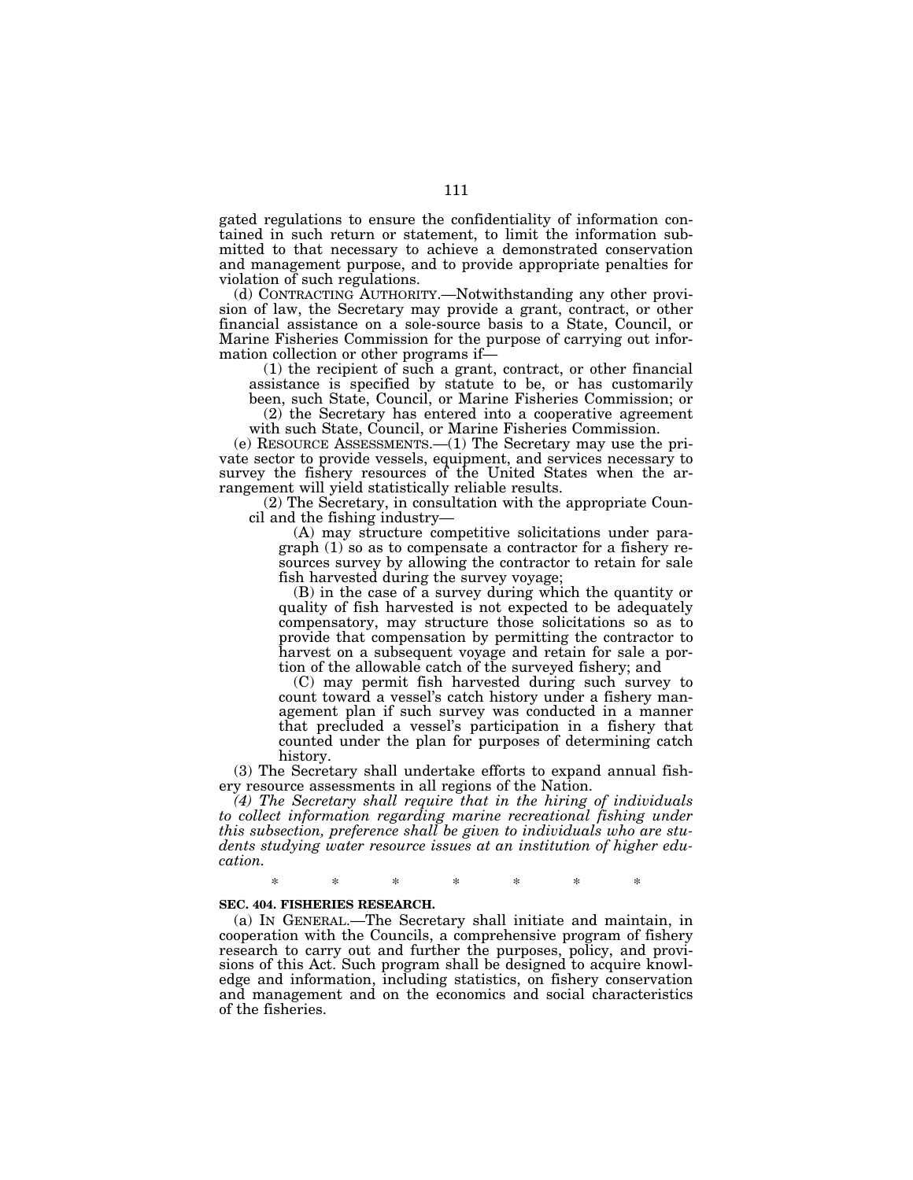gated regulations to ensure the confidentiality of information contained in such return or statement, to limit the information submitted to that necessary to achieve a demonstrated conservation and management purpose, and to provide appropriate penalties for violation of such regulations.

(d) CONTRACTING AUTHORITY.—Notwithstanding any other provision of law, the Secretary may provide a grant, contract, or other financial assistance on a sole-source basis to a State, Council, or Marine Fisheries Commission for the purpose of carrying out information collection or other programs if—

(1) the recipient of such a grant, contract, or other financial assistance is specified by statute to be, or has customarily been, such State, Council, or Marine Fisheries Commission; or

(2) the Secretary has entered into a cooperative agreement with such State, Council, or Marine Fisheries Commission.

(e) RESOURCE ASSESSMENTS.—(1) The Secretary may use the private sector to provide vessels, equipment, and services necessary to survey the fishery resources of the United States when the arrangement will yield statistically reliable results.

(2) The Secretary, in consultation with the appropriate Council and the fishing industry—

(A) may structure competitive solicitations under paragraph (1) so as to compensate a contractor for a fishery resources survey by allowing the contractor to retain for sale fish harvested during the survey voyage;

(B) in the case of a survey during which the quantity or quality of fish harvested is not expected to be adequately compensatory, may structure those solicitations so as to provide that compensation by permitting the contractor to harvest on a subsequent voyage and retain for sale a portion of the allowable catch of the surveyed fishery; and

(C) may permit fish harvested during such survey to count toward a vessel's catch history under a fishery management plan if such survey was conducted in a manner that precluded a vessel's participation in a fishery that counted under the plan for purposes of determining catch history.

(3) The Secretary shall undertake efforts to expand annual fishery resource assessments in all regions of the Nation.

*(4) The Secretary shall require that in the hiring of individuals to collect information regarding marine recreational fishing under this subsection, preference shall be given to individuals who are students studying water resource issues at an institution of higher education.*

\* \* \* \* \* \* \*

**SEC. 404. FISHERIES RESEARCH.**

(a) IN GENERAL.—The Secretary shall initiate and maintain, in cooperation with the Councils, a comprehensive program of fishery research to carry out and further the purposes, policy, and provisions of this Act. Such program shall be designed to acquire knowledge and information, including statistics, on fishery conservation and management and on the economics and social characteristics of the fisheries.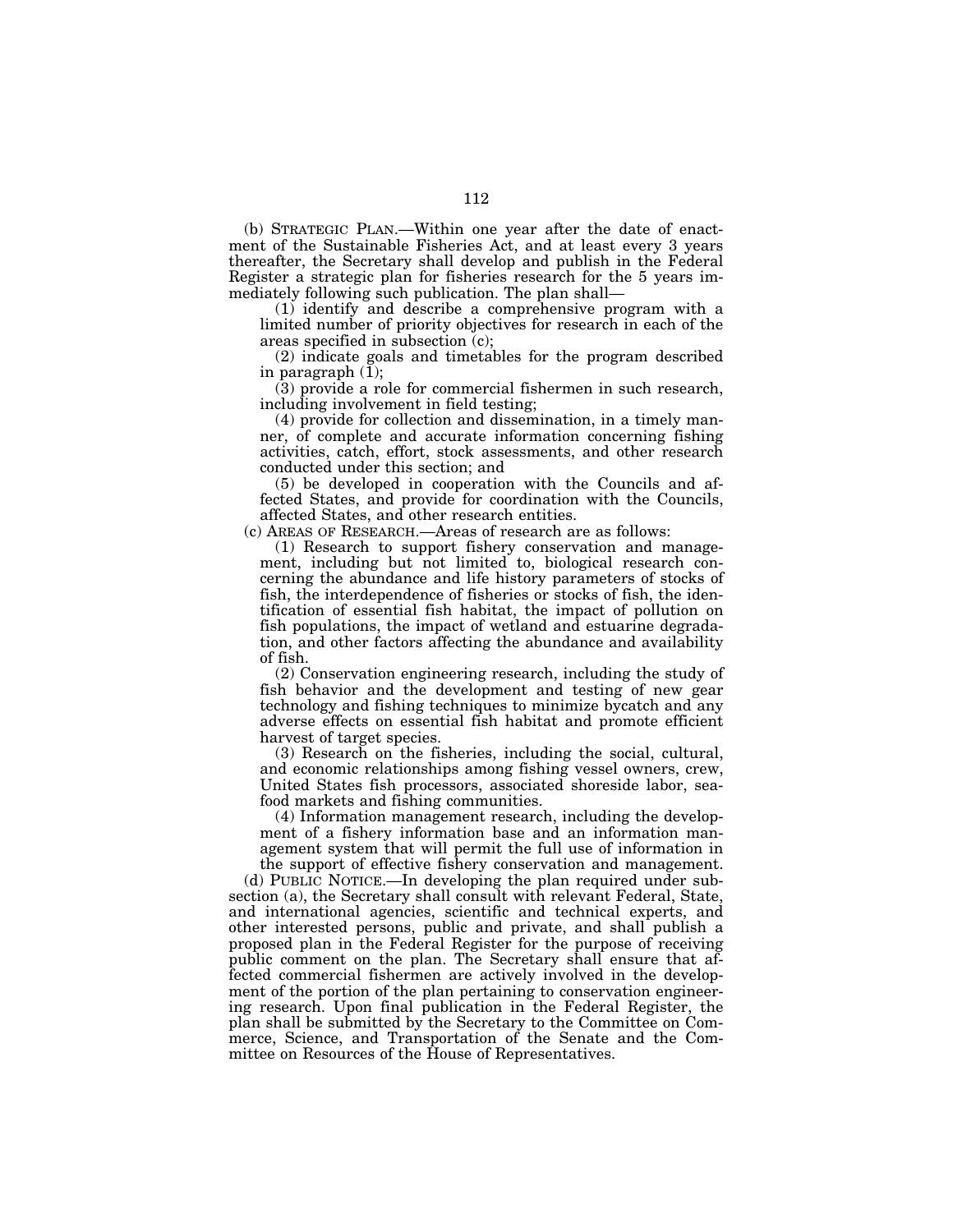(b) STRATEGIC PLAN.—Within one year after the date of enactment of the Sustainable Fisheries Act, and at least every 3 years thereafter, the Secretary shall develop and publish in the Federal Register a strategic plan for fisheries research for the 5 years immediately following such publication. The plan shall—

(1) identify and describe a comprehensive program with a limited number of priority objectives for research in each of the areas specified in subsection (c);

(2) indicate goals and timetables for the program described in paragraph (1);

(3) provide a role for commercial fishermen in such research, including involvement in field testing;

(4) provide for collection and dissemination, in a timely manner, of complete and accurate information concerning fishing activities, catch, effort, stock assessments, and other research conducted under this section; and

(5) be developed in cooperation with the Councils and affected States, and provide for coordination with the Councils, affected States, and other research entities.

(c) AREAS OF RESEARCH.—Areas of research are as follows:

(1) Research to support fishery conservation and management, including but not limited to, biological research concerning the abundance and life history parameters of stocks of fish, the interdependence of fisheries or stocks of fish, the identification of essential fish habitat, the impact of pollution on fish populations, the impact of wetland and estuarine degradation, and other factors affecting the abundance and availability of fish.

(2) Conservation engineering research, including the study of fish behavior and the development and testing of new gear technology and fishing techniques to minimize bycatch and any adverse effects on essential fish habitat and promote efficient harvest of target species.

(3) Research on the fisheries, including the social, cultural, and economic relationships among fishing vessel owners, crew, United States fish processors, associated shoreside labor, seafood markets and fishing communities.

(4) Information management research, including the development of a fishery information base and an information management system that will permit the full use of information in the support of effective fishery conservation and management.

(d) PUBLIC NOTICE.—In developing the plan required under subsection (a), the Secretary shall consult with relevant Federal, State, and international agencies, scientific and technical experts, and other interested persons, public and private, and shall publish a proposed plan in the Federal Register for the purpose of receiving public comment on the plan. The Secretary shall ensure that affected commercial fishermen are actively involved in the development of the portion of the plan pertaining to conservation engineering research. Upon final publication in the Federal Register, the plan shall be submitted by the Secretary to the Committee on Commerce, Science, and Transportation of the Senate and the Committee on Resources of the House of Representatives.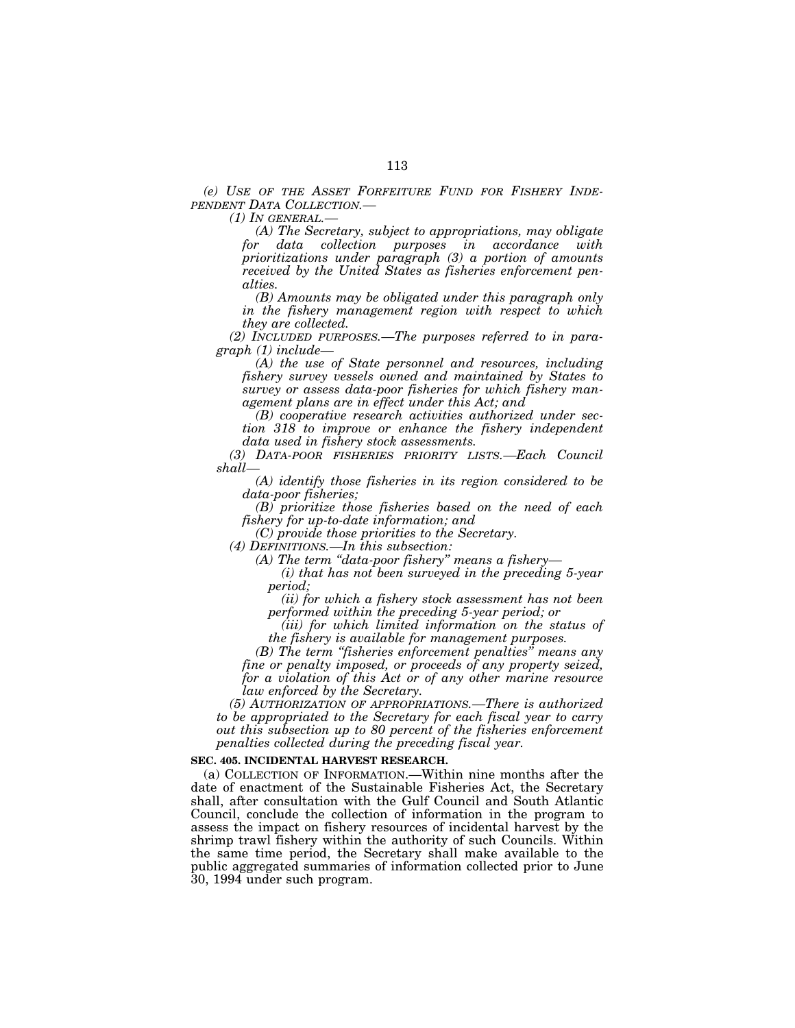*(e) USE OF THE ASSET FORFEITURE FUND FOR FISHERY INDEPENDENT DATA COLLECTION.—*

*(1) IN GENERAL.—*

*(A) The Secretary, subject to appropriations, may obligate for data collection purposes in accordance with prioritizations under paragraph (3) a portion of amounts received by the United States as fisheries enforcement penalties.*

*(B) Amounts may be obligated under this paragraph only in the fishery management region with respect to which they are collected.*

*(2) INCLUDED PURPOSES.—The purposes referred to in paragraph (1) include—*

*(A) the use of State personnel and resources, including fishery survey vessels owned and maintained by States to survey or assess data-poor fisheries for which fishery management plans are in effect under this Act; and*

*(B) cooperative research activities authorized under section 318 to improve or enhance the fishery independent data used in fishery stock assessments.*

*(3) DATA-POOR FISHERIES PRIORITY LISTS.—Each Council shall—*

*(A) identify those fisheries in its region considered to be data-poor fisheries;*

*(B) prioritize those fisheries based on the need of each fishery for up-to-date information; and*

*(C) provide those priorities to the Secretary.*

*(4) DEFINITIONS.—In this subsection:*

*(A) The term "data-poor fishery" means a fishery—*

*(i) that has not been surveyed in the preceding 5-year period;*

*(ii) for which a fishery stock assessment has not been performed within the preceding 5-year period; or*

*(iii) for which limited information on the status of the fishery is available for management purposes.*

*(B) The term "fisheries enforcement penalties" means any fine or penalty imposed, or proceeds of any property seized, for a violation of this Act or of any other marine resource law enforced by the Secretary.*

*(5) AUTHORIZATION OF APPROPRIATIONS.—There is authorized to be appropriated to the Secretary for each fiscal year to carry out this subsection up to 80 percent of the fisheries enforcement penalties collected during the preceding fiscal year.*

**SEC. 405. INCIDENTAL HARVEST RESEARCH.**

(a) COLLECTION OF INFORMATION.—Within nine months after the date of enactment of the Sustainable Fisheries Act, the Secretary shall, after consultation with the Gulf Council and South Atlantic Council, conclude the collection of information in the program to assess the impact on fishery resources of incidental harvest by the shrimp trawl fishery within the authority of such Councils. Within the same time period, the Secretary shall make available to the public aggregated summaries of information collected prior to June 30, 1994 under such program.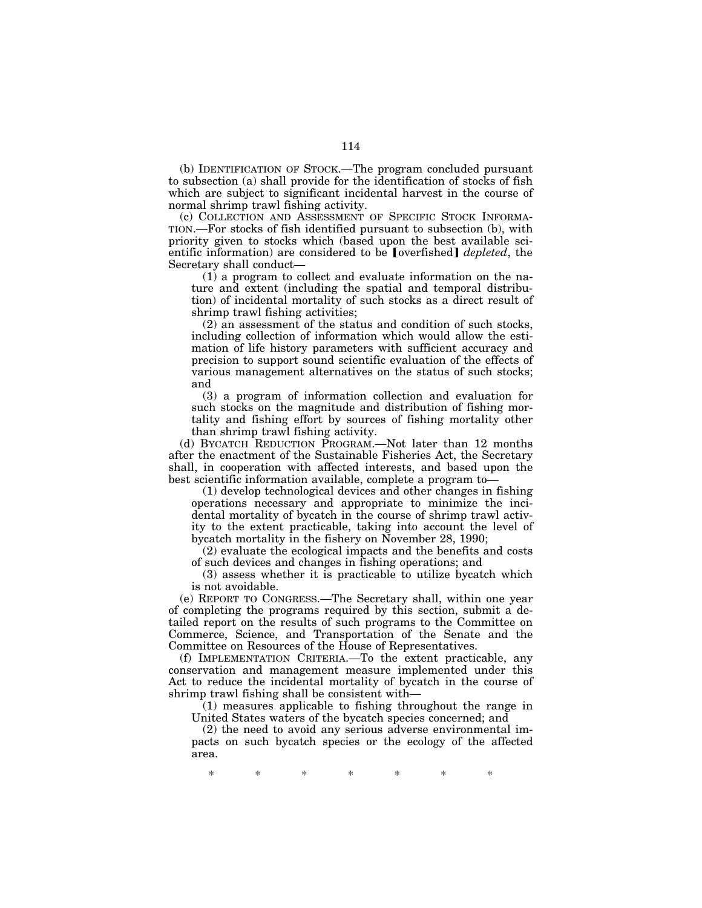(b) IDENTIFICATION OF STOCK.—The program concluded pursuant to subsection (a) shall provide for the identification of stocks of fish which are subject to significant incidental harvest in the course of normal shrimp trawl fishing activity.

(c) COLLECTION AND ASSESSMENT OF SPECIFIC STOCK INFORMATION.—For stocks of fish identified pursuant to subsection (b), with priority given to stocks which (based upon the best available scientific information) are considered to be 【overfished】 *depleted*, the Secretary shall conduct—

(1) a program to collect and evaluate information on the nature and extent (including the spatial and temporal distribution) of incidental mortality of such stocks as a direct result of shrimp trawl fishing activities;

(2) an assessment of the status and condition of such stocks, including collection of information which would allow the estimation of life history parameters with sufficient accuracy and precision to support sound scientific evaluation of the effects of various management alternatives on the status of such stocks; and

(3) a program of information collection and evaluation for such stocks on the magnitude and distribution of fishing mortality and fishing effort by sources of fishing mortality other than shrimp trawl fishing activity.

(d) BYCATCH REDUCTION PROGRAM.—Not later than 12 months after the enactment of the Sustainable Fisheries Act, the Secretary shall, in cooperation with affected interests, and based upon the best scientific information available, complete a program to—

(1) develop technological devices and other changes in fishing operations necessary and appropriate to minimize the incidental mortality of bycatch in the course of shrimp trawl activity to the extent practicable, taking into account the level of bycatch mortality in the fishery on November 28, 1990;

(2) evaluate the ecological impacts and the benefits and costs of such devices and changes in fishing operations; and

(3) assess whether it is practicable to utilize bycatch which is not avoidable.

(e) REPORT TO CONGRESS.—The Secretary shall, within one year of completing the programs required by this section, submit a detailed report on the results of such programs to the Committee on Commerce, Science, and Transportation of the Senate and the Committee on Resources of the House of Representatives.

(f) IMPLEMENTATION CRITERIA.—To the extent practicable, any conservation and management measure implemented under this Act to reduce the incidental mortality of bycatch in the course of shrimp trawl fishing shall be consistent with—

(1) measures applicable to fishing throughout the range in United States waters of the bycatch species concerned; and

(2) the need to avoid any serious adverse environmental impacts on such bycatch species or the ecology of the affected area.

\* \* \* \* \* \* \*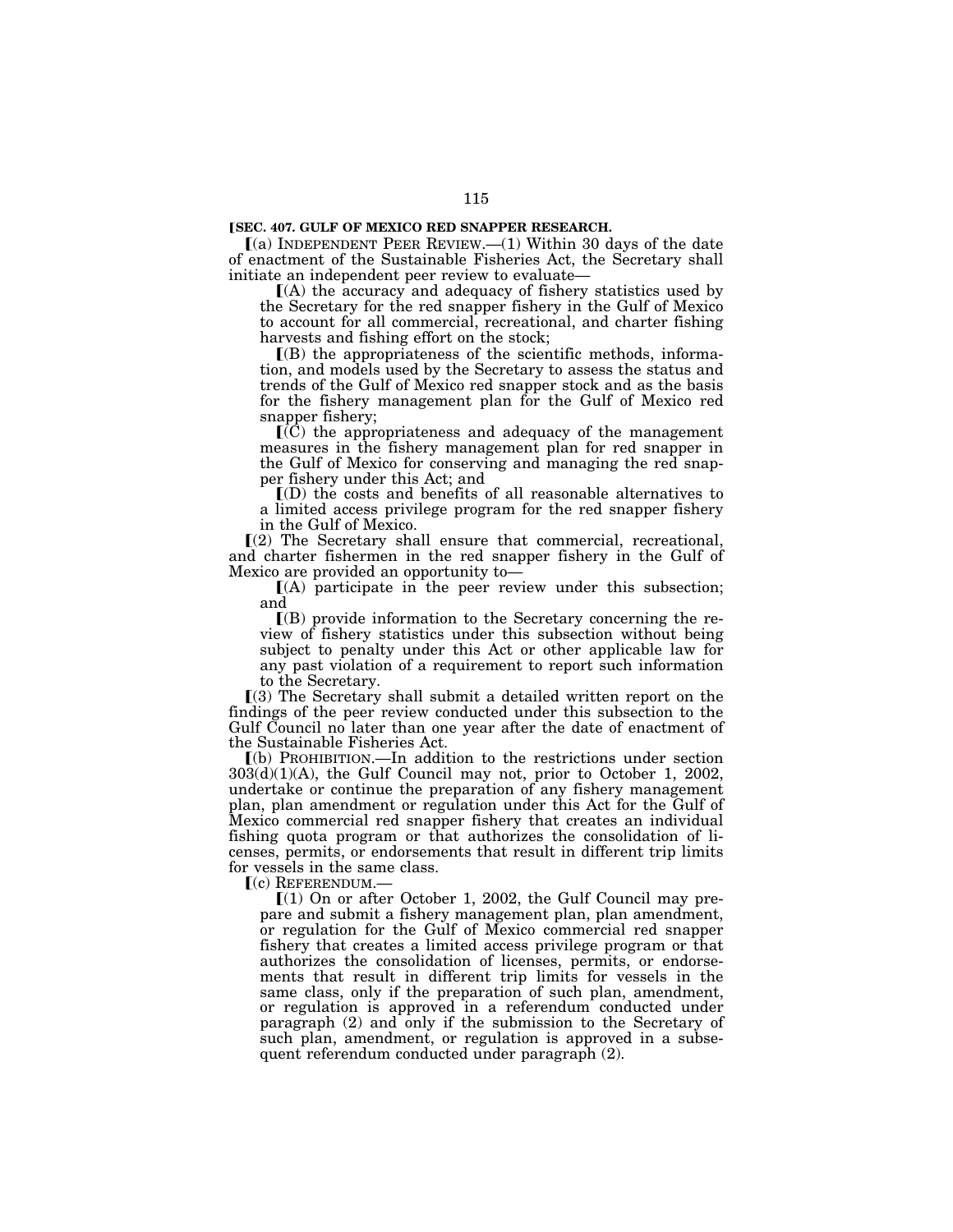**[SEC. 407. GULF OF MEXICO RED SNAPPER RESEARCH.**

[(a) INDEPENDENT PEER REVIEW.—(1) Within 30 days of the date of enactment of the Sustainable Fisheries Act, the Secretary shall initiate an independent peer review to evaluate—

[(A) the accuracy and adequacy of fishery statistics used by the Secretary for the red snapper fishery in the Gulf of Mexico to account for all commercial, recreational, and charter fishing harvests and fishing effort on the stock;

[(B) the appropriateness of the scientific methods, information, and models used by the Secretary to assess the status and trends of the Gulf of Mexico red snapper stock and as the basis for the fishery management plan for the Gulf of Mexico red snapper fishery;

[(C) the appropriateness and adequacy of the management measures in the fishery management plan for red snapper in the Gulf of Mexico for conserving and managing the red snapper fishery under this Act; and

[(D) the costs and benefits of all reasonable alternatives to a limited access privilege program for the red snapper fishery in the Gulf of Mexico.

[(2) The Secretary shall ensure that commercial, recreational, and charter fishermen in the red snapper fishery in the Gulf of Mexico are provided an opportunity to—

[(A) participate in the peer review under this subsection; and

[(B) provide information to the Secretary concerning the review of fishery statistics under this subsection without being subject to penalty under this Act or other applicable law for any past violation of a requirement to report such information to the Secretary.

[(3) The Secretary shall submit a detailed written report on the findings of the peer review conducted under this subsection to the Gulf Council no later than one year after the date of enactment of the Sustainable Fisheries Act.

[(b) PROHIBITION.—In addition to the restrictions under section 303(d)(1)(A), the Gulf Council may not, prior to October 1, 2002, undertake or continue the preparation of any fishery management plan, plan amendment or regulation under this Act for the Gulf of Mexico commercial red snapper fishery that creates an individual fishing quota program or that authorizes the consolidation of licenses, permits, or endorsements that result in different trip limits for vessels in the same class.

[(c) REFERENDUM.—

[(1) On or after October 1, 2002, the Gulf Council may prepare and submit a fishery management plan, plan amendment, or regulation for the Gulf of Mexico commercial red snapper fishery that creates a limited access privilege program or that authorizes the consolidation of licenses, permits, or endorsements that result in different trip limits for vessels in the same class, only if the preparation of such plan, amendment, or regulation is approved in a referendum conducted under paragraph (2) and only if the submission to the Secretary of such plan, amendment, or regulation is approved in a subsequent referendum conducted under paragraph (2).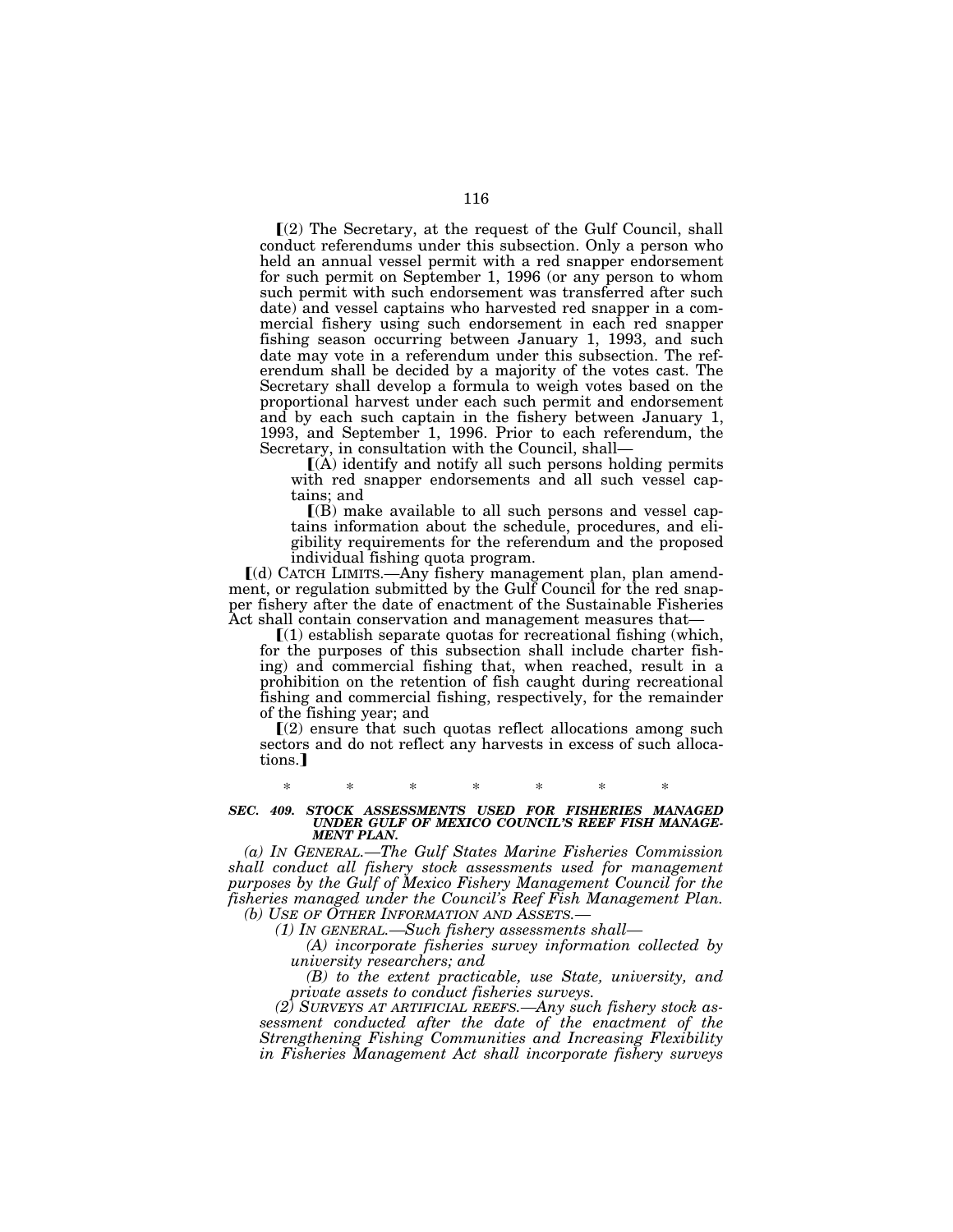【(2) The Secretary, at the request of the Gulf Council, shall conduct referendums under this subsection. Only a person who held an annual vessel permit with a red snapper endorsement for such permit on September 1, 1996 (or any person to whom such permit with such endorsement was transferred after such date) and vessel captains who harvested red snapper in a commercial fishery using such endorsement in each red snapper fishing season occurring between January 1, 1993, and such date may vote in a referendum under this subsection. The referendum shall be decided by a majority of the votes cast. The Secretary shall develop a formula to weigh votes based on the proportional harvest under each such permit and endorsement and by each such captain in the fishery between January 1, 1993, and September 1, 1996. Prior to each referendum, the Secretary, in consultation with the Council, shall—

【(A) identify and notify all such persons holding permits with red snapper endorsements and all such vessel captains; and

【(B) make available to all such persons and vessel captains information about the schedule, procedures, and eligibility requirements for the referendum and the proposed individual fishing quota program.

【(d) CATCH LIMITS.—Any fishery management plan, plan amendment, or regulation submitted by the Gulf Council for the red snapper fishery after the date of enactment of the Sustainable Fisheries Act shall contain conservation and management measures that—

【(1) establish separate quotas for recreational fishing (which, for the purposes of this subsection shall include charter fishing) and commercial fishing that, when reached, result in a prohibition on the retention of fish caught during recreational fishing and commercial fishing, respectively, for the remainder of the fishing year; and

【(2) ensure that such quotas reflect allocations among such sectors and do not reflect any harvests in excess of such allocations.】

\* \* \* \* \* \* \*

***SEC. 409. STOCK ASSESSMENTS USED FOR FISHERIES MANAGED UNDER GULF OF MEXICO COUNCIL'S REEF FISH MANAGEMENT PLAN.***

*(a) IN GENERAL.—The Gulf States Marine Fisheries Commission shall conduct all fishery stock assessments used for management purposes by the Gulf of Mexico Fishery Management Council for the fisheries managed under the Council's Reef Fish Management Plan.*

*(b) USE OF OTHER INFORMATION AND ASSETS.—*

*(1) IN GENERAL.—Such fishery assessments shall—*

*(A) incorporate fisheries survey information collected by university researchers; and*

*(B) to the extent practicable, use State, university, and private assets to conduct fisheries surveys.*

*(2) SURVEYS AT ARTIFICIAL REEFS.—Any such fishery stock assessment conducted after the date of the enactment of the Strengthening Fishing Communities and Increasing Flexibility in Fisheries Management Act shall incorporate fishery surveys*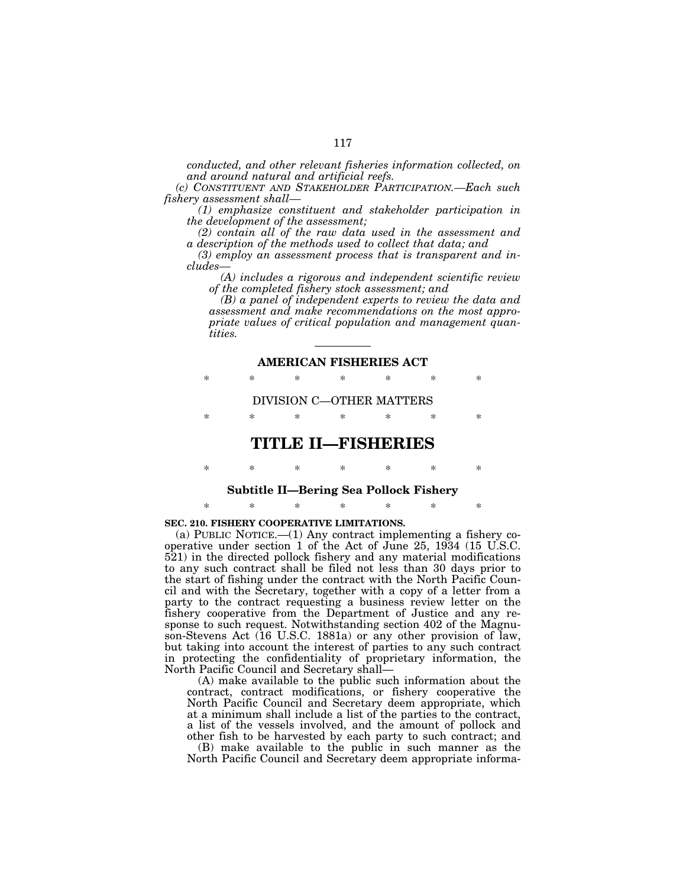*conducted, and other relevant fisheries information collected, on and around natural and artificial reefs.*

*(c) CONSTITUENT AND STAKEHOLDER PARTICIPATION.—Each such fishery assessment shall—*

*(1) emphasize constituent and stakeholder participation in the development of the assessment;*

*(2) contain all of the raw data used in the assessment and a description of the methods used to collect that data; and*

*(3) employ an assessment process that is transparent and includes—*

*(A) includes a rigorous and independent scientific review of the completed fishery stock assessment; and*

*(B) a panel of independent experts to review the data and assessment and make recommendations on the most appropriate values of critical population and management quantities.*

---

## AMERICAN FISHERIES ACT

\* \* \* \* \* \* \*

DIVISION C—OTHER MATTERS

\* \* \* \* \* \* \*

# TITLE II—FISHERIES

\* \* \* \* \* \* \*

### Subtitle II—Bering Sea Pollock Fishery

\* \* \* \* \* \* \*

**SEC. 210. FISHERY COOPERATIVE LIMITATIONS.**

(a) PUBLIC NOTICE.—(1) Any contract implementing a fishery cooperative under section 1 of the Act of June 25, 1934 (15 U.S.C. 521) in the directed pollock fishery and any material modifications to any such contract shall be filed not less than 30 days prior to the start of fishing under the contract with the North Pacific Council and with the Secretary, together with a copy of a letter from a party to the contract requesting a business review letter on the fishery cooperative from the Department of Justice and any response to such request. Notwithstanding section 402 of the Magnuson-Stevens Act (16 U.S.C. 1881a) or any other provision of law, but taking into account the interest of parties to any such contract in protecting the confidentiality of proprietary information, the North Pacific Council and Secretary shall—

(A) make available to the public such information about the contract, contract modifications, or fishery cooperative the North Pacific Council and Secretary deem appropriate, which at a minimum shall include a list of the parties to the contract, a list of the vessels involved, and the amount of pollock and other fish to be harvested by each party to such contract; and

(B) make available to the public in such manner as the North Pacific Council and Secretary deem appropriate informa-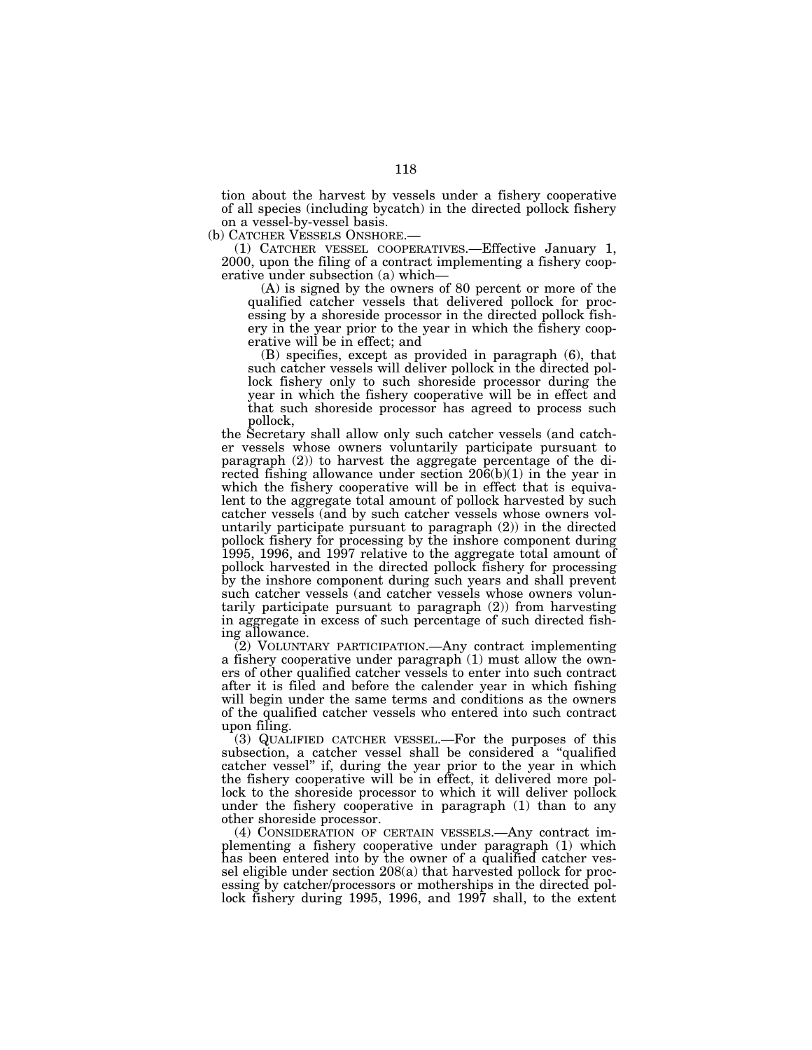tion about the harvest by vessels under a fishery cooperative of all species (including bycatch) in the directed pollock fishery on a vessel-by-vessel basis.

(b) CATCHER VESSELS ONSHORE.—

(1) CATCHER VESSEL COOPERATIVES.—Effective January 1, 2000, upon the filing of a contract implementing a fishery cooperative under subsection (a) which—

(A) is signed by the owners of 80 percent or more of the qualified catcher vessels that delivered pollock for processing by a shoreside processor in the directed pollock fishery in the year prior to the year in which the fishery cooperative will be in effect; and

(B) specifies, except as provided in paragraph (6), that such catcher vessels will deliver pollock in the directed pollock fishery only to such shoreside processor during the year in which the fishery cooperative will be in effect and that such shoreside processor has agreed to process such pollock,

the Secretary shall allow only such catcher vessels (and catcher vessels whose owners voluntarily participate pursuant to paragraph (2)) to harvest the aggregate percentage of the directed fishing allowance under section 206(b)(1) in the year in which the fishery cooperative will be in effect that is equivalent to the aggregate total amount of pollock harvested by such catcher vessels (and by such catcher vessels whose owners voluntarily participate pursuant to paragraph (2)) in the directed pollock fishery for processing by the inshore component during 1995, 1996, and 1997 relative to the aggregate total amount of pollock harvested in the directed pollock fishery for processing by the inshore component during such years and shall prevent such catcher vessels (and catcher vessels whose owners voluntarily participate pursuant to paragraph (2)) from harvesting in aggregate in excess of such percentage of such directed fishing allowance.

(2) VOLUNTARY PARTICIPATION.—Any contract implementing a fishery cooperative under paragraph (1) must allow the owners of other qualified catcher vessels to enter into such contract after it is filed and before the calender year in which fishing will begin under the same terms and conditions as the owners of the qualified catcher vessels who entered into such contract upon filing.

(3) QUALIFIED CATCHER VESSEL.—For the purposes of this subsection, a catcher vessel shall be considered a "qualified catcher vessel" if, during the year prior to the year in which the fishery cooperative will be in effect, it delivered more pollock to the shoreside processor to which it will deliver pollock under the fishery cooperative in paragraph (1) than to any other shoreside processor.

(4) CONSIDERATION OF CERTAIN VESSELS.—Any contract implementing a fishery cooperative under paragraph (1) which has been entered into by the owner of a qualified catcher vessel eligible under section 208(a) that harvested pollock for processing by catcher/processors or motherships in the directed pollock fishery during 1995, 1996, and 1997 shall, to the extent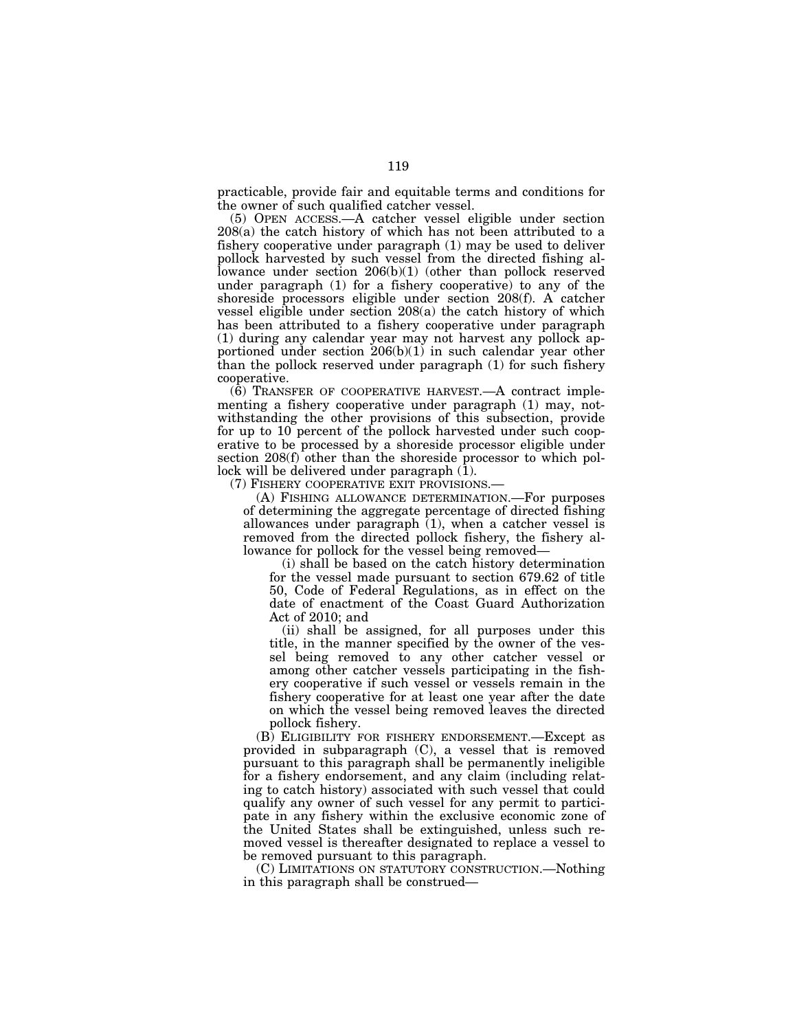practicable, provide fair and equitable terms and conditions for the owner of such qualified catcher vessel.

(5) OPEN ACCESS.—A catcher vessel eligible under section 208(a) the catch history of which has not been attributed to a fishery cooperative under paragraph (1) may be used to deliver pollock harvested by such vessel from the directed fishing allowance under section 206(b)(1) (other than pollock reserved under paragraph (1) for a fishery cooperative) to any of the shoreside processors eligible under section 208(f). A catcher vessel eligible under section 208(a) the catch history of which has been attributed to a fishery cooperative under paragraph (1) during any calendar year may not harvest any pollock apportioned under section 206(b)(1) in such calendar year other than the pollock reserved under paragraph (1) for such fishery cooperative.

(6) TRANSFER OF COOPERATIVE HARVEST.—A contract implementing a fishery cooperative under paragraph (1) may, notwithstanding the other provisions of this subsection, provide for up to 10 percent of the pollock harvested under such cooperative to be processed by a shoreside processor eligible under section 208(f) other than the shoreside processor to which pollock will be delivered under paragraph (1).

(7) FISHERY COOPERATIVE EXIT PROVISIONS.—

(A) FISHING ALLOWANCE DETERMINATION.—For purposes of determining the aggregate percentage of directed fishing allowances under paragraph (1), when a catcher vessel is removed from the directed pollock fishery, the fishery allowance for pollock for the vessel being removed—

(i) shall be based on the catch history determination for the vessel made pursuant to section 679.62 of title 50, Code of Federal Regulations, as in effect on the date of enactment of the Coast Guard Authorization Act of 2010; and

(ii) shall be assigned, for all purposes under this title, in the manner specified by the owner of the vessel being removed to any other catcher vessel or among other catcher vessels participating in the fishery cooperative if such vessel or vessels remain in the fishery cooperative for at least one year after the date on which the vessel being removed leaves the directed pollock fishery.

(B) ELIGIBILITY FOR FISHERY ENDORSEMENT.—Except as provided in subparagraph (C), a vessel that is removed pursuant to this paragraph shall be permanently ineligible for a fishery endorsement, and any claim (including relating to catch history) associated with such vessel that could qualify any owner of such vessel for any permit to participate in any fishery within the exclusive economic zone of the United States shall be extinguished, unless such removed vessel is thereafter designated to replace a vessel to be removed pursuant to this paragraph.

(C) LIMITATIONS ON STATUTORY CONSTRUCTION.—Nothing in this paragraph shall be construed—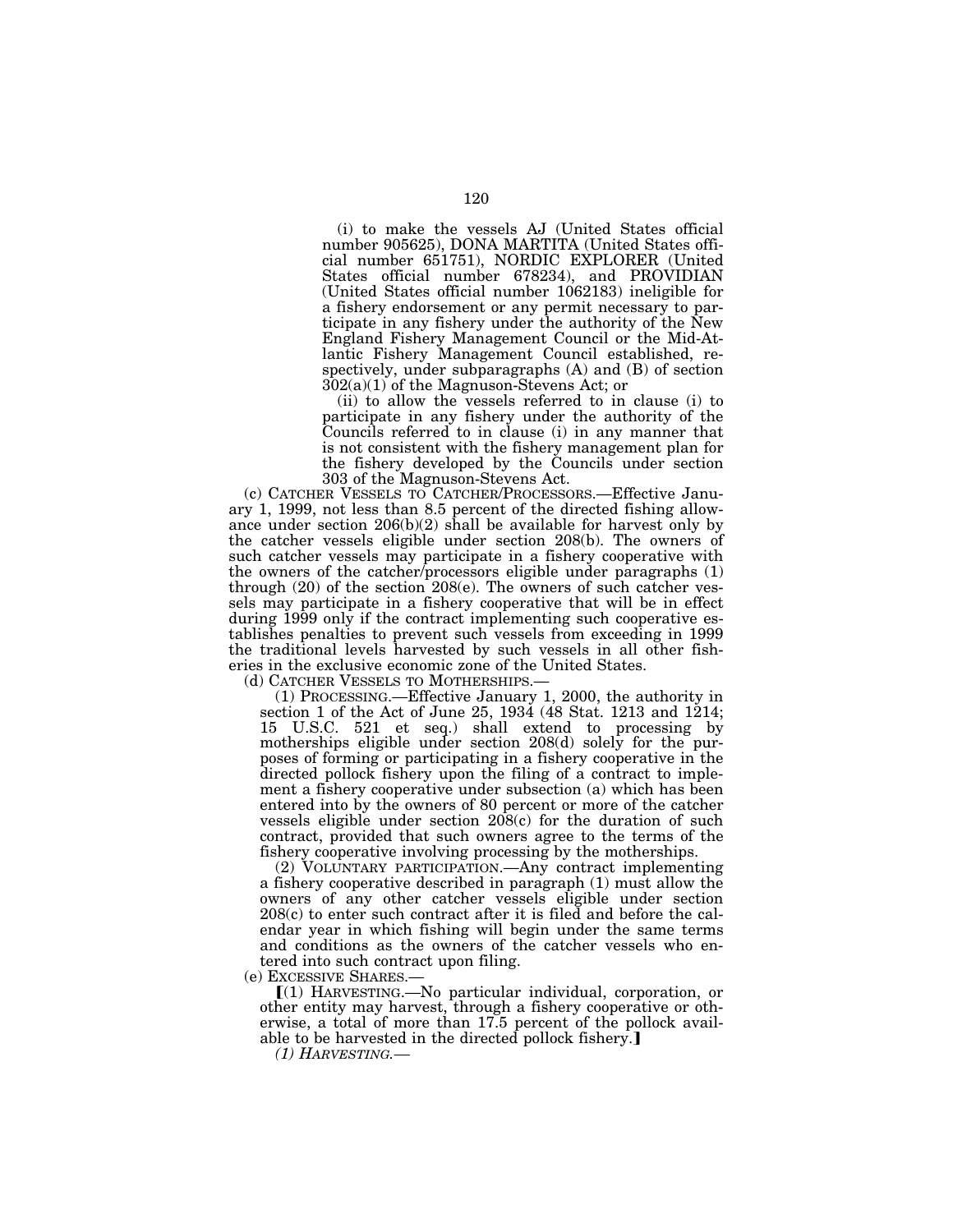(i) to make the vessels AJ (United States official number 905625), DONA MARTITA (United States official number 651751), NORDIC EXPLORER (United States official number 678234), and PROVIDIAN (United States official number 1062183) ineligible for a fishery endorsement or any permit necessary to participate in any fishery under the authority of the New England Fishery Management Council or the Mid-Atlantic Fishery Management Council established, respectively, under subparagraphs (A) and (B) of section 302(a)(1) of the Magnuson-Stevens Act; or

(ii) to allow the vessels referred to in clause (i) to participate in any fishery under the authority of the Councils referred to in clause (i) in any manner that is not consistent with the fishery management plan for the fishery developed by the Councils under section 303 of the Magnuson-Stevens Act.

(c) CATCHER VESSELS TO CATCHER/PROCESSORS.—Effective January 1, 1999, not less than 8.5 percent of the directed fishing allowance under section 206(b)(2) shall be available for harvest only by the catcher vessels eligible under section 208(b). The owners of such catcher vessels may participate in a fishery cooperative with the owners of the catcher/processors eligible under paragraphs (1) through (20) of the section 208(e). The owners of such catcher vessels may participate in a fishery cooperative that will be in effect during 1999 only if the contract implementing such cooperative establishes penalties to prevent such vessels from exceeding in 1999 the traditional levels harvested by such vessels in all other fisheries in the exclusive economic zone of the United States.

(d) CATCHER VESSELS TO MOTHERSHIPS.—

(1) PROCESSING.—Effective January 1, 2000, the authority in section 1 of the Act of June 25, 1934 (48 Stat. 1213 and 1214; 15 U.S.C. 521 et seq.) shall extend to processing by motherships eligible under section 208(d) solely for the purposes of forming or participating in a fishery cooperative in the directed pollock fishery upon the filing of a contract to implement a fishery cooperative under subsection (a) which has been entered into by the owners of 80 percent or more of the catcher vessels eligible under section 208(c) for the duration of such contract, provided that such owners agree to the terms of the fishery cooperative involving processing by the motherships.

(2) VOLUNTARY PARTICIPATION.—Any contract implementing a fishery cooperative described in paragraph (1) must allow the owners of any other catcher vessels eligible under section 208(c) to enter such contract after it is filed and before the calendar year in which fishing will begin under the same terms and conditions as the owners of the catcher vessels who entered into such contract upon filing.

(e) EXCESSIVE SHARES.—

⟦(1) HARVESTING.—No particular individual, corporation, or other entity may harvest, through a fishery cooperative or otherwise, a total of more than 17.5 percent of the pollock available to be harvested in the directed pollock fishery.⟧

*(1) HARVESTING.—*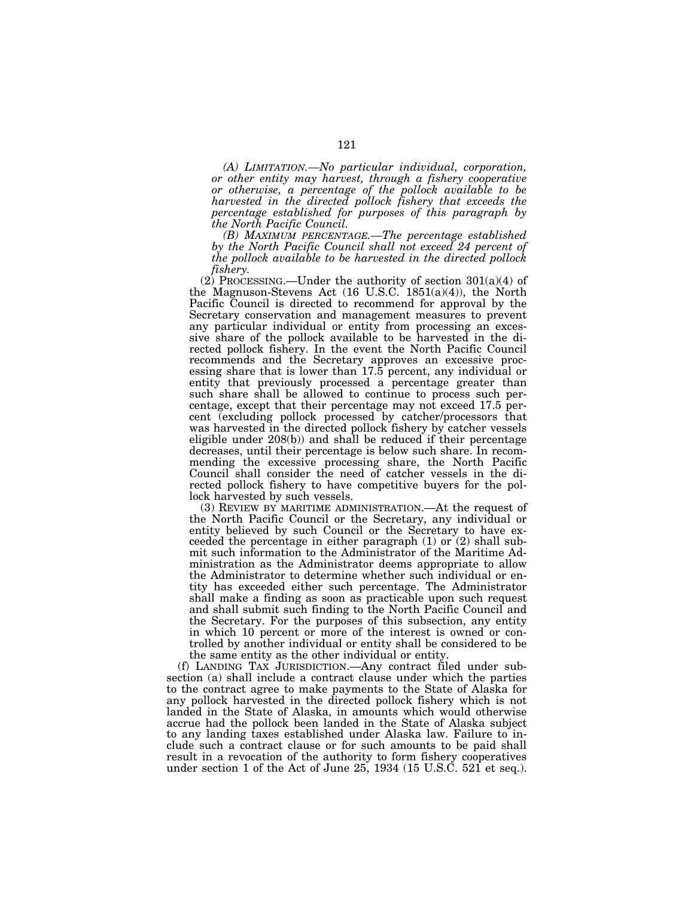*(A) LIMITATION.—No particular individual, corporation, or other entity may harvest, through a fishery cooperative or otherwise, a percentage of the pollock available to be harvested in the directed pollock fishery that exceeds the percentage established for purposes of this paragraph by the North Pacific Council.*

*(B) MAXIMUM PERCENTAGE.—The percentage established by the North Pacific Council shall not exceed 24 percent of the pollock available to be harvested in the directed pollock fishery.*

(2) PROCESSING.—Under the authority of section 301(a)(4) of the Magnuson-Stevens Act (16 U.S.C. 1851(a)(4)), the North Pacific Council is directed to recommend for approval by the Secretary conservation and management measures to prevent any particular individual or entity from processing an excessive share of the pollock available to be harvested in the directed pollock fishery. In the event the North Pacific Council recommends and the Secretary approves an excessive processing share that is lower than 17.5 percent, any individual or entity that previously processed a percentage greater than such share shall be allowed to continue to process such percentage, except that their percentage may not exceed 17.5 percent (excluding pollock processed by catcher/processors that was harvested in the directed pollock fishery by catcher vessels eligible under 208(b)) and shall be reduced if their percentage decreases, until their percentage is below such share. In recommending the excessive processing share, the North Pacific Council shall consider the need of catcher vessels in the directed pollock fishery to have competitive buyers for the pollock harvested by such vessels.

(3) REVIEW BY MARITIME ADMINISTRATION.—At the request of the North Pacific Council or the Secretary, any individual or entity believed by such Council or the Secretary to have exceeded the percentage in either paragraph (1) or (2) shall submit such information to the Administrator of the Maritime Administration as the Administrator deems appropriate to allow the Administrator to determine whether such individual or entity has exceeded either such percentage. The Administrator shall make a finding as soon as practicable upon such request and shall submit such finding to the North Pacific Council and the Secretary. For the purposes of this subsection, any entity in which 10 percent or more of the interest is owned or controlled by another individual or entity shall be considered to be the same entity as the other individual or entity.

(f) LANDING TAX JURISDICTION.—Any contract filed under subsection (a) shall include a contract clause under which the parties to the contract agree to make payments to the State of Alaska for any pollock harvested in the directed pollock fishery which is not landed in the State of Alaska, in amounts which would otherwise accrue had the pollock been landed in the State of Alaska subject to any landing taxes established under Alaska law. Failure to include such a contract clause or for such amounts to be paid shall result in a revocation of the authority to form fishery cooperatives under section 1 of the Act of June 25, 1934 (15 U.S.C. 521 et seq.).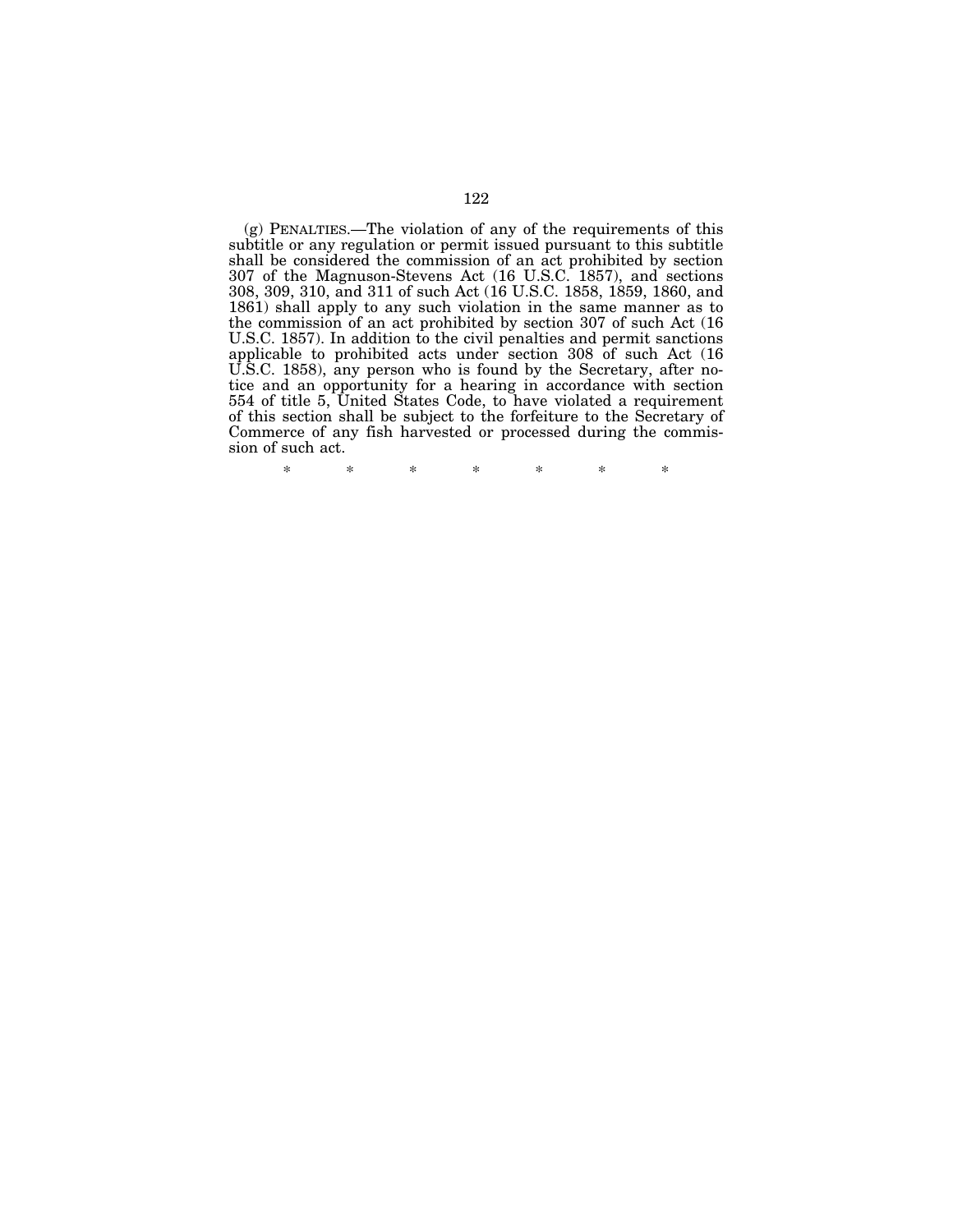(g) PENALTIES.—The violation of any of the requirements of this subtitle or any regulation or permit issued pursuant to this subtitle shall be considered the commission of an act prohibited by section 307 of the Magnuson-Stevens Act (16 U.S.C. 1857), and sections 308, 309, 310, and 311 of such Act (16 U.S.C. 1858, 1859, 1860, and 1861) shall apply to any such violation in the same manner as to the commission of an act prohibited by section 307 of such Act (16 U.S.C. 1857). In addition to the civil penalties and permit sanctions applicable to prohibited acts under section 308 of such Act (16 U.S.C. 1858), any person who is found by the Secretary, after notice and an opportunity for a hearing in accordance with section 554 of title 5, United States Code, to have violated a requirement of this section shall be subject to the forfeiture to the Secretary of Commerce of any fish harvested or processed during the commission of such act.

\* \* \* \* \* \* \*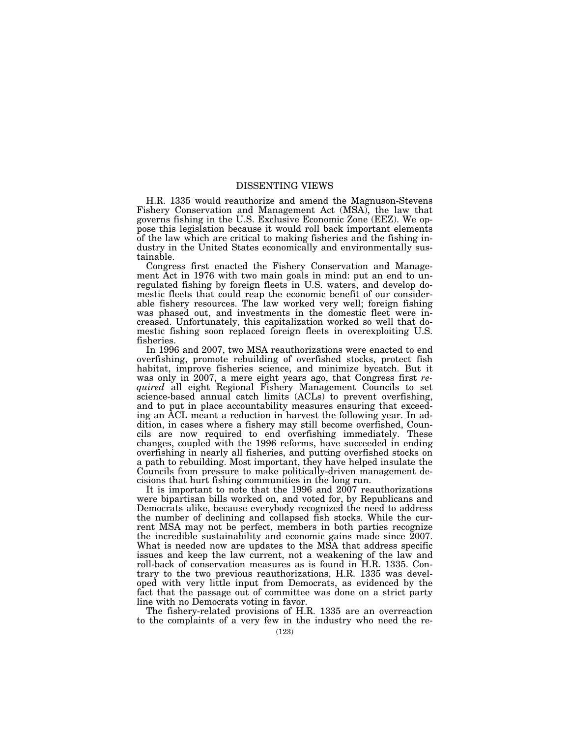# DISSENTING VIEWS

H.R. 1335 would reauthorize and amend the Magnuson-Stevens Fishery Conservation and Management Act (MSA), the law that governs fishing in the U.S. Exclusive Economic Zone (EEZ). We oppose this legislation because it would roll back important elements of the law which are critical to making fisheries and the fishing industry in the United States economically and environmentally sustainable.

Congress first enacted the Fishery Conservation and Management Act in 1976 with two main goals in mind: put an end to unregulated fishing by foreign fleets in U.S. waters, and develop domestic fleets that could reap the economic benefit of our considerable fishery resources. The law worked very well; foreign fishing was phased out, and investments in the domestic fleet were increased. Unfortunately, this capitalization worked so well that domestic fishing soon replaced foreign fleets in overexploiting U.S. fisheries.

In 1996 and 2007, two MSA reauthorizations were enacted to end overfishing, promote rebuilding of overfished stocks, protect fish habitat, improve fisheries science, and minimize bycatch. But it was only in 2007, a mere eight years ago, that Congress first *required* all eight Regional Fishery Management Councils to set science-based annual catch limits (ACLs) to prevent overfishing, and to put in place accountability measures ensuring that exceeding an ACL meant a reduction in harvest the following year. In addition, in cases where a fishery may still become overfished, Councils are now required to end overfishing immediately. These changes, coupled with the 1996 reforms, have succeeded in ending overfishing in nearly all fisheries, and putting overfished stocks on a path to rebuilding. Most important, they have helped insulate the Councils from pressure to make politically-driven management decisions that hurt fishing communities in the long run.

It is important to note that the 1996 and 2007 reauthorizations were bipartisan bills worked on, and voted for, by Republicans and Democrats alike, because everybody recognized the need to address the number of declining and collapsed fish stocks. While the current MSA may not be perfect, members in both parties recognize the incredible sustainability and economic gains made since 2007. What is needed now are updates to the MSA that address specific issues and keep the law current, not a weakening of the law and roll-back of conservation measures as is found in H.R. 1335. Contrary to the two previous reauthorizations, H.R. 1335 was developed with very little input from Democrats, as evidenced by the fact that the passage out of committee was done on a strict party line with no Democrats voting in favor.

The fishery-related provisions of H.R. 1335 are an overreaction to the complaints of a very few in the industry who need the re-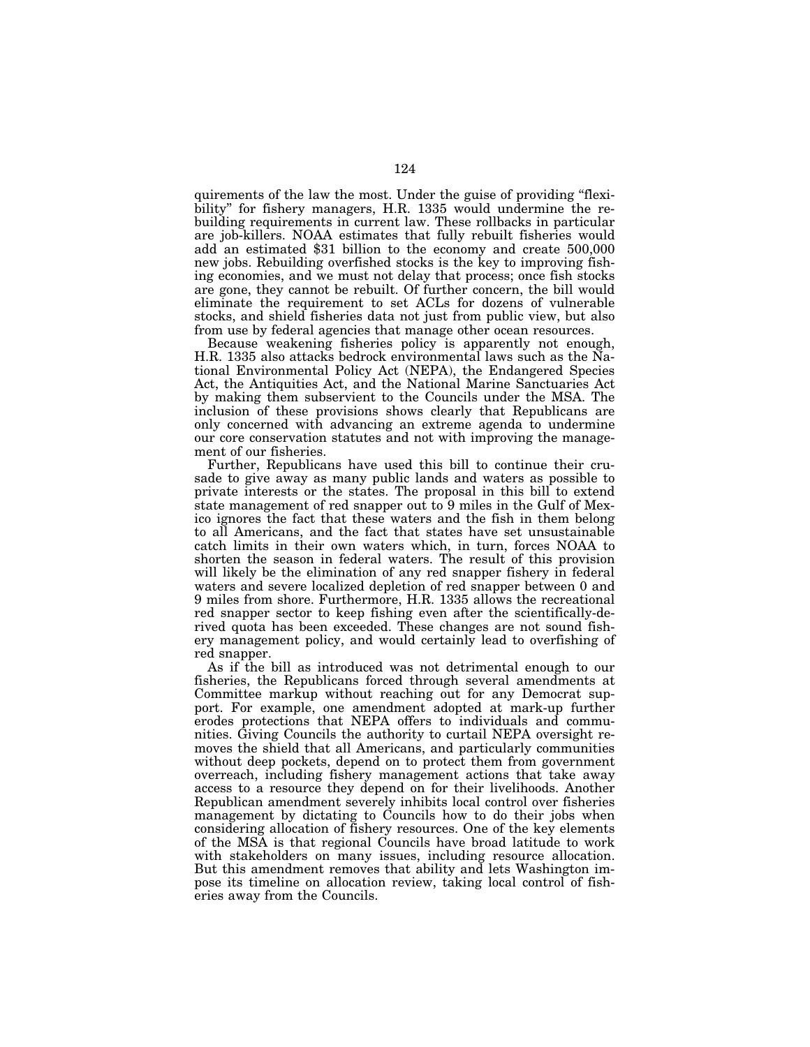quirements of the law the most. Under the guise of providing "flexibility" for fishery managers, H.R. 1335 would undermine the rebuilding requirements in current law. These rollbacks in particular are job-killers. NOAA estimates that fully rebuilt fisheries would add an estimated $31 billion to the economy and create 500,000 new jobs. Rebuilding overfished stocks is the key to improving fishing economies, and we must not delay that process; once fish stocks are gone, they cannot be rebuilt. Of further concern, the bill would eliminate the requirement to set ACLs for dozens of vulnerable stocks, and shield fisheries data not just from public view, but also from use by federal agencies that manage other ocean resources.

Because weakening fisheries policy is apparently not enough, H.R. 1335 also attacks bedrock environmental laws such as the National Environmental Policy Act (NEPA), the Endangered Species Act, the Antiquities Act, and the National Marine Sanctuaries Act by making them subservient to the Councils under the MSA. The inclusion of these provisions shows clearly that Republicans are only concerned with advancing an extreme agenda to undermine our core conservation statutes and not with improving the management of our fisheries.

Further, Republicans have used this bill to continue their crusade to give away as many public lands and waters as possible to private interests or the states. The proposal in this bill to extend state management of red snapper out to 9 miles in the Gulf of Mexico ignores the fact that these waters and the fish in them belong to all Americans, and the fact that states have set unsustainable catch limits in their own waters which, in turn, forces NOAA to shorten the season in federal waters. The result of this provision will likely be the elimination of any red snapper fishery in federal waters and severe localized depletion of red snapper between 0 and 9 miles from shore. Furthermore, H.R. 1335 allows the recreational red snapper sector to keep fishing even after the scientifically-derived quota has been exceeded. These changes are not sound fishery management policy, and would certainly lead to overfishing of red snapper.

As if the bill as introduced was not detrimental enough to our fisheries, the Republicans forced through several amendments at Committee markup without reaching out for any Democrat support. For example, one amendment adopted at mark-up further erodes protections that NEPA offers to individuals and communities. Giving Councils the authority to curtail NEPA oversight removes the shield that all Americans, and particularly communities without deep pockets, depend on to protect them from government overreach, including fishery management actions that take away access to a resource they depend on for their livelihoods. Another Republican amendment severely inhibits local control over fisheries management by dictating to Councils how to do their jobs when considering allocation of fishery resources. One of the key elements of the MSA is that regional Councils have broad latitude to work with stakeholders on many issues, including resource allocation. But this amendment removes that ability and lets Washington impose its timeline on allocation review, taking local control of fisheries away from the Councils.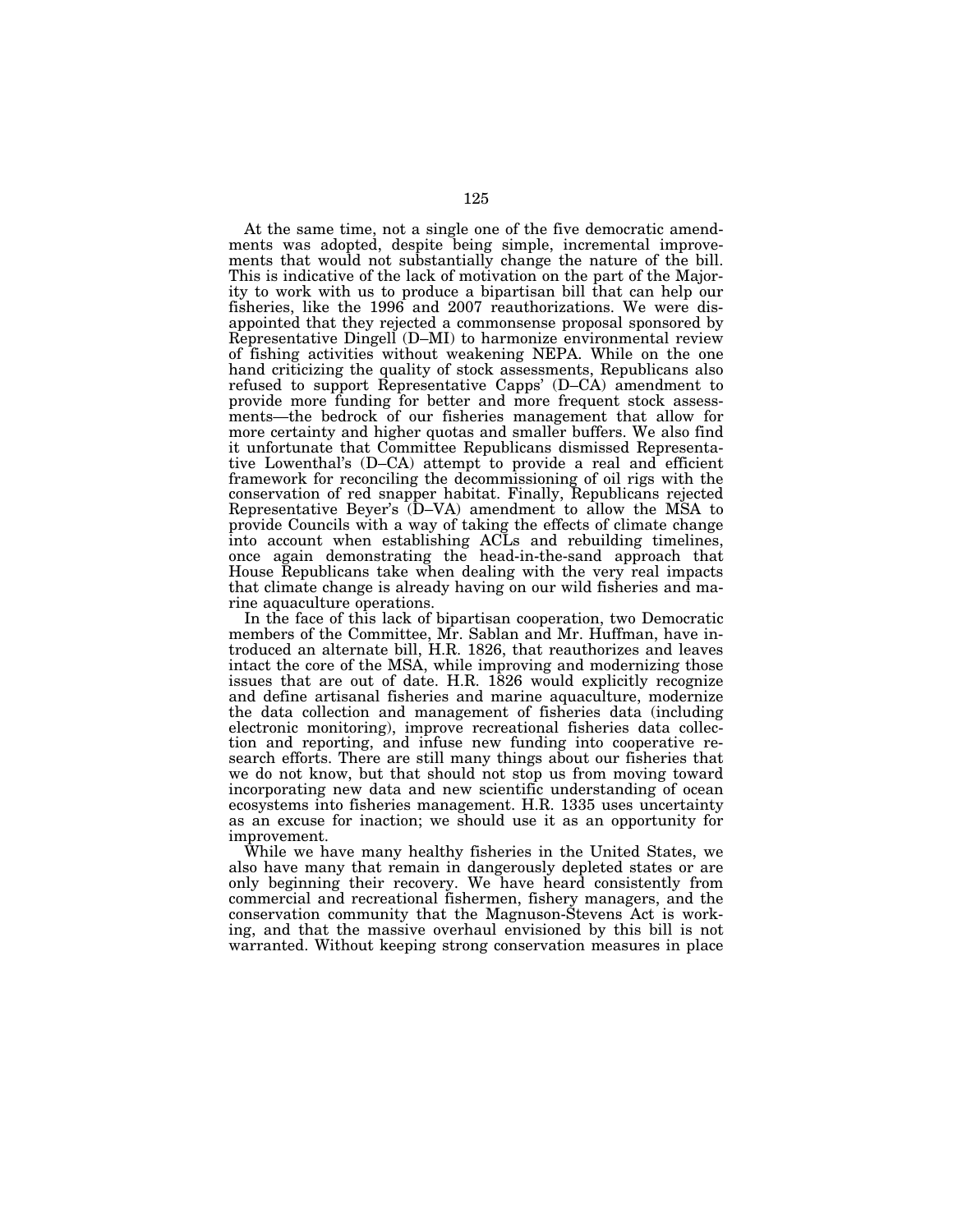At the same time, not a single one of the five democratic amendments was adopted, despite being simple, incremental improvements that would not substantially change the nature of the bill. This is indicative of the lack of motivation on the part of the Majority to work with us to produce a bipartisan bill that can help our fisheries, like the 1996 and 2007 reauthorizations. We were disappointed that they rejected a commonsense proposal sponsored by Representative Dingell (D–MI) to harmonize environmental review of fishing activities without weakening NEPA. While on the one hand criticizing the quality of stock assessments, Republicans also refused to support Representative Capps' (D–CA) amendment to provide more funding for better and more frequent stock assessments—the bedrock of our fisheries management that allow for more certainty and higher quotas and smaller buffers. We also find it unfortunate that Committee Republicans dismissed Representative Lowenthal's (D–CA) attempt to provide a real and efficient framework for reconciling the decommissioning of oil rigs with the conservation of red snapper habitat. Finally, Republicans rejected Representative Beyer's (D–VA) amendment to allow the MSA to provide Councils with a way of taking the effects of climate change into account when establishing ACLs and rebuilding timelines, once again demonstrating the head-in-the-sand approach that House Republicans take when dealing with the very real impacts that climate change is already having on our wild fisheries and marine aquaculture operations.

In the face of this lack of bipartisan cooperation, two Democratic members of the Committee, Mr. Sablan and Mr. Huffman, have introduced an alternate bill, H.R. 1826, that reauthorizes and leaves intact the core of the MSA, while improving and modernizing those issues that are out of date. H.R. 1826 would explicitly recognize and define artisanal fisheries and marine aquaculture, modernize the data collection and management of fisheries data (including electronic monitoring), improve recreational fisheries data collection and reporting, and infuse new funding into cooperative research efforts. There are still many things about our fisheries that we do not know, but that should not stop us from moving toward incorporating new data and new scientific understanding of ocean ecosystems into fisheries management. H.R. 1335 uses uncertainty as an excuse for inaction; we should use it as an opportunity for improvement.

While we have many healthy fisheries in the United States, we also have many that remain in dangerously depleted states or are only beginning their recovery. We have heard consistently from commercial and recreational fishermen, fishery managers, and the conservation community that the Magnuson-Stevens Act is working, and that the massive overhaul envisioned by this bill is not warranted. Without keeping strong conservation measures in place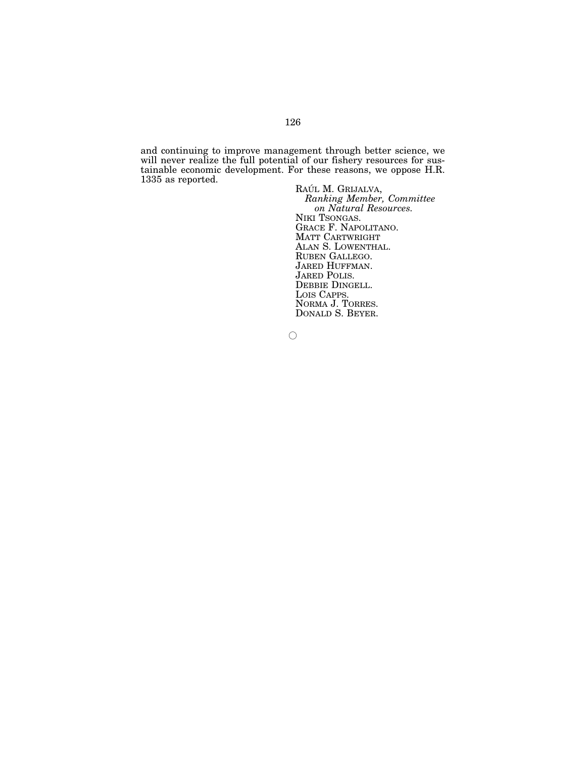and continuing to improve management through better science, we will never realize the full potential of our fishery resources for sustainable economic development. For these reasons, we oppose H.R. 1335 as reported.

RAÚL M. GRIJALVA,
*Ranking Member, Committee on Natural Resources.*
NIKI TSONGAS.
GRACE F. NAPOLITANO.
MATT CARTWRIGHT
ALAN S. LOWENTHAL.
RUBEN GALLEGO.
JARED HUFFMAN.
JARED POLIS.
DEBBIE DINGELL.
LOIS CAPPS.
NORMA J. TORRES.
DONALD S. BEYER.

○